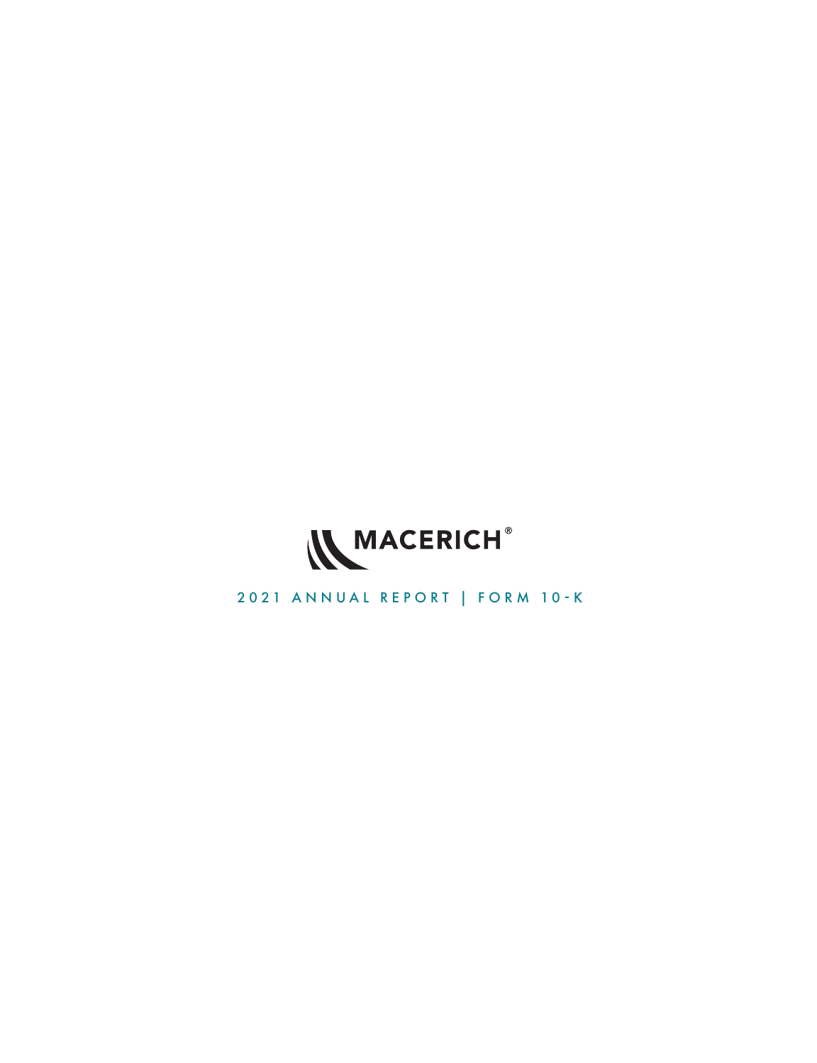MACERICH®

2021 ANNUAL REPORT | FORM 10-K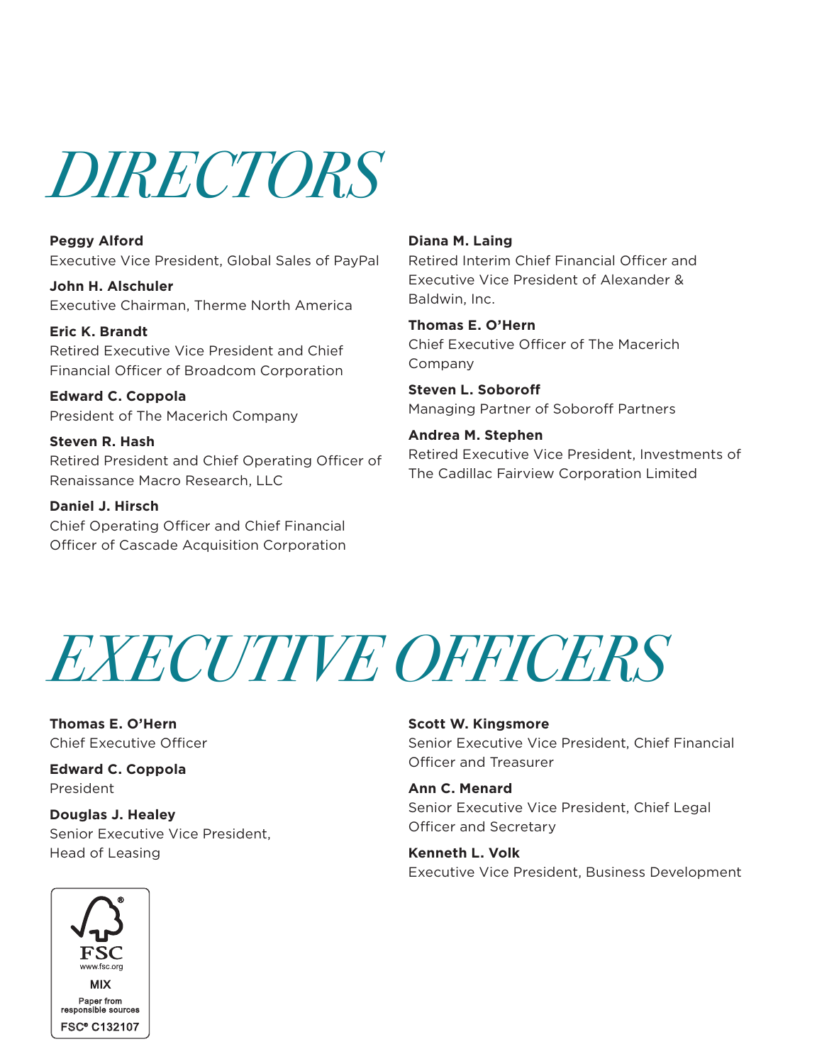# DIRECTORS

**Peggy Alford**
Executive Vice President, Global Sales of PayPal

**John H. Alschuler**
Executive Chairman, Therme North America

**Eric K. Brandt**
Retired Executive Vice President and Chief Financial Officer of Broadcom Corporation

**Edward C. Coppola**
President of The Macerich Company

**Steven R. Hash**
Retired President and Chief Operating Officer of Renaissance Macro Research, LLC

**Daniel J. Hirsch**
Chief Operating Officer and Chief Financial Officer of Cascade Acquisition Corporation

**Diana M. Laing**
Retired Interim Chief Financial Officer and Executive Vice President of Alexander & Baldwin, Inc.

**Thomas E. O'Hern**
Chief Executive Officer of The Macerich Company

**Steven L. Soboroff**
Managing Partner of Soboroff Partners

**Andrea M. Stephen**
Retired Executive Vice President, Investments of The Cadillac Fairview Corporation Limited

# EXECUTIVE OFFICERS

**Thomas E. O'Hern**
Chief Executive Officer

**Edward C. Coppola**
President

**Douglas J. Healey**
Senior Executive Vice President, Head of Leasing

**Scott W. Kingsmore**
Senior Executive Vice President, Chief Financial Officer and Treasurer

**Ann C. Menard**
Senior Executive Vice President, Chief Legal Officer and Secretary

**Kenneth L. Volk**
Executive Vice President, Business Development

FSC
www.fsc.org
MIX
Paper from responsible sources
FSC® C132107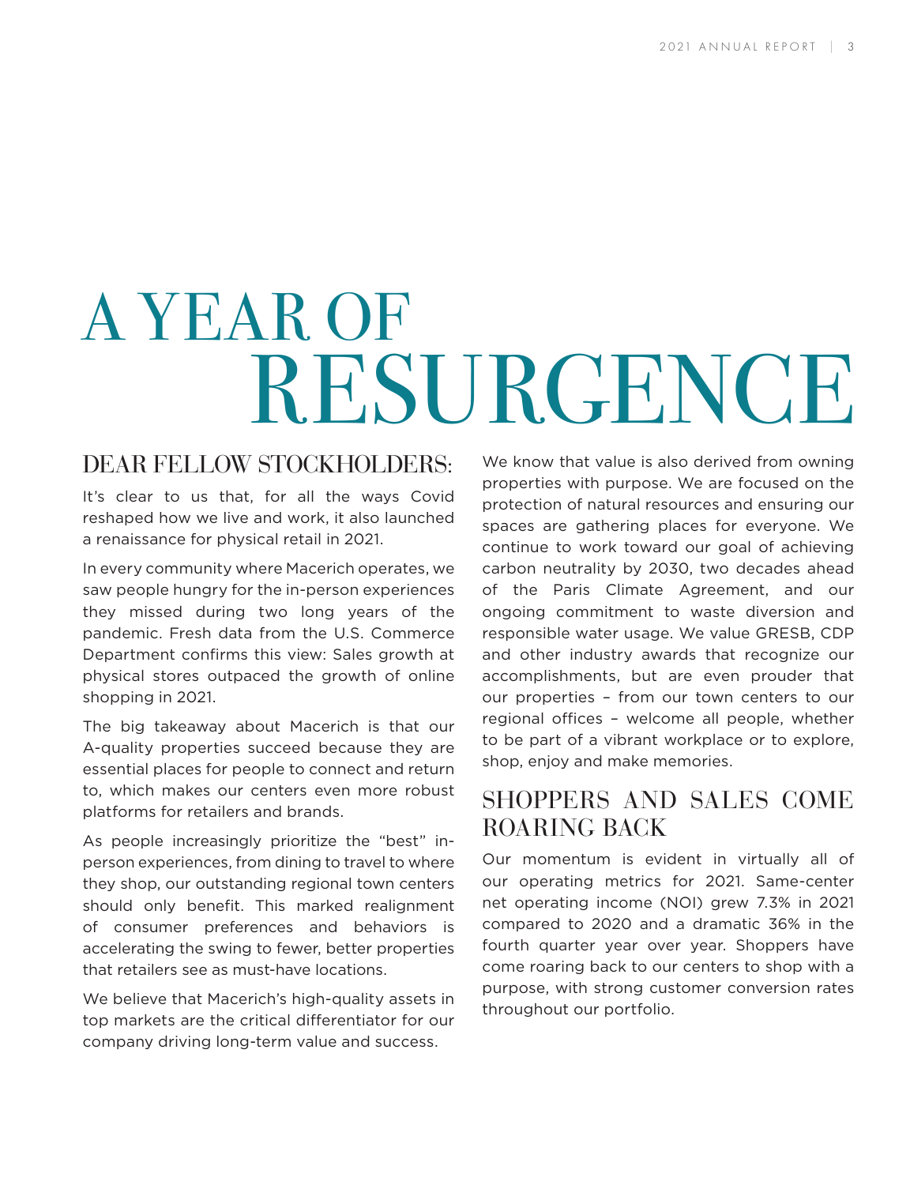# A YEAR OF RESURGENCE

## DEAR FELLOW STOCKHOLDERS:

It's clear to us that, for all the ways Covid reshaped how we live and work, it also launched a renaissance for physical retail in 2021.

In every community where Macerich operates, we saw people hungry for the in-person experiences they missed during two long years of the pandemic. Fresh data from the U.S. Commerce Department confirms this view: Sales growth at physical stores outpaced the growth of online shopping in 2021.

The big takeaway about Macerich is that our A-quality properties succeed because they are essential places for people to connect and return to, which makes our centers even more robust platforms for retailers and brands.

As people increasingly prioritize the "best" in-person experiences, from dining to travel to where they shop, our outstanding regional town centers should only benefit. This marked realignment of consumer preferences and behaviors is accelerating the swing to fewer, better properties that retailers see as must-have locations.

We believe that Macerich's high-quality assets in top markets are the critical differentiator for our company driving long-term value and success.

We know that value is also derived from owning properties with purpose. We are focused on the protection of natural resources and ensuring our spaces are gathering places for everyone. We continue to work toward our goal of achieving carbon neutrality by 2030, two decades ahead of the Paris Climate Agreement, and our ongoing commitment to waste diversion and responsible water usage. We value GRESB, CDP and other industry awards that recognize our accomplishments, but are even prouder that our properties – from our town centers to our regional offices – welcome all people, whether to be part of a vibrant workplace or to explore, shop, enjoy and make memories.

## SHOPPERS AND SALES COME ROARING BACK

Our momentum is evident in virtually all of our operating metrics for 2021. Same-center net operating income (NOI) grew 7.3% in 2021 compared to 2020 and a dramatic 36% in the fourth quarter year over year. Shoppers have come roaring back to our centers to shop with a purpose, with strong customer conversion rates throughout our portfolio.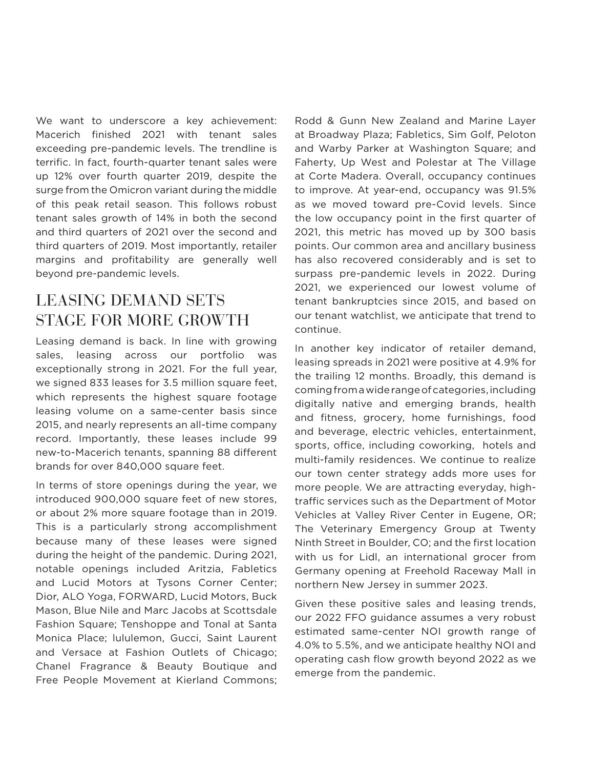We want to underscore a key achievement: Macerich finished 2021 with tenant sales exceeding pre-pandemic levels. The trendline is terrific. In fact, fourth-quarter tenant sales were up 12% over fourth quarter 2019, despite the surge from the Omicron variant during the middle of this peak retail season. This follows robust tenant sales growth of 14% in both the second and third quarters of 2021 over the second and third quarters of 2019. Most importantly, retailer margins and profitability are generally well beyond pre-pandemic levels.

## LEASING DEMAND SETS STAGE FOR MORE GROWTH

Leasing demand is back. In line with growing sales, leasing across our portfolio was exceptionally strong in 2021. For the full year, we signed 833 leases for 3.5 million square feet, which represents the highest square footage leasing volume on a same-center basis since 2015, and nearly represents an all-time company record. Importantly, these leases include 99 new-to-Macerich tenants, spanning 88 different brands for over 840,000 square feet.

In terms of store openings during the year, we introduced 900,000 square feet of new stores, or about 2% more square footage than in 2019. This is a particularly strong accomplishment because many of these leases were signed during the height of the pandemic. During 2021, notable openings included Aritzia, Fabletics and Lucid Motors at Tysons Corner Center; Dior, ALO Yoga, FORWARD, Lucid Motors, Buck Mason, Blue Nile and Marc Jacobs at Scottsdale Fashion Square; Tenshoppe and Tonal at Santa Monica Place; lululemon, Gucci, Saint Laurent and Versace at Fashion Outlets of Chicago; Chanel Fragrance & Beauty Boutique and Free People Movement at Kierland Commons; Rodd & Gunn New Zealand and Marine Layer at Broadway Plaza; Fabletics, Sim Golf, Peloton and Warby Parker at Washington Square; and Faherty, Up West and Polestar at The Village at Corte Madera. Overall, occupancy continues to improve. At year-end, occupancy was 91.5% as we moved toward pre-Covid levels. Since the low occupancy point in the first quarter of 2021, this metric has moved up by 300 basis points. Our common area and ancillary business has also recovered considerably and is set to surpass pre-pandemic levels in 2022. During 2021, we experienced our lowest volume of tenant bankruptcies since 2015, and based on our tenant watchlist, we anticipate that trend to continue.

In another key indicator of retailer demand, leasing spreads in 2021 were positive at 4.9% for the trailing 12 months. Broadly, this demand is coming from a wide range of categories, including digitally native and emerging brands, health and fitness, grocery, home furnishings, food and beverage, electric vehicles, entertainment, sports, office, including coworking, hotels and multi-family residences. We continue to realize our town center strategy adds more uses for more people. We are attracting everyday, high-traffic services such as the Department of Motor Vehicles at Valley River Center in Eugene, OR; The Veterinary Emergency Group at Twenty Ninth Street in Boulder, CO; and the first location with us for Lidl, an international grocer from Germany opening at Freehold Raceway Mall in northern New Jersey in summer 2023.

Given these positive sales and leasing trends, our 2022 FFO guidance assumes a very robust estimated same-center NOI growth range of 4.0% to 5.5%, and we anticipate healthy NOI and operating cash flow growth beyond 2022 as we emerge from the pandemic.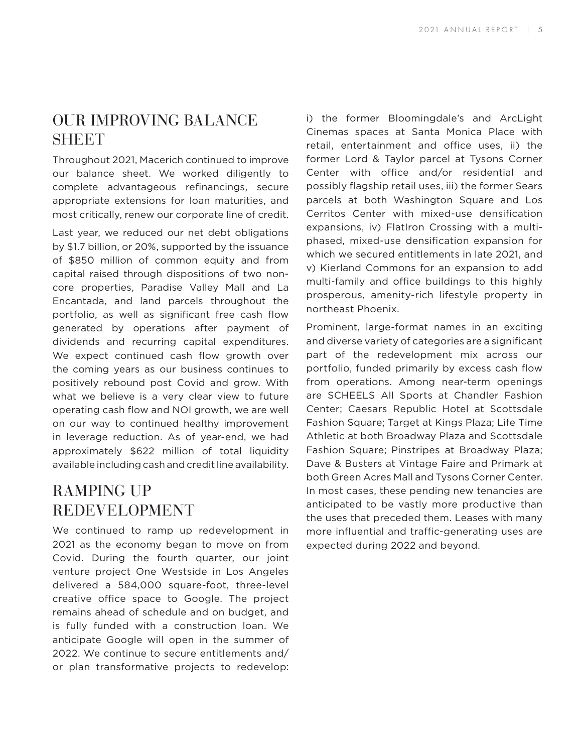## OUR IMPROVING BALANCE SHEET

Throughout 2021, Macerich continued to improve our balance sheet. We worked diligently to complete advantageous refinancings, secure appropriate extensions for loan maturities, and most critically, renew our corporate line of credit.

Last year, we reduced our net debt obligations by $1.7 billion, or 20%, supported by the issuance of $850 million of common equity and from capital raised through dispositions of two non-core properties, Paradise Valley Mall and La Encantada, and land parcels throughout the portfolio, as well as significant free cash flow generated by operations after payment of dividends and recurring capital expenditures. We expect continued cash flow growth over the coming years as our business continues to positively rebound post Covid and grow. With what we believe is a very clear view to future operating cash flow and NOI growth, we are well on our way to continued healthy improvement in leverage reduction. As of year-end, we had approximately $622 million of total liquidity available including cash and credit line availability.

## RAMPING UP REDEVELOPMENT

We continued to ramp up redevelopment in 2021 as the economy began to move on from Covid. During the fourth quarter, our joint venture project One Westside in Los Angeles delivered a 584,000 square-foot, three-level creative office space to Google. The project remains ahead of schedule and on budget, and is fully funded with a construction loan. We anticipate Google will open in the summer of 2022. We continue to secure entitlements and/or plan transformative projects to redevelop: i) the former Bloomingdale's and ArcLight Cinemas spaces at Santa Monica Place with retail, entertainment and office uses, ii) the former Lord & Taylor parcel at Tysons Corner Center with office and/or residential and possibly flagship retail uses, iii) the former Sears parcels at both Washington Square and Los Cerritos Center with mixed-use densification expansions, iv) FlatIron Crossing with a multi-phased, mixed-use densification expansion for which we secured entitlements in late 2021, and v) Kierland Commons for an expansion to add multi-family and office buildings to this highly prosperous, amenity-rich lifestyle property in northeast Phoenix.

Prominent, large-format names in an exciting and diverse variety of categories are a significant part of the redevelopment mix across our portfolio, funded primarily by excess cash flow from operations. Among near-term openings are SCHEELS All Sports at Chandler Fashion Center; Caesars Republic Hotel at Scottsdale Fashion Square; Target at Kings Plaza; Life Time Athletic at both Broadway Plaza and Scottsdale Fashion Square; Pinstripes at Broadway Plaza; Dave & Busters at Vintage Faire and Primark at both Green Acres Mall and Tysons Corner Center. In most cases, these pending new tenancies are anticipated to be vastly more productive than the uses that preceded them. Leases with many more influential and traffic-generating uses are expected during 2022 and beyond.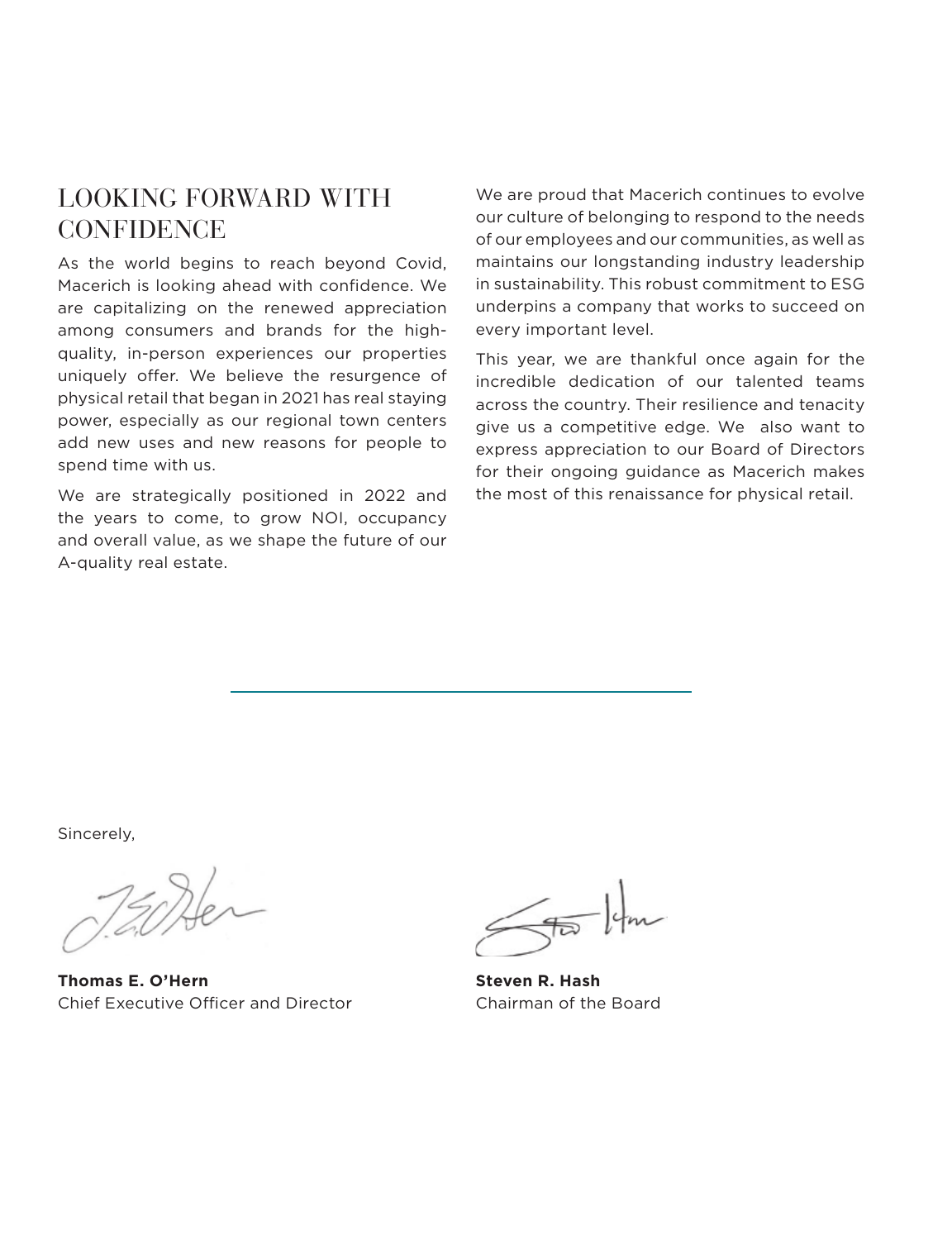## LOOKING FORWARD WITH CONFIDENCE

As the world begins to reach beyond Covid, Macerich is looking ahead with confidence. We are capitalizing on the renewed appreciation among consumers and brands for the high-quality, in-person experiences our properties uniquely offer. We believe the resurgence of physical retail that began in 2021 has real staying power, especially as our regional town centers add new uses and new reasons for people to spend time with us.

We are strategically positioned in 2022 and the years to come, to grow NOI, occupancy and overall value, as we shape the future of our A-quality real estate.

We are proud that Macerich continues to evolve our culture of belonging to respond to the needs of our employees and our communities, as well as maintains our longstanding industry leadership in sustainability. This robust commitment to ESG underpins a company that works to succeed on every important level.

This year, we are thankful once again for the incredible dedication of our talented teams across the country. Their resilience and tenacity give us a competitive edge. We also want to express appreciation to our Board of Directors for their ongoing guidance as Macerich makes the most of this renaissance for physical retail.

Sincerely,

**Thomas E. O'Hern**
Chief Executive Officer and Director

**Steven R. Hash**
Chairman of the Board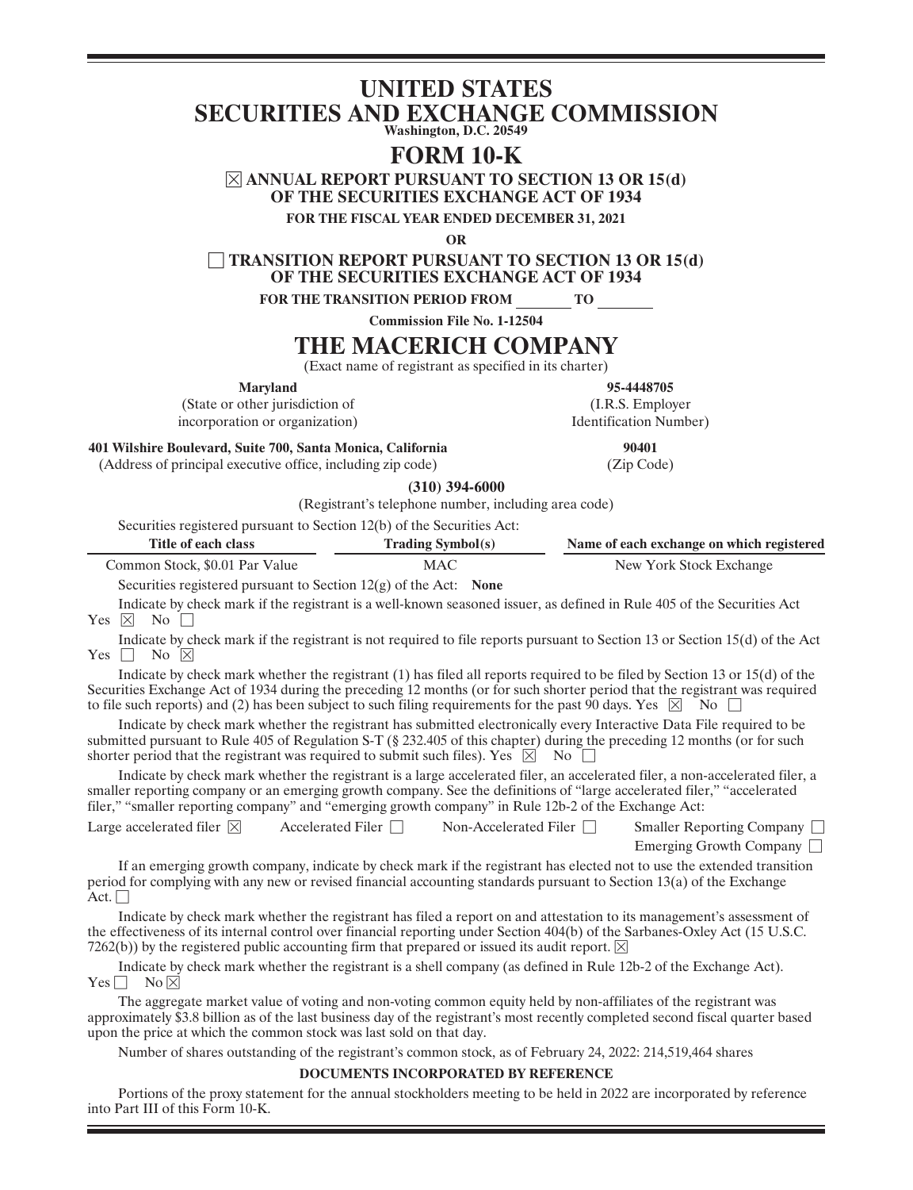# UNITED STATES
# SECURITIES AND EXCHANGE COMMISSION

**Washington, D.C. 20549**

# FORM 10-K

☒ **ANNUAL REPORT PURSUANT TO SECTION 13 OR 15(d) OF THE SECURITIES EXCHANGE ACT OF 1934**

**FOR THE FISCAL YEAR ENDED DECEMBER 31, 2021**

**OR**

☐ **TRANSITION REPORT PURSUANT TO SECTION 13 OR 15(d) OF THE SECURITIES EXCHANGE ACT OF 1934**

**FOR THE TRANSITION PERIOD FROM \_\_\_\_\_\_\_\_ TO \_\_\_\_\_\_\_\_**

**Commission File No. 1-12504**

# THE MACERICH COMPANY

(Exact name of registrant as specified in its charter)

| **Maryland** | **95-4448705** |
|---|---|
| (State or other jurisdiction of incorporation or organization) | (I.R.S. Employer Identification Number) |
| **401 Wilshire Boulevard, Suite 700, Santa Monica, California** | **90401** |
| (Address of principal executive office, including zip code) | (Zip Code) |

**(310) 394-6000**

(Registrant's telephone number, including area code)

Securities registered pursuant to Section 12(b) of the Securities Act:

| Title of each class | Trading Symbol(s) | Name of each exchange on which registered |
|---|---|---|
| Common Stock, $0.01 Par Value | MAC | New York Stock Exchange |

Securities registered pursuant to Section 12(g) of the Act: **None**

Indicate by check mark if the registrant is a well-known seasoned issuer, as defined in Rule 405 of the Securities Act Yes ☒ No ☐

Indicate by check mark if the registrant is not required to file reports pursuant to Section 13 or Section 15(d) of the Act Yes ☐ No ☒

Indicate by check mark whether the registrant (1) has filed all reports required to be filed by Section 13 or 15(d) of the Securities Exchange Act of 1934 during the preceding 12 months (or for such shorter period that the registrant was required to file such reports) and (2) has been subject to such filing requirements for the past 90 days. Yes ☒ No ☐

Indicate by check mark whether the registrant has submitted electronically every Interactive Data File required to be submitted pursuant to Rule 405 of Regulation S-T (§ 232.405 of this chapter) during the preceding 12 months (or for such shorter period that the registrant was required to submit such files). Yes ☒ No ☐

Indicate by check mark whether the registrant is a large accelerated filer, an accelerated filer, a non-accelerated filer, a smaller reporting company or an emerging growth company. See the definitions of "large accelerated filer," "accelerated filer," "smaller reporting company" and "emerging growth company" in Rule 12b-2 of the Exchange Act:

Large accelerated filer ☒ Accelerated Filer ☐ Non-Accelerated Filer ☐ Smaller Reporting Company ☐ Emerging Growth Company ☐

If an emerging growth company, indicate by check mark if the registrant has elected not to use the extended transition period for complying with any new or revised financial accounting standards pursuant to Section 13(a) of the Exchange Act. ☐

Indicate by check mark whether the registrant has filed a report on and attestation to its management's assessment of the effectiveness of its internal control over financial reporting under Section 404(b) of the Sarbanes-Oxley Act (15 U.S.C. 7262(b)) by the registered public accounting firm that prepared or issued its audit report. ☒

Indicate by check mark whether the registrant is a shell company (as defined in Rule 12b-2 of the Exchange Act). Yes ☐ No ☒

The aggregate market value of voting and non-voting common equity held by non-affiliates of the registrant was approximately $3.8 billion as of the last business day of the registrant's most recently completed second fiscal quarter based upon the price at which the common stock was last sold on that day.

Number of shares outstanding of the registrant's common stock, as of February 24, 2022: 214,519,464 shares

**DOCUMENTS INCORPORATED BY REFERENCE**

Portions of the proxy statement for the annual stockholders meeting to be held in 2022 are incorporated by reference into Part III of this Form 10-K.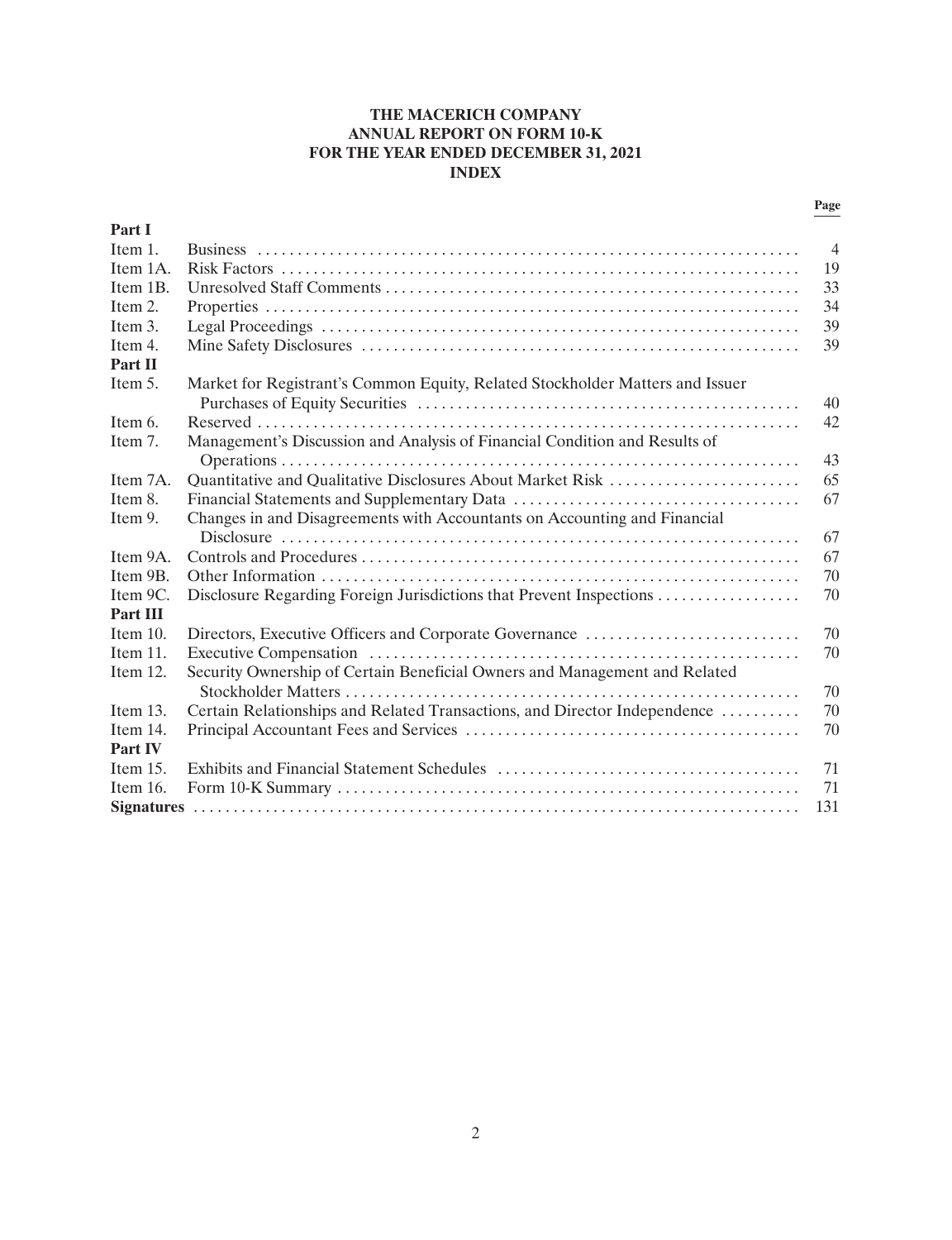# THE MACERICH COMPANY
# ANNUAL REPORT ON FORM 10-K
# FOR THE YEAR ENDED DECEMBER 31, 2021
# INDEX

| | | Page |
|---|---|---|
| **Part I** | | |
| Item 1. | Business | 4 |
| Item 1A. | Risk Factors | 19 |
| Item 1B. | Unresolved Staff Comments | 33 |
| Item 2. | Properties | 34 |
| Item 3. | Legal Proceedings | 39 |
| Item 4. | Mine Safety Disclosures | 39 |
| **Part II** | | |
| Item 5. | Market for Registrant's Common Equity, Related Stockholder Matters and Issuer Purchases of Equity Securities | 40 |
| Item 6. | Reserved | 42 |
| Item 7. | Management's Discussion and Analysis of Financial Condition and Results of Operations | 43 |
| Item 7A. | Quantitative and Qualitative Disclosures About Market Risk | 65 |
| Item 8. | Financial Statements and Supplementary Data | 67 |
| Item 9. | Changes in and Disagreements with Accountants on Accounting and Financial Disclosure | 67 |
| Item 9A. | Controls and Procedures | 67 |
| Item 9B. | Other Information | 70 |
| Item 9C. | Disclosure Regarding Foreign Jurisdictions that Prevent Inspections | 70 |
| **Part III** | | |
| Item 10. | Directors, Executive Officers and Corporate Governance | 70 |
| Item 11. | Executive Compensation | 70 |
| Item 12. | Security Ownership of Certain Beneficial Owners and Management and Related Stockholder Matters | 70 |
| Item 13. | Certain Relationships and Related Transactions, and Director Independence | 70 |
| Item 14. | Principal Accountant Fees and Services | 70 |
| **Part IV** | | |
| Item 15. | Exhibits and Financial Statement Schedules | 71 |
| Item 16. | Form 10-K Summary | 71 |
| **Signatures** | | 131 |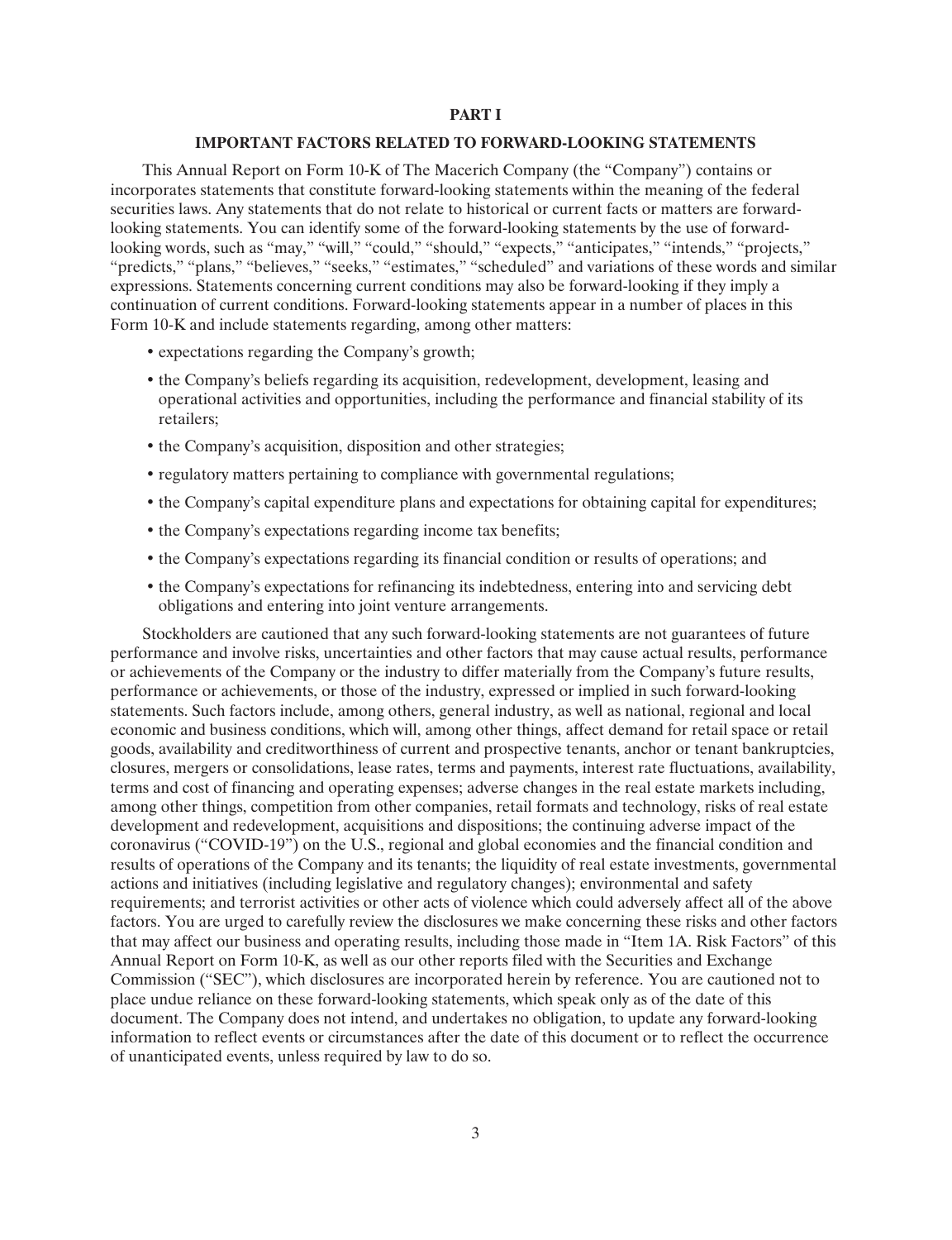# PART I

## IMPORTANT FACTORS RELATED TO FORWARD-LOOKING STATEMENTS

This Annual Report on Form 10-K of The Macerich Company (the "Company") contains or incorporates statements that constitute forward-looking statements within the meaning of the federal securities laws. Any statements that do not relate to historical or current facts or matters are forward-looking statements. You can identify some of the forward-looking statements by the use of forward-looking words, such as "may," "will," "could," "should," "expects," "anticipates," "intends," "projects," "predicts," "plans," "believes," "seeks," "estimates," "scheduled" and variations of these words and similar expressions. Statements concerning current conditions may also be forward-looking if they imply a continuation of current conditions. Forward-looking statements appear in a number of places in this Form 10-K and include statements regarding, among other matters:

- expectations regarding the Company's growth;
- the Company's beliefs regarding its acquisition, redevelopment, development, leasing and operational activities and opportunities, including the performance and financial stability of its retailers;
- the Company's acquisition, disposition and other strategies;
- regulatory matters pertaining to compliance with governmental regulations;
- the Company's capital expenditure plans and expectations for obtaining capital for expenditures;
- the Company's expectations regarding income tax benefits;
- the Company's expectations regarding its financial condition or results of operations; and
- the Company's expectations for refinancing its indebtedness, entering into and servicing debt obligations and entering into joint venture arrangements.

Stockholders are cautioned that any such forward-looking statements are not guarantees of future performance and involve risks, uncertainties and other factors that may cause actual results, performance or achievements of the Company or the industry to differ materially from the Company's future results, performance or achievements, or those of the industry, expressed or implied in such forward-looking statements. Such factors include, among others, general industry, as well as national, regional and local economic and business conditions, which will, among other things, affect demand for retail space or retail goods, availability and creditworthiness of current and prospective tenants, anchor or tenant bankruptcies, closures, mergers or consolidations, lease rates, terms and payments, interest rate fluctuations, availability, terms and cost of financing and operating expenses; adverse changes in the real estate markets including, among other things, competition from other companies, retail formats and technology, risks of real estate development and redevelopment, acquisitions and dispositions; the continuing adverse impact of the coronavirus ("COVID-19") on the U.S., regional and global economies and the financial condition and results of operations of the Company and its tenants; the liquidity of real estate investments, governmental actions and initiatives (including legislative and regulatory changes); environmental and safety requirements; and terrorist activities or other acts of violence which could adversely affect all of the above factors. You are urged to carefully review the disclosures we make concerning these risks and other factors that may affect our business and operating results, including those made in "Item 1A. Risk Factors" of this Annual Report on Form 10-K, as well as our other reports filed with the Securities and Exchange Commission ("SEC"), which disclosures are incorporated herein by reference. You are cautioned not to place undue reliance on these forward-looking statements, which speak only as of the date of this document. The Company does not intend, and undertakes no obligation, to update any forward-looking information to reflect events or circumstances after the date of this document or to reflect the occurrence of unanticipated events, unless required by law to do so.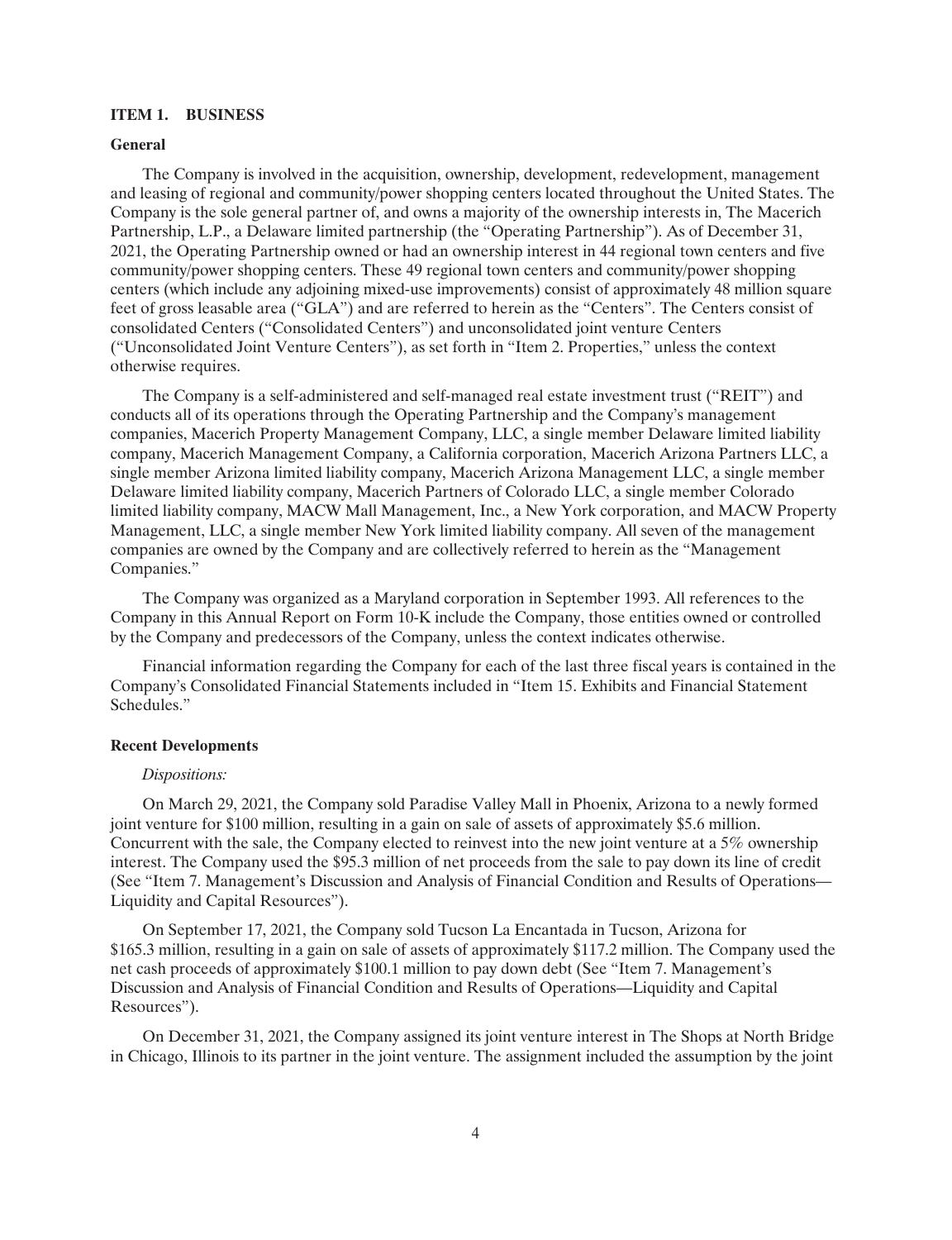## ITEM 1. BUSINESS

### General

The Company is involved in the acquisition, ownership, development, redevelopment, management and leasing of regional and community/power shopping centers located throughout the United States. The Company is the sole general partner of, and owns a majority of the ownership interests in, The Macerich Partnership, L.P., a Delaware limited partnership (the "Operating Partnership"). As of December 31, 2021, the Operating Partnership owned or had an ownership interest in 44 regional town centers and five community/power shopping centers. These 49 regional town centers and community/power shopping centers (which include any adjoining mixed-use improvements) consist of approximately 48 million square feet of gross leasable area ("GLA") and are referred to herein as the "Centers". The Centers consist of consolidated Centers ("Consolidated Centers") and unconsolidated joint venture Centers ("Unconsolidated Joint Venture Centers"), as set forth in "Item 2. Properties," unless the context otherwise requires.

The Company is a self-administered and self-managed real estate investment trust ("REIT") and conducts all of its operations through the Operating Partnership and the Company's management companies, Macerich Property Management Company, LLC, a single member Delaware limited liability company, Macerich Management Company, a California corporation, Macerich Arizona Partners LLC, a single member Arizona limited liability company, Macerich Arizona Management LLC, a single member Delaware limited liability company, Macerich Partners of Colorado LLC, a single member Colorado limited liability company, MACW Mall Management, Inc., a New York corporation, and MACW Property Management, LLC, a single member New York limited liability company. All seven of the management companies are owned by the Company and are collectively referred to herein as the "Management Companies."

The Company was organized as a Maryland corporation in September 1993. All references to the Company in this Annual Report on Form 10-K include the Company, those entities owned or controlled by the Company and predecessors of the Company, unless the context indicates otherwise.

Financial information regarding the Company for each of the last three fiscal years is contained in the Company's Consolidated Financial Statements included in "Item 15. Exhibits and Financial Statement Schedules."

### Recent Developments

*Dispositions:*

On March 29, 2021, the Company sold Paradise Valley Mall in Phoenix, Arizona to a newly formed joint venture for $100 million, resulting in a gain on sale of assets of approximately $5.6 million. Concurrent with the sale, the Company elected to reinvest into the new joint venture at a 5% ownership interest. The Company used the $95.3 million of net proceeds from the sale to pay down its line of credit (See "Item 7. Management's Discussion and Analysis of Financial Condition and Results of Operations—Liquidity and Capital Resources").

On September 17, 2021, the Company sold Tucson La Encantada in Tucson, Arizona for $165.3 million, resulting in a gain on sale of assets of approximately $117.2 million. The Company used the net cash proceeds of approximately $100.1 million to pay down debt (See "Item 7. Management's Discussion and Analysis of Financial Condition and Results of Operations—Liquidity and Capital Resources").

On December 31, 2021, the Company assigned its joint venture interest in The Shops at North Bridge in Chicago, Illinois to its partner in the joint venture. The assignment included the assumption by the joint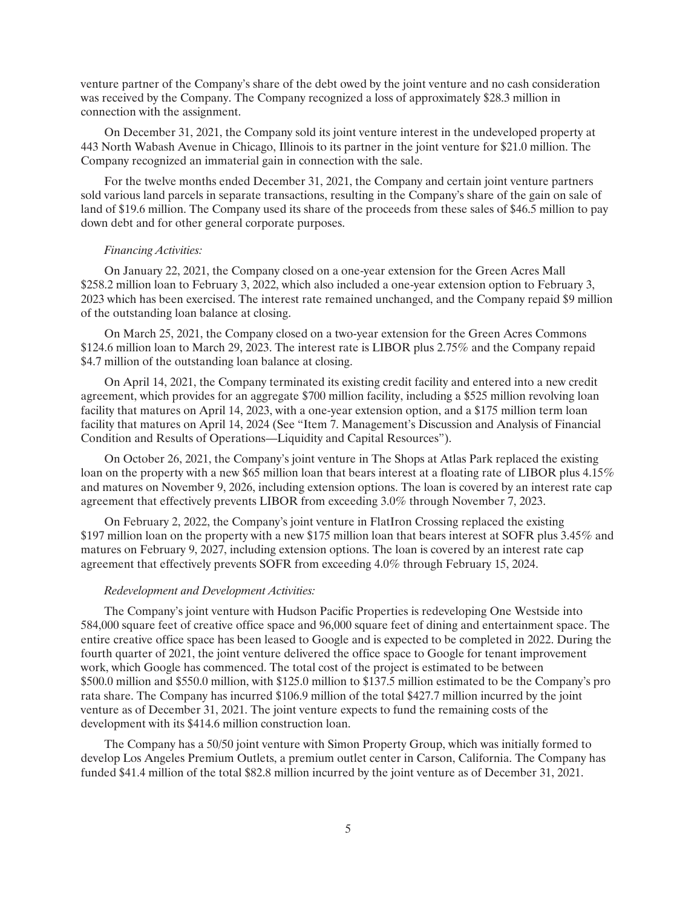venture partner of the Company's share of the debt owed by the joint venture and no cash consideration was received by the Company. The Company recognized a loss of approximately $28.3 million in connection with the assignment.

On December 31, 2021, the Company sold its joint venture interest in the undeveloped property at 443 North Wabash Avenue in Chicago, Illinois to its partner in the joint venture for $21.0 million. The Company recognized an immaterial gain in connection with the sale.

For the twelve months ended December 31, 2021, the Company and certain joint venture partners sold various land parcels in separate transactions, resulting in the Company's share of the gain on sale of land of $19.6 million. The Company used its share of the proceeds from these sales of $46.5 million to pay down debt and for other general corporate purposes.

*Financing Activities:*

On January 22, 2021, the Company closed on a one-year extension for the Green Acres Mall $258.2 million loan to February 3, 2022, which also included a one-year extension option to February 3, 2023 which has been exercised. The interest rate remained unchanged, and the Company repaid $9 million of the outstanding loan balance at closing.

On March 25, 2021, the Company closed on a two-year extension for the Green Acres Commons $124.6 million loan to March 29, 2023. The interest rate is LIBOR plus 2.75% and the Company repaid $4.7 million of the outstanding loan balance at closing.

On April 14, 2021, the Company terminated its existing credit facility and entered into a new credit agreement, which provides for an aggregate $700 million facility, including a $525 million revolving loan facility that matures on April 14, 2023, with a one-year extension option, and a $175 million term loan facility that matures on April 14, 2024 (See "Item 7. Management's Discussion and Analysis of Financial Condition and Results of Operations—Liquidity and Capital Resources").

On October 26, 2021, the Company's joint venture in The Shops at Atlas Park replaced the existing loan on the property with a new $65 million loan that bears interest at a floating rate of LIBOR plus 4.15% and matures on November 9, 2026, including extension options. The loan is covered by an interest rate cap agreement that effectively prevents LIBOR from exceeding 3.0% through November 7, 2023.

On February 2, 2022, the Company's joint venture in FlatIron Crossing replaced the existing $197 million loan on the property with a new $175 million loan that bears interest at SOFR plus 3.45% and matures on February 9, 2027, including extension options. The loan is covered by an interest rate cap agreement that effectively prevents SOFR from exceeding 4.0% through February 15, 2024.

*Redevelopment and Development Activities:*

The Company's joint venture with Hudson Pacific Properties is redeveloping One Westside into 584,000 square feet of creative office space and 96,000 square feet of dining and entertainment space. The entire creative office space has been leased to Google and is expected to be completed in 2022. During the fourth quarter of 2021, the joint venture delivered the office space to Google for tenant improvement work, which Google has commenced. The total cost of the project is estimated to be between $500.0 million and $550.0 million, with $125.0 million to $137.5 million estimated to be the Company's pro rata share. The Company has incurred $106.9 million of the total $427.7 million incurred by the joint venture as of December 31, 2021. The joint venture expects to fund the remaining costs of the development with its $414.6 million construction loan.

The Company has a 50/50 joint venture with Simon Property Group, which was initially formed to develop Los Angeles Premium Outlets, a premium outlet center in Carson, California. The Company has funded $41.4 million of the total $82.8 million incurred by the joint venture as of December 31, 2021.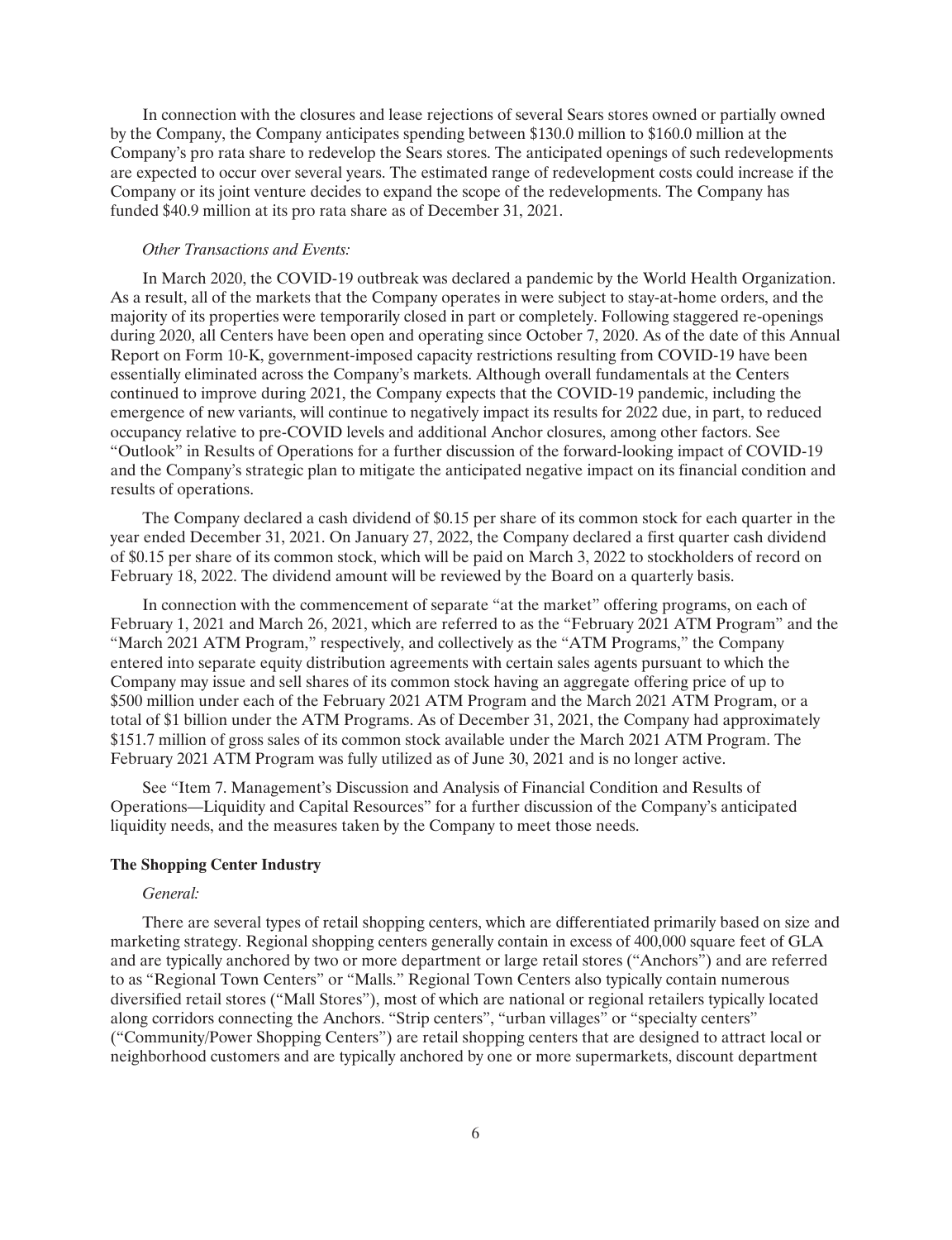In connection with the closures and lease rejections of several Sears stores owned or partially owned by the Company, the Company anticipates spending between $130.0 million to $160.0 million at the Company's pro rata share to redevelop the Sears stores. The anticipated openings of such redevelopments are expected to occur over several years. The estimated range of redevelopment costs could increase if the Company or its joint venture decides to expand the scope of the redevelopments. The Company has funded $40.9 million at its pro rata share as of December 31, 2021.

*Other Transactions and Events:*

In March 2020, the COVID-19 outbreak was declared a pandemic by the World Health Organization. As a result, all of the markets that the Company operates in were subject to stay-at-home orders, and the majority of its properties were temporarily closed in part or completely. Following staggered re-openings during 2020, all Centers have been open and operating since October 7, 2020. As of the date of this Annual Report on Form 10-K, government-imposed capacity restrictions resulting from COVID-19 have been essentially eliminated across the Company's markets. Although overall fundamentals at the Centers continued to improve during 2021, the Company expects that the COVID-19 pandemic, including the emergence of new variants, will continue to negatively impact its results for 2022 due, in part, to reduced occupancy relative to pre-COVID levels and additional Anchor closures, among other factors. See "Outlook" in Results of Operations for a further discussion of the forward-looking impact of COVID-19 and the Company's strategic plan to mitigate the anticipated negative impact on its financial condition and results of operations.

The Company declared a cash dividend of $0.15 per share of its common stock for each quarter in the year ended December 31, 2021. On January 27, 2022, the Company declared a first quarter cash dividend of $0.15 per share of its common stock, which will be paid on March 3, 2022 to stockholders of record on February 18, 2022. The dividend amount will be reviewed by the Board on a quarterly basis.

In connection with the commencement of separate "at the market" offering programs, on each of February 1, 2021 and March 26, 2021, which are referred to as the "February 2021 ATM Program" and the "March 2021 ATM Program," respectively, and collectively as the "ATM Programs," the Company entered into separate equity distribution agreements with certain sales agents pursuant to which the Company may issue and sell shares of its common stock having an aggregate offering price of up to $500 million under each of the February 2021 ATM Program and the March 2021 ATM Program, or a total of $1 billion under the ATM Programs. As of December 31, 2021, the Company had approximately $151.7 million of gross sales of its common stock available under the March 2021 ATM Program. The February 2021 ATM Program was fully utilized as of June 30, 2021 and is no longer active.

See "Item 7. Management's Discussion and Analysis of Financial Condition and Results of Operations—Liquidity and Capital Resources" for a further discussion of the Company's anticipated liquidity needs, and the measures taken by the Company to meet those needs.

**The Shopping Center Industry**

*General:*

There are several types of retail shopping centers, which are differentiated primarily based on size and marketing strategy. Regional shopping centers generally contain in excess of 400,000 square feet of GLA and are typically anchored by two or more department or large retail stores ("Anchors") and are referred to as "Regional Town Centers" or "Malls." Regional Town Centers also typically contain numerous diversified retail stores ("Mall Stores"), most of which are national or regional retailers typically located along corridors connecting the Anchors. "Strip centers", "urban villages" or "specialty centers" ("Community/Power Shopping Centers") are retail shopping centers that are designed to attract local or neighborhood customers and are typically anchored by one or more supermarkets, discount department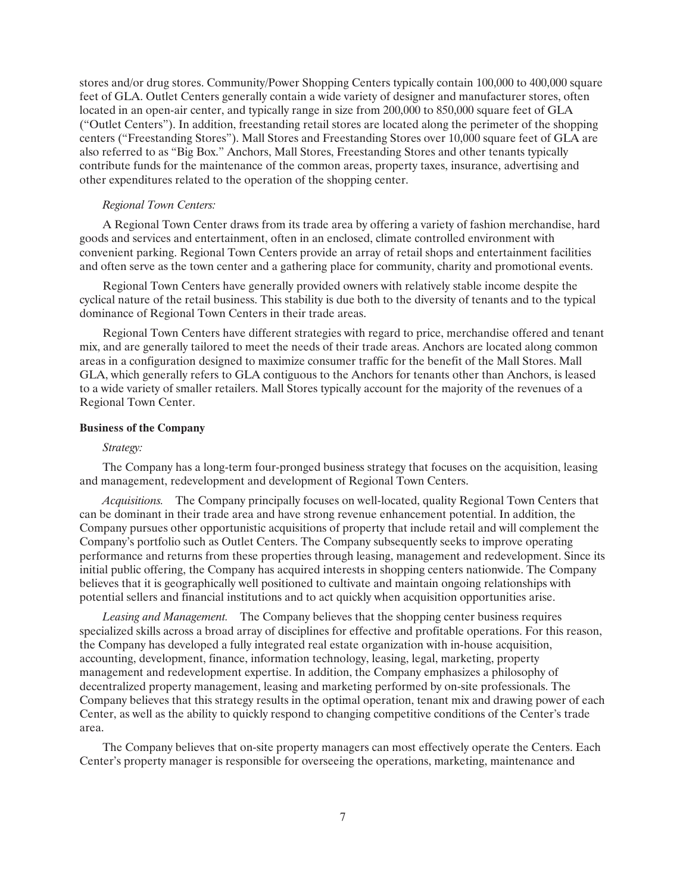stores and/or drug stores. Community/Power Shopping Centers typically contain 100,000 to 400,000 square feet of GLA. Outlet Centers generally contain a wide variety of designer and manufacturer stores, often located in an open-air center, and typically range in size from 200,000 to 850,000 square feet of GLA ("Outlet Centers"). In addition, freestanding retail stores are located along the perimeter of the shopping centers ("Freestanding Stores"). Mall Stores and Freestanding Stores over 10,000 square feet of GLA are also referred to as "Big Box." Anchors, Mall Stores, Freestanding Stores and other tenants typically contribute funds for the maintenance of the common areas, property taxes, insurance, advertising and other expenditures related to the operation of the shopping center.

*Regional Town Centers:*

A Regional Town Center draws from its trade area by offering a variety of fashion merchandise, hard goods and services and entertainment, often in an enclosed, climate controlled environment with convenient parking. Regional Town Centers provide an array of retail shops and entertainment facilities and often serve as the town center and a gathering place for community, charity and promotional events.

Regional Town Centers have generally provided owners with relatively stable income despite the cyclical nature of the retail business. This stability is due both to the diversity of tenants and to the typical dominance of Regional Town Centers in their trade areas.

Regional Town Centers have different strategies with regard to price, merchandise offered and tenant mix, and are generally tailored to meet the needs of their trade areas. Anchors are located along common areas in a configuration designed to maximize consumer traffic for the benefit of the Mall Stores. Mall GLA, which generally refers to GLA contiguous to the Anchors for tenants other than Anchors, is leased to a wide variety of smaller retailers. Mall Stores typically account for the majority of the revenues of a Regional Town Center.

**Business of the Company**

*Strategy:*

The Company has a long-term four-pronged business strategy that focuses on the acquisition, leasing and management, redevelopment and development of Regional Town Centers.

*Acquisitions.* The Company principally focuses on well-located, quality Regional Town Centers that can be dominant in their trade area and have strong revenue enhancement potential. In addition, the Company pursues other opportunistic acquisitions of property that include retail and will complement the Company's portfolio such as Outlet Centers. The Company subsequently seeks to improve operating performance and returns from these properties through leasing, management and redevelopment. Since its initial public offering, the Company has acquired interests in shopping centers nationwide. The Company believes that it is geographically well positioned to cultivate and maintain ongoing relationships with potential sellers and financial institutions and to act quickly when acquisition opportunities arise.

*Leasing and Management.* The Company believes that the shopping center business requires specialized skills across a broad array of disciplines for effective and profitable operations. For this reason, the Company has developed a fully integrated real estate organization with in-house acquisition, accounting, development, finance, information technology, leasing, legal, marketing, property management and redevelopment expertise. In addition, the Company emphasizes a philosophy of decentralized property management, leasing and marketing performed by on-site professionals. The Company believes that this strategy results in the optimal operation, tenant mix and drawing power of each Center, as well as the ability to quickly respond to changing competitive conditions of the Center's trade area.

The Company believes that on-site property managers can most effectively operate the Centers. Each Center's property manager is responsible for overseeing the operations, marketing, maintenance and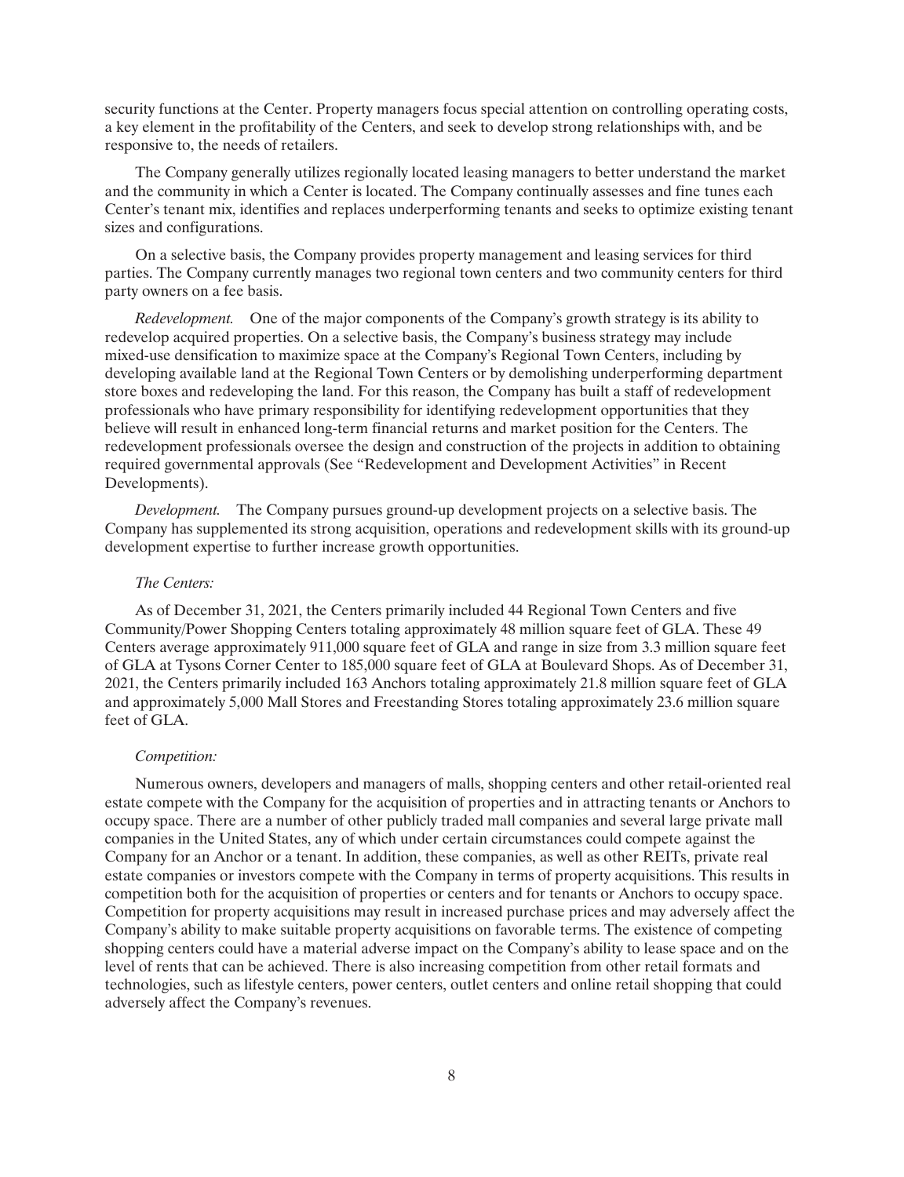security functions at the Center. Property managers focus special attention on controlling operating costs, a key element in the profitability of the Centers, and seek to develop strong relationships with, and be responsive to, the needs of retailers.

The Company generally utilizes regionally located leasing managers to better understand the market and the community in which a Center is located. The Company continually assesses and fine tunes each Center's tenant mix, identifies and replaces underperforming tenants and seeks to optimize existing tenant sizes and configurations.

On a selective basis, the Company provides property management and leasing services for third parties. The Company currently manages two regional town centers and two community centers for third party owners on a fee basis.

*Redevelopment.* One of the major components of the Company's growth strategy is its ability to redevelop acquired properties. On a selective basis, the Company's business strategy may include mixed-use densification to maximize space at the Company's Regional Town Centers, including by developing available land at the Regional Town Centers or by demolishing underperforming department store boxes and redeveloping the land. For this reason, the Company has built a staff of redevelopment professionals who have primary responsibility for identifying redevelopment opportunities that they believe will result in enhanced long-term financial returns and market position for the Centers. The redevelopment professionals oversee the design and construction of the projects in addition to obtaining required governmental approvals (See "Redevelopment and Development Activities" in Recent Developments).

*Development.* The Company pursues ground-up development projects on a selective basis. The Company has supplemented its strong acquisition, operations and redevelopment skills with its ground-up development expertise to further increase growth opportunities.

*The Centers:*

As of December 31, 2021, the Centers primarily included 44 Regional Town Centers and five Community/Power Shopping Centers totaling approximately 48 million square feet of GLA. These 49 Centers average approximately 911,000 square feet of GLA and range in size from 3.3 million square feet of GLA at Tysons Corner Center to 185,000 square feet of GLA at Boulevard Shops. As of December 31, 2021, the Centers primarily included 163 Anchors totaling approximately 21.8 million square feet of GLA and approximately 5,000 Mall Stores and Freestanding Stores totaling approximately 23.6 million square feet of GLA.

*Competition:*

Numerous owners, developers and managers of malls, shopping centers and other retail-oriented real estate compete with the Company for the acquisition of properties and in attracting tenants or Anchors to occupy space. There are a number of other publicly traded mall companies and several large private mall companies in the United States, any of which under certain circumstances could compete against the Company for an Anchor or a tenant. In addition, these companies, as well as other REITs, private real estate companies or investors compete with the Company in terms of property acquisitions. This results in competition both for the acquisition of properties or centers and for tenants or Anchors to occupy space. Competition for property acquisitions may result in increased purchase prices and may adversely affect the Company's ability to make suitable property acquisitions on favorable terms. The existence of competing shopping centers could have a material adverse impact on the Company's ability to lease space and on the level of rents that can be achieved. There is also increasing competition from other retail formats and technologies, such as lifestyle centers, power centers, outlet centers and online retail shopping that could adversely affect the Company's revenues.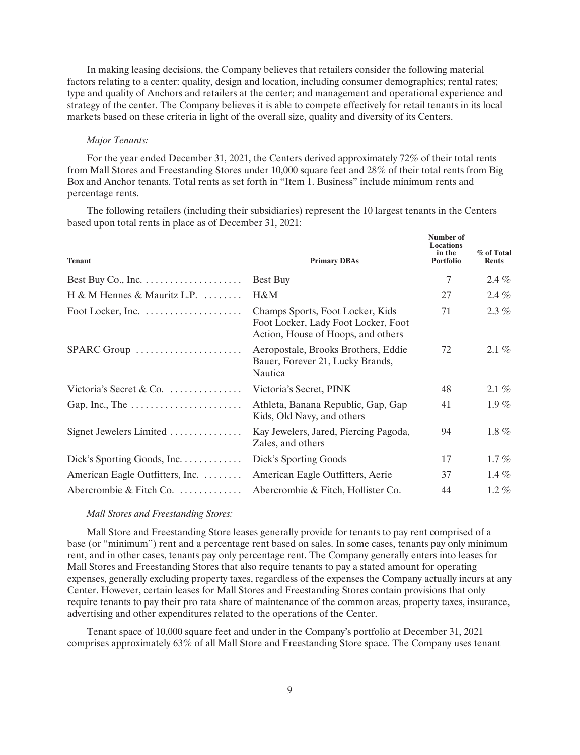In making leasing decisions, the Company believes that retailers consider the following material factors relating to a center: quality, design and location, including consumer demographics; rental rates; type and quality of Anchors and retailers at the center; and management and operational experience and strategy of the center. The Company believes it is able to compete effectively for retail tenants in its local markets based on these criteria in light of the overall size, quality and diversity of its Centers.

*Major Tenants:*

For the year ended December 31, 2021, the Centers derived approximately 72% of their total rents from Mall Stores and Freestanding Stores under 10,000 square feet and 28% of their total rents from Big Box and Anchor tenants. Total rents as set forth in "Item 1. Business" include minimum rents and percentage rents.

The following retailers (including their subsidiaries) represent the 10 largest tenants in the Centers based upon total rents in place as of December 31, 2021:

| Tenant | Primary DBAs | Number of Locations in the Portfolio | % of Total Rents |
|---|---|---|---|
| Best Buy Co., Inc. | Best Buy | 7 | 2.4 % |
| H & M Hennes & Mauritz L.P. | H&M | 27 | 2.4 % |
| Foot Locker, Inc. | Champs Sports, Foot Locker, Kids Foot Locker, Lady Foot Locker, Foot Action, House of Hoops, and others | 71 | 2.3 % |
| SPARC Group | Aeropostale, Brooks Brothers, Eddie Bauer, Forever 21, Lucky Brands, Nautica | 72 | 2.1 % |
| Victoria's Secret & Co. | Victoria's Secret, PINK | 48 | 2.1 % |
| Gap, Inc., The | Athleta, Banana Republic, Gap, Gap Kids, Old Navy, and others | 41 | 1.9 % |
| Signet Jewelers Limited | Kay Jewelers, Jared, Piercing Pagoda, Zales, and others | 94 | 1.8 % |
| Dick's Sporting Goods, Inc. | Dick's Sporting Goods | 17 | 1.7 % |
| American Eagle Outfitters, Inc. | American Eagle Outfitters, Aerie | 37 | 1.4 % |
| Abercrombie & Fitch Co. | Abercrombie & Fitch, Hollister Co. | 44 | 1.2 % |

*Mall Stores and Freestanding Stores:*

Mall Store and Freestanding Store leases generally provide for tenants to pay rent comprised of a base (or "minimum") rent and a percentage rent based on sales. In some cases, tenants pay only minimum rent, and in other cases, tenants pay only percentage rent. The Company generally enters into leases for Mall Stores and Freestanding Stores that also require tenants to pay a stated amount for operating expenses, generally excluding property taxes, regardless of the expenses the Company actually incurs at any Center. However, certain leases for Mall Stores and Freestanding Stores contain provisions that only require tenants to pay their pro rata share of maintenance of the common areas, property taxes, insurance, advertising and other expenditures related to the operations of the Center.

Tenant space of 10,000 square feet and under in the Company's portfolio at December 31, 2021 comprises approximately 63% of all Mall Store and Freestanding Store space. The Company uses tenant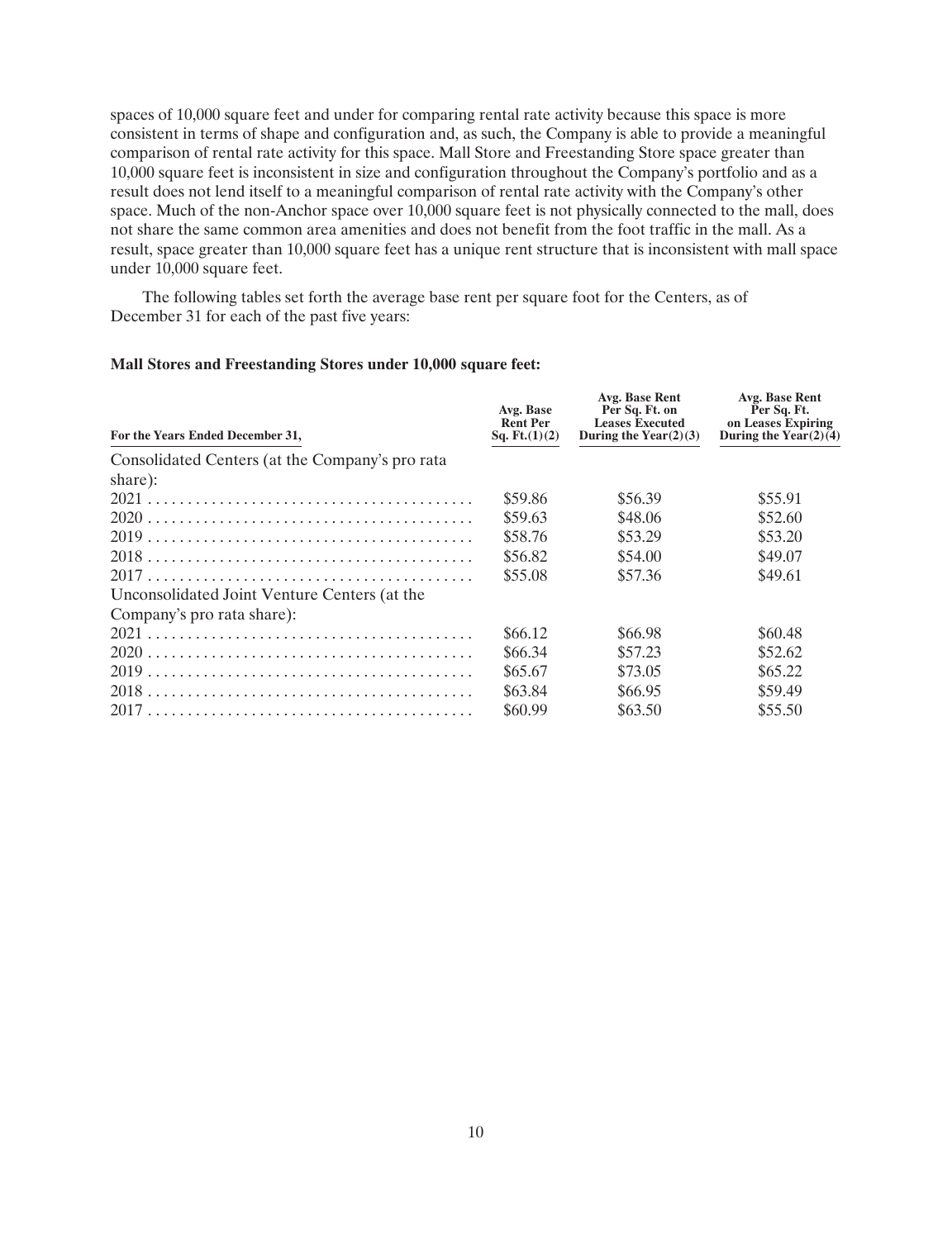spaces of 10,000 square feet and under for comparing rental rate activity because this space is more consistent in terms of shape and configuration and, as such, the Company is able to provide a meaningful comparison of rental rate activity for this space. Mall Store and Freestanding Store space greater than 10,000 square feet is inconsistent in size and configuration throughout the Company's portfolio and as a result does not lend itself to a meaningful comparison of rental rate activity with the Company's other space. Much of the non-Anchor space over 10,000 square feet is not physically connected to the mall, does not share the same common area amenities and does not benefit from the foot traffic in the mall. As a result, space greater than 10,000 square feet has a unique rent structure that is inconsistent with mall space under 10,000 square feet.

The following tables set forth the average base rent per square foot for the Centers, as of December 31 for each of the past five years:

**Mall Stores and Freestanding Stores under 10,000 square feet:**

| For the Years Ended December 31, | Avg. Base Rent Per Sq. Ft.(1)(2) | Avg. Base Rent Per Sq. Ft. on Leases Executed During the Year(2)(3) | Avg. Base Rent Per Sq. Ft. on Leases Expiring During the Year(2)(4) |
|---|---|---|---|
| Consolidated Centers (at the Company's pro rata share): | | | |
| 2021 | $59.86 | $56.39 | $55.91 |
| 2020 | $59.63 | $48.06 | $52.60 |
| 2019 | $58.76 | $53.29 | $53.20 |
| 2018 | $56.82 | $54.00 | $49.07 |
| 2017 | $55.08 | $57.36 | $49.61 |
| Unconsolidated Joint Venture Centers (at the Company's pro rata share): | | | |
| 2021 | $66.12 | $66.98 | $60.48 |
| 2020 | $66.34 | $57.23 | $52.62 |
| 2019 | $65.67 | $73.05 | $65.22 |
| 2018 | $63.84 | $66.95 | $59.49 |
| 2017 | $60.99 | $63.50 | $55.50 |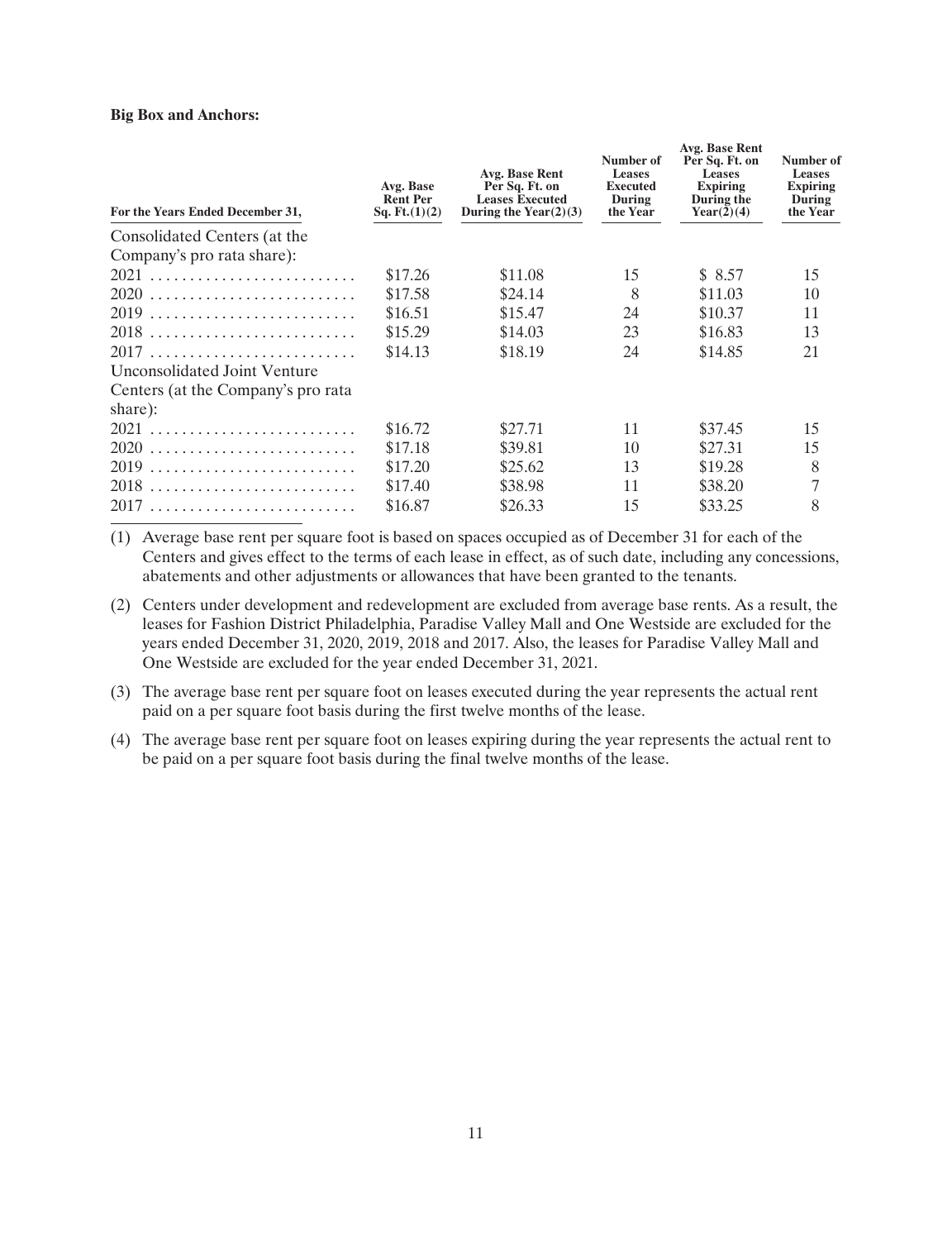**Big Box and Anchors:**

| For the Years Ended December 31, | Avg. Base Rent Per Sq. Ft.(1)(2) | Avg. Base Rent Per Sq. Ft. on Leases Executed During the Year(2)(3) | Number of Leases Executed During the Year | Avg. Base Rent Per Sq. Ft. on Leases Expiring During the Year(2)(4) | Number of Leases Expiring During the Year |
|---|---|---|---|---|---|
| Consolidated Centers (at the Company's pro rata share): | | | | | |
| 2021 | $17.26 | $11.08 | 15 | $ 8.57 | 15 |
| 2020 | $17.58 | $24.14 | 8 | $11.03 | 10 |
| 2019 | $16.51 | $15.47 | 24 | $10.37 | 11 |
| 2018 | $15.29 | $14.03 | 23 | $16.83 | 13 |
| 2017 | $14.13 | $18.19 | 24 | $14.85 | 21 |
| Unconsolidated Joint Venture Centers (at the Company's pro rata share): | | | | | |
| 2021 | $16.72 | $27.71 | 11 | $37.45 | 15 |
| 2020 | $17.18 | $39.81 | 10 | $27.31 | 15 |
| 2019 | $17.20 | $25.62 | 13 | $19.28 | 8 |
| 2018 | $17.40 | $38.98 | 11 | $38.20 | 7 |
| 2017 | $16.87 | $26.33 | 15 | $33.25 | 8 |

(1) Average base rent per square foot is based on spaces occupied as of December 31 for each of the Centers and gives effect to the terms of each lease in effect, as of such date, including any concessions, abatements and other adjustments or allowances that have been granted to the tenants.

(2) Centers under development and redevelopment are excluded from average base rents. As a result, the leases for Fashion District Philadelphia, Paradise Valley Mall and One Westside are excluded for the years ended December 31, 2020, 2019, 2018 and 2017. Also, the leases for Paradise Valley Mall and One Westside are excluded for the year ended December 31, 2021.

(3) The average base rent per square foot on leases executed during the year represents the actual rent paid on a per square foot basis during the first twelve months of the lease.

(4) The average base rent per square foot on leases expiring during the year represents the actual rent to be paid on a per square foot basis during the final twelve months of the lease.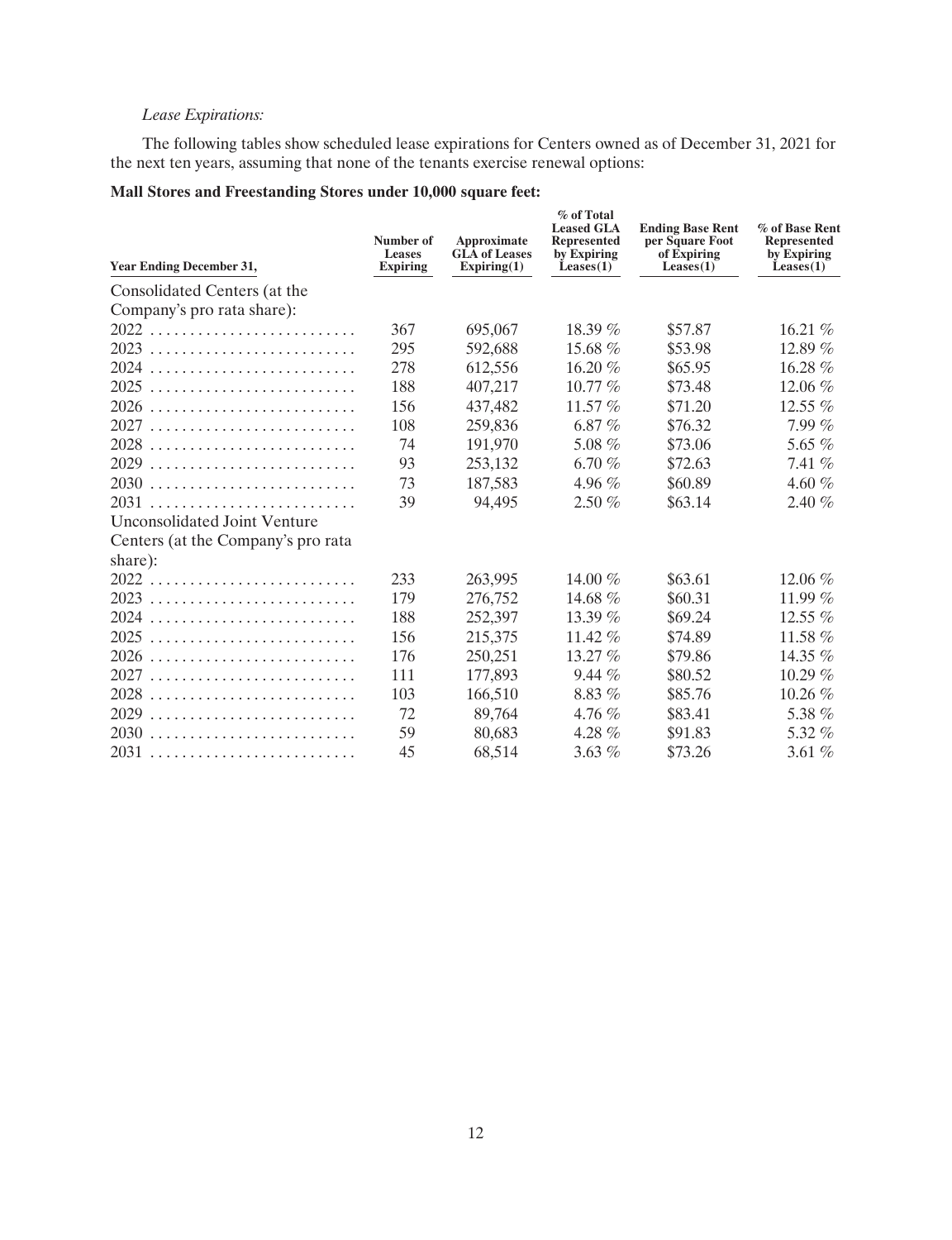*Lease Expirations:*

The following tables show scheduled lease expirations for Centers owned as of December 31, 2021 for the next ten years, assuming that none of the tenants exercise renewal options:

**Mall Stores and Freestanding Stores under 10,000 square feet:**

| Year Ending December 31, | Number of Leases Expiring | Approximate GLA of Leases Expiring(1) | % of Total Leased GLA Represented by Expiring Leases(1) | Ending Base Rent per Square Foot of Expiring Leases(1) | % of Base Rent Represented by Expiring Leases(1) |
|---|---|---|---|---|---|
| Consolidated Centers (at the Company's pro rata share): | | | | | |
| 2022 | 367 | 695,067 | 18.39 % | $57.87 | 16.21 % |
| 2023 | 295 | 592,688 | 15.68 % | $53.98 | 12.89 % |
| 2024 | 278 | 612,556 | 16.20 % | $65.95 | 16.28 % |
| 2025 | 188 | 407,217 | 10.77 % | $73.48 | 12.06 % |
| 2026 | 156 | 437,482 | 11.57 % | $71.20 | 12.55 % |
| 2027 | 108 | 259,836 | 6.87 % | $76.32 | 7.99 % |
| 2028 | 74 | 191,970 | 5.08 % | $73.06 | 5.65 % |
| 2029 | 93 | 253,132 | 6.70 % | $72.63 | 7.41 % |
| 2030 | 73 | 187,583 | 4.96 % | $60.89 | 4.60 % |
| 2031 | 39 | 94,495 | 2.50 % | $63.14 | 2.40 % |
| Unconsolidated Joint Venture Centers (at the Company's pro rata share): | | | | | |
| 2022 | 233 | 263,995 | 14.00 % | $63.61 | 12.06 % |
| 2023 | 179 | 276,752 | 14.68 % | $60.31 | 11.99 % |
| 2024 | 188 | 252,397 | 13.39 % | $69.24 | 12.55 % |
| 2025 | 156 | 215,375 | 11.42 % | $74.89 | 11.58 % |
| 2026 | 176 | 250,251 | 13.27 % | $79.86 | 14.35 % |
| 2027 | 111 | 177,893 | 9.44 % | $80.52 | 10.29 % |
| 2028 | 103 | 166,510 | 8.83 % | $85.76 | 10.26 % |
| 2029 | 72 | 89,764 | 4.76 % | $83.41 | 5.38 % |
| 2030 | 59 | 80,683 | 4.28 % | $91.83 | 5.32 % |
| 2031 | 45 | 68,514 | 3.63 % | $73.26 | 3.61 % |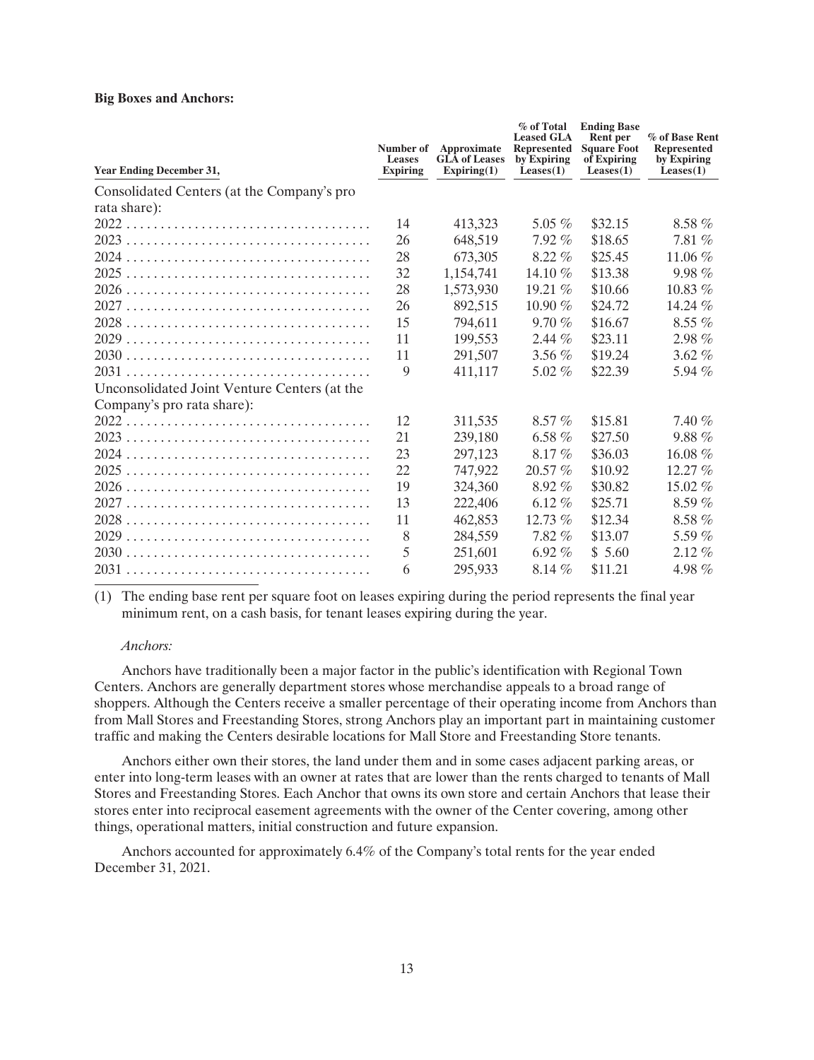**Big Boxes and Anchors:**

| Year Ending December 31, | Number of Leases Expiring | Approximate GLA of Leases Expiring(1) | % of Total Leased GLA Represented by Expiring Leases(1) | Ending Base Rent per Square Foot of Expiring Leases(1) | % of Base Rent Represented by Expiring Leases(1) |
|---|---|---|---|---|---|
| Consolidated Centers (at the Company's pro rata share): | | | | | |
| 2022 | 14 | 413,323 | 5.05 % | $32.15 | 8.58 % |
| 2023 | 26 | 648,519 | 7.92 % | $18.65 | 7.81 % |
| 2024 | 28 | 673,305 | 8.22 % | $25.45 | 11.06 % |
| 2025 | 32 | 1,154,741 | 14.10 % | $13.38 | 9.98 % |
| 2026 | 28 | 1,573,930 | 19.21 % | $10.66 | 10.83 % |
| 2027 | 26 | 892,515 | 10.90 % | $24.72 | 14.24 % |
| 2028 | 15 | 794,611 | 9.70 % | $16.67 | 8.55 % |
| 2029 | 11 | 199,553 | 2.44 % | $23.11 | 2.98 % |
| 2030 | 11 | 291,507 | 3.56 % | $19.24 | 3.62 % |
| 2031 | 9 | 411,117 | 5.02 % | $22.39 | 5.94 % |
| Unconsolidated Joint Venture Centers (at the Company's pro rata share): | | | | | |
| 2022 | 12 | 311,535 | 8.57 % | $15.81 | 7.40 % |
| 2023 | 21 | 239,180 | 6.58 % | $27.50 | 9.88 % |
| 2024 | 23 | 297,123 | 8.17 % | $36.03 | 16.08 % |
| 2025 | 22 | 747,922 | 20.57 % | $10.92 | 12.27 % |
| 2026 | 19 | 324,360 | 8.92 % | $30.82 | 15.02 % |
| 2027 | 13 | 222,406 | 6.12 % | $25.71 | 8.59 % |
| 2028 | 11 | 462,853 | 12.73 % | $12.34 | 8.58 % |
| 2029 | 8 | 284,559 | 7.82 % | $13.07 | 5.59 % |
| 2030 | 5 | 251,601 | 6.92 % | $ 5.60 | 2.12 % |
| 2031 | 6 | 295,933 | 8.14 % | $11.21 | 4.98 % |

(1) The ending base rent per square foot on leases expiring during the period represents the final year minimum rent, on a cash basis, for tenant leases expiring during the year.

*Anchors:*

Anchors have traditionally been a major factor in the public's identification with Regional Town Centers. Anchors are generally department stores whose merchandise appeals to a broad range of shoppers. Although the Centers receive a smaller percentage of their operating income from Anchors than from Mall Stores and Freestanding Stores, strong Anchors play an important part in maintaining customer traffic and making the Centers desirable locations for Mall Store and Freestanding Store tenants.

Anchors either own their stores, the land under them and in some cases adjacent parking areas, or enter into long-term leases with an owner at rates that are lower than the rents charged to tenants of Mall Stores and Freestanding Stores. Each Anchor that owns its own store and certain Anchors that lease their stores enter into reciprocal easement agreements with the owner of the Center covering, among other things, operational matters, initial construction and future expansion.

Anchors accounted for approximately 6.4% of the Company's total rents for the year ended December 31, 2021.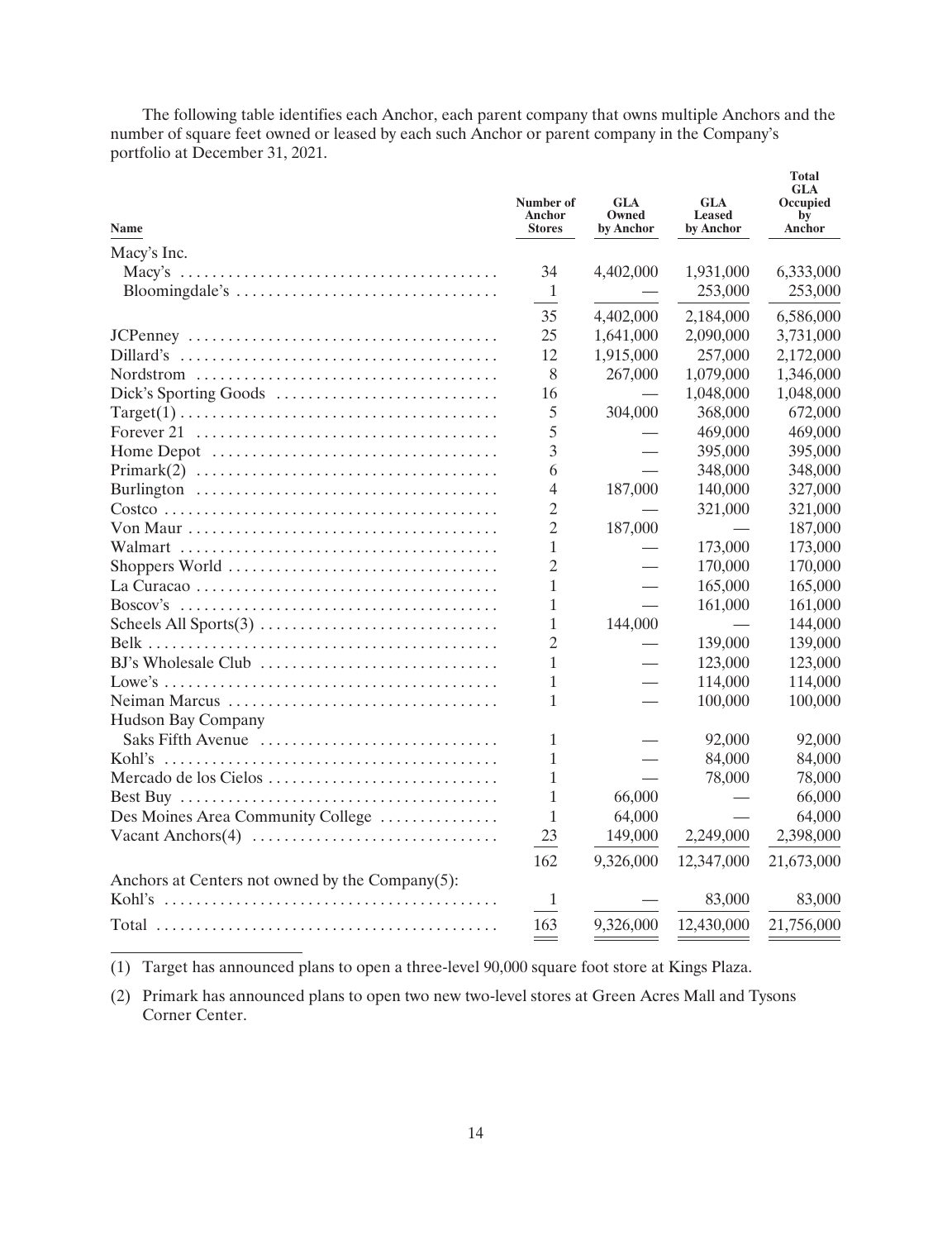The following table identifies each Anchor, each parent company that owns multiple Anchors and the number of square feet owned or leased by each such Anchor or parent company in the Company's portfolio at December 31, 2021.

| Name | Number of Anchor Stores | GLA Owned by Anchor | GLA Leased by Anchor | Total GLA Occupied by Anchor |
|---|---|---|---|---|
| Macy's Inc. | | | | |
| Macy's | 34 | 4,402,000 | 1,931,000 | 6,333,000 |
| Bloomingdale's | 1 | — | 253,000 | 253,000 |
| | 35 | 4,402,000 | 2,184,000 | 6,586,000 |
| JCPenney | 25 | 1,641,000 | 2,090,000 | 3,731,000 |
| Dillard's | 12 | 1,915,000 | 257,000 | 2,172,000 |
| Nordstrom | 8 | 267,000 | 1,079,000 | 1,346,000 |
| Dick's Sporting Goods | 16 | — | 1,048,000 | 1,048,000 |
| Target(1) | 5 | 304,000 | 368,000 | 672,000 |
| Forever 21 | 5 | — | 469,000 | 469,000 |
| Home Depot | 3 | — | 395,000 | 395,000 |
| Primark(2) | 6 | — | 348,000 | 348,000 |
| Burlington | 4 | 187,000 | 140,000 | 327,000 |
| Costco | 2 | — | 321,000 | 321,000 |
| Von Maur | 2 | 187,000 | — | 187,000 |
| Walmart | 1 | — | 173,000 | 173,000 |
| Shoppers World | 2 | — | 170,000 | 170,000 |
| La Curacao | 1 | — | 165,000 | 165,000 |
| Boscov's | 1 | — | 161,000 | 161,000 |
| Scheels All Sports(3) | 1 | 144,000 | — | 144,000 |
| Belk | 2 | — | 139,000 | 139,000 |
| BJ's Wholesale Club | 1 | — | 123,000 | 123,000 |
| Lowe's | 1 | — | 114,000 | 114,000 |
| Neiman Marcus | 1 | — | 100,000 | 100,000 |
| Hudson Bay Company | | | | |
| Saks Fifth Avenue | 1 | — | 92,000 | 92,000 |
| Kohl's | 1 | — | 84,000 | 84,000 |
| Mercado de los Cielos | 1 | — | 78,000 | 78,000 |
| Best Buy | 1 | 66,000 | — | 66,000 |
| Des Moines Area Community College | 1 | 64,000 | — | 64,000 |
| Vacant Anchors(4) | 23 | 149,000 | 2,249,000 | 2,398,000 |
| | 162 | 9,326,000 | 12,347,000 | 21,673,000 |
| Anchors at Centers not owned by the Company(5): | | | | |
| Kohl's | 1 | — | 83,000 | 83,000 |
| Total | 163 | 9,326,000 | 12,430,000 | 21,756,000 |

(1) Target has announced plans to open a three-level 90,000 square foot store at Kings Plaza.

(2) Primark has announced plans to open two new two-level stores at Green Acres Mall and Tysons Corner Center.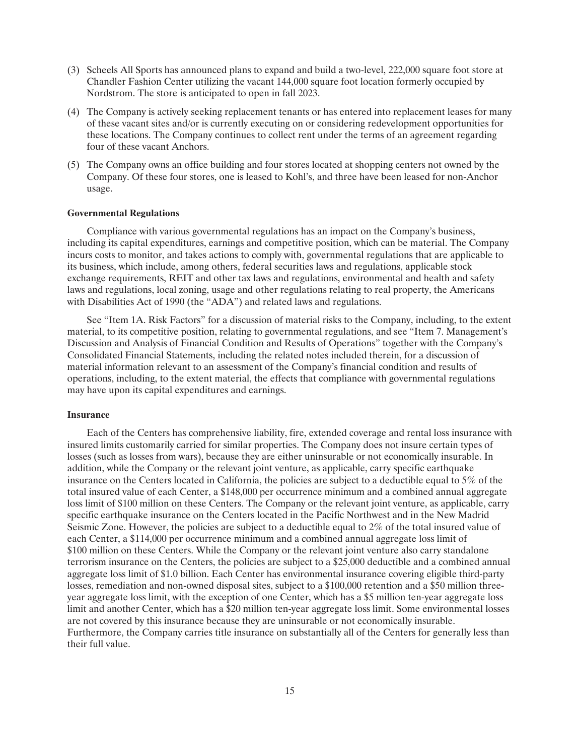(3) Scheels All Sports has announced plans to expand and build a two-level, 222,000 square foot store at Chandler Fashion Center utilizing the vacant 144,000 square foot location formerly occupied by Nordstrom. The store is anticipated to open in fall 2023.

(4) The Company is actively seeking replacement tenants or has entered into replacement leases for many of these vacant sites and/or is currently executing on or considering redevelopment opportunities for these locations. The Company continues to collect rent under the terms of an agreement regarding four of these vacant Anchors.

(5) The Company owns an office building and four stores located at shopping centers not owned by the Company. Of these four stores, one is leased to Kohl's, and three have been leased for non-Anchor usage.

**Governmental Regulations**

Compliance with various governmental regulations has an impact on the Company's business, including its capital expenditures, earnings and competitive position, which can be material. The Company incurs costs to monitor, and takes actions to comply with, governmental regulations that are applicable to its business, which include, among others, federal securities laws and regulations, applicable stock exchange requirements, REIT and other tax laws and regulations, environmental and health and safety laws and regulations, local zoning, usage and other regulations relating to real property, the Americans with Disabilities Act of 1990 (the "ADA") and related laws and regulations.

See "Item 1A. Risk Factors" for a discussion of material risks to the Company, including, to the extent material, to its competitive position, relating to governmental regulations, and see "Item 7. Management's Discussion and Analysis of Financial Condition and Results of Operations" together with the Company's Consolidated Financial Statements, including the related notes included therein, for a discussion of material information relevant to an assessment of the Company's financial condition and results of operations, including, to the extent material, the effects that compliance with governmental regulations may have upon its capital expenditures and earnings.

**Insurance**

Each of the Centers has comprehensive liability, fire, extended coverage and rental loss insurance with insured limits customarily carried for similar properties. The Company does not insure certain types of losses (such as losses from wars), because they are either uninsurable or not economically insurable. In addition, while the Company or the relevant joint venture, as applicable, carry specific earthquake insurance on the Centers located in California, the policies are subject to a deductible equal to 5% of the total insured value of each Center, a $148,000 per occurrence minimum and a combined annual aggregate loss limit of $100 million on these Centers. The Company or the relevant joint venture, as applicable, carry specific earthquake insurance on the Centers located in the Pacific Northwest and in the New Madrid Seismic Zone. However, the policies are subject to a deductible equal to 2% of the total insured value of each Center, a $114,000 per occurrence minimum and a combined annual aggregate loss limit of $100 million on these Centers. While the Company or the relevant joint venture also carry standalone terrorism insurance on the Centers, the policies are subject to a $25,000 deductible and a combined annual aggregate loss limit of $1.0 billion. Each Center has environmental insurance covering eligible third-party losses, remediation and non-owned disposal sites, subject to a $100,000 retention and a $50 million three-year aggregate loss limit, with the exception of one Center, which has a $5 million ten-year aggregate loss limit and another Center, which has a $20 million ten-year aggregate loss limit. Some environmental losses are not covered by this insurance because they are uninsurable or not economically insurable. Furthermore, the Company carries title insurance on substantially all of the Centers for generally less than their full value.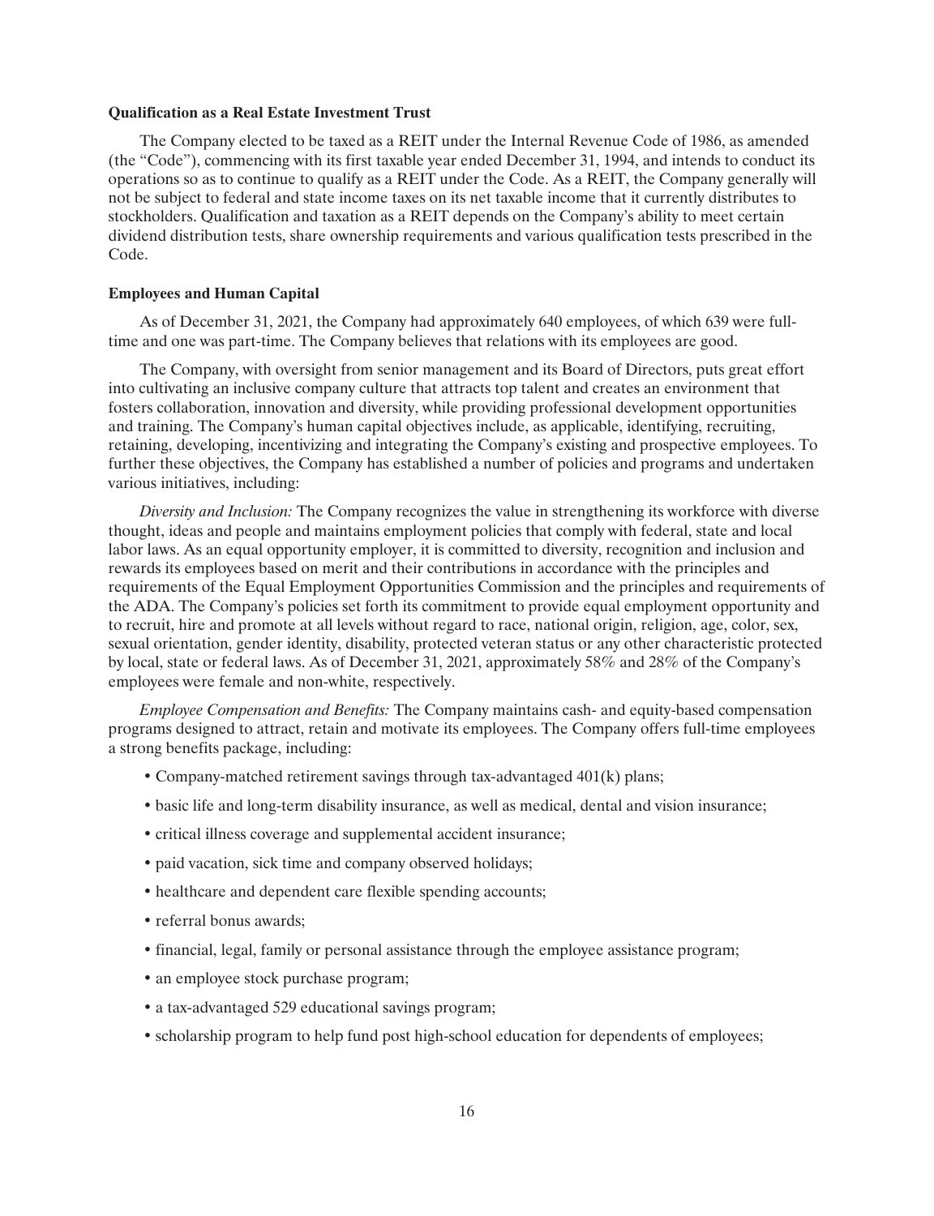**Qualification as a Real Estate Investment Trust**

The Company elected to be taxed as a REIT under the Internal Revenue Code of 1986, as amended (the "Code"), commencing with its first taxable year ended December 31, 1994, and intends to conduct its operations so as to continue to qualify as a REIT under the Code. As a REIT, the Company generally will not be subject to federal and state income taxes on its net taxable income that it currently distributes to stockholders. Qualification and taxation as a REIT depends on the Company's ability to meet certain dividend distribution tests, share ownership requirements and various qualification tests prescribed in the Code.

**Employees and Human Capital**

As of December 31, 2021, the Company had approximately 640 employees, of which 639 were full-time and one was part-time. The Company believes that relations with its employees are good.

The Company, with oversight from senior management and its Board of Directors, puts great effort into cultivating an inclusive company culture that attracts top talent and creates an environment that fosters collaboration, innovation and diversity, while providing professional development opportunities and training. The Company's human capital objectives include, as applicable, identifying, recruiting, retaining, developing, incentivizing and integrating the Company's existing and prospective employees. To further these objectives, the Company has established a number of policies and programs and undertaken various initiatives, including:

*Diversity and Inclusion:* The Company recognizes the value in strengthening its workforce with diverse thought, ideas and people and maintains employment policies that comply with federal, state and local labor laws. As an equal opportunity employer, it is committed to diversity, recognition and inclusion and rewards its employees based on merit and their contributions in accordance with the principles and requirements of the Equal Employment Opportunities Commission and the principles and requirements of the ADA. The Company's policies set forth its commitment to provide equal employment opportunity and to recruit, hire and promote at all levels without regard to race, national origin, religion, age, color, sex, sexual orientation, gender identity, disability, protected veteran status or any other characteristic protected by local, state or federal laws. As of December 31, 2021, approximately 58% and 28% of the Company's employees were female and non-white, respectively.

*Employee Compensation and Benefits:* The Company maintains cash- and equity-based compensation programs designed to attract, retain and motivate its employees. The Company offers full-time employees a strong benefits package, including:

- Company-matched retirement savings through tax-advantaged 401(k) plans;
- basic life and long-term disability insurance, as well as medical, dental and vision insurance;
- critical illness coverage and supplemental accident insurance;
- paid vacation, sick time and company observed holidays;
- healthcare and dependent care flexible spending accounts;
- referral bonus awards;
- financial, legal, family or personal assistance through the employee assistance program;
- an employee stock purchase program;
- a tax-advantaged 529 educational savings program;
- scholarship program to help fund post high-school education for dependents of employees;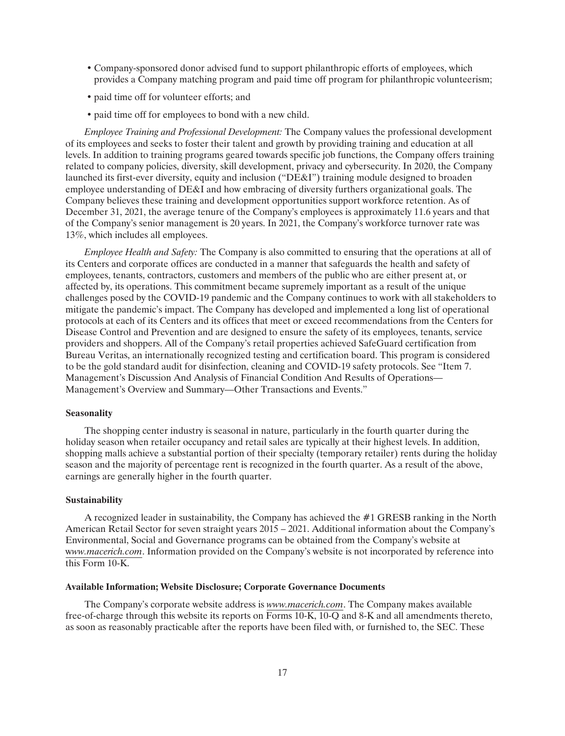- Company-sponsored donor advised fund to support philanthropic efforts of employees, which provides a Company matching program and paid time off program for philanthropic volunteerism;
- paid time off for volunteer efforts; and
- paid time off for employees to bond with a new child.

*Employee Training and Professional Development:* The Company values the professional development of its employees and seeks to foster their talent and growth by providing training and education at all levels. In addition to training programs geared towards specific job functions, the Company offers training related to company policies, diversity, skill development, privacy and cybersecurity. In 2020, the Company launched its first-ever diversity, equity and inclusion ("DE&I") training module designed to broaden employee understanding of DE&I and how embracing of diversity furthers organizational goals. The Company believes these training and development opportunities support workforce retention. As of December 31, 2021, the average tenure of the Company's employees is approximately 11.6 years and that of the Company's senior management is 20 years. In 2021, the Company's workforce turnover rate was 13%, which includes all employees.

*Employee Health and Safety:* The Company is also committed to ensuring that the operations at all of its Centers and corporate offices are conducted in a manner that safeguards the health and safety of employees, tenants, contractors, customers and members of the public who are either present at, or affected by, its operations. This commitment became supremely important as a result of the unique challenges posed by the COVID-19 pandemic and the Company continues to work with all stakeholders to mitigate the pandemic's impact. The Company has developed and implemented a long list of operational protocols at each of its Centers and its offices that meet or exceed recommendations from the Centers for Disease Control and Prevention and are designed to ensure the safety of its employees, tenants, service providers and shoppers. All of the Company's retail properties achieved SafeGuard certification from Bureau Veritas, an internationally recognized testing and certification board. This program is considered to be the gold standard audit for disinfection, cleaning and COVID-19 safety protocols. See "Item 7. Management's Discussion And Analysis of Financial Condition And Results of Operations—Management's Overview and Summary—Other Transactions and Events."

**Seasonality**

The shopping center industry is seasonal in nature, particularly in the fourth quarter during the holiday season when retailer occupancy and retail sales are typically at their highest levels. In addition, shopping malls achieve a substantial portion of their specialty (temporary retailer) rents during the holiday season and the majority of percentage rent is recognized in the fourth quarter. As a result of the above, earnings are generally higher in the fourth quarter.

**Sustainability**

A recognized leader in sustainability, the Company has achieved the #1 GRESB ranking in the North American Retail Sector for seven straight years 2015 – 2021. Additional information about the Company's Environmental, Social and Governance programs can be obtained from the Company's website at *www.macerich.com*. Information provided on the Company's website is not incorporated by reference into this Form 10-K.

**Available Information; Website Disclosure; Corporate Governance Documents**

The Company's corporate website address is *www.macerich.com*. The Company makes available free-of-charge through this website its reports on Forms 10-K, 10-Q and 8-K and all amendments thereto, as soon as reasonably practicable after the reports have been filed with, or furnished to, the SEC. These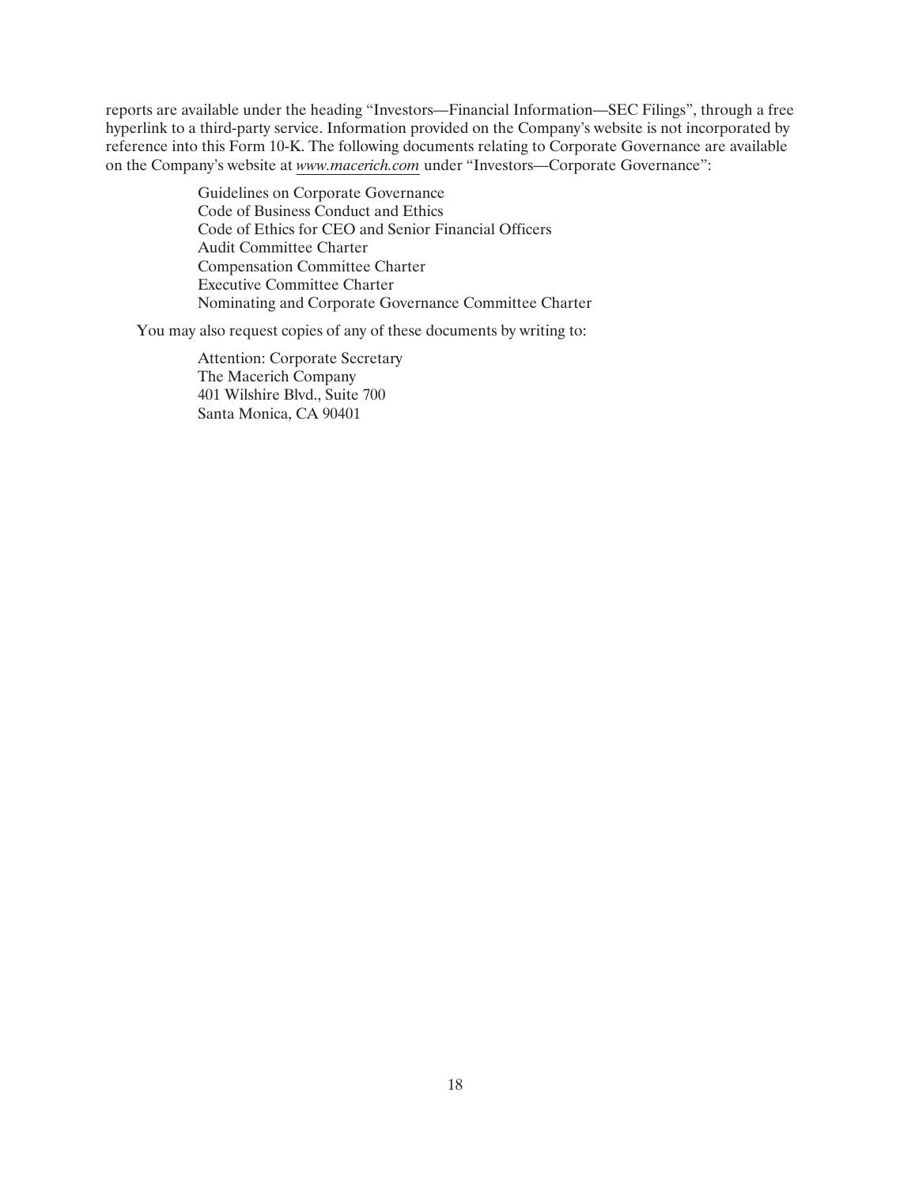reports are available under the heading "Investors—Financial Information—SEC Filings", through a free hyperlink to a third-party service. Information provided on the Company's website is not incorporated by reference into this Form 10-K. The following documents relating to Corporate Governance are available on the Company's website at *www.macerich.com* under "Investors—Corporate Governance":

Guidelines on Corporate Governance
Code of Business Conduct and Ethics
Code of Ethics for CEO and Senior Financial Officers
Audit Committee Charter
Compensation Committee Charter
Executive Committee Charter
Nominating and Corporate Governance Committee Charter

You may also request copies of any of these documents by writing to:

Attention: Corporate Secretary
The Macerich Company
401 Wilshire Blvd., Suite 700
Santa Monica, CA 90401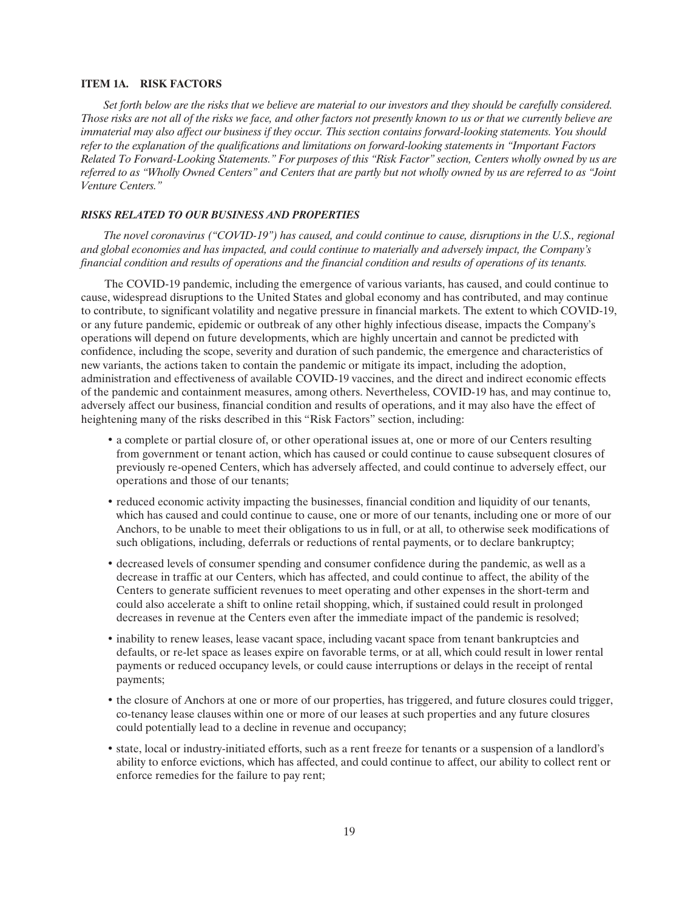## ITEM 1A. RISK FACTORS

*Set forth below are the risks that we believe are material to our investors and they should be carefully considered. Those risks are not all of the risks we face, and other factors not presently known to us or that we currently believe are immaterial may also affect our business if they occur. This section contains forward-looking statements. You should refer to the explanation of the qualifications and limitations on forward-looking statements in "Important Factors Related To Forward-Looking Statements." For purposes of this "Risk Factor" section, Centers wholly owned by us are referred to as "Wholly Owned Centers" and Centers that are partly but not wholly owned by us are referred to as "Joint Venture Centers."*

### *RISKS RELATED TO OUR BUSINESS AND PROPERTIES*

*The novel coronavirus ("COVID-19") has caused, and could continue to cause, disruptions in the U.S., regional and global economies and has impacted, and could continue to materially and adversely impact, the Company's financial condition and results of operations and the financial condition and results of operations of its tenants.*

The COVID-19 pandemic, including the emergence of various variants, has caused, and could continue to cause, widespread disruptions to the United States and global economy and has contributed, and may continue to contribute, to significant volatility and negative pressure in financial markets. The extent to which COVID-19, or any future pandemic, epidemic or outbreak of any other highly infectious disease, impacts the Company's operations will depend on future developments, which are highly uncertain and cannot be predicted with confidence, including the scope, severity and duration of such pandemic, the emergence and characteristics of new variants, the actions taken to contain the pandemic or mitigate its impact, including the adoption, administration and effectiveness of available COVID-19 vaccines, and the direct and indirect economic effects of the pandemic and containment measures, among others. Nevertheless, COVID-19 has, and may continue to, adversely affect our business, financial condition and results of operations, and it may also have the effect of heightening many of the risks described in this "Risk Factors" section, including:

- a complete or partial closure of, or other operational issues at, one or more of our Centers resulting from government or tenant action, which has caused or could continue to cause subsequent closures of previously re-opened Centers, which has adversely affected, and could continue to adversely effect, our operations and those of our tenants;
- reduced economic activity impacting the businesses, financial condition and liquidity of our tenants, which has caused and could continue to cause, one or more of our tenants, including one or more of our Anchors, to be unable to meet their obligations to us in full, or at all, to otherwise seek modifications of such obligations, including, deferrals or reductions of rental payments, or to declare bankruptcy;
- decreased levels of consumer spending and consumer confidence during the pandemic, as well as a decrease in traffic at our Centers, which has affected, and could continue to affect, the ability of the Centers to generate sufficient revenues to meet operating and other expenses in the short-term and could also accelerate a shift to online retail shopping, which, if sustained could result in prolonged decreases in revenue at the Centers even after the immediate impact of the pandemic is resolved;
- inability to renew leases, lease vacant space, including vacant space from tenant bankruptcies and defaults, or re-let space as leases expire on favorable terms, or at all, which could result in lower rental payments or reduced occupancy levels, or could cause interruptions or delays in the receipt of rental payments;
- the closure of Anchors at one or more of our properties, has triggered, and future closures could trigger, co-tenancy lease clauses within one or more of our leases at such properties and any future closures could potentially lead to a decline in revenue and occupancy;
- state, local or industry-initiated efforts, such as a rent freeze for tenants or a suspension of a landlord's ability to enforce evictions, which has affected, and could continue to affect, our ability to collect rent or enforce remedies for the failure to pay rent;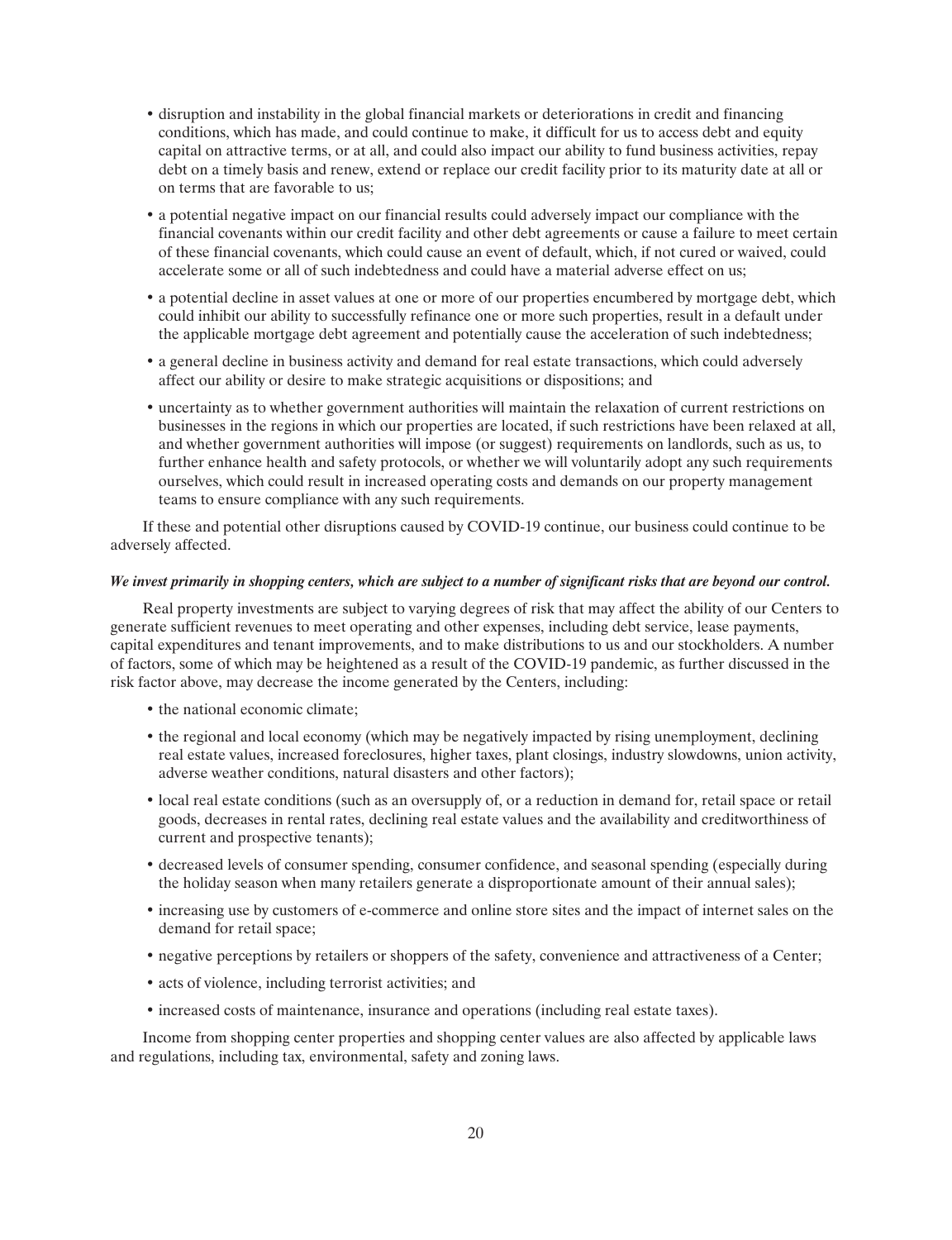- disruption and instability in the global financial markets or deteriorations in credit and financing conditions, which has made, and could continue to make, it difficult for us to access debt and equity capital on attractive terms, or at all, and could also impact our ability to fund business activities, repay debt on a timely basis and renew, extend or replace our credit facility prior to its maturity date at all or on terms that are favorable to us;
- a potential negative impact on our financial results could adversely impact our compliance with the financial covenants within our credit facility and other debt agreements or cause a failure to meet certain of these financial covenants, which could cause an event of default, which, if not cured or waived, could accelerate some or all of such indebtedness and could have a material adverse effect on us;
- a potential decline in asset values at one or more of our properties encumbered by mortgage debt, which could inhibit our ability to successfully refinance one or more such properties, result in a default under the applicable mortgage debt agreement and potentially cause the acceleration of such indebtedness;
- a general decline in business activity and demand for real estate transactions, which could adversely affect our ability or desire to make strategic acquisitions or dispositions; and
- uncertainty as to whether government authorities will maintain the relaxation of current restrictions on businesses in the regions in which our properties are located, if such restrictions have been relaxed at all, and whether government authorities will impose (or suggest) requirements on landlords, such as us, to further enhance health and safety protocols, or whether we will voluntarily adopt any such requirements ourselves, which could result in increased operating costs and demands on our property management teams to ensure compliance with any such requirements.

If these and potential other disruptions caused by COVID-19 continue, our business could continue to be adversely affected.

***We invest primarily in shopping centers, which are subject to a number of significant risks that are beyond our control.***

Real property investments are subject to varying degrees of risk that may affect the ability of our Centers to generate sufficient revenues to meet operating and other expenses, including debt service, lease payments, capital expenditures and tenant improvements, and to make distributions to us and our stockholders. A number of factors, some of which may be heightened as a result of the COVID-19 pandemic, as further discussed in the risk factor above, may decrease the income generated by the Centers, including:

- the national economic climate;
- the regional and local economy (which may be negatively impacted by rising unemployment, declining real estate values, increased foreclosures, higher taxes, plant closings, industry slowdowns, union activity, adverse weather conditions, natural disasters and other factors);
- local real estate conditions (such as an oversupply of, or a reduction in demand for, retail space or retail goods, decreases in rental rates, declining real estate values and the availability and creditworthiness of current and prospective tenants);
- decreased levels of consumer spending, consumer confidence, and seasonal spending (especially during the holiday season when many retailers generate a disproportionate amount of their annual sales);
- increasing use by customers of e-commerce and online store sites and the impact of internet sales on the demand for retail space;
- negative perceptions by retailers or shoppers of the safety, convenience and attractiveness of a Center;
- acts of violence, including terrorist activities; and
- increased costs of maintenance, insurance and operations (including real estate taxes).

Income from shopping center properties and shopping center values are also affected by applicable laws and regulations, including tax, environmental, safety and zoning laws.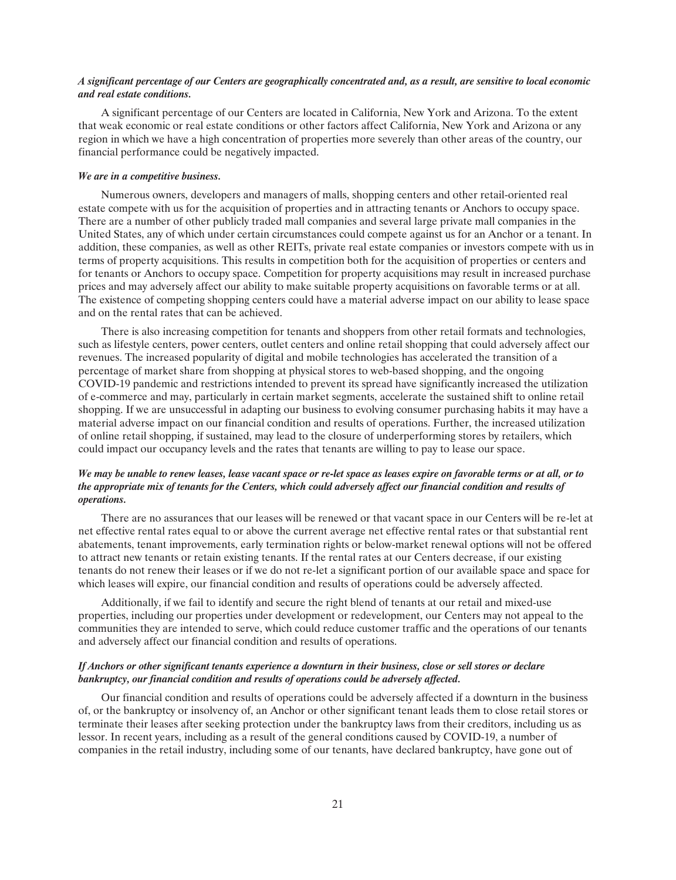***A significant percentage of our Centers are geographically concentrated and, as a result, are sensitive to local economic and real estate conditions.***

A significant percentage of our Centers are located in California, New York and Arizona. To the extent that weak economic or real estate conditions or other factors affect California, New York and Arizona or any region in which we have a high concentration of properties more severely than other areas of the country, our financial performance could be negatively impacted.

***We are in a competitive business.***

Numerous owners, developers and managers of malls, shopping centers and other retail-oriented real estate compete with us for the acquisition of properties and in attracting tenants or Anchors to occupy space. There are a number of other publicly traded mall companies and several large private mall companies in the United States, any of which under certain circumstances could compete against us for an Anchor or a tenant. In addition, these companies, as well as other REITs, private real estate companies or investors compete with us in terms of property acquisitions. This results in competition both for the acquisition of properties or centers and for tenants or Anchors to occupy space. Competition for property acquisitions may result in increased purchase prices and may adversely affect our ability to make suitable property acquisitions on favorable terms or at all. The existence of competing shopping centers could have a material adverse impact on our ability to lease space and on the rental rates that can be achieved.

There is also increasing competition for tenants and shoppers from other retail formats and technologies, such as lifestyle centers, power centers, outlet centers and online retail shopping that could adversely affect our revenues. The increased popularity of digital and mobile technologies has accelerated the transition of a percentage of market share from shopping at physical stores to web-based shopping, and the ongoing COVID-19 pandemic and restrictions intended to prevent its spread have significantly increased the utilization of e-commerce and may, particularly in certain market segments, accelerate the sustained shift to online retail shopping. If we are unsuccessful in adapting our business to evolving consumer purchasing habits it may have a material adverse impact on our financial condition and results of operations. Further, the increased utilization of online retail shopping, if sustained, may lead to the closure of underperforming stores by retailers, which could impact our occupancy levels and the rates that tenants are willing to pay to lease our space.

***We may be unable to renew leases, lease vacant space or re-let space as leases expire on favorable terms or at all, or to the appropriate mix of tenants for the Centers, which could adversely affect our financial condition and results of operations.***

There are no assurances that our leases will be renewed or that vacant space in our Centers will be re-let at net effective rental rates equal to or above the current average net effective rental rates or that substantial rent abatements, tenant improvements, early termination rights or below-market renewal options will not be offered to attract new tenants or retain existing tenants. If the rental rates at our Centers decrease, if our existing tenants do not renew their leases or if we do not re-let a significant portion of our available space and space for which leases will expire, our financial condition and results of operations could be adversely affected.

Additionally, if we fail to identify and secure the right blend of tenants at our retail and mixed-use properties, including our properties under development or redevelopment, our Centers may not appeal to the communities they are intended to serve, which could reduce customer traffic and the operations of our tenants and adversely affect our financial condition and results of operations.

***If Anchors or other significant tenants experience a downturn in their business, close or sell stores or declare bankruptcy, our financial condition and results of operations could be adversely affected.***

Our financial condition and results of operations could be adversely affected if a downturn in the business of, or the bankruptcy or insolvency of, an Anchor or other significant tenant leads them to close retail stores or terminate their leases after seeking protection under the bankruptcy laws from their creditors, including us as lessor. In recent years, including as a result of the general conditions caused by COVID-19, a number of companies in the retail industry, including some of our tenants, have declared bankruptcy, have gone out of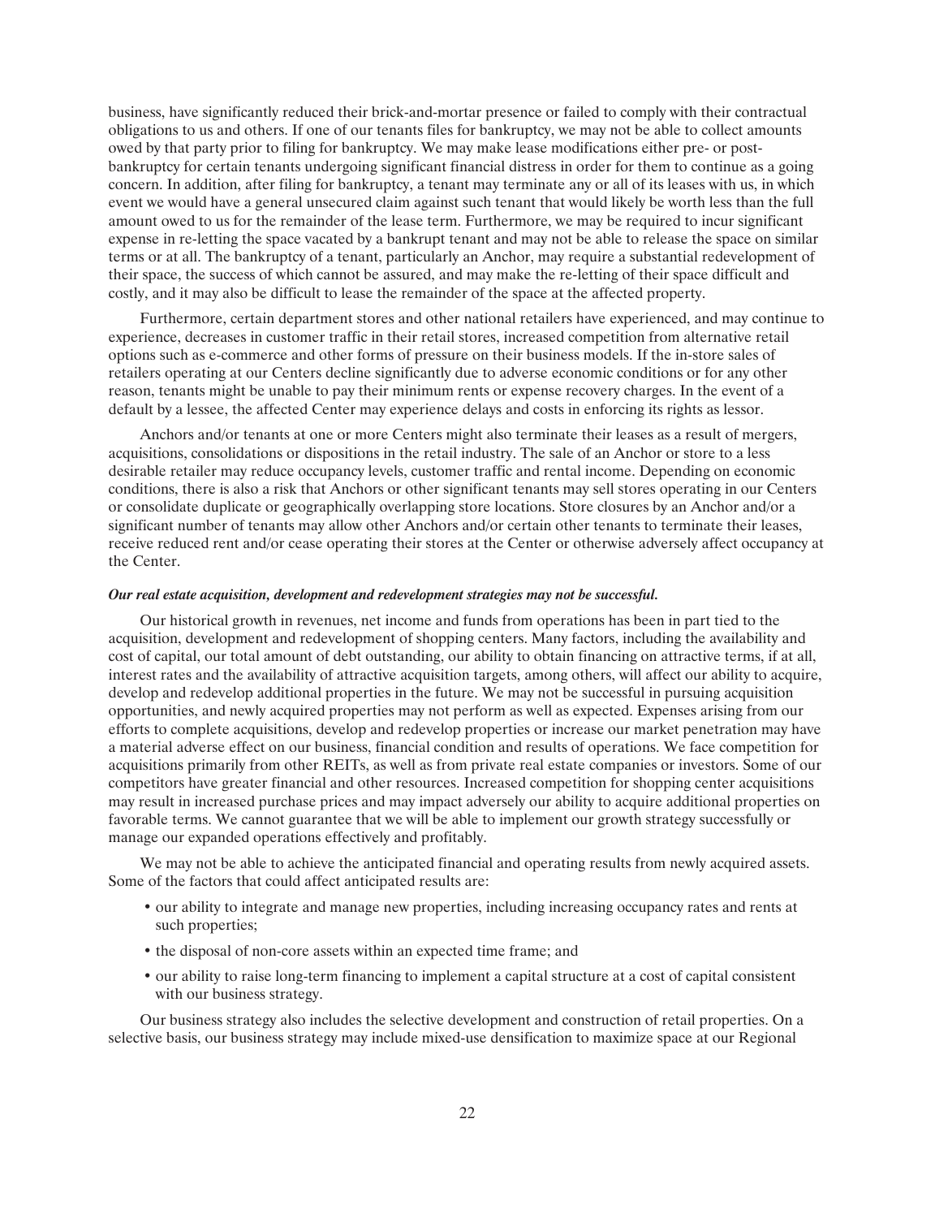business, have significantly reduced their brick-and-mortar presence or failed to comply with their contractual obligations to us and others. If one of our tenants files for bankruptcy, we may not be able to collect amounts owed by that party prior to filing for bankruptcy. We may make lease modifications either pre- or post-bankruptcy for certain tenants undergoing significant financial distress in order for them to continue as a going concern. In addition, after filing for bankruptcy, a tenant may terminate any or all of its leases with us, in which event we would have a general unsecured claim against such tenant that would likely be worth less than the full amount owed to us for the remainder of the lease term. Furthermore, we may be required to incur significant expense in re-letting the space vacated by a bankrupt tenant and may not be able to release the space on similar terms or at all. The bankruptcy of a tenant, particularly an Anchor, may require a substantial redevelopment of their space, the success of which cannot be assured, and may make the re-letting of their space difficult and costly, and it may also be difficult to lease the remainder of the space at the affected property.

Furthermore, certain department stores and other national retailers have experienced, and may continue to experience, decreases in customer traffic in their retail stores, increased competition from alternative retail options such as e-commerce and other forms of pressure on their business models. If the in-store sales of retailers operating at our Centers decline significantly due to adverse economic conditions or for any other reason, tenants might be unable to pay their minimum rents or expense recovery charges. In the event of a default by a lessee, the affected Center may experience delays and costs in enforcing its rights as lessor.

Anchors and/or tenants at one or more Centers might also terminate their leases as a result of mergers, acquisitions, consolidations or dispositions in the retail industry. The sale of an Anchor or store to a less desirable retailer may reduce occupancy levels, customer traffic and rental income. Depending on economic conditions, there is also a risk that Anchors or other significant tenants may sell stores operating in our Centers or consolidate duplicate or geographically overlapping store locations. Store closures by an Anchor and/or a significant number of tenants may allow other Anchors and/or certain other tenants to terminate their leases, receive reduced rent and/or cease operating their stores at the Center or otherwise adversely affect occupancy at the Center.

***Our real estate acquisition, development and redevelopment strategies may not be successful.***

Our historical growth in revenues, net income and funds from operations has been in part tied to the acquisition, development and redevelopment of shopping centers. Many factors, including the availability and cost of capital, our total amount of debt outstanding, our ability to obtain financing on attractive terms, if at all, interest rates and the availability of attractive acquisition targets, among others, will affect our ability to acquire, develop and redevelop additional properties in the future. We may not be successful in pursuing acquisition opportunities, and newly acquired properties may not perform as well as expected. Expenses arising from our efforts to complete acquisitions, develop and redevelop properties or increase our market penetration may have a material adverse effect on our business, financial condition and results of operations. We face competition for acquisitions primarily from other REITs, as well as from private real estate companies or investors. Some of our competitors have greater financial and other resources. Increased competition for shopping center acquisitions may result in increased purchase prices and may impact adversely our ability to acquire additional properties on favorable terms. We cannot guarantee that we will be able to implement our growth strategy successfully or manage our expanded operations effectively and profitably.

We may not be able to achieve the anticipated financial and operating results from newly acquired assets. Some of the factors that could affect anticipated results are:

- our ability to integrate and manage new properties, including increasing occupancy rates and rents at such properties;
- the disposal of non-core assets within an expected time frame; and
- our ability to raise long-term financing to implement a capital structure at a cost of capital consistent with our business strategy.

Our business strategy also includes the selective development and construction of retail properties. On a selective basis, our business strategy may include mixed-use densification to maximize space at our Regional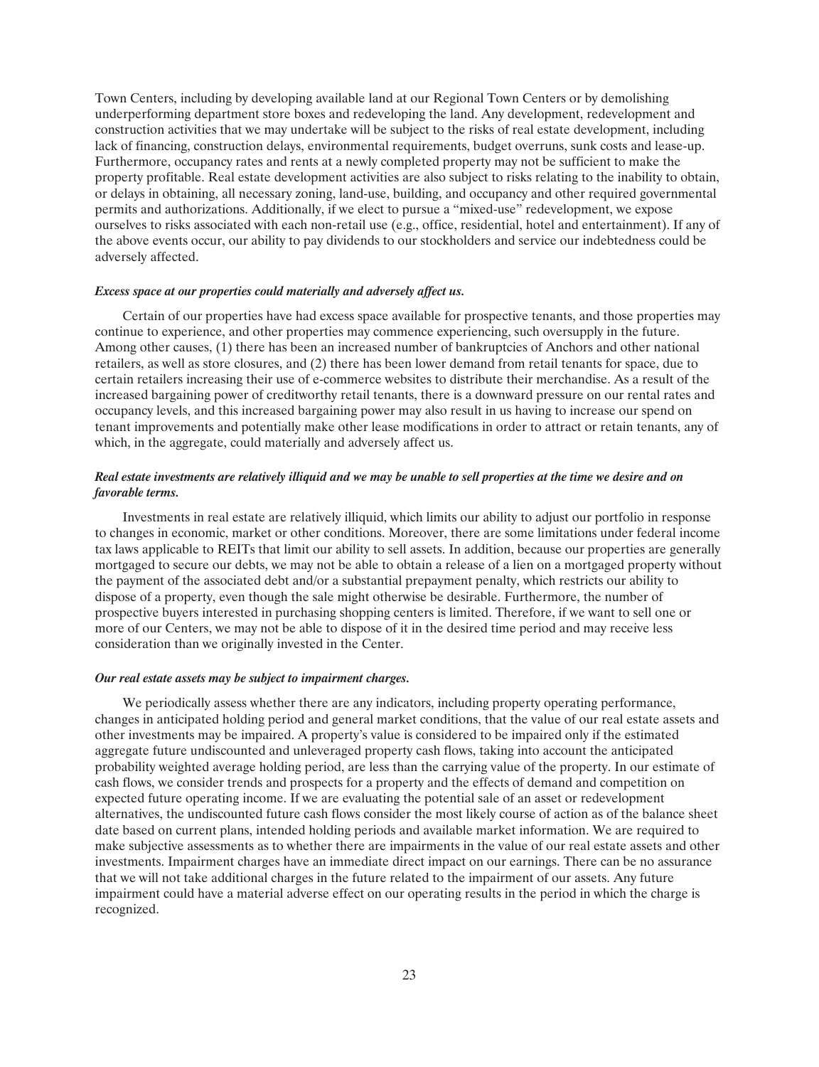Town Centers, including by developing available land at our Regional Town Centers or by demolishing underperforming department store boxes and redeveloping the land. Any development, redevelopment and construction activities that we may undertake will be subject to the risks of real estate development, including lack of financing, construction delays, environmental requirements, budget overruns, sunk costs and lease-up. Furthermore, occupancy rates and rents at a newly completed property may not be sufficient to make the property profitable. Real estate development activities are also subject to risks relating to the inability to obtain, or delays in obtaining, all necessary zoning, land-use, building, and occupancy and other required governmental permits and authorizations. Additionally, if we elect to pursue a "mixed-use" redevelopment, we expose ourselves to risks associated with each non-retail use (e.g., office, residential, hotel and entertainment). If any of the above events occur, our ability to pay dividends to our stockholders and service our indebtedness could be adversely affected.

***Excess space at our properties could materially and adversely affect us.***

Certain of our properties have had excess space available for prospective tenants, and those properties may continue to experience, and other properties may commence experiencing, such oversupply in the future. Among other causes, (1) there has been an increased number of bankruptcies of Anchors and other national retailers, as well as store closures, and (2) there has been lower demand from retail tenants for space, due to certain retailers increasing their use of e-commerce websites to distribute their merchandise. As a result of the increased bargaining power of creditworthy retail tenants, there is a downward pressure on our rental rates and occupancy levels, and this increased bargaining power may also result in us having to increase our spend on tenant improvements and potentially make other lease modifications in order to attract or retain tenants, any of which, in the aggregate, could materially and adversely affect us.

***Real estate investments are relatively illiquid and we may be unable to sell properties at the time we desire and on favorable terms.***

Investments in real estate are relatively illiquid, which limits our ability to adjust our portfolio in response to changes in economic, market or other conditions. Moreover, there are some limitations under federal income tax laws applicable to REITs that limit our ability to sell assets. In addition, because our properties are generally mortgaged to secure our debts, we may not be able to obtain a release of a lien on a mortgaged property without the payment of the associated debt and/or a substantial prepayment penalty, which restricts our ability to dispose of a property, even though the sale might otherwise be desirable. Furthermore, the number of prospective buyers interested in purchasing shopping centers is limited. Therefore, if we want to sell one or more of our Centers, we may not be able to dispose of it in the desired time period and may receive less consideration than we originally invested in the Center.

***Our real estate assets may be subject to impairment charges.***

We periodically assess whether there are any indicators, including property operating performance, changes in anticipated holding period and general market conditions, that the value of our real estate assets and other investments may be impaired. A property's value is considered to be impaired only if the estimated aggregate future undiscounted and unleveraged property cash flows, taking into account the anticipated probability weighted average holding period, are less than the carrying value of the property. In our estimate of cash flows, we consider trends and prospects for a property and the effects of demand and competition on expected future operating income. If we are evaluating the potential sale of an asset or redevelopment alternatives, the undiscounted future cash flows consider the most likely course of action as of the balance sheet date based on current plans, intended holding periods and available market information. We are required to make subjective assessments as to whether there are impairments in the value of our real estate assets and other investments. Impairment charges have an immediate direct impact on our earnings. There can be no assurance that we will not take additional charges in the future related to the impairment of our assets. Any future impairment could have a material adverse effect on our operating results in the period in which the charge is recognized.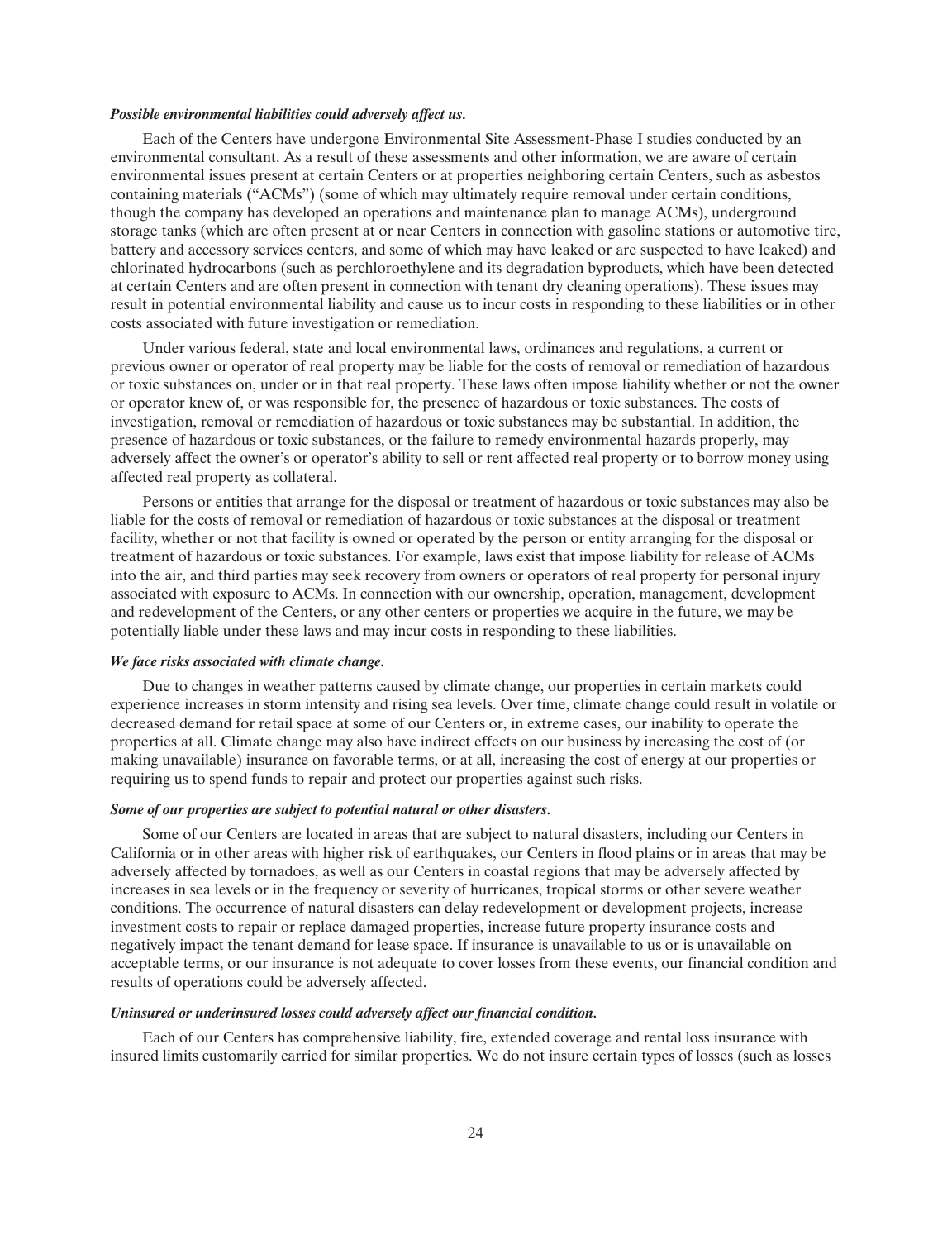***Possible environmental liabilities could adversely affect us.***

Each of the Centers have undergone Environmental Site Assessment-Phase I studies conducted by an environmental consultant. As a result of these assessments and other information, we are aware of certain environmental issues present at certain Centers or at properties neighboring certain Centers, such as asbestos containing materials ("ACMs") (some of which may ultimately require removal under certain conditions, though the company has developed an operations and maintenance plan to manage ACMs), underground storage tanks (which are often present at or near Centers in connection with gasoline stations or automotive tire, battery and accessory services centers, and some of which may have leaked or are suspected to have leaked) and chlorinated hydrocarbons (such as perchloroethylene and its degradation byproducts, which have been detected at certain Centers and are often present in connection with tenant dry cleaning operations). These issues may result in potential environmental liability and cause us to incur costs in responding to these liabilities or in other costs associated with future investigation or remediation.

Under various federal, state and local environmental laws, ordinances and regulations, a current or previous owner or operator of real property may be liable for the costs of removal or remediation of hazardous or toxic substances on, under or in that real property. These laws often impose liability whether or not the owner or operator knew of, or was responsible for, the presence of hazardous or toxic substances. The costs of investigation, removal or remediation of hazardous or toxic substances may be substantial. In addition, the presence of hazardous or toxic substances, or the failure to remedy environmental hazards properly, may adversely affect the owner's or operator's ability to sell or rent affected real property or to borrow money using affected real property as collateral.

Persons or entities that arrange for the disposal or treatment of hazardous or toxic substances may also be liable for the costs of removal or remediation of hazardous or toxic substances at the disposal or treatment facility, whether or not that facility is owned or operated by the person or entity arranging for the disposal or treatment of hazardous or toxic substances. For example, laws exist that impose liability for release of ACMs into the air, and third parties may seek recovery from owners or operators of real property for personal injury associated with exposure to ACMs. In connection with our ownership, operation, management, development and redevelopment of the Centers, or any other centers or properties we acquire in the future, we may be potentially liable under these laws and may incur costs in responding to these liabilities.

***We face risks associated with climate change.***

Due to changes in weather patterns caused by climate change, our properties in certain markets could experience increases in storm intensity and rising sea levels. Over time, climate change could result in volatile or decreased demand for retail space at some of our Centers or, in extreme cases, our inability to operate the properties at all. Climate change may also have indirect effects on our business by increasing the cost of (or making unavailable) insurance on favorable terms, or at all, increasing the cost of energy at our properties or requiring us to spend funds to repair and protect our properties against such risks.

***Some of our properties are subject to potential natural or other disasters.***

Some of our Centers are located in areas that are subject to natural disasters, including our Centers in California or in other areas with higher risk of earthquakes, our Centers in flood plains or in areas that may be adversely affected by tornadoes, as well as our Centers in coastal regions that may be adversely affected by increases in sea levels or in the frequency or severity of hurricanes, tropical storms or other severe weather conditions. The occurrence of natural disasters can delay redevelopment or development projects, increase investment costs to repair or replace damaged properties, increase future property insurance costs and negatively impact the tenant demand for lease space. If insurance is unavailable to us or is unavailable on acceptable terms, or our insurance is not adequate to cover losses from these events, our financial condition and results of operations could be adversely affected.

***Uninsured or underinsured losses could adversely affect our financial condition.***

Each of our Centers has comprehensive liability, fire, extended coverage and rental loss insurance with insured limits customarily carried for similar properties. We do not insure certain types of losses (such as losses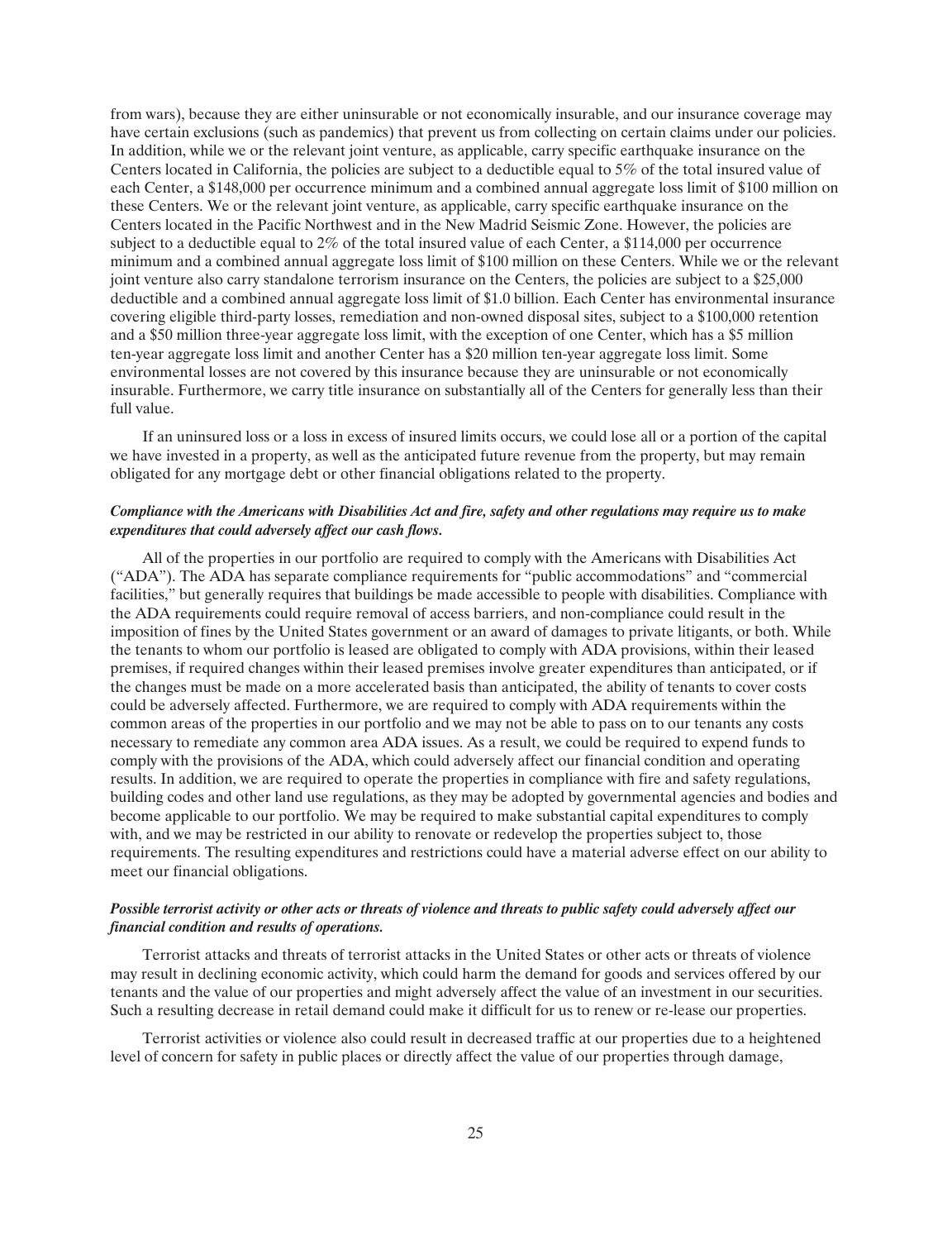from wars), because they are either uninsurable or not economically insurable, and our insurance coverage may have certain exclusions (such as pandemics) that prevent us from collecting on certain claims under our policies. In addition, while we or the relevant joint venture, as applicable, carry specific earthquake insurance on the Centers located in California, the policies are subject to a deductible equal to 5% of the total insured value of each Center, a $148,000 per occurrence minimum and a combined annual aggregate loss limit of $100 million on these Centers. We or the relevant joint venture, as applicable, carry specific earthquake insurance on the Centers located in the Pacific Northwest and in the New Madrid Seismic Zone. However, the policies are subject to a deductible equal to 2% of the total insured value of each Center, a $114,000 per occurrence minimum and a combined annual aggregate loss limit of $100 million on these Centers. While we or the relevant joint venture also carry standalone terrorism insurance on the Centers, the policies are subject to a $25,000 deductible and a combined annual aggregate loss limit of $1.0 billion. Each Center has environmental insurance covering eligible third-party losses, remediation and non-owned disposal sites, subject to a $100,000 retention and a $50 million three-year aggregate loss limit, with the exception of one Center, which has a $5 million ten-year aggregate loss limit and another Center has a $20 million ten-year aggregate loss limit. Some environmental losses are not covered by this insurance because they are uninsurable or not economically insurable. Furthermore, we carry title insurance on substantially all of the Centers for generally less than their full value.

If an uninsured loss or a loss in excess of insured limits occurs, we could lose all or a portion of the capital we have invested in a property, as well as the anticipated future revenue from the property, but may remain obligated for any mortgage debt or other financial obligations related to the property.

***Compliance with the Americans with Disabilities Act and fire, safety and other regulations may require us to make expenditures that could adversely affect our cash flows.***

All of the properties in our portfolio are required to comply with the Americans with Disabilities Act ("ADA"). The ADA has separate compliance requirements for "public accommodations" and "commercial facilities," but generally requires that buildings be made accessible to people with disabilities. Compliance with the ADA requirements could require removal of access barriers, and non-compliance could result in the imposition of fines by the United States government or an award of damages to private litigants, or both. While the tenants to whom our portfolio is leased are obligated to comply with ADA provisions, within their leased premises, if required changes within their leased premises involve greater expenditures than anticipated, or if the changes must be made on a more accelerated basis than anticipated, the ability of tenants to cover costs could be adversely affected. Furthermore, we are required to comply with ADA requirements within the common areas of the properties in our portfolio and we may not be able to pass on to our tenants any costs necessary to remediate any common area ADA issues. As a result, we could be required to expend funds to comply with the provisions of the ADA, which could adversely affect our financial condition and operating results. In addition, we are required to operate the properties in compliance with fire and safety regulations, building codes and other land use regulations, as they may be adopted by governmental agencies and bodies and become applicable to our portfolio. We may be required to make substantial capital expenditures to comply with, and we may be restricted in our ability to renovate or redevelop the properties subject to, those requirements. The resulting expenditures and restrictions could have a material adverse effect on our ability to meet our financial obligations.

***Possible terrorist activity or other acts or threats of violence and threats to public safety could adversely affect our financial condition and results of operations.***

Terrorist attacks and threats of terrorist attacks in the United States or other acts or threats of violence may result in declining economic activity, which could harm the demand for goods and services offered by our tenants and the value of our properties and might adversely affect the value of an investment in our securities. Such a resulting decrease in retail demand could make it difficult for us to renew or re-lease our properties.

Terrorist activities or violence also could result in decreased traffic at our properties due to a heightened level of concern for safety in public places or directly affect the value of our properties through damage,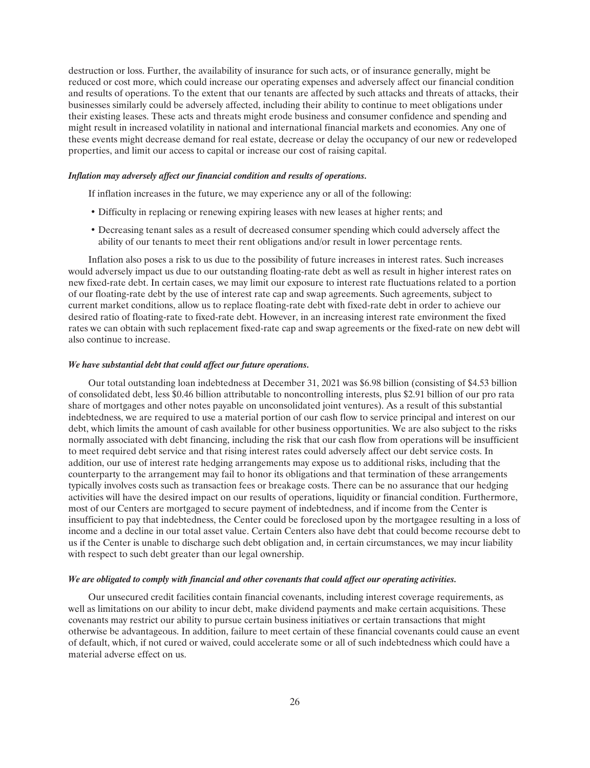destruction or loss. Further, the availability of insurance for such acts, or of insurance generally, might be reduced or cost more, which could increase our operating expenses and adversely affect our financial condition and results of operations. To the extent that our tenants are affected by such attacks and threats of attacks, their businesses similarly could be adversely affected, including their ability to continue to meet obligations under their existing leases. These acts and threats might erode business and consumer confidence and spending and might result in increased volatility in national and international financial markets and economies. Any one of these events might decrease demand for real estate, decrease or delay the occupancy of our new or redeveloped properties, and limit our access to capital or increase our cost of raising capital.

***Inflation may adversely affect our financial condition and results of operations.***

If inflation increases in the future, we may experience any or all of the following:

- Difficulty in replacing or renewing expiring leases with new leases at higher rents; and
- Decreasing tenant sales as a result of decreased consumer spending which could adversely affect the ability of our tenants to meet their rent obligations and/or result in lower percentage rents.

Inflation also poses a risk to us due to the possibility of future increases in interest rates. Such increases would adversely impact us due to our outstanding floating-rate debt as well as result in higher interest rates on new fixed-rate debt. In certain cases, we may limit our exposure to interest rate fluctuations related to a portion of our floating-rate debt by the use of interest rate cap and swap agreements. Such agreements, subject to current market conditions, allow us to replace floating-rate debt with fixed-rate debt in order to achieve our desired ratio of floating-rate to fixed-rate debt. However, in an increasing interest rate environment the fixed rates we can obtain with such replacement fixed-rate cap and swap agreements or the fixed-rate on new debt will also continue to increase.

***We have substantial debt that could affect our future operations.***

Our total outstanding loan indebtedness at December 31, 2021 was $6.98 billion (consisting of $4.53 billion of consolidated debt, less $0.46 billion attributable to noncontrolling interests, plus $2.91 billion of our pro rata share of mortgages and other notes payable on unconsolidated joint ventures). As a result of this substantial indebtedness, we are required to use a material portion of our cash flow to service principal and interest on our debt, which limits the amount of cash available for other business opportunities. We are also subject to the risks normally associated with debt financing, including the risk that our cash flow from operations will be insufficient to meet required debt service and that rising interest rates could adversely affect our debt service costs. In addition, our use of interest rate hedging arrangements may expose us to additional risks, including that the counterparty to the arrangement may fail to honor its obligations and that termination of these arrangements typically involves costs such as transaction fees or breakage costs. There can be no assurance that our hedging activities will have the desired impact on our results of operations, liquidity or financial condition. Furthermore, most of our Centers are mortgaged to secure payment of indebtedness, and if income from the Center is insufficient to pay that indebtedness, the Center could be foreclosed upon by the mortgagee resulting in a loss of income and a decline in our total asset value. Certain Centers also have debt that could become recourse debt to us if the Center is unable to discharge such debt obligation and, in certain circumstances, we may incur liability with respect to such debt greater than our legal ownership.

***We are obligated to comply with financial and other covenants that could affect our operating activities.***

Our unsecured credit facilities contain financial covenants, including interest coverage requirements, as well as limitations on our ability to incur debt, make dividend payments and make certain acquisitions. These covenants may restrict our ability to pursue certain business initiatives or certain transactions that might otherwise be advantageous. In addition, failure to meet certain of these financial covenants could cause an event of default, which, if not cured or waived, could accelerate some or all of such indebtedness which could have a material adverse effect on us.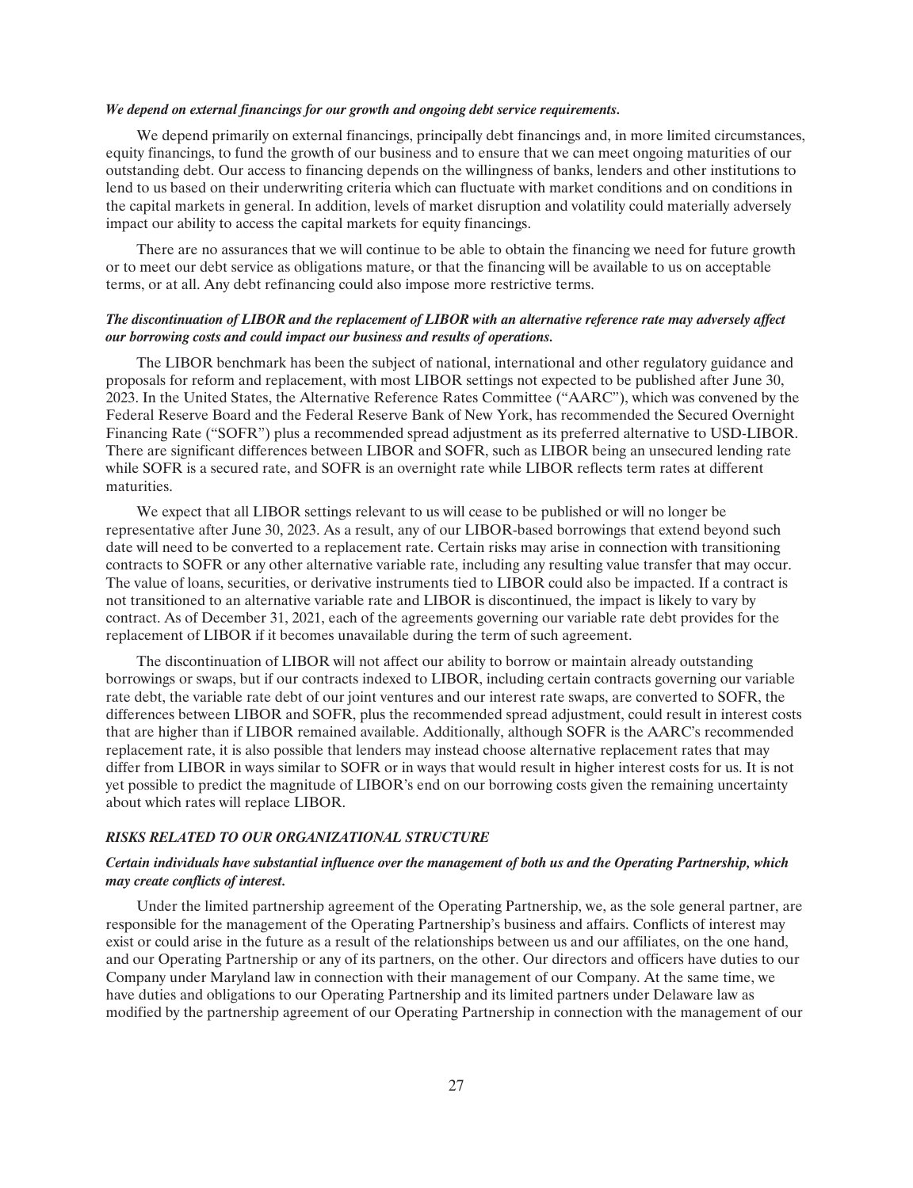***We depend on external financings for our growth and ongoing debt service requirements.***

We depend primarily on external financings, principally debt financings and, in more limited circumstances, equity financings, to fund the growth of our business and to ensure that we can meet ongoing maturities of our outstanding debt. Our access to financing depends on the willingness of banks, lenders and other institutions to lend to us based on their underwriting criteria which can fluctuate with market conditions and on conditions in the capital markets in general. In addition, levels of market disruption and volatility could materially adversely impact our ability to access the capital markets for equity financings.

There are no assurances that we will continue to be able to obtain the financing we need for future growth or to meet our debt service as obligations mature, or that the financing will be available to us on acceptable terms, or at all. Any debt refinancing could also impose more restrictive terms.

***The discontinuation of LIBOR and the replacement of LIBOR with an alternative reference rate may adversely affect our borrowing costs and could impact our business and results of operations.***

The LIBOR benchmark has been the subject of national, international and other regulatory guidance and proposals for reform and replacement, with most LIBOR settings not expected to be published after June 30, 2023. In the United States, the Alternative Reference Rates Committee ("AARC"), which was convened by the Federal Reserve Board and the Federal Reserve Bank of New York, has recommended the Secured Overnight Financing Rate ("SOFR") plus a recommended spread adjustment as its preferred alternative to USD-LIBOR. There are significant differences between LIBOR and SOFR, such as LIBOR being an unsecured lending rate while SOFR is a secured rate, and SOFR is an overnight rate while LIBOR reflects term rates at different maturities.

We expect that all LIBOR settings relevant to us will cease to be published or will no longer be representative after June 30, 2023. As a result, any of our LIBOR-based borrowings that extend beyond such date will need to be converted to a replacement rate. Certain risks may arise in connection with transitioning contracts to SOFR or any other alternative variable rate, including any resulting value transfer that may occur. The value of loans, securities, or derivative instruments tied to LIBOR could also be impacted. If a contract is not transitioned to an alternative variable rate and LIBOR is discontinued, the impact is likely to vary by contract. As of December 31, 2021, each of the agreements governing our variable rate debt provides for the replacement of LIBOR if it becomes unavailable during the term of such agreement.

The discontinuation of LIBOR will not affect our ability to borrow or maintain already outstanding borrowings or swaps, but if our contracts indexed to LIBOR, including certain contracts governing our variable rate debt, the variable rate debt of our joint ventures and our interest rate swaps, are converted to SOFR, the differences between LIBOR and SOFR, plus the recommended spread adjustment, could result in interest costs that are higher than if LIBOR remained available. Additionally, although SOFR is the AARC's recommended replacement rate, it is also possible that lenders may instead choose alternative replacement rates that may differ from LIBOR in ways similar to SOFR or in ways that would result in higher interest costs for us. It is not yet possible to predict the magnitude of LIBOR's end on our borrowing costs given the remaining uncertainty about which rates will replace LIBOR.

***RISKS RELATED TO OUR ORGANIZATIONAL STRUCTURE***

***Certain individuals have substantial influence over the management of both us and the Operating Partnership, which may create conflicts of interest.***

Under the limited partnership agreement of the Operating Partnership, we, as the sole general partner, are responsible for the management of the Operating Partnership's business and affairs. Conflicts of interest may exist or could arise in the future as a result of the relationships between us and our affiliates, on the one hand, and our Operating Partnership or any of its partners, on the other. Our directors and officers have duties to our Company under Maryland law in connection with their management of our Company. At the same time, we have duties and obligations to our Operating Partnership and its limited partners under Delaware law as modified by the partnership agreement of our Operating Partnership in connection with the management of our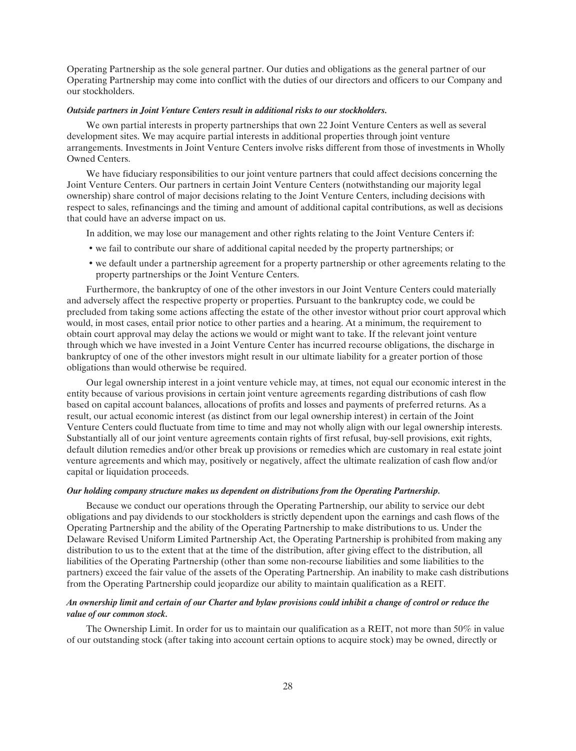Operating Partnership as the sole general partner. Our duties and obligations as the general partner of our Operating Partnership may come into conflict with the duties of our directors and officers to our Company and our stockholders.

***Outside partners in Joint Venture Centers result in additional risks to our stockholders.***

We own partial interests in property partnerships that own 22 Joint Venture Centers as well as several development sites. We may acquire partial interests in additional properties through joint venture arrangements. Investments in Joint Venture Centers involve risks different from those of investments in Wholly Owned Centers.

We have fiduciary responsibilities to our joint venture partners that could affect decisions concerning the Joint Venture Centers. Our partners in certain Joint Venture Centers (notwithstanding our majority legal ownership) share control of major decisions relating to the Joint Venture Centers, including decisions with respect to sales, refinancings and the timing and amount of additional capital contributions, as well as decisions that could have an adverse impact on us.

In addition, we may lose our management and other rights relating to the Joint Venture Centers if:

- we fail to contribute our share of additional capital needed by the property partnerships; or
- we default under a partnership agreement for a property partnership or other agreements relating to the property partnerships or the Joint Venture Centers.

Furthermore, the bankruptcy of one of the other investors in our Joint Venture Centers could materially and adversely affect the respective property or properties. Pursuant to the bankruptcy code, we could be precluded from taking some actions affecting the estate of the other investor without prior court approval which would, in most cases, entail prior notice to other parties and a hearing. At a minimum, the requirement to obtain court approval may delay the actions we would or might want to take. If the relevant joint venture through which we have invested in a Joint Venture Center has incurred recourse obligations, the discharge in bankruptcy of one of the other investors might result in our ultimate liability for a greater portion of those obligations than would otherwise be required.

Our legal ownership interest in a joint venture vehicle may, at times, not equal our economic interest in the entity because of various provisions in certain joint venture agreements regarding distributions of cash flow based on capital account balances, allocations of profits and losses and payments of preferred returns. As a result, our actual economic interest (as distinct from our legal ownership interest) in certain of the Joint Venture Centers could fluctuate from time to time and may not wholly align with our legal ownership interests. Substantially all of our joint venture agreements contain rights of first refusal, buy-sell provisions, exit rights, default dilution remedies and/or other break up provisions or remedies which are customary in real estate joint venture agreements and which may, positively or negatively, affect the ultimate realization of cash flow and/or capital or liquidation proceeds.

***Our holding company structure makes us dependent on distributions from the Operating Partnership.***

Because we conduct our operations through the Operating Partnership, our ability to service our debt obligations and pay dividends to our stockholders is strictly dependent upon the earnings and cash flows of the Operating Partnership and the ability of the Operating Partnership to make distributions to us. Under the Delaware Revised Uniform Limited Partnership Act, the Operating Partnership is prohibited from making any distribution to us to the extent that at the time of the distribution, after giving effect to the distribution, all liabilities of the Operating Partnership (other than some non-recourse liabilities and some liabilities to the partners) exceed the fair value of the assets of the Operating Partnership. An inability to make cash distributions from the Operating Partnership could jeopardize our ability to maintain qualification as a REIT.

***An ownership limit and certain of our Charter and bylaw provisions could inhibit a change of control or reduce the value of our common stock.***

The Ownership Limit. In order for us to maintain our qualification as a REIT, not more than 50% in value of our outstanding stock (after taking into account certain options to acquire stock) may be owned, directly or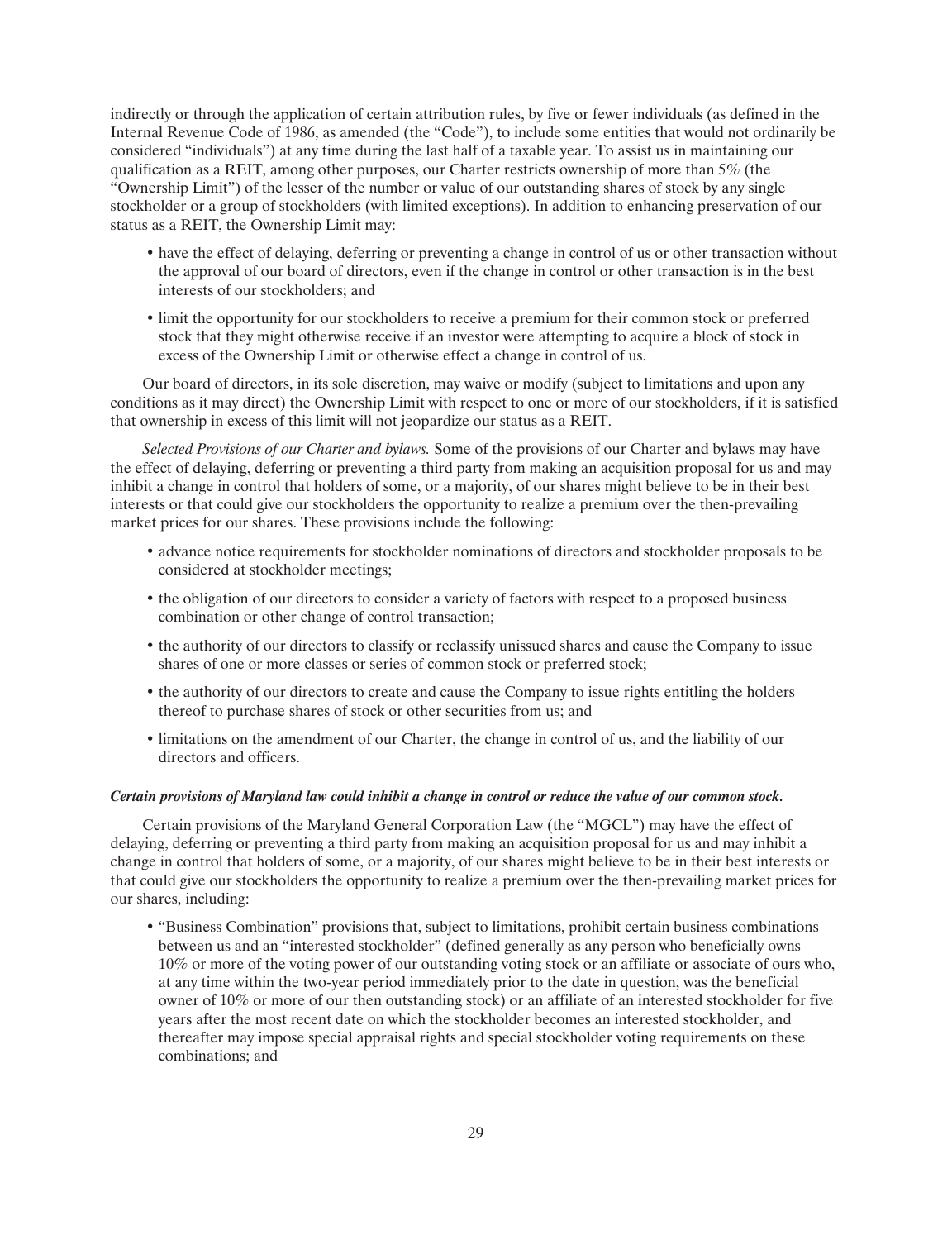indirectly or through the application of certain attribution rules, by five or fewer individuals (as defined in the Internal Revenue Code of 1986, as amended (the "Code"), to include some entities that would not ordinarily be considered "individuals") at any time during the last half of a taxable year. To assist us in maintaining our qualification as a REIT, among other purposes, our Charter restricts ownership of more than 5% (the "Ownership Limit") of the lesser of the number or value of our outstanding shares of stock by any single stockholder or a group of stockholders (with limited exceptions). In addition to enhancing preservation of our status as a REIT, the Ownership Limit may:

- have the effect of delaying, deferring or preventing a change in control of us or other transaction without the approval of our board of directors, even if the change in control or other transaction is in the best interests of our stockholders; and
- limit the opportunity for our stockholders to receive a premium for their common stock or preferred stock that they might otherwise receive if an investor were attempting to acquire a block of stock in excess of the Ownership Limit or otherwise effect a change in control of us.

Our board of directors, in its sole discretion, may waive or modify (subject to limitations and upon any conditions as it may direct) the Ownership Limit with respect to one or more of our stockholders, if it is satisfied that ownership in excess of this limit will not jeopardize our status as a REIT.

*Selected Provisions of our Charter and bylaws.* Some of the provisions of our Charter and bylaws may have the effect of delaying, deferring or preventing a third party from making an acquisition proposal for us and may inhibit a change in control that holders of some, or a majority, of our shares might believe to be in their best interests or that could give our stockholders the opportunity to realize a premium over the then-prevailing market prices for our shares. These provisions include the following:

- advance notice requirements for stockholder nominations of directors and stockholder proposals to be considered at stockholder meetings;
- the obligation of our directors to consider a variety of factors with respect to a proposed business combination or other change of control transaction;
- the authority of our directors to classify or reclassify unissued shares and cause the Company to issue shares of one or more classes or series of common stock or preferred stock;
- the authority of our directors to create and cause the Company to issue rights entitling the holders thereof to purchase shares of stock or other securities from us; and
- limitations on the amendment of our Charter, the change in control of us, and the liability of our directors and officers.

***Certain provisions of Maryland law could inhibit a change in control or reduce the value of our common stock.***

Certain provisions of the Maryland General Corporation Law (the "MGCL") may have the effect of delaying, deferring or preventing a third party from making an acquisition proposal for us and may inhibit a change in control that holders of some, or a majority, of our shares might believe to be in their best interests or that could give our stockholders the opportunity to realize a premium over the then-prevailing market prices for our shares, including:

- "Business Combination" provisions that, subject to limitations, prohibit certain business combinations between us and an "interested stockholder" (defined generally as any person who beneficially owns 10% or more of the voting power of our outstanding voting stock or an affiliate or associate of ours who, at any time within the two-year period immediately prior to the date in question, was the beneficial owner of 10% or more of our then outstanding stock) or an affiliate of an interested stockholder for five years after the most recent date on which the stockholder becomes an interested stockholder, and thereafter may impose special appraisal rights and special stockholder voting requirements on these combinations; and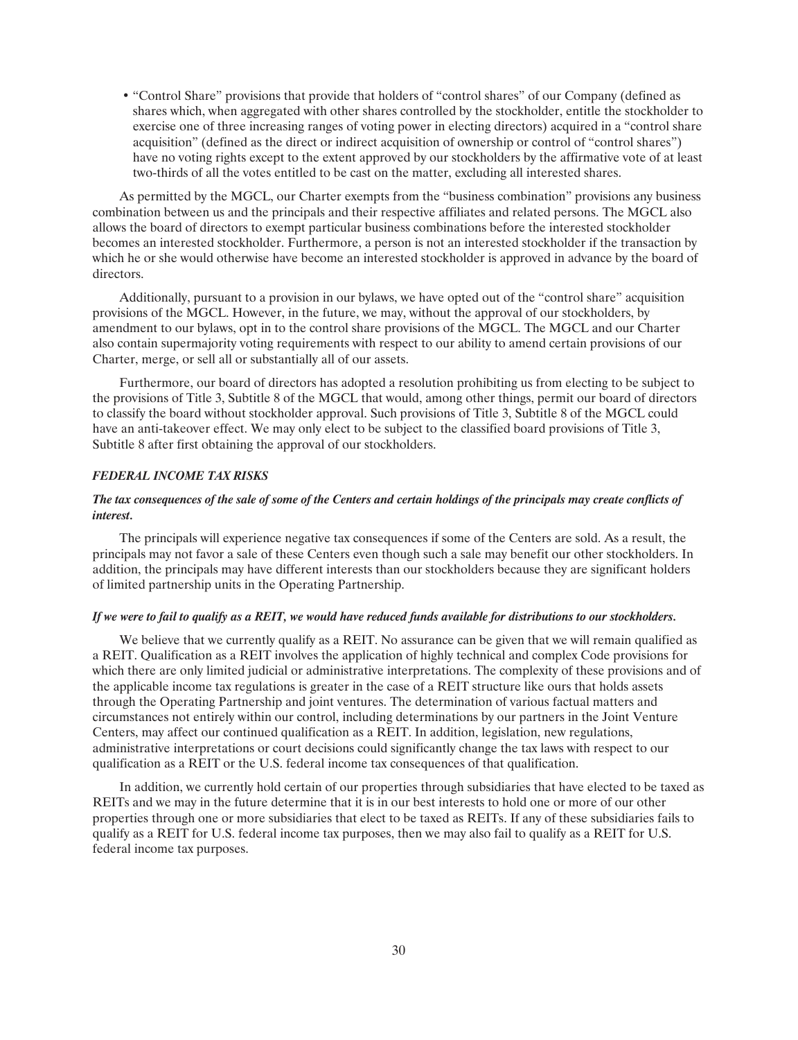- "Control Share" provisions that provide that holders of "control shares" of our Company (defined as shares which, when aggregated with other shares controlled by the stockholder, entitle the stockholder to exercise one of three increasing ranges of voting power in electing directors) acquired in a "control share acquisition" (defined as the direct or indirect acquisition of ownership or control of "control shares") have no voting rights except to the extent approved by our stockholders by the affirmative vote of at least two-thirds of all the votes entitled to be cast on the matter, excluding all interested shares.

As permitted by the MGCL, our Charter exempts from the "business combination" provisions any business combination between us and the principals and their respective affiliates and related persons. The MGCL also allows the board of directors to exempt particular business combinations before the interested stockholder becomes an interested stockholder. Furthermore, a person is not an interested stockholder if the transaction by which he or she would otherwise have become an interested stockholder is approved in advance by the board of directors.

Additionally, pursuant to a provision in our bylaws, we have opted out of the "control share" acquisition provisions of the MGCL. However, in the future, we may, without the approval of our stockholders, by amendment to our bylaws, opt in to the control share provisions of the MGCL. The MGCL and our Charter also contain supermajority voting requirements with respect to our ability to amend certain provisions of our Charter, merge, or sell all or substantially all of our assets.

Furthermore, our board of directors has adopted a resolution prohibiting us from electing to be subject to the provisions of Title 3, Subtitle 8 of the MGCL that would, among other things, permit our board of directors to classify the board without stockholder approval. Such provisions of Title 3, Subtitle 8 of the MGCL could have an anti-takeover effect. We may only elect to be subject to the classified board provisions of Title 3, Subtitle 8 after first obtaining the approval of our stockholders.

### *FEDERAL INCOME TAX RISKS*

***The tax consequences of the sale of some of the Centers and certain holdings of the principals may create conflicts of interest.***

The principals will experience negative tax consequences if some of the Centers are sold. As a result, the principals may not favor a sale of these Centers even though such a sale may benefit our other stockholders. In addition, the principals may have different interests than our stockholders because they are significant holders of limited partnership units in the Operating Partnership.

***If we were to fail to qualify as a REIT, we would have reduced funds available for distributions to our stockholders.***

We believe that we currently qualify as a REIT. No assurance can be given that we will remain qualified as a REIT. Qualification as a REIT involves the application of highly technical and complex Code provisions for which there are only limited judicial or administrative interpretations. The complexity of these provisions and of the applicable income tax regulations is greater in the case of a REIT structure like ours that holds assets through the Operating Partnership and joint ventures. The determination of various factual matters and circumstances not entirely within our control, including determinations by our partners in the Joint Venture Centers, may affect our continued qualification as a REIT. In addition, legislation, new regulations, administrative interpretations or court decisions could significantly change the tax laws with respect to our qualification as a REIT or the U.S. federal income tax consequences of that qualification.

In addition, we currently hold certain of our properties through subsidiaries that have elected to be taxed as REITs and we may in the future determine that it is in our best interests to hold one or more of our other properties through one or more subsidiaries that elect to be taxed as REITs. If any of these subsidiaries fails to qualify as a REIT for U.S. federal income tax purposes, then we may also fail to qualify as a REIT for U.S. federal income tax purposes.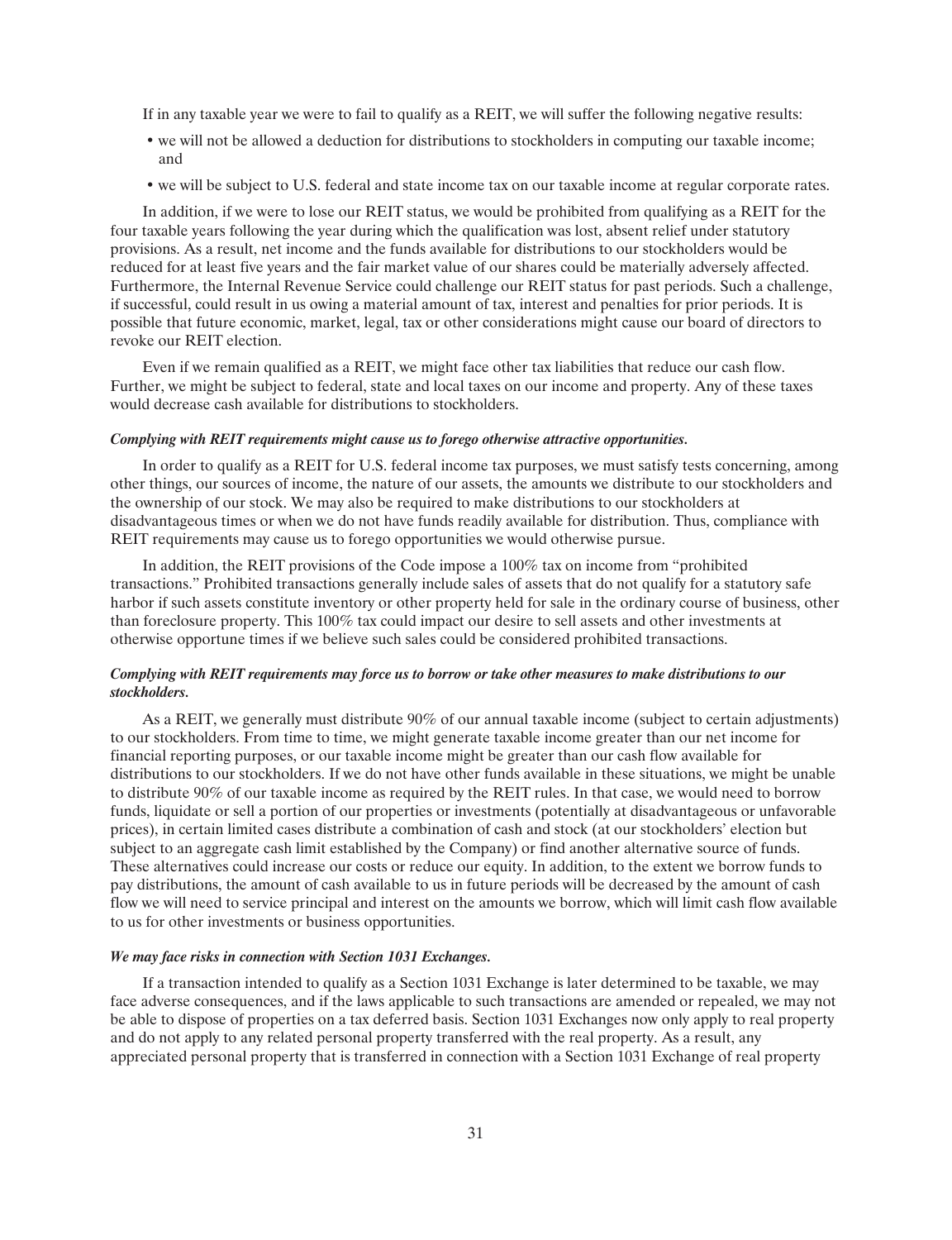If in any taxable year we were to fail to qualify as a REIT, we will suffer the following negative results:

- we will not be allowed a deduction for distributions to stockholders in computing our taxable income; and
- we will be subject to U.S. federal and state income tax on our taxable income at regular corporate rates.

In addition, if we were to lose our REIT status, we would be prohibited from qualifying as a REIT for the four taxable years following the year during which the qualification was lost, absent relief under statutory provisions. As a result, net income and the funds available for distributions to our stockholders would be reduced for at least five years and the fair market value of our shares could be materially adversely affected. Furthermore, the Internal Revenue Service could challenge our REIT status for past periods. Such a challenge, if successful, could result in us owing a material amount of tax, interest and penalties for prior periods. It is possible that future economic, market, legal, tax or other considerations might cause our board of directors to revoke our REIT election.

Even if we remain qualified as a REIT, we might face other tax liabilities that reduce our cash flow. Further, we might be subject to federal, state and local taxes on our income and property. Any of these taxes would decrease cash available for distributions to stockholders.

***Complying with REIT requirements might cause us to forego otherwise attractive opportunities.***

In order to qualify as a REIT for U.S. federal income tax purposes, we must satisfy tests concerning, among other things, our sources of income, the nature of our assets, the amounts we distribute to our stockholders and the ownership of our stock. We may also be required to make distributions to our stockholders at disadvantageous times or when we do not have funds readily available for distribution. Thus, compliance with REIT requirements may cause us to forego opportunities we would otherwise pursue.

In addition, the REIT provisions of the Code impose a 100% tax on income from "prohibited transactions." Prohibited transactions generally include sales of assets that do not qualify for a statutory safe harbor if such assets constitute inventory or other property held for sale in the ordinary course of business, other than foreclosure property. This 100% tax could impact our desire to sell assets and other investments at otherwise opportune times if we believe such sales could be considered prohibited transactions.

***Complying with REIT requirements may force us to borrow or take other measures to make distributions to our stockholders.***

As a REIT, we generally must distribute 90% of our annual taxable income (subject to certain adjustments) to our stockholders. From time to time, we might generate taxable income greater than our net income for financial reporting purposes, or our taxable income might be greater than our cash flow available for distributions to our stockholders. If we do not have other funds available in these situations, we might be unable to distribute 90% of our taxable income as required by the REIT rules. In that case, we would need to borrow funds, liquidate or sell a portion of our properties or investments (potentially at disadvantageous or unfavorable prices), in certain limited cases distribute a combination of cash and stock (at our stockholders' election but subject to an aggregate cash limit established by the Company) or find another alternative source of funds. These alternatives could increase our costs or reduce our equity. In addition, to the extent we borrow funds to pay distributions, the amount of cash available to us in future periods will be decreased by the amount of cash flow we will need to service principal and interest on the amounts we borrow, which will limit cash flow available to us for other investments or business opportunities.

***We may face risks in connection with Section 1031 Exchanges.***

If a transaction intended to qualify as a Section 1031 Exchange is later determined to be taxable, we may face adverse consequences, and if the laws applicable to such transactions are amended or repealed, we may not be able to dispose of properties on a tax deferred basis. Section 1031 Exchanges now only apply to real property and do not apply to any related personal property transferred with the real property. As a result, any appreciated personal property that is transferred in connection with a Section 1031 Exchange of real property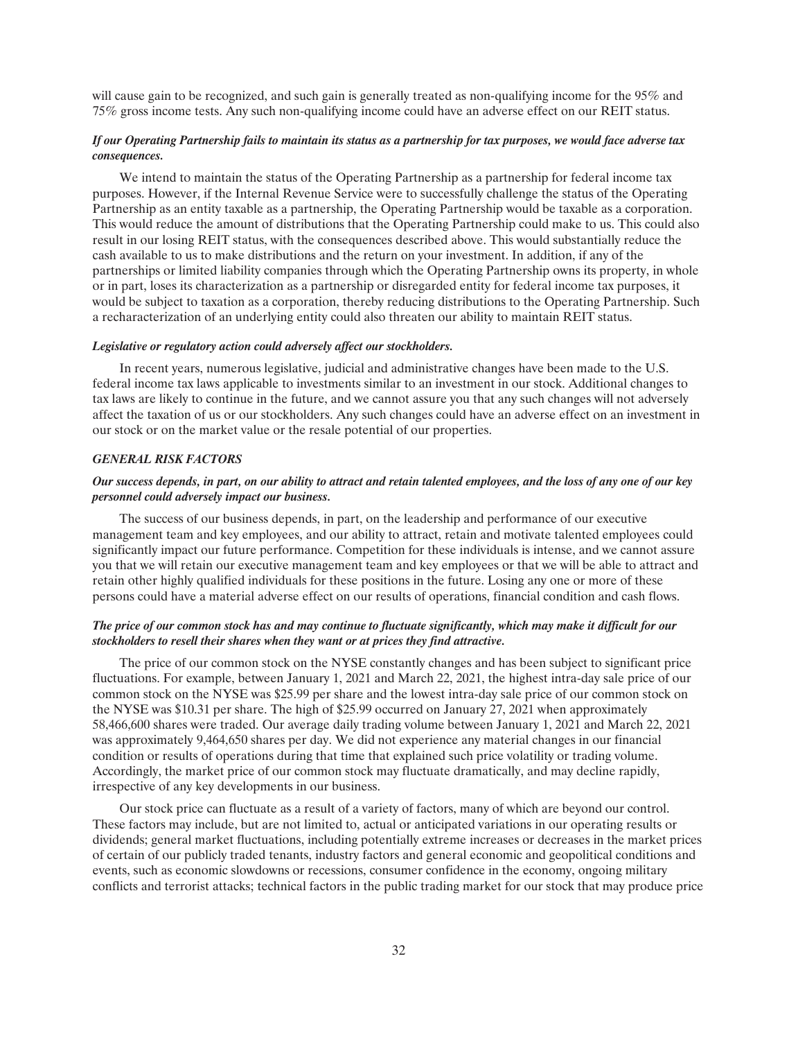will cause gain to be recognized, and such gain is generally treated as non-qualifying income for the 95% and 75% gross income tests. Any such non-qualifying income could have an adverse effect on our REIT status.

***If our Operating Partnership fails to maintain its status as a partnership for tax purposes, we would face adverse tax consequences.***

We intend to maintain the status of the Operating Partnership as a partnership for federal income tax purposes. However, if the Internal Revenue Service were to successfully challenge the status of the Operating Partnership as an entity taxable as a partnership, the Operating Partnership would be taxable as a corporation. This would reduce the amount of distributions that the Operating Partnership could make to us. This could also result in our losing REIT status, with the consequences described above. This would substantially reduce the cash available to us to make distributions and the return on your investment. In addition, if any of the partnerships or limited liability companies through which the Operating Partnership owns its property, in whole or in part, loses its characterization as a partnership or disregarded entity for federal income tax purposes, it would be subject to taxation as a corporation, thereby reducing distributions to the Operating Partnership. Such a recharacterization of an underlying entity could also threaten our ability to maintain REIT status.

***Legislative or regulatory action could adversely affect our stockholders.***

In recent years, numerous legislative, judicial and administrative changes have been made to the U.S. federal income tax laws applicable to investments similar to an investment in our stock. Additional changes to tax laws are likely to continue in the future, and we cannot assure you that any such changes will not adversely affect the taxation of us or our stockholders. Any such changes could have an adverse effect on an investment in our stock or on the market value or the resale potential of our properties.

***GENERAL RISK FACTORS***

***Our success depends, in part, on our ability to attract and retain talented employees, and the loss of any one of our key personnel could adversely impact our business.***

The success of our business depends, in part, on the leadership and performance of our executive management team and key employees, and our ability to attract, retain and motivate talented employees could significantly impact our future performance. Competition for these individuals is intense, and we cannot assure you that we will retain our executive management team and key employees or that we will be able to attract and retain other highly qualified individuals for these positions in the future. Losing any one or more of these persons could have a material adverse effect on our results of operations, financial condition and cash flows.

***The price of our common stock has and may continue to fluctuate significantly, which may make it difficult for our stockholders to resell their shares when they want or at prices they find attractive.***

The price of our common stock on the NYSE constantly changes and has been subject to significant price fluctuations. For example, between January 1, 2021 and March 22, 2021, the highest intra-day sale price of our common stock on the NYSE was $25.99 per share and the lowest intra-day sale price of our common stock on the NYSE was $10.31 per share. The high of $25.99 occurred on January 27, 2021 when approximately 58,466,600 shares were traded. Our average daily trading volume between January 1, 2021 and March 22, 2021 was approximately 9,464,650 shares per day. We did not experience any material changes in our financial condition or results of operations during that time that explained such price volatility or trading volume. Accordingly, the market price of our common stock may fluctuate dramatically, and may decline rapidly, irrespective of any key developments in our business.

Our stock price can fluctuate as a result of a variety of factors, many of which are beyond our control. These factors may include, but are not limited to, actual or anticipated variations in our operating results or dividends; general market fluctuations, including potentially extreme increases or decreases in the market prices of certain of our publicly traded tenants, industry factors and general economic and geopolitical conditions and events, such as economic slowdowns or recessions, consumer confidence in the economy, ongoing military conflicts and terrorist attacks; technical factors in the public trading market for our stock that may produce price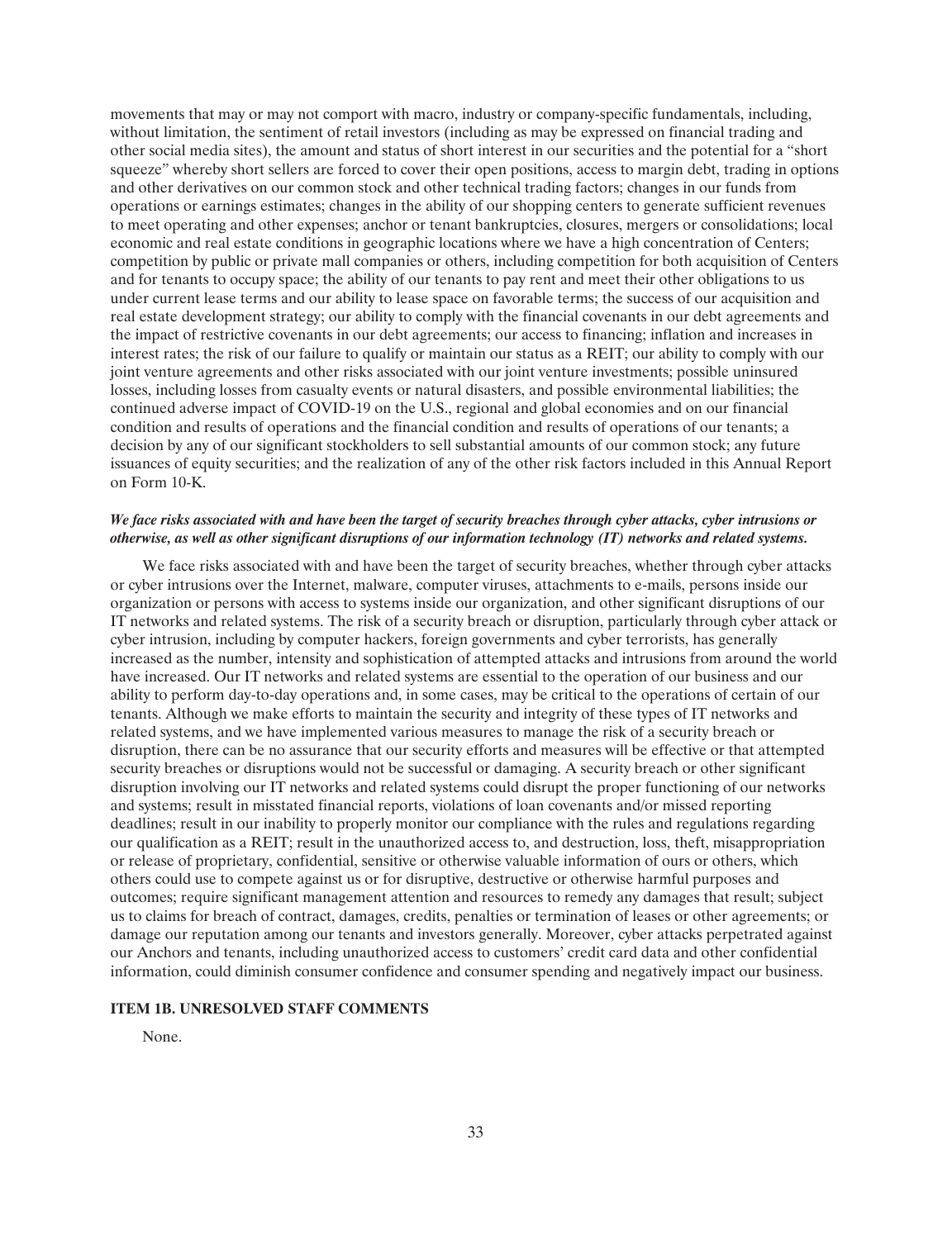movements that may or may not comport with macro, industry or company-specific fundamentals, including, without limitation, the sentiment of retail investors (including as may be expressed on financial trading and other social media sites), the amount and status of short interest in our securities and the potential for a "short squeeze" whereby short sellers are forced to cover their open positions, access to margin debt, trading in options and other derivatives on our common stock and other technical trading factors; changes in our funds from operations or earnings estimates; changes in the ability of our shopping centers to generate sufficient revenues to meet operating and other expenses; anchor or tenant bankruptcies, closures, mergers or consolidations; local economic and real estate conditions in geographic locations where we have a high concentration of Centers; competition by public or private mall companies or others, including competition for both acquisition of Centers and for tenants to occupy space; the ability of our tenants to pay rent and meet their other obligations to us under current lease terms and our ability to lease space on favorable terms; the success of our acquisition and real estate development strategy; our ability to comply with the financial covenants in our debt agreements and the impact of restrictive covenants in our debt agreements; our access to financing; inflation and increases in interest rates; the risk of our failure to qualify or maintain our status as a REIT; our ability to comply with our joint venture agreements and other risks associated with our joint venture investments; possible uninsured losses, including losses from casualty events or natural disasters, and possible environmental liabilities; the continued adverse impact of COVID-19 on the U.S., regional and global economies and on our financial condition and results of operations and the financial condition and results of operations of our tenants; a decision by any of our significant stockholders to sell substantial amounts of our common stock; any future issuances of equity securities; and the realization of any of the other risk factors included in this Annual Report on Form 10-K.

***We face risks associated with and have been the target of security breaches through cyber attacks, cyber intrusions or otherwise, as well as other significant disruptions of our information technology (IT) networks and related systems.***

We face risks associated with and have been the target of security breaches, whether through cyber attacks or cyber intrusions over the Internet, malware, computer viruses, attachments to e-mails, persons inside our organization or persons with access to systems inside our organization, and other significant disruptions of our IT networks and related systems. The risk of a security breach or disruption, particularly through cyber attack or cyber intrusion, including by computer hackers, foreign governments and cyber terrorists, has generally increased as the number, intensity and sophistication of attempted attacks and intrusions from around the world have increased. Our IT networks and related systems are essential to the operation of our business and our ability to perform day-to-day operations and, in some cases, may be critical to the operations of certain of our tenants. Although we make efforts to maintain the security and integrity of these types of IT networks and related systems, and we have implemented various measures to manage the risk of a security breach or disruption, there can be no assurance that our security efforts and measures will be effective or that attempted security breaches or disruptions would not be successful or damaging. A security breach or other significant disruption involving our IT networks and related systems could disrupt the proper functioning of our networks and systems; result in misstated financial reports, violations of loan covenants and/or missed reporting deadlines; result in our inability to properly monitor our compliance with the rules and regulations regarding our qualification as a REIT; result in the unauthorized access to, and destruction, loss, theft, misappropriation or release of proprietary, confidential, sensitive or otherwise valuable information of ours or others, which others could use to compete against us or for disruptive, destructive or otherwise harmful purposes and outcomes; require significant management attention and resources to remedy any damages that result; subject us to claims for breach of contract, damages, credits, penalties or termination of leases or other agreements; or damage our reputation among our tenants and investors generally. Moreover, cyber attacks perpetrated against our Anchors and tenants, including unauthorized access to customers' credit card data and other confidential information, could diminish consumer confidence and consumer spending and negatively impact our business.

## ITEM 1B. UNRESOLVED STAFF COMMENTS

None.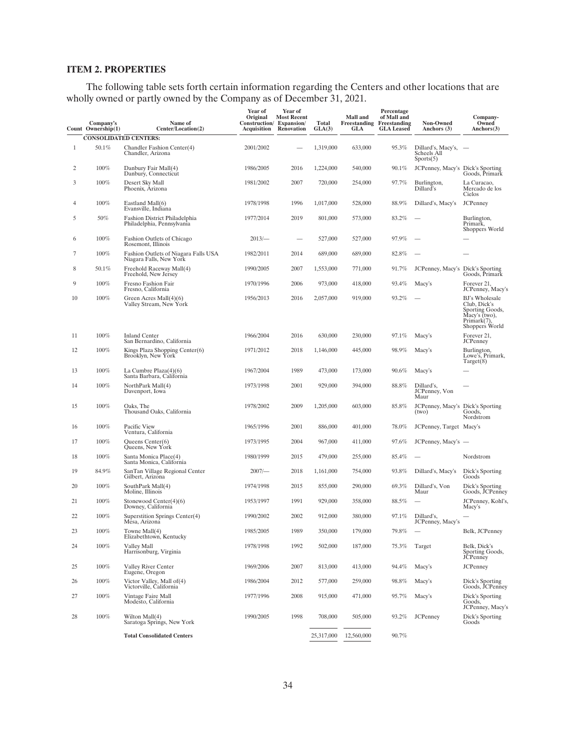## ITEM 2. PROPERTIES

The following table sets forth certain information regarding the Centers and other locations that are wholly owned or partly owned by the Company as of December 31, 2021.

| Count | Company's Ownership(1) | Name of Center/Location(2) | Year of Original Construction/ Acquisition | Year of Most Recent Expansion/ Renovation | Total GLA(3) | Mall and Freestanding GLA | Percentage of Mall and Freestanding GLA Leased | Non-Owned Anchors (3) | Company-Owned Anchors(3) |
|---|---|---|---|---|---|---|---|---|---|
| | | **CONSOLIDATED CENTERS:** | | | | | | | |
| 1 | 50.1% | Chandler Fashion Center(4) Chandler, Arizona | 2001/2002 | — | 1,319,000 | 633,000 | 95.3% | Dillard's, Macy's, Scheels All Sports(5) | — |
| 2 | 100% | Danbury Fair Mall(4) Danbury, Connecticut | 1986/2005 | 2016 | 1,224,000 | 540,000 | 90.1% | JCPenney, Macy's | Dick's Sporting Goods, Primark |
| 3 | 100% | Desert Sky Mall Phoenix, Arizona | 1981/2002 | 2007 | 720,000 | 254,000 | 97.7% | Burlington, Dillard's | La Curacao, Mercado de los Cielos |
| 4 | 100% | Eastland Mall(6) Evansville, Indiana | 1978/1998 | 1996 | 1,017,000 | 528,000 | 88.9% | Dillard's, Macy's | JCPenney |
| 5 | 50% | Fashion District Philadelphia Philadelphia, Pennsylvania | 1977/2014 | 2019 | 801,000 | 573,000 | 83.2% | — | Burlington, Primark, Shoppers World |
| 6 | 100% | Fashion Outlets of Chicago Rosemont, Illinois | 2013/— | — | 527,000 | 527,000 | 97.9% | — | — |
| 7 | 100% | Fashion Outlets of Niagara Falls USA Niagara Falls, New York | 1982/2011 | 2014 | 689,000 | 689,000 | 82.8% | — | — |
| 8 | 50.1% | Freehold Raceway Mall(4) Freehold, New Jersey | 1990/2005 | 2007 | 1,553,000 | 771,000 | 91.7% | JCPenney, Macy's | Dick's Sporting Goods, Primark |
| 9 | 100% | Fresno Fashion Fair Fresno, California | 1970/1996 | 2006 | 973,000 | 418,000 | 93.4% | Macy's | Forever 21, JCPenney, Macy's |
| 10 | 100% | Green Acres Mall(4)(6) Valley Stream, New York | 1956/2013 | 2016 | 2,057,000 | 919,000 | 93.2% | — | BJ's Wholesale Club, Dick's Sporting Goods, Macy's (two), Primark(7), Shoppers World |
| 11 | 100% | Inland Center San Bernardino, California | 1966/2004 | 2016 | 630,000 | 230,000 | 97.1% | Macy's | Forever 21, JCPenney |
| 12 | 100% | Kings Plaza Shopping Center(6) Brooklyn, New York | 1971/2012 | 2018 | 1,146,000 | 445,000 | 98.9% | Macy's | Burlington, Lowe's, Primark, Target(8) |
| 13 | 100% | La Cumbre Plaza(4)(6) Santa Barbara, California | 1967/2004 | 1989 | 473,000 | 173,000 | 90.6% | Macy's | — |
| 14 | 100% | NorthPark Mall(4) Davenport, Iowa | 1973/1998 | 2001 | 929,000 | 394,000 | 88.8% | Dillard's, JCPenney, Von Maur | — |
| 15 | 100% | Oaks, The Thousand Oaks, California | 1978/2002 | 2009 | 1,205,000 | 603,000 | 85.8% | JCPenney, Macy's (two) | Dick's Sporting Goods, Nordstrom |
| 16 | 100% | Pacific View Ventura, California | 1965/1996 | 2001 | 886,000 | 401,000 | 78.0% | JCPenney, Target | Macy's |
| 17 | 100% | Queens Center(6) Queens, New York | 1973/1995 | 2004 | 967,000 | 411,000 | 97.6% | JCPenney, Macy's | — |
| 18 | 100% | Santa Monica Place(4) Santa Monica, California | 1980/1999 | 2015 | 479,000 | 255,000 | 85.4% | — | Nordstrom |
| 19 | 84.9% | SanTan Village Regional Center Gilbert, Arizona | 2007/— | 2018 | 1,161,000 | 754,000 | 93.8% | Dillard's, Macy's | Dick's Sporting Goods |
| 20 | 100% | SouthPark Mall(4) Moline, Illinois | 1974/1998 | 2015 | 855,000 | 290,000 | 69.3% | Dillard's, Von Maur | Dick's Sporting Goods, JCPenney |
| 21 | 100% | Stonewood Center(4)(6) Downey, California | 1953/1997 | 1991 | 929,000 | 358,000 | 88.5% | — | JCPenney, Kohl's, Macy's |
| 22 | 100% | Superstition Springs Center(4) Mesa, Arizona | 1990/2002 | 2002 | 912,000 | 380,000 | 97.1% | Dillard's, JCPenney, Macy's | — |
| 23 | 100% | Towne Mall(4) Elizabethtown, Kentucky | 1985/2005 | 1989 | 350,000 | 179,000 | 79.8% | — | Belk, JCPenney |
| 24 | 100% | Valley Mall Harrisonburg, Virginia | 1978/1998 | 1992 | 502,000 | 187,000 | 75.3% | Target | Belk, Dick's Sporting Goods, JCPenney |
| 25 | 100% | Valley River Center Eugene, Oregon | 1969/2006 | 2007 | 813,000 | 413,000 | 94.4% | Macy's | JCPenney |
| 26 | 100% | Victor Valley, Mall of(4) Victorville, California | 1986/2004 | 2012 | 577,000 | 259,000 | 98.8% | Macy's | Dick's Sporting Goods, JCPenney |
| 27 | 100% | Vintage Faire Mall Modesto, California | 1977/1996 | 2008 | 915,000 | 471,000 | 95.7% | Macy's | Dick's Sporting Goods, JCPenney, Macy's |
| 28 | 100% | Wilton Mall(4) Saratoga Springs, New York | 1990/2005 | 1998 | 708,000 | 505,000 | 93.2% | JCPenney | Dick's Sporting Goods |
| | | **Total Consolidated Centers** | | | 25,317,000 | 12,560,000 | 90.7% | | |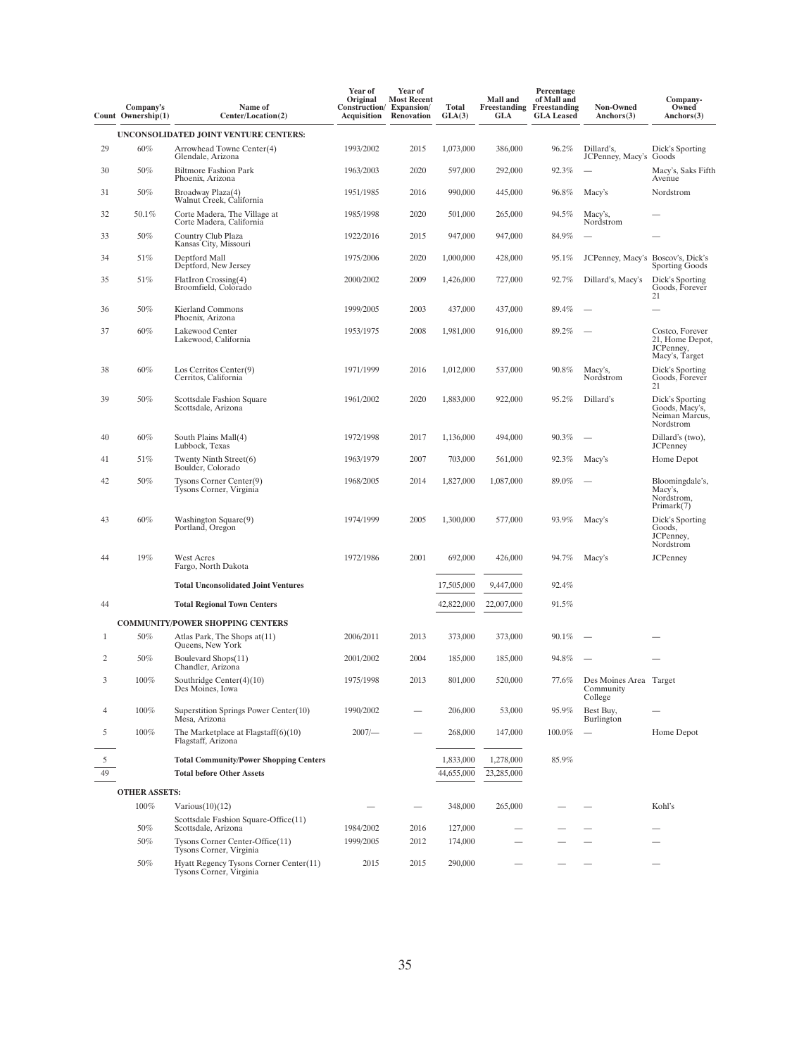| Count | Company's Ownership(1) | Name of Center/Location(2) | Year of Original Construction/ Acquisition | Year of Most Recent Expansion/ Renovation | Total GLA(3) | Mall and Freestanding GLA | Percentage of Mall and Freestanding GLA Leased | Non-Owned Anchors(3) | Company-Owned Anchors(3) |
|---|---|---|---|---|---|---|---|---|---|
| | | **UNCONSOLIDATED JOINT VENTURE CENTERS:** | | | | | | | |
| 29 | 60% | Arrowhead Towne Center(4) Glendale, Arizona | 1993/2002 | 2015 | 1,073,000 | 386,000 | 96.2% | Dillard's, JCPenney, Macy's | Dick's Sporting Goods |
| 30 | 50% | Biltmore Fashion Park Phoenix, Arizona | 1963/2003 | 2020 | 597,000 | 292,000 | 92.3% | — | Macy's, Saks Fifth Avenue |
| 31 | 50% | Broadway Plaza(4) Walnut Creek, California | 1951/1985 | 2016 | 990,000 | 445,000 | 96.8% | Macy's | Nordstrom |
| 32 | 50.1% | Corte Madera, The Village at Corte Madera, California | 1985/1998 | 2020 | 501,000 | 265,000 | 94.5% | Macy's, Nordstrom | — |
| 33 | 50% | Country Club Plaza Kansas City, Missouri | 1922/2016 | 2015 | 947,000 | 947,000 | 84.9% | — | — |
| 34 | 51% | Deptford Mall Deptford, New Jersey | 1975/2006 | 2020 | 1,000,000 | 428,000 | 95.1% | JCPenney, Macy's | Boscov's, Dick's Sporting Goods |
| 35 | 51% | FlatIron Crossing(4) Broomfield, Colorado | 2000/2002 | 2009 | 1,426,000 | 727,000 | 92.7% | Dillard's, Macy's | Dick's Sporting Goods, Forever 21 |
| 36 | 50% | Kierland Commons Phoenix, Arizona | 1999/2005 | 2003 | 437,000 | 437,000 | 89.4% | — | — |
| 37 | 60% | Lakewood Center Lakewood, California | 1953/1975 | 2008 | 1,981,000 | 916,000 | 89.2% | — | Costco, Forever 21, Home Depot, JCPenney, Macy's, Target |
| 38 | 60% | Los Cerritos Center(9) Cerritos, California | 1971/1999 | 2016 | 1,012,000 | 537,000 | 90.8% | Macy's, Nordstrom | Dick's Sporting Goods, Forever 21 |
| 39 | 50% | Scottsdale Fashion Square Scottsdale, Arizona | 1961/2002 | 2020 | 1,883,000 | 922,000 | 95.2% | Dillard's | Dick's Sporting Goods, Macy's, Neiman Marcus, Nordstrom |
| 40 | 60% | South Plains Mall(4) Lubbock, Texas | 1972/1998 | 2017 | 1,136,000 | 494,000 | 90.3% | — | Dillard's (two), JCPenney |
| 41 | 51% | Twenty Ninth Street(6) Boulder, Colorado | 1963/1979 | 2007 | 703,000 | 561,000 | 92.3% | Macy's | Home Depot |
| 42 | 50% | Tysons Corner Center(9) Tysons Corner, Virginia | 1968/2005 | 2014 | 1,827,000 | 1,087,000 | 89.0% | — | Bloomingdale's, Macy's, Nordstrom, Primark(7) |
| 43 | 60% | Washington Square(9) Portland, Oregon | 1974/1999 | 2005 | 1,300,000 | 577,000 | 93.9% | Macy's | Dick's Sporting Goods, JCPenney, Nordstrom |
| 44 | 19% | West Acres Fargo, North Dakota | 1972/1986 | 2001 | 692,000 | 426,000 | 94.7% | Macy's | JCPenney |
| | | **Total Unconsolidated Joint Ventures** | | | 17,505,000 | 9,447,000 | 92.4% | | |
| 44 | | **Total Regional Town Centers** | | | 42,822,000 | 22,007,000 | 91.5% | | |
| | | **COMMUNITY/POWER SHOPPING CENTERS** | | | | | | | |
| 1 | 50% | Atlas Park, The Shops at(11) Queens, New York | 2006/2011 | 2013 | 373,000 | 373,000 | 90.1% | — | — |
| 2 | 50% | Boulevard Shops(11) Chandler, Arizona | 2001/2002 | 2004 | 185,000 | 185,000 | 94.8% | — | — |
| 3 | 100% | Southridge Center(4)(10) Des Moines, Iowa | 1975/1998 | 2013 | 801,000 | 520,000 | 77.6% | Des Moines Area Community College | Target |
| 4 | 100% | Superstition Springs Power Center(10) Mesa, Arizona | 1990/2002 | — | 206,000 | 53,000 | 95.9% | Best Buy, Burlington | — |
| 5 | 100% | The Marketplace at Flagstaff(6)(10) Flagstaff, Arizona | 2007/— | — | 268,000 | 147,000 | 100.0% | — | Home Depot |
| 5 | | **Total Community/Power Shopping Centers** | | | 1,833,000 | 1,278,000 | 85.9% | | |
| 49 | | **Total before Other Assets** | | | 44,655,000 | 23,285,000 | | | |
| | **OTHER ASSETS:** | | | | | | | | |
| | 100% | Various(10)(12) | — | — | 348,000 | 265,000 | — | — | Kohl's |
| | 50% | Scottsdale Fashion Square-Office(11) Scottsdale, Arizona | 1984/2002 | 2016 | 127,000 | — | — | — | — |
| | 50% | Tysons Corner Center-Office(11) Tysons Corner, Virginia | 1999/2005 | 2012 | 174,000 | — | — | — | — |
| | 50% | Hyatt Regency Tysons Corner Center(11) Tysons Corner, Virginia | 2015 | 2015 | 290,000 | — | — | — | — |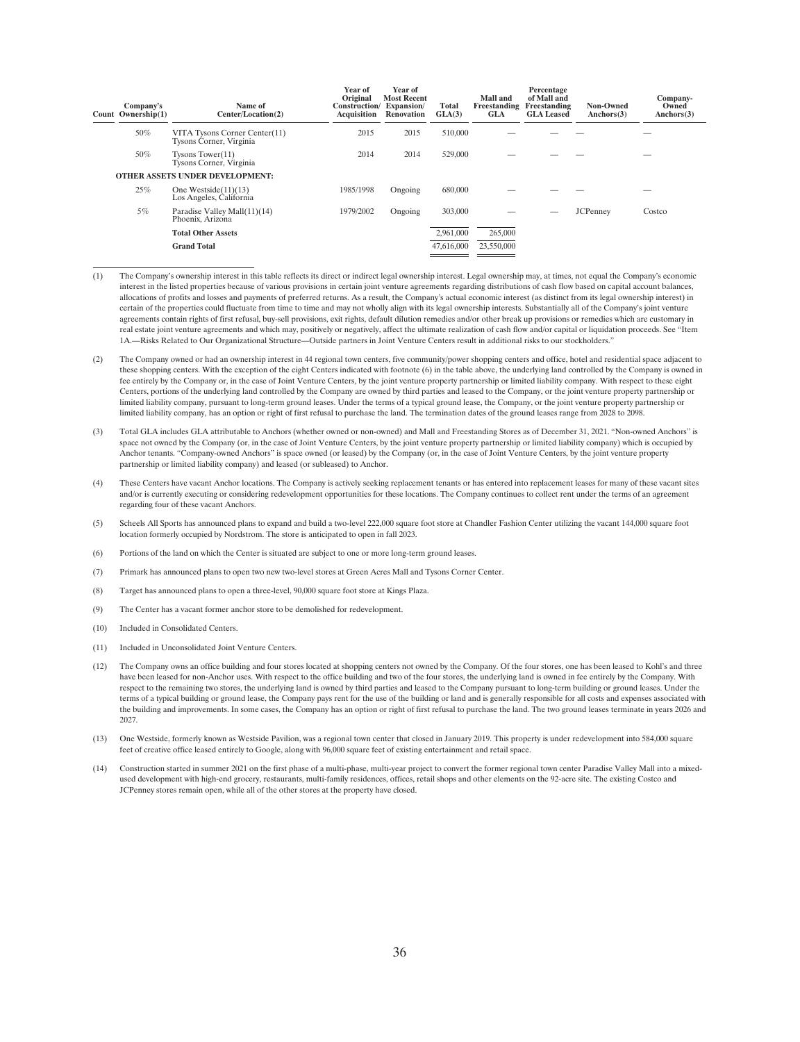| Count | Company's Ownership(1) | Name of Center/Location(2) | Year of Original Construction/ Acquisition | Year of Most Recent Expansion/ Renovation | Total GLA(3) | Mall and Freestanding GLA | Percentage of Mall and Freestanding GLA Leased | Non-Owned Anchors(3) | Company-Owned Anchors(3) |
|---|---|---|---|---|---|---|---|---|---|
| | 50% | VITA Tysons Corner Center(11) Tysons Corner, Virginia | 2015 | 2015 | 510,000 | — | — | — | — |
| | 50% | Tysons Tower(11) Tysons Corner, Virginia | 2014 | 2014 | 529,000 | — | — | — | — |
| | | **OTHER ASSETS UNDER DEVELOPMENT:** | | | | | | | |
| | 25% | One Westside(11)(13) Los Angeles, California | 1985/1998 | Ongoing | 680,000 | — | — | — | — |
| | 5% | Paradise Valley Mall(11)(14) Phoenix, Arizona | 1979/2002 | Ongoing | 303,000 | — | — | JCPenney | Costco |
| | | **Total Other Assets** | | | 2,961,000 | 265,000 | | | |
| | | **Grand Total** | | | 47,616,000 | 23,550,000 | | | |

(1) The Company's ownership interest in this table reflects its direct or indirect legal ownership interest. Legal ownership may, at times, not equal the Company's economic interest in the listed properties because of various provisions in certain joint venture agreements regarding distributions of cash flow based on capital account balances, allocations of profits and losses and payments of preferred returns. As a result, the Company's actual economic interest (as distinct from its legal ownership interest) in certain of the properties could fluctuate from time to time and may not wholly align with its legal ownership interests. Substantially all of the Company's joint venture agreements contain rights of first refusal, buy-sell provisions, exit rights, default dilution remedies and/or other break up provisions or remedies which are customary in real estate joint venture agreements and which may, positively or negatively, affect the ultimate realization of cash flow and/or capital or liquidation proceeds. See "Item 1A.—Risks Related to Our Organizational Structure—Outside partners in Joint Venture Centers result in additional risks to our stockholders."

(2) The Company owned or had an ownership interest in 44 regional town centers, five community/power shopping centers and office, hotel and residential space adjacent to these shopping centers. With the exception of the eight Centers indicated with footnote (6) in the table above, the underlying land controlled by the Company is owned in fee entirely by the Company or, in the case of Joint Venture Centers, by the joint venture property partnership or limited liability company. With respect to these eight Centers, portions of the underlying land controlled by the Company are owned by third parties and leased to the Company, or the joint venture property partnership or limited liability company, pursuant to long-term ground leases. Under the terms of a typical ground lease, the Company, or the joint venture property partnership or limited liability company, has an option or right of first refusal to purchase the land. The termination dates of the ground leases range from 2028 to 2098.

(3) Total GLA includes GLA attributable to Anchors (whether owned or non-owned) and Mall and Freestanding Stores as of December 31, 2021. "Non-owned Anchors" is space not owned by the Company (or, in the case of Joint Venture Centers, by the joint venture property partnership or limited liability company) which is occupied by Anchor tenants. "Company-owned Anchors" is space owned (or leased) by the Company (or, in the case of Joint Venture Centers, by the joint venture property partnership or limited liability company) and leased (or subleased) to Anchor.

(4) These Centers have vacant Anchor locations. The Company is actively seeking replacement tenants or has entered into replacement leases for many of these vacant sites and/or is currently executing or considering redevelopment opportunities for these locations. The Company continues to collect rent under the terms of an agreement regarding four of these vacant Anchors.

(5) Scheels All Sports has announced plans to expand and build a two-level 222,000 square foot store at Chandler Fashion Center utilizing the vacant 144,000 square foot location formerly occupied by Nordstrom. The store is anticipated to open in fall 2023.

(6) Portions of the land on which the Center is situated are subject to one or more long-term ground leases.

(7) Primark has announced plans to open two new two-level stores at Green Acres Mall and Tysons Corner Center.

(8) Target has announced plans to open a three-level, 90,000 square foot store at Kings Plaza.

(9) The Center has a vacant former anchor store to be demolished for redevelopment.

(10) Included in Consolidated Centers.

(11) Included in Unconsolidated Joint Venture Centers.

(12) The Company owns an office building and four stores located at shopping centers not owned by the Company. Of the four stores, one has been leased to Kohl's and three have been leased for non-Anchor uses. With respect to the office building and two of the four stores, the underlying land is owned in fee entirely by the Company. With respect to the remaining two stores, the underlying land is owned by third parties and leased to the Company pursuant to long-term building or ground leases. Under the terms of a typical building or ground lease, the Company pays rent for the use of the building or land and is generally responsible for all costs and expenses associated with the building and improvements. In some cases, the Company has an option or right of first refusal to purchase the land. The two ground leases terminate in years 2026 and 2027.

(13) One Westside, formerly known as Westside Pavilion, was a regional town center that closed in January 2019. This property is under redevelopment into 584,000 square feet of creative office leased entirely to Google, along with 96,000 square feet of existing entertainment and retail space.

(14) Construction started in summer 2021 on the first phase of a multi-phase, multi-year project to convert the former regional town center Paradise Valley Mall into a mixed-used development with high-end grocery, restaurants, multi-family residences, offices, retail shops and other elements on the 92-acre site. The existing Costco and JCPenney stores remain open, while all of the other stores at the property have closed.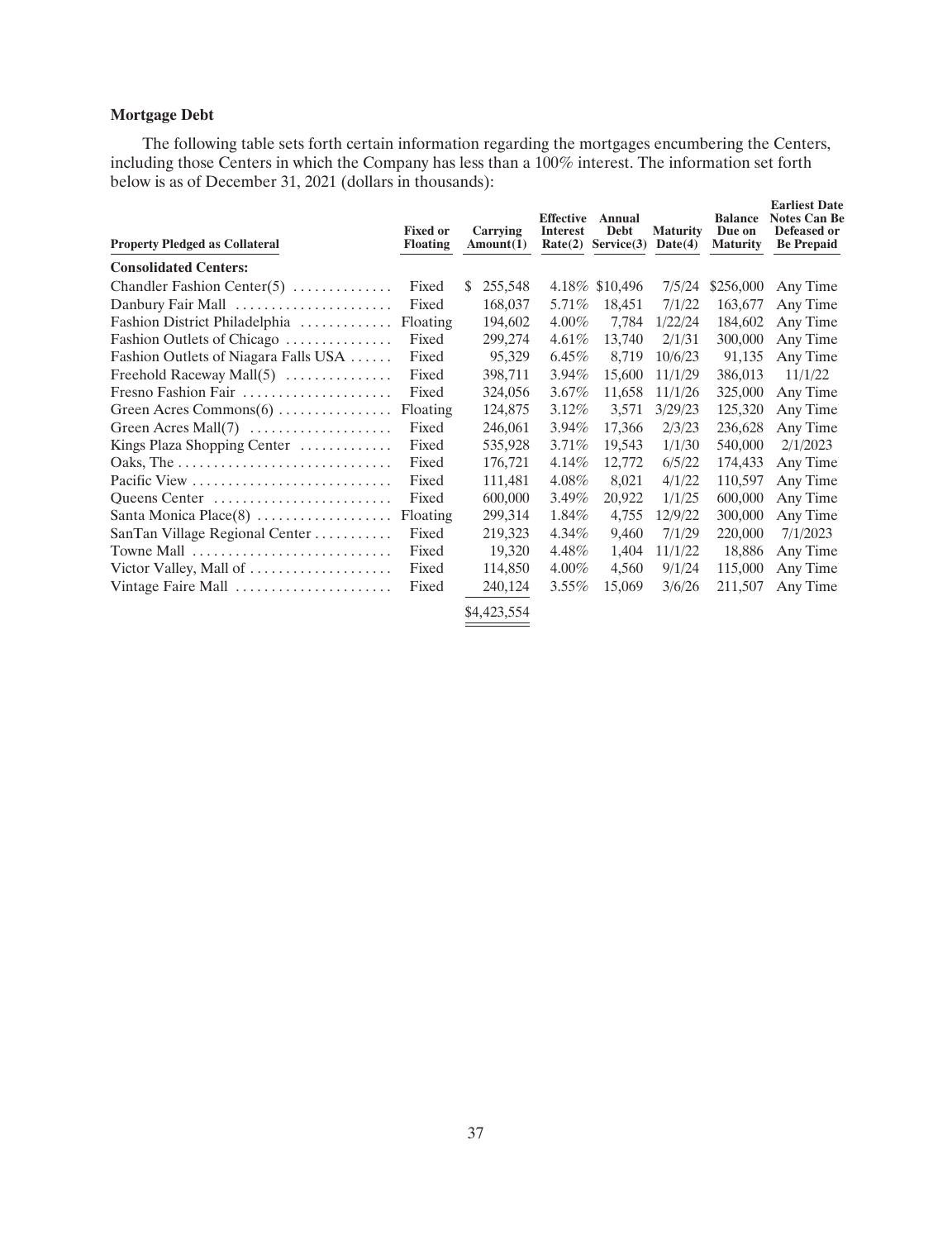**Mortgage Debt**

The following table sets forth certain information regarding the mortgages encumbering the Centers, including those Centers in which the Company has less than a 100% interest. The information set forth below is as of December 31, 2021 (dollars in thousands):

| Property Pledged as Collateral | Fixed or Floating | Carrying Amount(1) | Effective Interest Rate(2) | Annual Debt Service(3) | Maturity Date(4) | Balance Due on Maturity | Earliest Date Notes Can Be Defeased or Be Prepaid |
|---|---|---|---|---|---|---|---|
| **Consolidated Centers:** | | | | | | | |
| Chandler Fashion Center(5) | Fixed | $ 255,548 | 4.18% | $10,496 | 7/5/24 | $256,000 | Any Time |
| Danbury Fair Mall | Fixed | 168,037 | 5.71% | 18,451 | 7/1/22 | 163,677 | Any Time |
| Fashion District Philadelphia | Floating | 194,602 | 4.00% | 7,784 | 1/22/24 | 184,602 | Any Time |
| Fashion Outlets of Chicago | Fixed | 299,274 | 4.61% | 13,740 | 2/1/31 | 300,000 | Any Time |
| Fashion Outlets of Niagara Falls USA | Fixed | 95,329 | 6.45% | 8,719 | 10/6/23 | 91,135 | Any Time |
| Freehold Raceway Mall(5) | Fixed | 398,711 | 3.94% | 15,600 | 11/1/29 | 386,013 | 11/1/22 |
| Fresno Fashion Fair | Fixed | 324,056 | 3.67% | 11,658 | 11/1/26 | 325,000 | Any Time |
| Green Acres Commons(6) | Floating | 124,875 | 3.12% | 3,571 | 3/29/23 | 125,320 | Any Time |
| Green Acres Mall(7) | Fixed | 246,061 | 3.94% | 17,366 | 2/3/23 | 236,628 | Any Time |
| Kings Plaza Shopping Center | Fixed | 535,928 | 3.71% | 19,543 | 1/1/30 | 540,000 | 2/1/2023 |
| Oaks, The | Fixed | 176,721 | 4.14% | 12,772 | 6/5/22 | 174,433 | Any Time |
| Pacific View | Fixed | 111,481 | 4.08% | 8,021 | 4/1/22 | 110,597 | Any Time |
| Queens Center | Fixed | 600,000 | 3.49% | 20,922 | 1/1/25 | 600,000 | Any Time |
| Santa Monica Place(8) | Floating | 299,314 | 1.84% | 4,755 | 12/9/22 | 300,000 | Any Time |
| SanTan Village Regional Center | Fixed | 219,323 | 4.34% | 9,460 | 7/1/29 | 220,000 | 7/1/2023 |
| Towne Mall | Fixed | 19,320 | 4.48% | 1,404 | 11/1/22 | 18,886 | Any Time |
| Victor Valley, Mall of | Fixed | 114,850 | 4.00% | 4,560 | 9/1/24 | 115,000 | Any Time |
| Vintage Faire Mall | Fixed | 240,124 | 3.55% | 15,069 | 3/6/26 | 211,507 | Any Time |
| | | $4,423,554 | | | | | |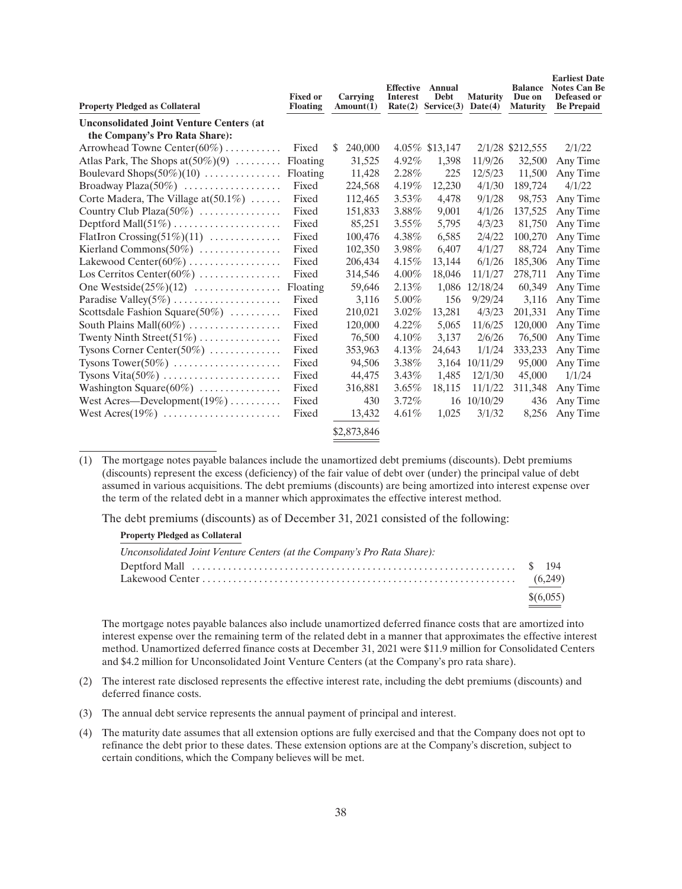| Property Pledged as Collateral | Fixed or Floating | Carrying Amount(1) | Effective Interest Rate(2) | Annual Debt Service(3) | Maturity Date(4) | Balance Due on Maturity | Earliest Date Notes Can Be Defeased or Be Prepaid |
|---|---|---|---|---|---|---|---|
| **Unconsolidated Joint Venture Centers (at the Company's Pro Rata Share):** | | | | | | | |
| Arrowhead Towne Center(60%) | Fixed | $ 240,000 | 4.05% | $13,147 | 2/1/28 | $212,555 | 2/1/22 |
| Atlas Park, The Shops at(50%)(9) | Floating | 31,525 | 4.92% | 1,398 | 11/9/26 | 32,500 | Any Time |
| Boulevard Shops(50%)(10) | Floating | 11,428 | 2.28% | 225 | 12/5/23 | 11,500 | Any Time |
| Broadway Plaza(50%) | Fixed | 224,568 | 4.19% | 12,230 | 4/1/30 | 189,724 | 4/1/22 |
| Corte Madera, The Village at(50.1%) | Fixed | 112,465 | 3.53% | 4,478 | 9/1/28 | 98,753 | Any Time |
| Country Club Plaza(50%) | Fixed | 151,833 | 3.88% | 9,001 | 4/1/26 | 137,525 | Any Time |
| Deptford Mall(51%) | Fixed | 85,251 | 3.55% | 5,795 | 4/3/23 | 81,750 | Any Time |
| FlatIron Crossing(51%)(11) | Fixed | 100,476 | 4.38% | 6,585 | 2/4/22 | 100,270 | Any Time |
| Kierland Commons(50%) | Fixed | 102,350 | 3.98% | 6,407 | 4/1/27 | 88,724 | Any Time |
| Lakewood Center(60%) | Fixed | 206,434 | 4.15% | 13,144 | 6/1/26 | 185,306 | Any Time |
| Los Cerritos Center(60%) | Fixed | 314,546 | 4.00% | 18,046 | 11/1/27 | 278,711 | Any Time |
| One Westside(25%)(12) | Floating | 59,646 | 2.13% | 1,086 | 12/18/24 | 60,349 | Any Time |
| Paradise Valley(5%) | Fixed | 3,116 | 5.00% | 156 | 9/29/24 | 3,116 | Any Time |
| Scottsdale Fashion Square(50%) | Fixed | 210,021 | 3.02% | 13,281 | 4/3/23 | 201,331 | Any Time |
| South Plains Mall(60%) | Fixed | 120,000 | 4.22% | 5,065 | 11/6/25 | 120,000 | Any Time |
| Twenty Ninth Street(51%) | Fixed | 76,500 | 4.10% | 3,137 | 2/6/26 | 76,500 | Any Time |
| Tysons Corner Center(50%) | Fixed | 353,963 | 4.13% | 24,643 | 1/1/24 | 333,233 | Any Time |
| Tysons Tower(50%) | Fixed | 94,506 | 3.38% | 3,164 | 10/11/29 | 95,000 | Any Time |
| Tysons Vita(50%) | Fixed | 44,475 | 3.43% | 1,485 | 12/1/30 | 45,000 | 1/1/24 |
| Washington Square(60%) | Fixed | 316,881 | 3.65% | 18,115 | 11/1/22 | 311,348 | Any Time |
| West Acres—Development(19%) | Fixed | 430 | 3.72% | 16 | 10/10/29 | 436 | Any Time |
| West Acres(19%) | Fixed | 13,432 | 4.61% | 1,025 | 3/1/32 | 8,256 | Any Time |
| | | $2,873,846 | | | | | |

(1) The mortgage notes payable balances include the unamortized debt premiums (discounts). Debt premiums (discounts) represent the excess (deficiency) of the fair value of debt over (under) the principal value of debt assumed in various acquisitions. The debt premiums (discounts) are being amortized into interest expense over the term of the related debt in a manner which approximates the effective interest method.

The debt premiums (discounts) as of December 31, 2021 consisted of the following:

| Property Pledged as Collateral | |
|---|---|
| *Unconsolidated Joint Venture Centers (at the Company's Pro Rata Share):* | |
| Deptford Mall | $ 194 |
| Lakewood Center | (6,249) |
| | $(6,055) |

The mortgage notes payable balances also include unamortized deferred finance costs that are amortized into interest expense over the remaining term of the related debt in a manner that approximates the effective interest method. Unamortized deferred finance costs at December 31, 2021 were $11.9 million for Consolidated Centers and $4.2 million for Unconsolidated Joint Venture Centers (at the Company's pro rata share).

(2) The interest rate disclosed represents the effective interest rate, including the debt premiums (discounts) and deferred finance costs.

(3) The annual debt service represents the annual payment of principal and interest.

(4) The maturity date assumes that all extension options are fully exercised and that the Company does not opt to refinance the debt prior to these dates. These extension options are at the Company's discretion, subject to certain conditions, which the Company believes will be met.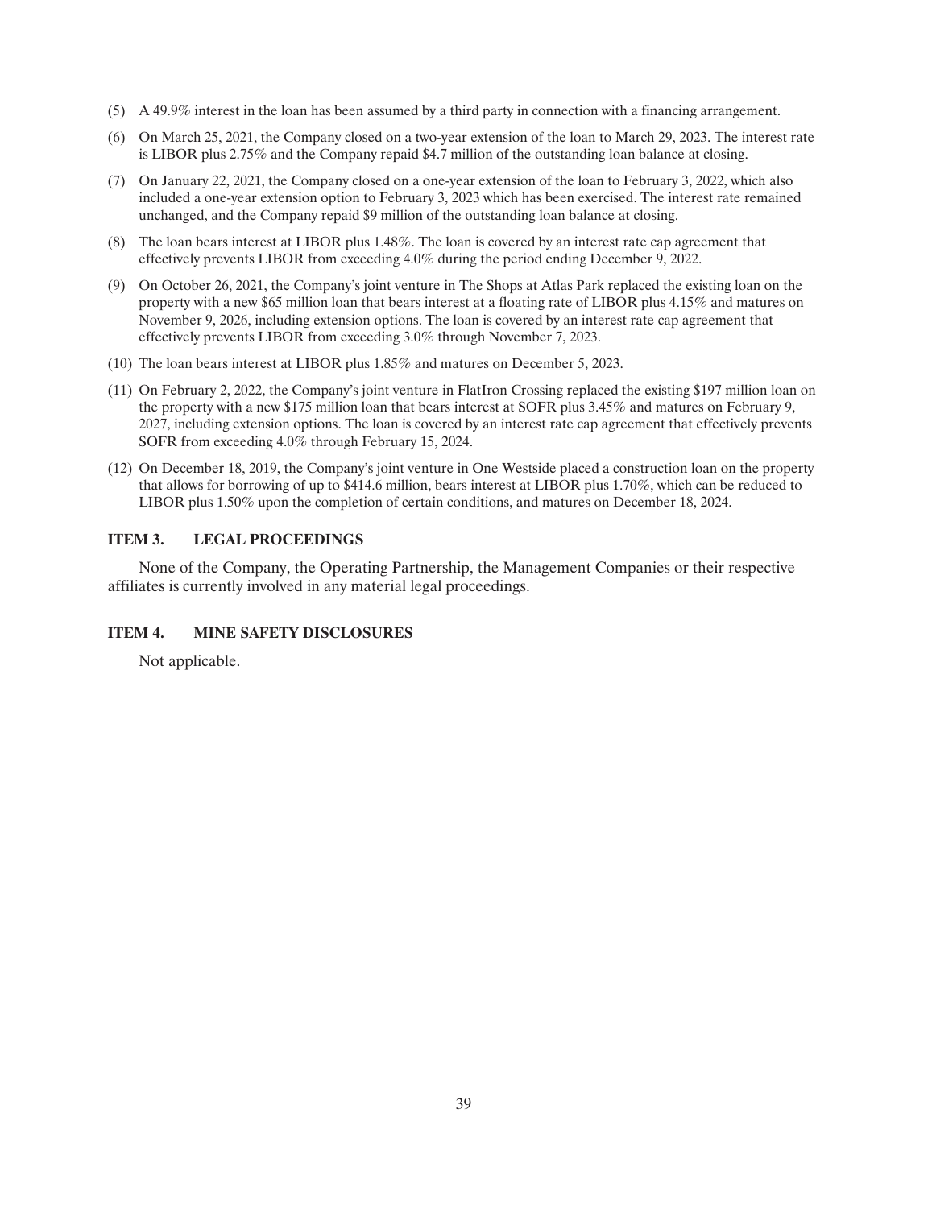(5) A 49.9% interest in the loan has been assumed by a third party in connection with a financing arrangement.

(6) On March 25, 2021, the Company closed on a two-year extension of the loan to March 29, 2023. The interest rate is LIBOR plus 2.75% and the Company repaid $4.7 million of the outstanding loan balance at closing.

(7) On January 22, 2021, the Company closed on a one-year extension of the loan to February 3, 2022, which also included a one-year extension option to February 3, 2023 which has been exercised. The interest rate remained unchanged, and the Company repaid $9 million of the outstanding loan balance at closing.

(8) The loan bears interest at LIBOR plus 1.48%. The loan is covered by an interest rate cap agreement that effectively prevents LIBOR from exceeding 4.0% during the period ending December 9, 2022.

(9) On October 26, 2021, the Company's joint venture in The Shops at Atlas Park replaced the existing loan on the property with a new $65 million loan that bears interest at a floating rate of LIBOR plus 4.15% and matures on November 9, 2026, including extension options. The loan is covered by an interest rate cap agreement that effectively prevents LIBOR from exceeding 3.0% through November 7, 2023.

(10) The loan bears interest at LIBOR plus 1.85% and matures on December 5, 2023.

(11) On February 2, 2022, the Company's joint venture in FlatIron Crossing replaced the existing $197 million loan on the property with a new $175 million loan that bears interest at SOFR plus 3.45% and matures on February 9, 2027, including extension options. The loan is covered by an interest rate cap agreement that effectively prevents SOFR from exceeding 4.0% through February 15, 2024.

(12) On December 18, 2019, the Company's joint venture in One Westside placed a construction loan on the property that allows for borrowing of up to $414.6 million, bears interest at LIBOR plus 1.70%, which can be reduced to LIBOR plus 1.50% upon the completion of certain conditions, and matures on December 18, 2024.

## ITEM 3. LEGAL PROCEEDINGS

None of the Company, the Operating Partnership, the Management Companies or their respective affiliates is currently involved in any material legal proceedings.

## ITEM 4. MINE SAFETY DISCLOSURES

Not applicable.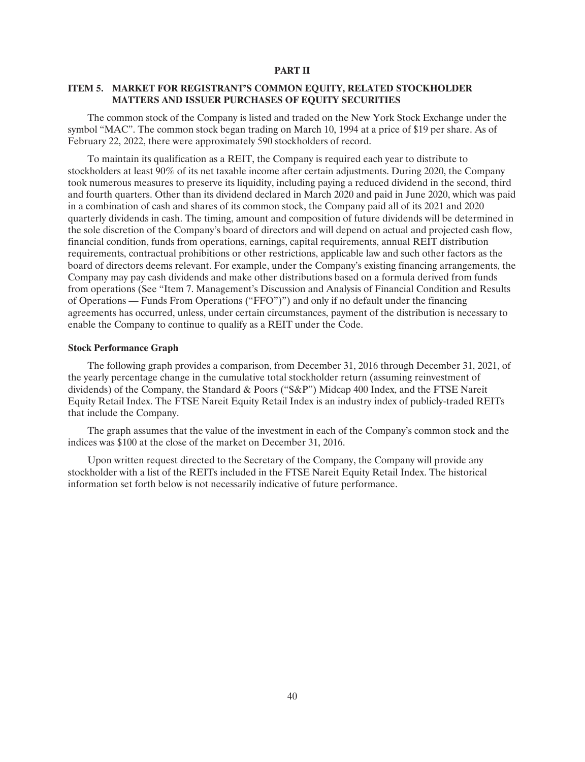# PART II

## ITEM 5. MARKET FOR REGISTRANT'S COMMON EQUITY, RELATED STOCKHOLDER MATTERS AND ISSUER PURCHASES OF EQUITY SECURITIES

The common stock of the Company is listed and traded on the New York Stock Exchange under the symbol "MAC". The common stock began trading on March 10, 1994 at a price of $19 per share. As of February 22, 2022, there were approximately 590 stockholders of record.

To maintain its qualification as a REIT, the Company is required each year to distribute to stockholders at least 90% of its net taxable income after certain adjustments. During 2020, the Company took numerous measures to preserve its liquidity, including paying a reduced dividend in the second, third and fourth quarters. Other than its dividend declared in March 2020 and paid in June 2020, which was paid in a combination of cash and shares of its common stock, the Company paid all of its 2021 and 2020 quarterly dividends in cash. The timing, amount and composition of future dividends will be determined in the sole discretion of the Company's board of directors and will depend on actual and projected cash flow, financial condition, funds from operations, earnings, capital requirements, annual REIT distribution requirements, contractual prohibitions or other restrictions, applicable law and such other factors as the board of directors deems relevant. For example, under the Company's existing financing arrangements, the Company may pay cash dividends and make other distributions based on a formula derived from funds from operations (See "Item 7. Management's Discussion and Analysis of Financial Condition and Results of Operations — Funds From Operations ("FFO")") and only if no default under the financing agreements has occurred, unless, under certain circumstances, payment of the distribution is necessary to enable the Company to continue to qualify as a REIT under the Code.

### Stock Performance Graph

The following graph provides a comparison, from December 31, 2016 through December 31, 2021, of the yearly percentage change in the cumulative total stockholder return (assuming reinvestment of dividends) of the Company, the Standard & Poors ("S&P") Midcap 400 Index, and the FTSE Nareit Equity Retail Index. The FTSE Nareit Equity Retail Index is an industry index of publicly-traded REITs that include the Company.

The graph assumes that the value of the investment in each of the Company's common stock and the indices was $100 at the close of the market on December 31, 2016.

Upon written request directed to the Secretary of the Company, the Company will provide any stockholder with a list of the REITs included in the FTSE Nareit Equity Retail Index. The historical information set forth below is not necessarily indicative of future performance.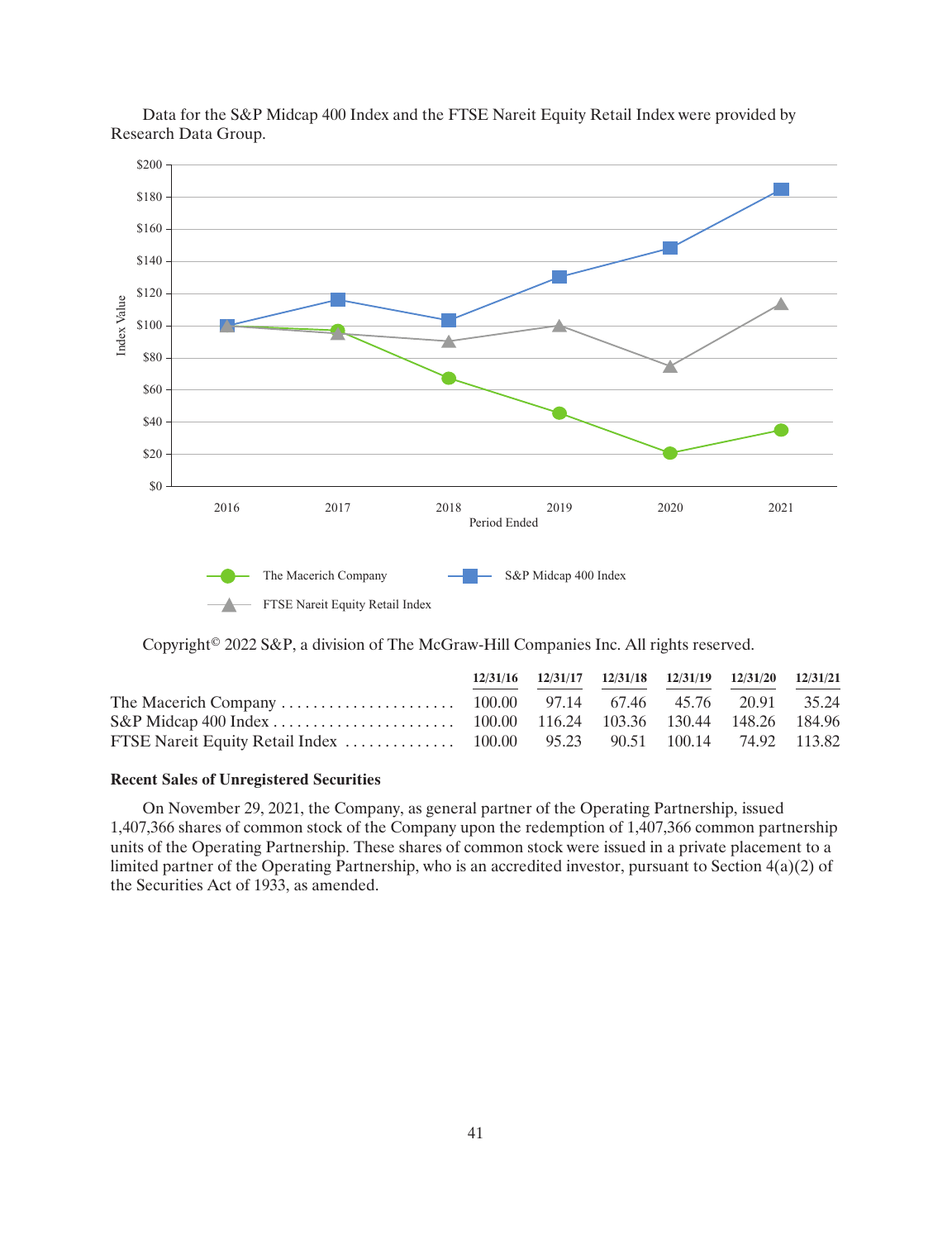Data for the S&P Midcap 400 Index and the FTSE Nareit Equity Retail Index were provided by Research Data Group.

Copyright© 2022 S&P, a division of The McGraw-Hill Companies Inc. All rights reserved.

| | 12/31/16 | 12/31/17 | 12/31/18 | 12/31/19 | 12/31/20 | 12/31/21 |
|---|---|---|---|---|---|---|
| The Macerich Company | 100.00 | 97.14 | 67.46 | 45.76 | 20.91 | 35.24 |
| S&P Midcap 400 Index | 100.00 | 116.24 | 103.36 | 130.44 | 148.26 | 184.96 |
| FTSE Nareit Equity Retail Index | 100.00 | 95.23 | 90.51 | 100.14 | 74.92 | 113.82 |

**Recent Sales of Unregistered Securities**

On November 29, 2021, the Company, as general partner of the Operating Partnership, issued 1,407,366 shares of common stock of the Company upon the redemption of 1,407,366 common partnership units of the Operating Partnership. These shares of common stock were issued in a private placement to a limited partner of the Operating Partnership, who is an accredited investor, pursuant to Section 4(a)(2) of the Securities Act of 1933, as amended.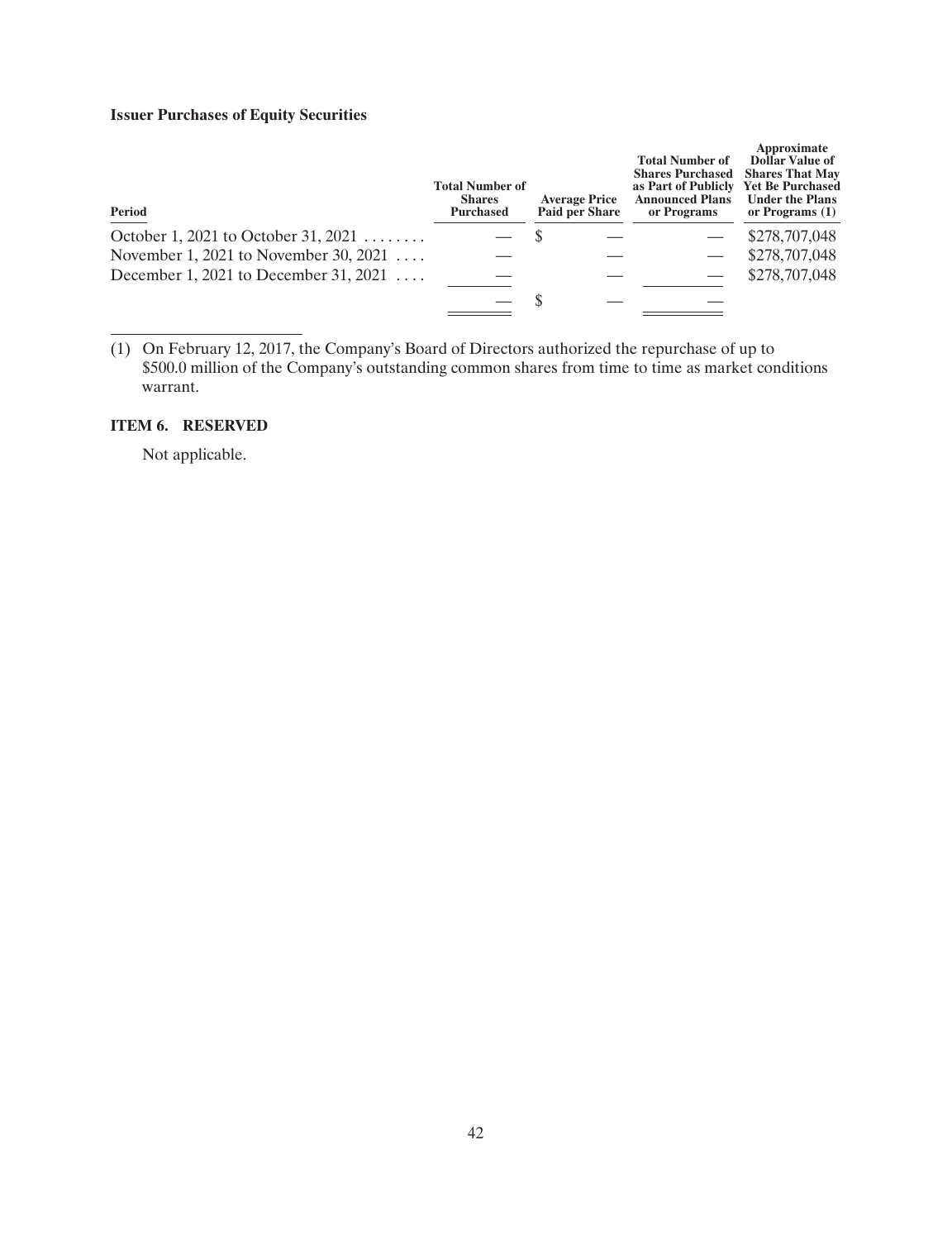**Issuer Purchases of Equity Securities**

| Period | Total Number of Shares Purchased | Average Price Paid per Share | Total Number of Shares Purchased as Part of Publicly Announced Plans or Programs | Approximate Dollar Value of Shares That May Yet Be Purchased Under the Plans or Programs (1) |
|---|---|---|---|---|
| October 1, 2021 to October 31, 2021 | — | $ — | — | $278,707,048 |
| November 1, 2021 to November 30, 2021 | — | — | — | $278,707,048 |
| December 1, 2021 to December 31, 2021 | — | — | — | $278,707,048 |
| | — | $ — | — | |

(1) On February 12, 2017, the Company's Board of Directors authorized the repurchase of up to $500.0 million of the Company's outstanding common shares from time to time as market conditions warrant.

### ITEM 6. RESERVED

Not applicable.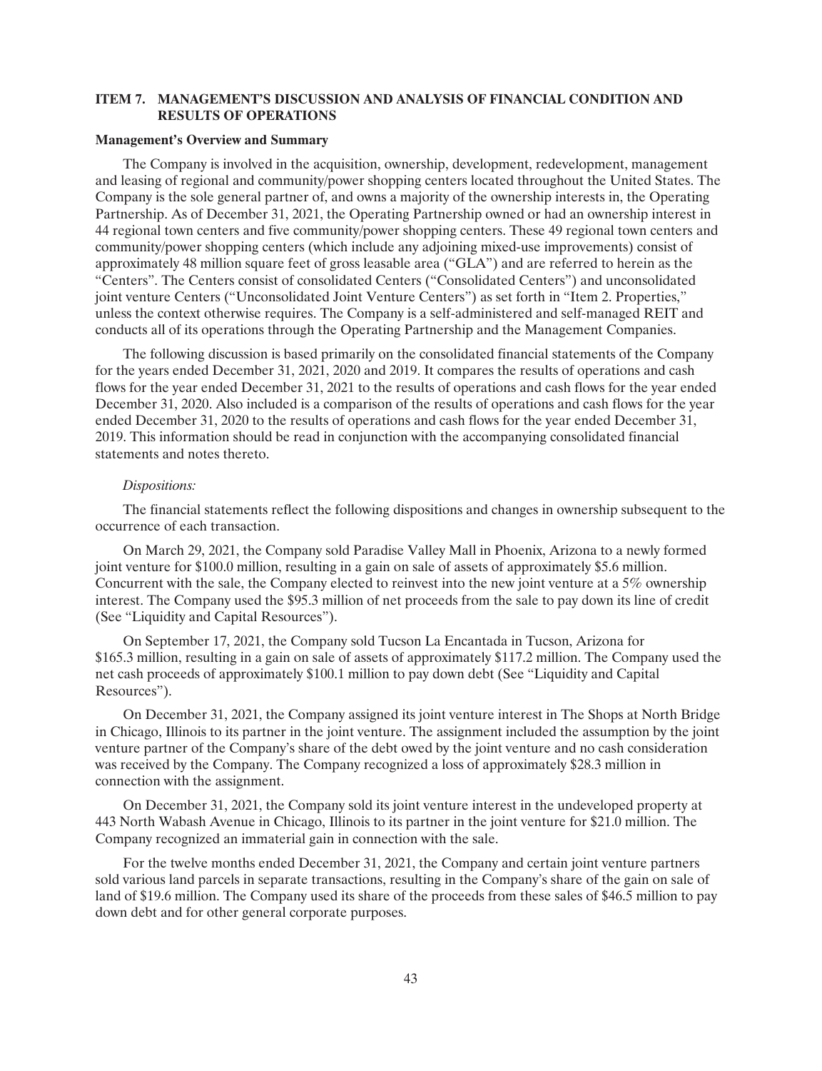## ITEM 7. MANAGEMENT'S DISCUSSION AND ANALYSIS OF FINANCIAL CONDITION AND RESULTS OF OPERATIONS

### Management's Overview and Summary

The Company is involved in the acquisition, ownership, development, redevelopment, management and leasing of regional and community/power shopping centers located throughout the United States. The Company is the sole general partner of, and owns a majority of the ownership interests in, the Operating Partnership. As of December 31, 2021, the Operating Partnership owned or had an ownership interest in 44 regional town centers and five community/power shopping centers. These 49 regional town centers and community/power shopping centers (which include any adjoining mixed-use improvements) consist of approximately 48 million square feet of gross leasable area ("GLA") and are referred to herein as the "Centers". The Centers consist of consolidated Centers ("Consolidated Centers") and unconsolidated joint venture Centers ("Unconsolidated Joint Venture Centers") as set forth in "Item 2. Properties," unless the context otherwise requires. The Company is a self-administered and self-managed REIT and conducts all of its operations through the Operating Partnership and the Management Companies.

The following discussion is based primarily on the consolidated financial statements of the Company for the years ended December 31, 2021, 2020 and 2019. It compares the results of operations and cash flows for the year ended December 31, 2021 to the results of operations and cash flows for the year ended December 31, 2020. Also included is a comparison of the results of operations and cash flows for the year ended December 31, 2020 to the results of operations and cash flows for the year ended December 31, 2019. This information should be read in conjunction with the accompanying consolidated financial statements and notes thereto.

*Dispositions:*

The financial statements reflect the following dispositions and changes in ownership subsequent to the occurrence of each transaction.

On March 29, 2021, the Company sold Paradise Valley Mall in Phoenix, Arizona to a newly formed joint venture for $100.0 million, resulting in a gain on sale of assets of approximately $5.6 million. Concurrent with the sale, the Company elected to reinvest into the new joint venture at a 5% ownership interest. The Company used the $95.3 million of net proceeds from the sale to pay down its line of credit (See "Liquidity and Capital Resources").

On September 17, 2021, the Company sold Tucson La Encantada in Tucson, Arizona for $165.3 million, resulting in a gain on sale of assets of approximately $117.2 million. The Company used the net cash proceeds of approximately $100.1 million to pay down debt (See "Liquidity and Capital Resources").

On December 31, 2021, the Company assigned its joint venture interest in The Shops at North Bridge in Chicago, Illinois to its partner in the joint venture. The assignment included the assumption by the joint venture partner of the Company's share of the debt owed by the joint venture and no cash consideration was received by the Company. The Company recognized a loss of approximately $28.3 million in connection with the assignment.

On December 31, 2021, the Company sold its joint venture interest in the undeveloped property at 443 North Wabash Avenue in Chicago, Illinois to its partner in the joint venture for $21.0 million. The Company recognized an immaterial gain in connection with the sale.

For the twelve months ended December 31, 2021, the Company and certain joint venture partners sold various land parcels in separate transactions, resulting in the Company's share of the gain on sale of land of $19.6 million. The Company used its share of the proceeds from these sales of $46.5 million to pay down debt and for other general corporate purposes.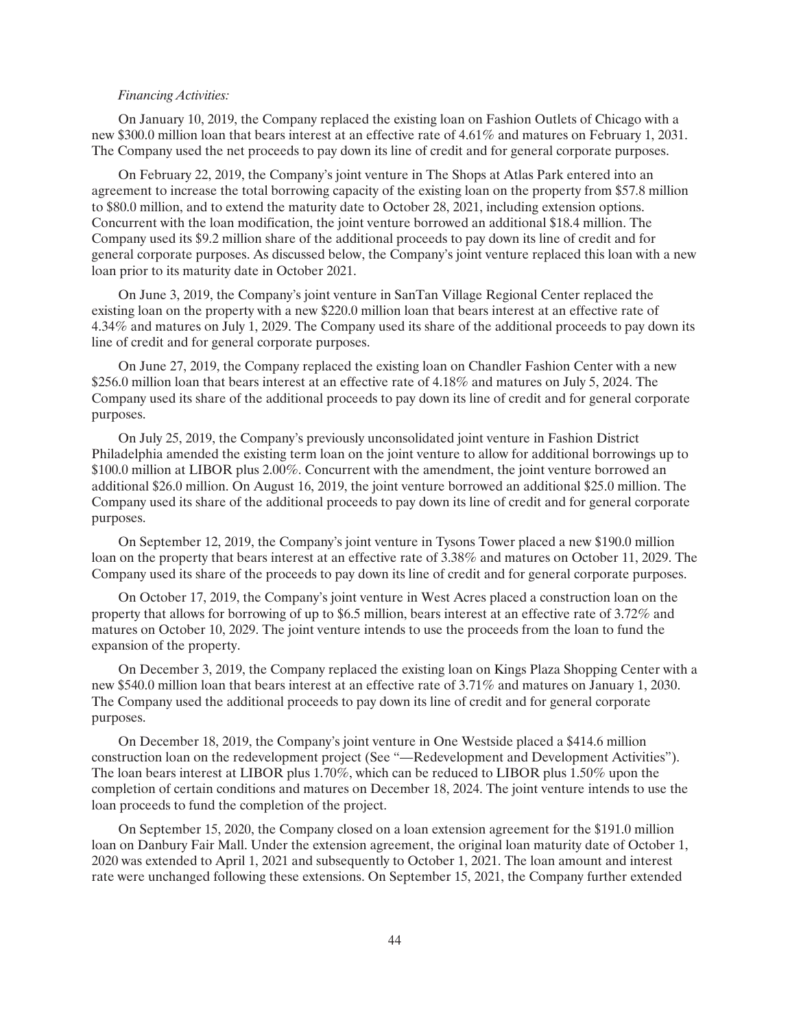*Financing Activities:*

On January 10, 2019, the Company replaced the existing loan on Fashion Outlets of Chicago with a new $300.0 million loan that bears interest at an effective rate of 4.61% and matures on February 1, 2031. The Company used the net proceeds to pay down its line of credit and for general corporate purposes.

On February 22, 2019, the Company's joint venture in The Shops at Atlas Park entered into an agreement to increase the total borrowing capacity of the existing loan on the property from $57.8 million to $80.0 million, and to extend the maturity date to October 28, 2021, including extension options. Concurrent with the loan modification, the joint venture borrowed an additional $18.4 million. The Company used its $9.2 million share of the additional proceeds to pay down its line of credit and for general corporate purposes. As discussed below, the Company's joint venture replaced this loan with a new loan prior to its maturity date in October 2021.

On June 3, 2019, the Company's joint venture in SanTan Village Regional Center replaced the existing loan on the property with a new $220.0 million loan that bears interest at an effective rate of 4.34% and matures on July 1, 2029. The Company used its share of the additional proceeds to pay down its line of credit and for general corporate purposes.

On June 27, 2019, the Company replaced the existing loan on Chandler Fashion Center with a new $256.0 million loan that bears interest at an effective rate of 4.18% and matures on July 5, 2024. The Company used its share of the additional proceeds to pay down its line of credit and for general corporate purposes.

On July 25, 2019, the Company's previously unconsolidated joint venture in Fashion District Philadelphia amended the existing term loan on the joint venture to allow for additional borrowings up to $100.0 million at LIBOR plus 2.00%. Concurrent with the amendment, the joint venture borrowed an additional $26.0 million. On August 16, 2019, the joint venture borrowed an additional $25.0 million. The Company used its share of the additional proceeds to pay down its line of credit and for general corporate purposes.

On September 12, 2019, the Company's joint venture in Tysons Tower placed a new $190.0 million loan on the property that bears interest at an effective rate of 3.38% and matures on October 11, 2029. The Company used its share of the proceeds to pay down its line of credit and for general corporate purposes.

On October 17, 2019, the Company's joint venture in West Acres placed a construction loan on the property that allows for borrowing of up to $6.5 million, bears interest at an effective rate of 3.72% and matures on October 10, 2029. The joint venture intends to use the proceeds from the loan to fund the expansion of the property.

On December 3, 2019, the Company replaced the existing loan on Kings Plaza Shopping Center with a new $540.0 million loan that bears interest at an effective rate of 3.71% and matures on January 1, 2030. The Company used the additional proceeds to pay down its line of credit and for general corporate purposes.

On December 18, 2019, the Company's joint venture in One Westside placed a $414.6 million construction loan on the redevelopment project (See "—Redevelopment and Development Activities"). The loan bears interest at LIBOR plus 1.70%, which can be reduced to LIBOR plus 1.50% upon the completion of certain conditions and matures on December 18, 2024. The joint venture intends to use the loan proceeds to fund the completion of the project.

On September 15, 2020, the Company closed on a loan extension agreement for the $191.0 million loan on Danbury Fair Mall. Under the extension agreement, the original loan maturity date of October 1, 2020 was extended to April 1, 2021 and subsequently to October 1, 2021. The loan amount and interest rate were unchanged following these extensions. On September 15, 2021, the Company further extended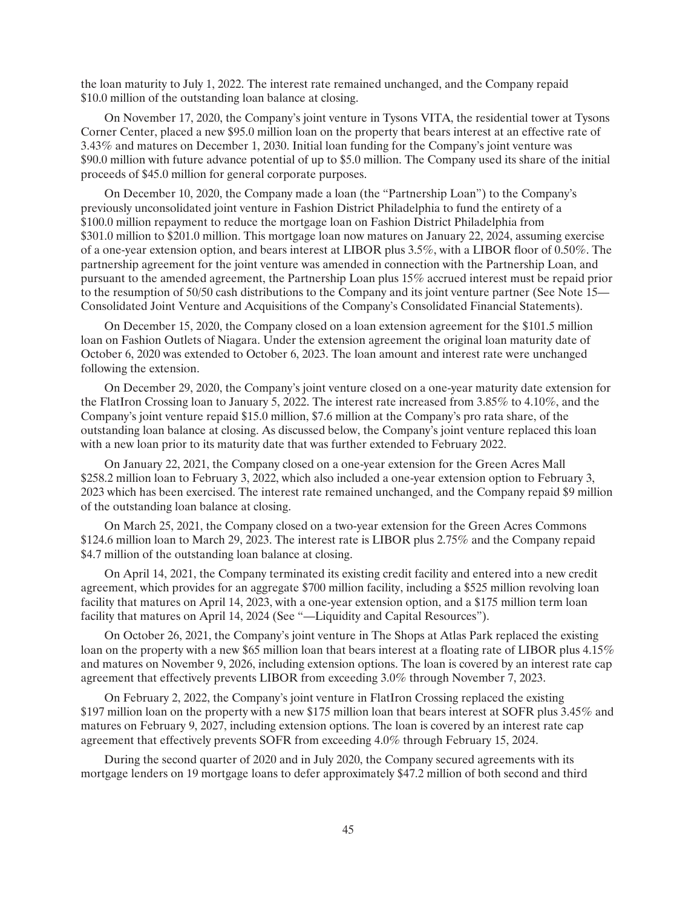the loan maturity to July 1, 2022. The interest rate remained unchanged, and the Company repaid $10.0 million of the outstanding loan balance at closing.

On November 17, 2020, the Company's joint venture in Tysons VITA, the residential tower at Tysons Corner Center, placed a new $95.0 million loan on the property that bears interest at an effective rate of 3.43% and matures on December 1, 2030. Initial loan funding for the Company's joint venture was $90.0 million with future advance potential of up to $5.0 million. The Company used its share of the initial proceeds of $45.0 million for general corporate purposes.

On December 10, 2020, the Company made a loan (the "Partnership Loan") to the Company's previously unconsolidated joint venture in Fashion District Philadelphia to fund the entirety of a $100.0 million repayment to reduce the mortgage loan on Fashion District Philadelphia from $301.0 million to $201.0 million. This mortgage loan now matures on January 22, 2024, assuming exercise of a one-year extension option, and bears interest at LIBOR plus 3.5%, with a LIBOR floor of 0.50%. The partnership agreement for the joint venture was amended in connection with the Partnership Loan, and pursuant to the amended agreement, the Partnership Loan plus 15% accrued interest must be repaid prior to the resumption of 50/50 cash distributions to the Company and its joint venture partner (See Note 15—Consolidated Joint Venture and Acquisitions of the Company's Consolidated Financial Statements).

On December 15, 2020, the Company closed on a loan extension agreement for the $101.5 million loan on Fashion Outlets of Niagara. Under the extension agreement the original loan maturity date of October 6, 2020 was extended to October 6, 2023. The loan amount and interest rate were unchanged following the extension.

On December 29, 2020, the Company's joint venture closed on a one-year maturity date extension for the FlatIron Crossing loan to January 5, 2022. The interest rate increased from 3.85% to 4.10%, and the Company's joint venture repaid $15.0 million, $7.6 million at the Company's pro rata share, of the outstanding loan balance at closing. As discussed below, the Company's joint venture replaced this loan with a new loan prior to its maturity date that was further extended to February 2022.

On January 22, 2021, the Company closed on a one-year extension for the Green Acres Mall $258.2 million loan to February 3, 2022, which also included a one-year extension option to February 3, 2023 which has been exercised. The interest rate remained unchanged, and the Company repaid $9 million of the outstanding loan balance at closing.

On March 25, 2021, the Company closed on a two-year extension for the Green Acres Commons $124.6 million loan to March 29, 2023. The interest rate is LIBOR plus 2.75% and the Company repaid $4.7 million of the outstanding loan balance at closing.

On April 14, 2021, the Company terminated its existing credit facility and entered into a new credit agreement, which provides for an aggregate $700 million facility, including a $525 million revolving loan facility that matures on April 14, 2023, with a one-year extension option, and a $175 million term loan facility that matures on April 14, 2024 (See "—Liquidity and Capital Resources").

On October 26, 2021, the Company's joint venture in The Shops at Atlas Park replaced the existing loan on the property with a new $65 million loan that bears interest at a floating rate of LIBOR plus 4.15% and matures on November 9, 2026, including extension options. The loan is covered by an interest rate cap agreement that effectively prevents LIBOR from exceeding 3.0% through November 7, 2023.

On February 2, 2022, the Company's joint venture in FlatIron Crossing replaced the existing $197 million loan on the property with a new $175 million loan that bears interest at SOFR plus 3.45% and matures on February 9, 2027, including extension options. The loan is covered by an interest rate cap agreement that effectively prevents SOFR from exceeding 4.0% through February 15, 2024.

During the second quarter of 2020 and in July 2020, the Company secured agreements with its mortgage lenders on 19 mortgage loans to defer approximately $47.2 million of both second and third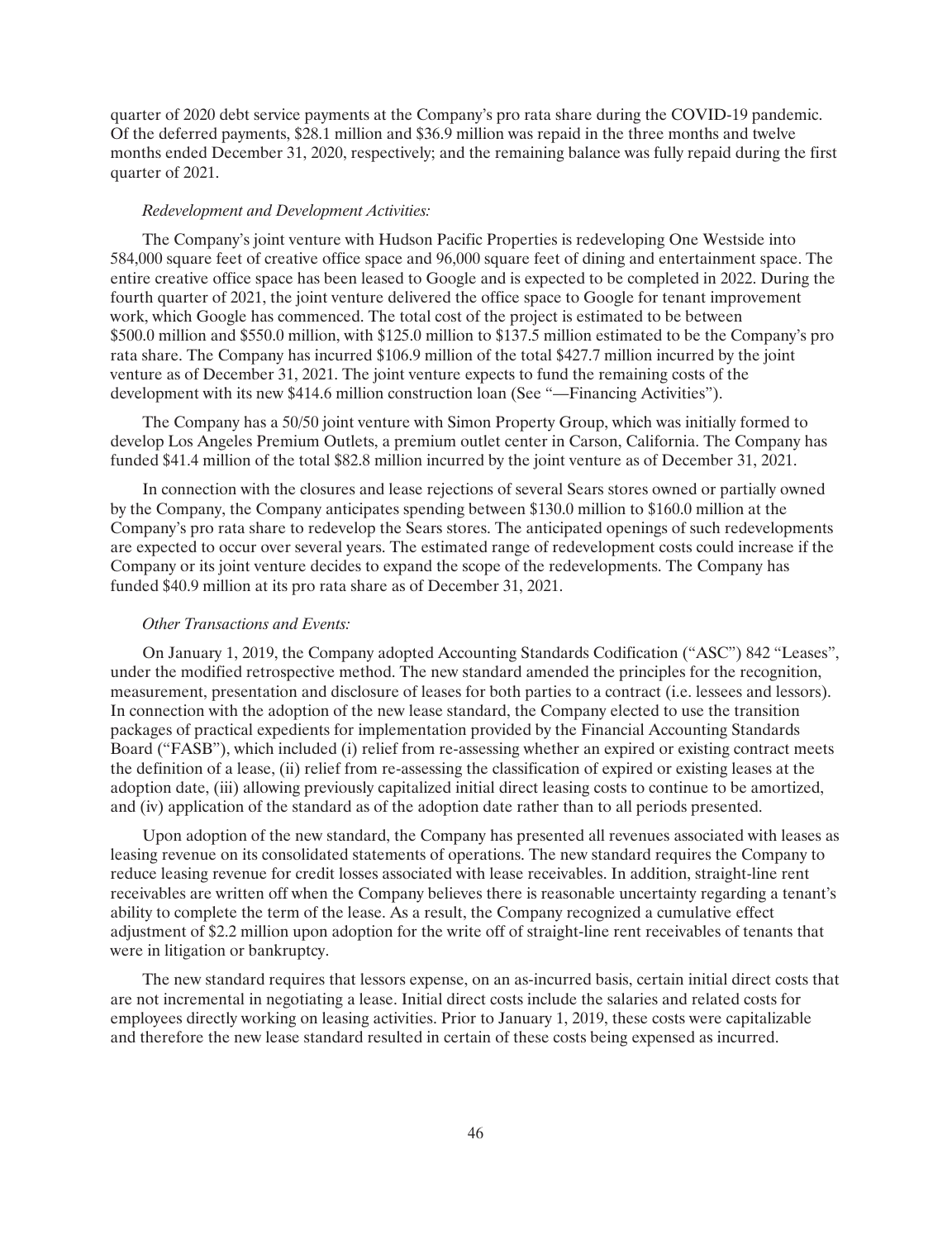quarter of 2020 debt service payments at the Company's pro rata share during the COVID-19 pandemic. Of the deferred payments, $28.1 million and $36.9 million was repaid in the three months and twelve months ended December 31, 2020, respectively; and the remaining balance was fully repaid during the first quarter of 2021.

*Redevelopment and Development Activities:*

The Company's joint venture with Hudson Pacific Properties is redeveloping One Westside into 584,000 square feet of creative office space and 96,000 square feet of dining and entertainment space. The entire creative office space has been leased to Google and is expected to be completed in 2022. During the fourth quarter of 2021, the joint venture delivered the office space to Google for tenant improvement work, which Google has commenced. The total cost of the project is estimated to be between $500.0 million and $550.0 million, with $125.0 million to $137.5 million estimated to be the Company's pro rata share. The Company has incurred $106.9 million of the total $427.7 million incurred by the joint venture as of December 31, 2021. The joint venture expects to fund the remaining costs of the development with its new $414.6 million construction loan (See "—Financing Activities").

The Company has a 50/50 joint venture with Simon Property Group, which was initially formed to develop Los Angeles Premium Outlets, a premium outlet center in Carson, California. The Company has funded $41.4 million of the total $82.8 million incurred by the joint venture as of December 31, 2021.

In connection with the closures and lease rejections of several Sears stores owned or partially owned by the Company, the Company anticipates spending between $130.0 million to $160.0 million at the Company's pro rata share to redevelop the Sears stores. The anticipated openings of such redevelopments are expected to occur over several years. The estimated range of redevelopment costs could increase if the Company or its joint venture decides to expand the scope of the redevelopments. The Company has funded $40.9 million at its pro rata share as of December 31, 2021.

*Other Transactions and Events:*

On January 1, 2019, the Company adopted Accounting Standards Codification ("ASC") 842 "Leases", under the modified retrospective method. The new standard amended the principles for the recognition, measurement, presentation and disclosure of leases for both parties to a contract (i.e. lessees and lessors). In connection with the adoption of the new lease standard, the Company elected to use the transition packages of practical expedients for implementation provided by the Financial Accounting Standards Board ("FASB"), which included (i) relief from re-assessing whether an expired or existing contract meets the definition of a lease, (ii) relief from re-assessing the classification of expired or existing leases at the adoption date, (iii) allowing previously capitalized initial direct leasing costs to continue to be amortized, and (iv) application of the standard as of the adoption date rather than to all periods presented.

Upon adoption of the new standard, the Company has presented all revenues associated with leases as leasing revenue on its consolidated statements of operations. The new standard requires the Company to reduce leasing revenue for credit losses associated with lease receivables. In addition, straight-line rent receivables are written off when the Company believes there is reasonable uncertainty regarding a tenant's ability to complete the term of the lease. As a result, the Company recognized a cumulative effect adjustment of $2.2 million upon adoption for the write off of straight-line rent receivables of tenants that were in litigation or bankruptcy.

The new standard requires that lessors expense, on an as-incurred basis, certain initial direct costs that are not incremental in negotiating a lease. Initial direct costs include the salaries and related costs for employees directly working on leasing activities. Prior to January 1, 2019, these costs were capitalizable and therefore the new lease standard resulted in certain of these costs being expensed as incurred.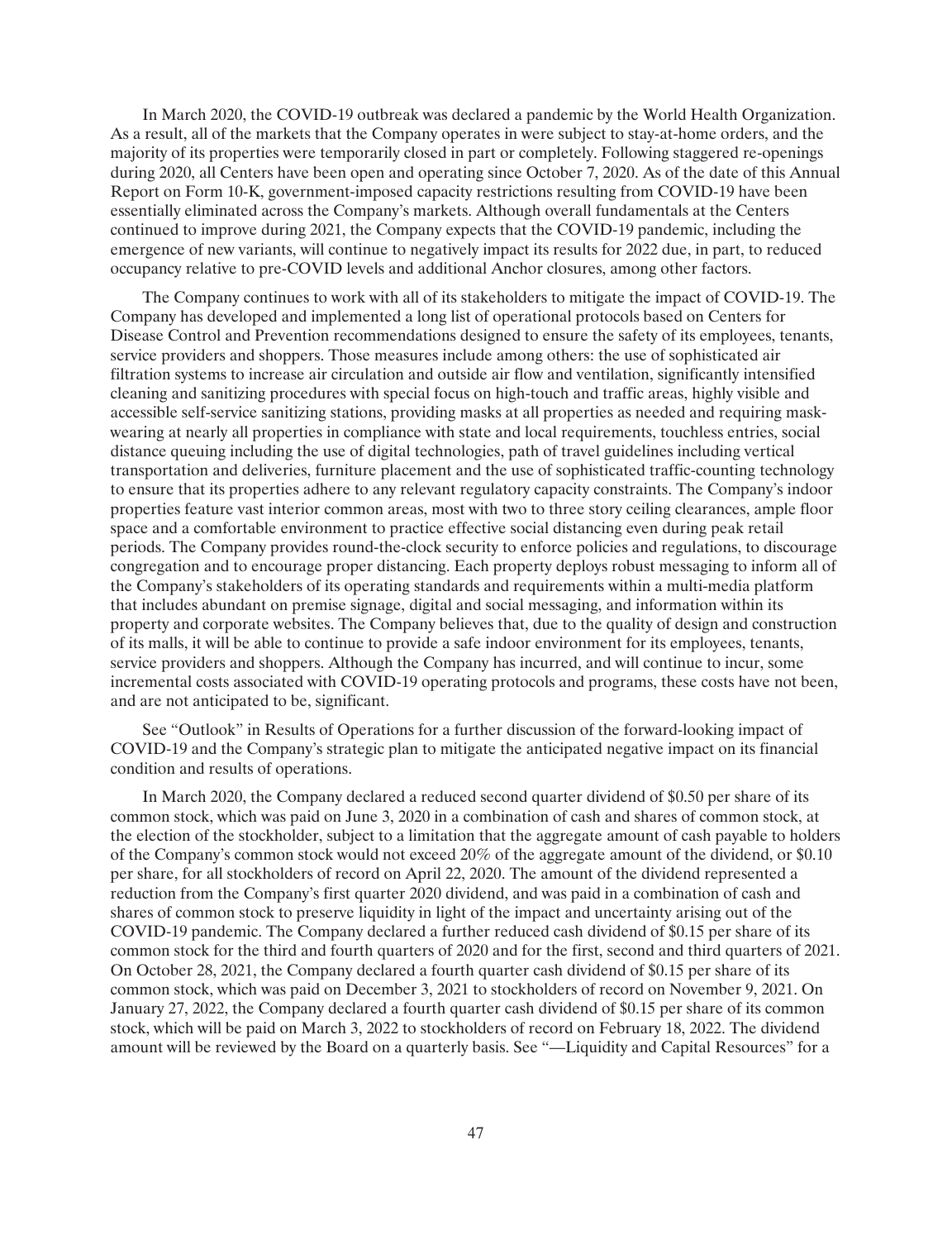In March 2020, the COVID-19 outbreak was declared a pandemic by the World Health Organization. As a result, all of the markets that the Company operates in were subject to stay-at-home orders, and the majority of its properties were temporarily closed in part or completely. Following staggered re-openings during 2020, all Centers have been open and operating since October 7, 2020. As of the date of this Annual Report on Form 10-K, government-imposed capacity restrictions resulting from COVID-19 have been essentially eliminated across the Company's markets. Although overall fundamentals at the Centers continued to improve during 2021, the Company expects that the COVID-19 pandemic, including the emergence of new variants, will continue to negatively impact its results for 2022 due, in part, to reduced occupancy relative to pre-COVID levels and additional Anchor closures, among other factors.

The Company continues to work with all of its stakeholders to mitigate the impact of COVID-19. The Company has developed and implemented a long list of operational protocols based on Centers for Disease Control and Prevention recommendations designed to ensure the safety of its employees, tenants, service providers and shoppers. Those measures include among others: the use of sophisticated air filtration systems to increase air circulation and outside air flow and ventilation, significantly intensified cleaning and sanitizing procedures with special focus on high-touch and traffic areas, highly visible and accessible self-service sanitizing stations, providing masks at all properties as needed and requiring mask-wearing at nearly all properties in compliance with state and local requirements, touchless entries, social distance queuing including the use of digital technologies, path of travel guidelines including vertical transportation and deliveries, furniture placement and the use of sophisticated traffic-counting technology to ensure that its properties adhere to any relevant regulatory capacity constraints. The Company's indoor properties feature vast interior common areas, most with two to three story ceiling clearances, ample floor space and a comfortable environment to practice effective social distancing even during peak retail periods. The Company provides round-the-clock security to enforce policies and regulations, to discourage congregation and to encourage proper distancing. Each property deploys robust messaging to inform all of the Company's stakeholders of its operating standards and requirements within a multi-media platform that includes abundant on premise signage, digital and social messaging, and information within its property and corporate websites. The Company believes that, due to the quality of design and construction of its malls, it will be able to continue to provide a safe indoor environment for its employees, tenants, service providers and shoppers. Although the Company has incurred, and will continue to incur, some incremental costs associated with COVID-19 operating protocols and programs, these costs have not been, and are not anticipated to be, significant.

See "Outlook" in Results of Operations for a further discussion of the forward-looking impact of COVID-19 and the Company's strategic plan to mitigate the anticipated negative impact on its financial condition and results of operations.

In March 2020, the Company declared a reduced second quarter dividend of $0.50 per share of its common stock, which was paid on June 3, 2020 in a combination of cash and shares of common stock, at the election of the stockholder, subject to a limitation that the aggregate amount of cash payable to holders of the Company's common stock would not exceed 20% of the aggregate amount of the dividend, or $0.10 per share, for all stockholders of record on April 22, 2020. The amount of the dividend represented a reduction from the Company's first quarter 2020 dividend, and was paid in a combination of cash and shares of common stock to preserve liquidity in light of the impact and uncertainty arising out of the COVID-19 pandemic. The Company declared a further reduced cash dividend of $0.15 per share of its common stock for the third and fourth quarters of 2020 and for the first, second and third quarters of 2021. On October 28, 2021, the Company declared a fourth quarter cash dividend of $0.15 per share of its common stock, which was paid on December 3, 2021 to stockholders of record on November 9, 2021. On January 27, 2022, the Company declared a fourth quarter cash dividend of $0.15 per share of its common stock, which will be paid on March 3, 2022 to stockholders of record on February 18, 2022. The dividend amount will be reviewed by the Board on a quarterly basis. See "—Liquidity and Capital Resources" for a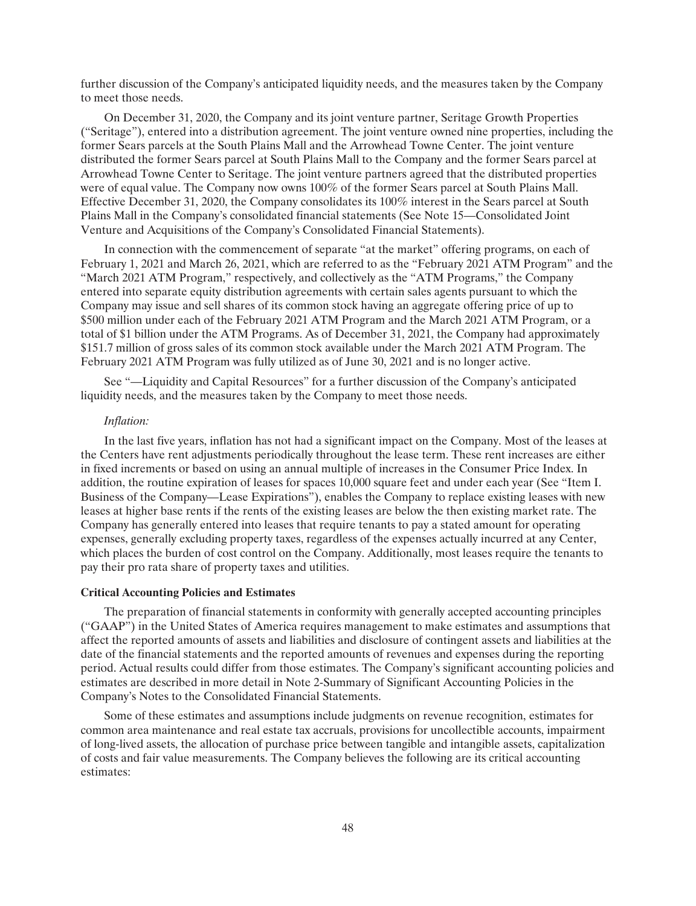further discussion of the Company's anticipated liquidity needs, and the measures taken by the Company to meet those needs.

On December 31, 2020, the Company and its joint venture partner, Seritage Growth Properties ("Seritage"), entered into a distribution agreement. The joint venture owned nine properties, including the former Sears parcels at the South Plains Mall and the Arrowhead Towne Center. The joint venture distributed the former Sears parcel at South Plains Mall to the Company and the former Sears parcel at Arrowhead Towne Center to Seritage. The joint venture partners agreed that the distributed properties were of equal value. The Company now owns 100% of the former Sears parcel at South Plains Mall. Effective December 31, 2020, the Company consolidates its 100% interest in the Sears parcel at South Plains Mall in the Company's consolidated financial statements (See Note 15—Consolidated Joint Venture and Acquisitions of the Company's Consolidated Financial Statements).

In connection with the commencement of separate "at the market" offering programs, on each of February 1, 2021 and March 26, 2021, which are referred to as the "February 2021 ATM Program" and the "March 2021 ATM Program," respectively, and collectively as the "ATM Programs," the Company entered into separate equity distribution agreements with certain sales agents pursuant to which the Company may issue and sell shares of its common stock having an aggregate offering price of up to $500 million under each of the February 2021 ATM Program and the March 2021 ATM Program, or a total of $1 billion under the ATM Programs. As of December 31, 2021, the Company had approximately $151.7 million of gross sales of its common stock available under the March 2021 ATM Program. The February 2021 ATM Program was fully utilized as of June 30, 2021 and is no longer active.

See "—Liquidity and Capital Resources" for a further discussion of the Company's anticipated liquidity needs, and the measures taken by the Company to meet those needs.

*Inflation:*

In the last five years, inflation has not had a significant impact on the Company. Most of the leases at the Centers have rent adjustments periodically throughout the lease term. These rent increases are either in fixed increments or based on using an annual multiple of increases in the Consumer Price Index. In addition, the routine expiration of leases for spaces 10,000 square feet and under each year (See "Item I. Business of the Company—Lease Expirations"), enables the Company to replace existing leases with new leases at higher base rents if the rents of the existing leases are below the then existing market rate. The Company has generally entered into leases that require tenants to pay a stated amount for operating expenses, generally excluding property taxes, regardless of the expenses actually incurred at any Center, which places the burden of cost control on the Company. Additionally, most leases require the tenants to pay their pro rata share of property taxes and utilities.

**Critical Accounting Policies and Estimates**

The preparation of financial statements in conformity with generally accepted accounting principles ("GAAP") in the United States of America requires management to make estimates and assumptions that affect the reported amounts of assets and liabilities and disclosure of contingent assets and liabilities at the date of the financial statements and the reported amounts of revenues and expenses during the reporting period. Actual results could differ from those estimates. The Company's significant accounting policies and estimates are described in more detail in Note 2-Summary of Significant Accounting Policies in the Company's Notes to the Consolidated Financial Statements.

Some of these estimates and assumptions include judgments on revenue recognition, estimates for common area maintenance and real estate tax accruals, provisions for uncollectible accounts, impairment of long-lived assets, the allocation of purchase price between tangible and intangible assets, capitalization of costs and fair value measurements. The Company believes the following are its critical accounting estimates: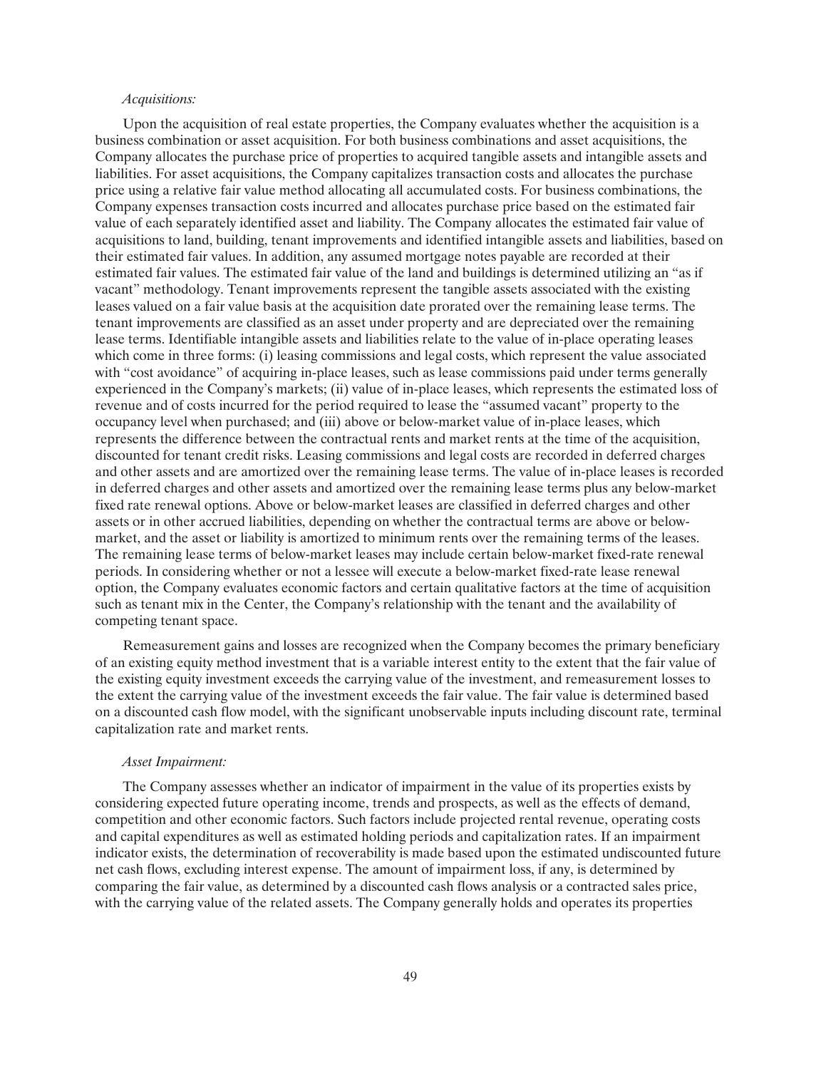*Acquisitions:*

Upon the acquisition of real estate properties, the Company evaluates whether the acquisition is a business combination or asset acquisition. For both business combinations and asset acquisitions, the Company allocates the purchase price of properties to acquired tangible assets and intangible assets and liabilities. For asset acquisitions, the Company capitalizes transaction costs and allocates the purchase price using a relative fair value method allocating all accumulated costs. For business combinations, the Company expenses transaction costs incurred and allocates purchase price based on the estimated fair value of each separately identified asset and liability. The Company allocates the estimated fair value of acquisitions to land, building, tenant improvements and identified intangible assets and liabilities, based on their estimated fair values. In addition, any assumed mortgage notes payable are recorded at their estimated fair values. The estimated fair value of the land and buildings is determined utilizing an "as if vacant" methodology. Tenant improvements represent the tangible assets associated with the existing leases valued on a fair value basis at the acquisition date prorated over the remaining lease terms. The tenant improvements are classified as an asset under property and are depreciated over the remaining lease terms. Identifiable intangible assets and liabilities relate to the value of in-place operating leases which come in three forms: (i) leasing commissions and legal costs, which represent the value associated with "cost avoidance" of acquiring in-place leases, such as lease commissions paid under terms generally experienced in the Company's markets; (ii) value of in-place leases, which represents the estimated loss of revenue and of costs incurred for the period required to lease the "assumed vacant" property to the occupancy level when purchased; and (iii) above or below-market value of in-place leases, which represents the difference between the contractual rents and market rents at the time of the acquisition, discounted for tenant credit risks. Leasing commissions and legal costs are recorded in deferred charges and other assets and are amortized over the remaining lease terms. The value of in-place leases is recorded in deferred charges and other assets and amortized over the remaining lease terms plus any below-market fixed rate renewal options. Above or below-market leases are classified in deferred charges and other assets or in other accrued liabilities, depending on whether the contractual terms are above or below-market, and the asset or liability is amortized to minimum rents over the remaining terms of the leases. The remaining lease terms of below-market leases may include certain below-market fixed-rate renewal periods. In considering whether or not a lessee will execute a below-market fixed-rate lease renewal option, the Company evaluates economic factors and certain qualitative factors at the time of acquisition such as tenant mix in the Center, the Company's relationship with the tenant and the availability of competing tenant space.

Remeasurement gains and losses are recognized when the Company becomes the primary beneficiary of an existing equity method investment that is a variable interest entity to the extent that the fair value of the existing equity investment exceeds the carrying value of the investment, and remeasurement losses to the extent the carrying value of the investment exceeds the fair value. The fair value is determined based on a discounted cash flow model, with the significant unobservable inputs including discount rate, terminal capitalization rate and market rents.

*Asset Impairment:*

The Company assesses whether an indicator of impairment in the value of its properties exists by considering expected future operating income, trends and prospects, as well as the effects of demand, competition and other economic factors. Such factors include projected rental revenue, operating costs and capital expenditures as well as estimated holding periods and capitalization rates. If an impairment indicator exists, the determination of recoverability is made based upon the estimated undiscounted future net cash flows, excluding interest expense. The amount of impairment loss, if any, is determined by comparing the fair value, as determined by a discounted cash flows analysis or a contracted sales price, with the carrying value of the related assets. The Company generally holds and operates its properties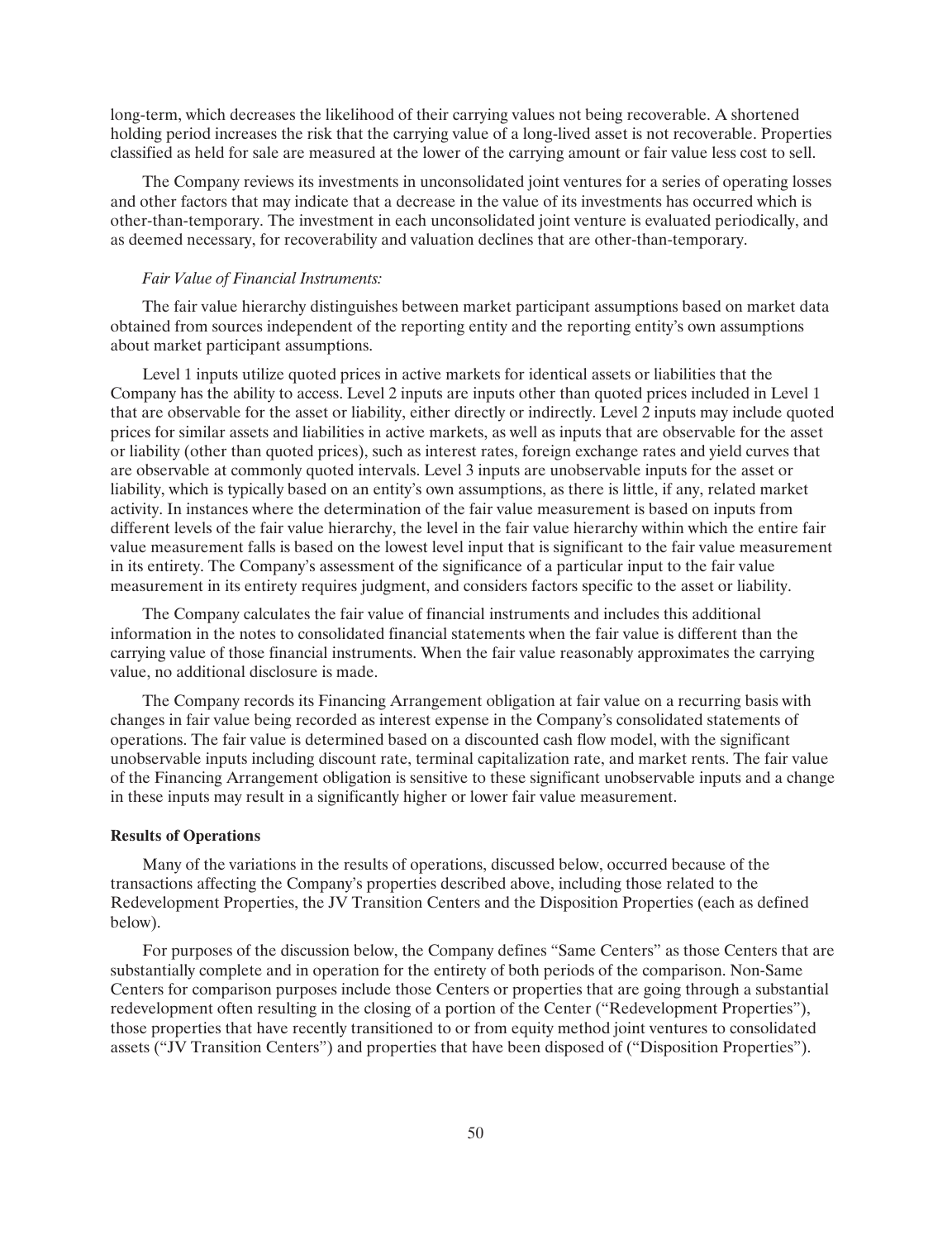long-term, which decreases the likelihood of their carrying values not being recoverable. A shortened holding period increases the risk that the carrying value of a long-lived asset is not recoverable. Properties classified as held for sale are measured at the lower of the carrying amount or fair value less cost to sell.

The Company reviews its investments in unconsolidated joint ventures for a series of operating losses and other factors that may indicate that a decrease in the value of its investments has occurred which is other-than-temporary. The investment in each unconsolidated joint venture is evaluated periodically, and as deemed necessary, for recoverability and valuation declines that are other-than-temporary.

*Fair Value of Financial Instruments:*

The fair value hierarchy distinguishes between market participant assumptions based on market data obtained from sources independent of the reporting entity and the reporting entity's own assumptions about market participant assumptions.

Level 1 inputs utilize quoted prices in active markets for identical assets or liabilities that the Company has the ability to access. Level 2 inputs are inputs other than quoted prices included in Level 1 that are observable for the asset or liability, either directly or indirectly. Level 2 inputs may include quoted prices for similar assets and liabilities in active markets, as well as inputs that are observable for the asset or liability (other than quoted prices), such as interest rates, foreign exchange rates and yield curves that are observable at commonly quoted intervals. Level 3 inputs are unobservable inputs for the asset or liability, which is typically based on an entity's own assumptions, as there is little, if any, related market activity. In instances where the determination of the fair value measurement is based on inputs from different levels of the fair value hierarchy, the level in the fair value hierarchy within which the entire fair value measurement falls is based on the lowest level input that is significant to the fair value measurement in its entirety. The Company's assessment of the significance of a particular input to the fair value measurement in its entirety requires judgment, and considers factors specific to the asset or liability.

The Company calculates the fair value of financial instruments and includes this additional information in the notes to consolidated financial statements when the fair value is different than the carrying value of those financial instruments. When the fair value reasonably approximates the carrying value, no additional disclosure is made.

The Company records its Financing Arrangement obligation at fair value on a recurring basis with changes in fair value being recorded as interest expense in the Company's consolidated statements of operations. The fair value is determined based on a discounted cash flow model, with the significant unobservable inputs including discount rate, terminal capitalization rate, and market rents. The fair value of the Financing Arrangement obligation is sensitive to these significant unobservable inputs and a change in these inputs may result in a significantly higher or lower fair value measurement.

**Results of Operations**

Many of the variations in the results of operations, discussed below, occurred because of the transactions affecting the Company's properties described above, including those related to the Redevelopment Properties, the JV Transition Centers and the Disposition Properties (each as defined below).

For purposes of the discussion below, the Company defines "Same Centers" as those Centers that are substantially complete and in operation for the entirety of both periods of the comparison. Non-Same Centers for comparison purposes include those Centers or properties that are going through a substantial redevelopment often resulting in the closing of a portion of the Center ("Redevelopment Properties"), those properties that have recently transitioned to or from equity method joint ventures to consolidated assets ("JV Transition Centers") and properties that have been disposed of ("Disposition Properties").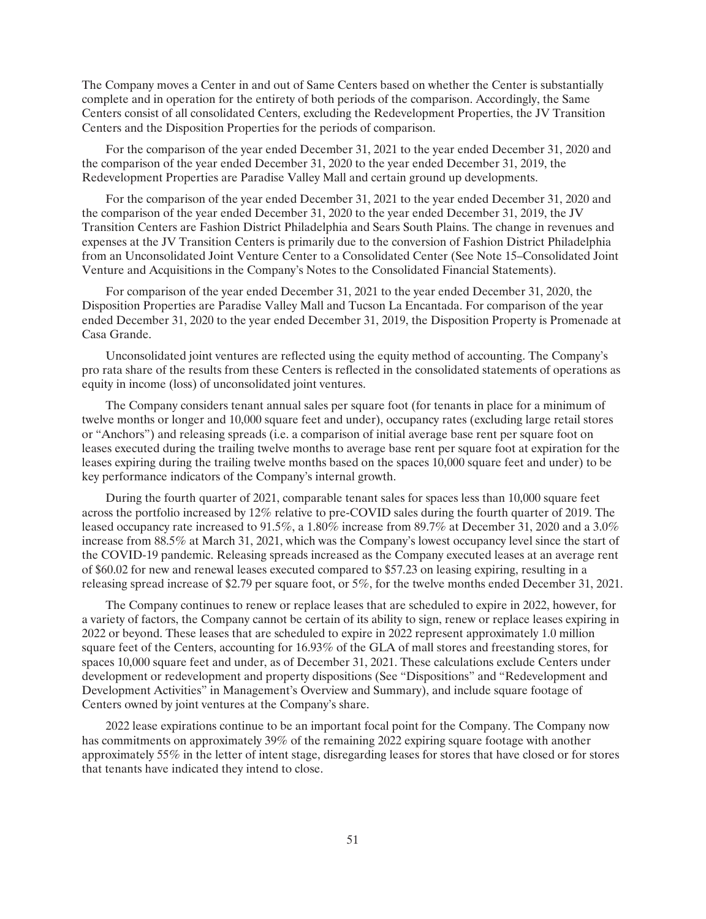The Company moves a Center in and out of Same Centers based on whether the Center is substantially complete and in operation for the entirety of both periods of the comparison. Accordingly, the Same Centers consist of all consolidated Centers, excluding the Redevelopment Properties, the JV Transition Centers and the Disposition Properties for the periods of comparison.

For the comparison of the year ended December 31, 2021 to the year ended December 31, 2020 and the comparison of the year ended December 31, 2020 to the year ended December 31, 2019, the Redevelopment Properties are Paradise Valley Mall and certain ground up developments.

For the comparison of the year ended December 31, 2021 to the year ended December 31, 2020 and the comparison of the year ended December 31, 2020 to the year ended December 31, 2019, the JV Transition Centers are Fashion District Philadelphia and Sears South Plains. The change in revenues and expenses at the JV Transition Centers is primarily due to the conversion of Fashion District Philadelphia from an Unconsolidated Joint Venture Center to a Consolidated Center (See Note 15–Consolidated Joint Venture and Acquisitions in the Company's Notes to the Consolidated Financial Statements).

For comparison of the year ended December 31, 2021 to the year ended December 31, 2020, the Disposition Properties are Paradise Valley Mall and Tucson La Encantada. For comparison of the year ended December 31, 2020 to the year ended December 31, 2019, the Disposition Property is Promenade at Casa Grande.

Unconsolidated joint ventures are reflected using the equity method of accounting. The Company's pro rata share of the results from these Centers is reflected in the consolidated statements of operations as equity in income (loss) of unconsolidated joint ventures.

The Company considers tenant annual sales per square foot (for tenants in place for a minimum of twelve months or longer and 10,000 square feet and under), occupancy rates (excluding large retail stores or "Anchors") and releasing spreads (i.e. a comparison of initial average base rent per square foot on leases executed during the trailing twelve months to average base rent per square foot at expiration for the leases expiring during the trailing twelve months based on the spaces 10,000 square feet and under) to be key performance indicators of the Company's internal growth.

During the fourth quarter of 2021, comparable tenant sales for spaces less than 10,000 square feet across the portfolio increased by 12% relative to pre-COVID sales during the fourth quarter of 2019. The leased occupancy rate increased to 91.5%, a 1.80% increase from 89.7% at December 31, 2020 and a 3.0% increase from 88.5% at March 31, 2021, which was the Company's lowest occupancy level since the start of the COVID-19 pandemic. Releasing spreads increased as the Company executed leases at an average rent of $60.02 for new and renewal leases executed compared to $57.23 on leasing expiring, resulting in a releasing spread increase of $2.79 per square foot, or 5%, for the twelve months ended December 31, 2021.

The Company continues to renew or replace leases that are scheduled to expire in 2022, however, for a variety of factors, the Company cannot be certain of its ability to sign, renew or replace leases expiring in 2022 or beyond. These leases that are scheduled to expire in 2022 represent approximately 1.0 million square feet of the Centers, accounting for 16.93% of the GLA of mall stores and freestanding stores, for spaces 10,000 square feet and under, as of December 31, 2021. These calculations exclude Centers under development or redevelopment and property dispositions (See "Dispositions" and "Redevelopment and Development Activities" in Management's Overview and Summary), and include square footage of Centers owned by joint ventures at the Company's share.

2022 lease expirations continue to be an important focal point for the Company. The Company now has commitments on approximately 39% of the remaining 2022 expiring square footage with another approximately 55% in the letter of intent stage, disregarding leases for stores that have closed or for stores that tenants have indicated they intend to close.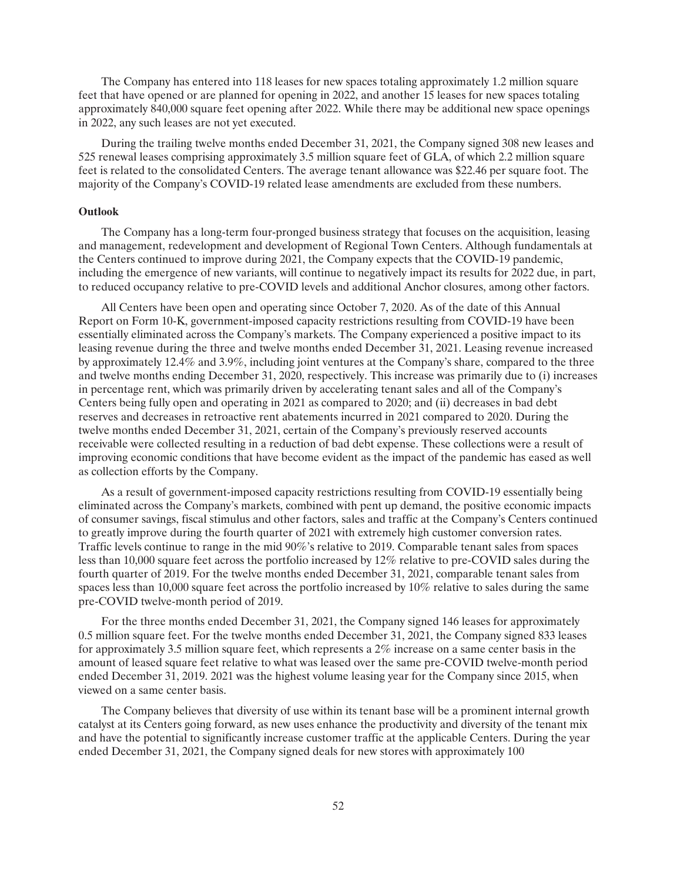The Company has entered into 118 leases for new spaces totaling approximately 1.2 million square feet that have opened or are planned for opening in 2022, and another 15 leases for new spaces totaling approximately 840,000 square feet opening after 2022. While there may be additional new space openings in 2022, any such leases are not yet executed.

During the trailing twelve months ended December 31, 2021, the Company signed 308 new leases and 525 renewal leases comprising approximately 3.5 million square feet of GLA, of which 2.2 million square feet is related to the consolidated Centers. The average tenant allowance was $22.46 per square foot. The majority of the Company's COVID-19 related lease amendments are excluded from these numbers.

**Outlook**

The Company has a long-term four-pronged business strategy that focuses on the acquisition, leasing and management, redevelopment and development of Regional Town Centers. Although fundamentals at the Centers continued to improve during 2021, the Company expects that the COVID-19 pandemic, including the emergence of new variants, will continue to negatively impact its results for 2022 due, in part, to reduced occupancy relative to pre-COVID levels and additional Anchor closures, among other factors.

All Centers have been open and operating since October 7, 2020. As of the date of this Annual Report on Form 10-K, government-imposed capacity restrictions resulting from COVID-19 have been essentially eliminated across the Company's markets. The Company experienced a positive impact to its leasing revenue during the three and twelve months ended December 31, 2021. Leasing revenue increased by approximately 12.4% and 3.9%, including joint ventures at the Company's share, compared to the three and twelve months ending December 31, 2020, respectively. This increase was primarily due to (i) increases in percentage rent, which was primarily driven by accelerating tenant sales and all of the Company's Centers being fully open and operating in 2021 as compared to 2020; and (ii) decreases in bad debt reserves and decreases in retroactive rent abatements incurred in 2021 compared to 2020. During the twelve months ended December 31, 2021, certain of the Company's previously reserved accounts receivable were collected resulting in a reduction of bad debt expense. These collections were a result of improving economic conditions that have become evident as the impact of the pandemic has eased as well as collection efforts by the Company.

As a result of government-imposed capacity restrictions resulting from COVID-19 essentially being eliminated across the Company's markets, combined with pent up demand, the positive economic impacts of consumer savings, fiscal stimulus and other factors, sales and traffic at the Company's Centers continued to greatly improve during the fourth quarter of 2021 with extremely high customer conversion rates. Traffic levels continue to range in the mid 90%'s relative to 2019. Comparable tenant sales from spaces less than 10,000 square feet across the portfolio increased by 12% relative to pre-COVID sales during the fourth quarter of 2019. For the twelve months ended December 31, 2021, comparable tenant sales from spaces less than 10,000 square feet across the portfolio increased by 10% relative to sales during the same pre-COVID twelve-month period of 2019.

For the three months ended December 31, 2021, the Company signed 146 leases for approximately 0.5 million square feet. For the twelve months ended December 31, 2021, the Company signed 833 leases for approximately 3.5 million square feet, which represents a 2% increase on a same center basis in the amount of leased square feet relative to what was leased over the same pre-COVID twelve-month period ended December 31, 2019. 2021 was the highest volume leasing year for the Company since 2015, when viewed on a same center basis.

The Company believes that diversity of use within its tenant base will be a prominent internal growth catalyst at its Centers going forward, as new uses enhance the productivity and diversity of the tenant mix and have the potential to significantly increase customer traffic at the applicable Centers. During the year ended December 31, 2021, the Company signed deals for new stores with approximately 100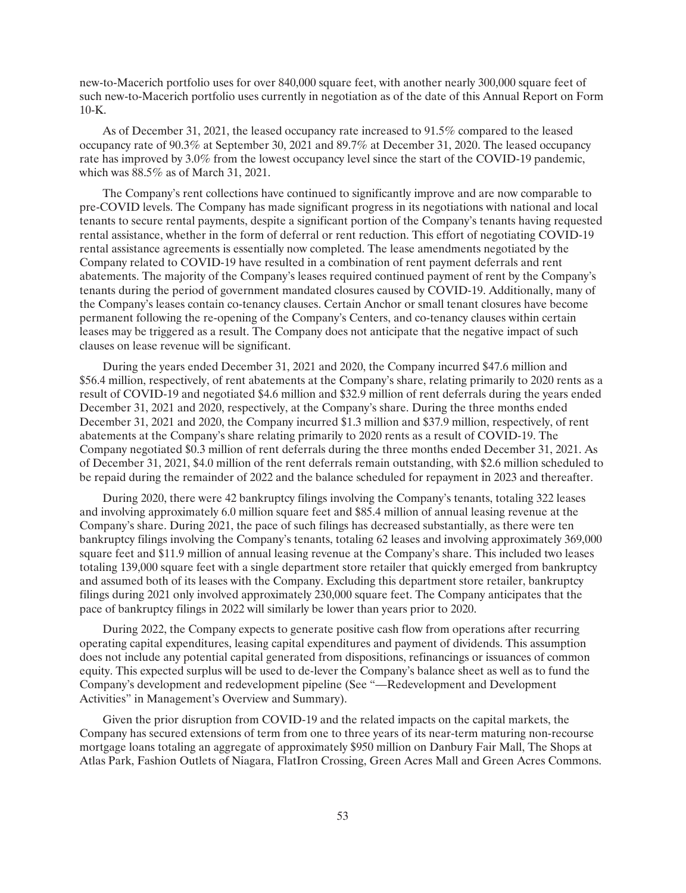new-to-Macerich portfolio uses for over 840,000 square feet, with another nearly 300,000 square feet of such new-to-Macerich portfolio uses currently in negotiation as of the date of this Annual Report on Form 10-K.

As of December 31, 2021, the leased occupancy rate increased to 91.5% compared to the leased occupancy rate of 90.3% at September 30, 2021 and 89.7% at December 31, 2020. The leased occupancy rate has improved by 3.0% from the lowest occupancy level since the start of the COVID-19 pandemic, which was 88.5% as of March 31, 2021.

The Company's rent collections have continued to significantly improve and are now comparable to pre-COVID levels. The Company has made significant progress in its negotiations with national and local tenants to secure rental payments, despite a significant portion of the Company's tenants having requested rental assistance, whether in the form of deferral or rent reduction. This effort of negotiating COVID-19 rental assistance agreements is essentially now completed. The lease amendments negotiated by the Company related to COVID-19 have resulted in a combination of rent payment deferrals and rent abatements. The majority of the Company's leases required continued payment of rent by the Company's tenants during the period of government mandated closures caused by COVID-19. Additionally, many of the Company's leases contain co-tenancy clauses. Certain Anchor or small tenant closures have become permanent following the re-opening of the Company's Centers, and co-tenancy clauses within certain leases may be triggered as a result. The Company does not anticipate that the negative impact of such clauses on lease revenue will be significant.

During the years ended December 31, 2021 and 2020, the Company incurred $47.6 million and $56.4 million, respectively, of rent abatements at the Company's share, relating primarily to 2020 rents as a result of COVID-19 and negotiated $4.6 million and $32.9 million of rent deferrals during the years ended December 31, 2021 and 2020, respectively, at the Company's share. During the three months ended December 31, 2021 and 2020, the Company incurred $1.3 million and $37.9 million, respectively, of rent abatements at the Company's share relating primarily to 2020 rents as a result of COVID-19. The Company negotiated $0.3 million of rent deferrals during the three months ended December 31, 2021. As of December 31, 2021, $4.0 million of the rent deferrals remain outstanding, with $2.6 million scheduled to be repaid during the remainder of 2022 and the balance scheduled for repayment in 2023 and thereafter.

During 2020, there were 42 bankruptcy filings involving the Company's tenants, totaling 322 leases and involving approximately 6.0 million square feet and $85.4 million of annual leasing revenue at the Company's share. During 2021, the pace of such filings has decreased substantially, as there were ten bankruptcy filings involving the Company's tenants, totaling 62 leases and involving approximately 369,000 square feet and $11.9 million of annual leasing revenue at the Company's share. This included two leases totaling 139,000 square feet with a single department store retailer that quickly emerged from bankruptcy and assumed both of its leases with the Company. Excluding this department store retailer, bankruptcy filings during 2021 only involved approximately 230,000 square feet. The Company anticipates that the pace of bankruptcy filings in 2022 will similarly be lower than years prior to 2020.

During 2022, the Company expects to generate positive cash flow from operations after recurring operating capital expenditures, leasing capital expenditures and payment of dividends. This assumption does not include any potential capital generated from dispositions, refinancings or issuances of common equity. This expected surplus will be used to de-lever the Company's balance sheet as well as to fund the Company's development and redevelopment pipeline (See "—Redevelopment and Development Activities" in Management's Overview and Summary).

Given the prior disruption from COVID-19 and the related impacts on the capital markets, the Company has secured extensions of term from one to three years of its near-term maturing non-recourse mortgage loans totaling an aggregate of approximately $950 million on Danbury Fair Mall, The Shops at Atlas Park, Fashion Outlets of Niagara, FlatIron Crossing, Green Acres Mall and Green Acres Commons.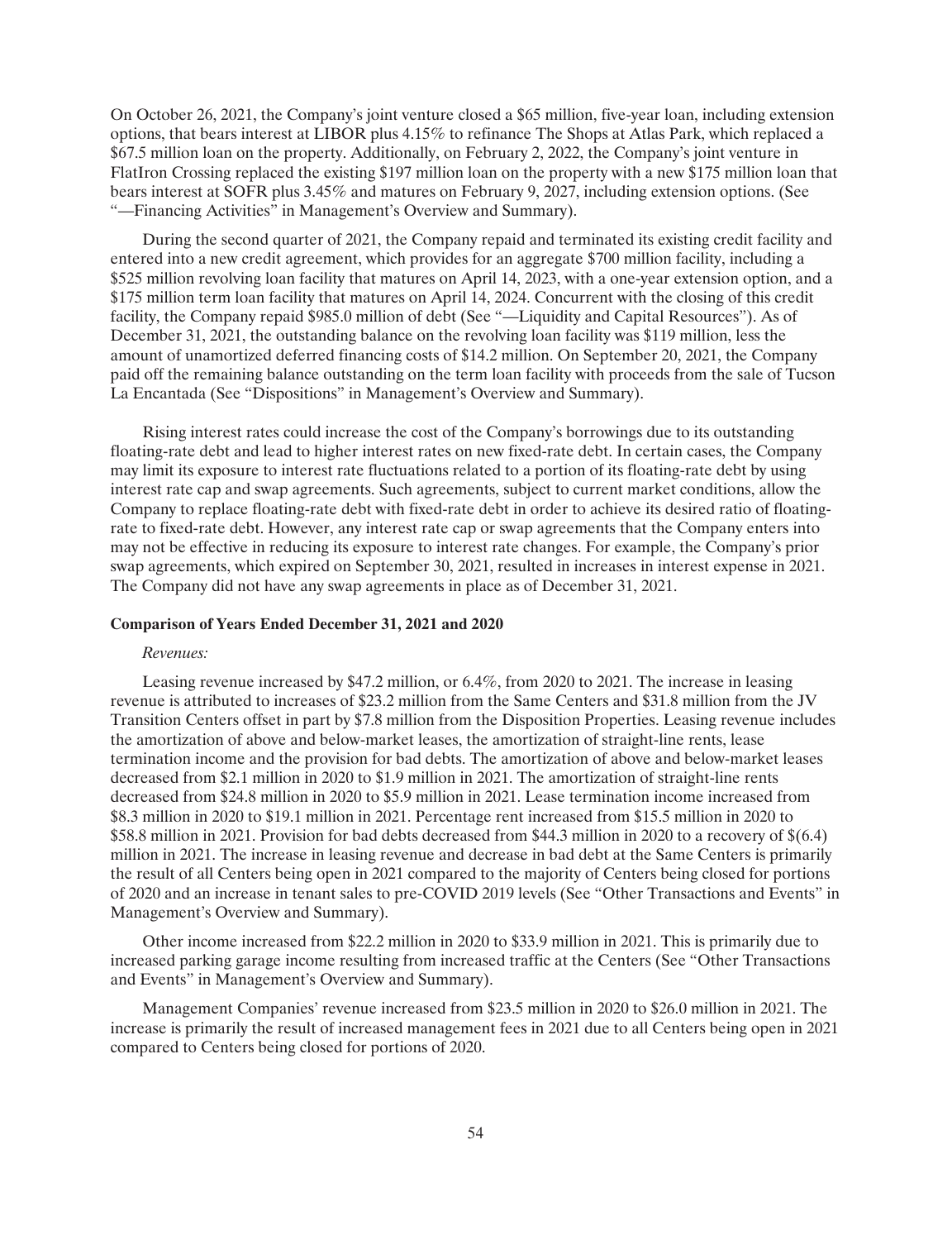On October 26, 2021, the Company's joint venture closed a $65 million, five-year loan, including extension options, that bears interest at LIBOR plus 4.15% to refinance The Shops at Atlas Park, which replaced a $67.5 million loan on the property. Additionally, on February 2, 2022, the Company's joint venture in FlatIron Crossing replaced the existing $197 million loan on the property with a new $175 million loan that bears interest at SOFR plus 3.45% and matures on February 9, 2027, including extension options. (See "—Financing Activities" in Management's Overview and Summary).

During the second quarter of 2021, the Company repaid and terminated its existing credit facility and entered into a new credit agreement, which provides for an aggregate $700 million facility, including a $525 million revolving loan facility that matures on April 14, 2023, with a one-year extension option, and a $175 million term loan facility that matures on April 14, 2024. Concurrent with the closing of this credit facility, the Company repaid $985.0 million of debt (See "—Liquidity and Capital Resources"). As of December 31, 2021, the outstanding balance on the revolving loan facility was $119 million, less the amount of unamortized deferred financing costs of $14.2 million. On September 20, 2021, the Company paid off the remaining balance outstanding on the term loan facility with proceeds from the sale of Tucson La Encantada (See "Dispositions" in Management's Overview and Summary).

Rising interest rates could increase the cost of the Company's borrowings due to its outstanding floating-rate debt and lead to higher interest rates on new fixed-rate debt. In certain cases, the Company may limit its exposure to interest rate fluctuations related to a portion of its floating-rate debt by using interest rate cap and swap agreements. Such agreements, subject to current market conditions, allow the Company to replace floating-rate debt with fixed-rate debt in order to achieve its desired ratio of floating-rate to fixed-rate debt. However, any interest rate cap or swap agreements that the Company enters into may not be effective in reducing its exposure to interest rate changes. For example, the Company's prior swap agreements, which expired on September 30, 2021, resulted in increases in interest expense in 2021. The Company did not have any swap agreements in place as of December 31, 2021.

**Comparison of Years Ended December 31, 2021 and 2020**

*Revenues:*

Leasing revenue increased by $47.2 million, or 6.4%, from 2020 to 2021. The increase in leasing revenue is attributed to increases of $23.2 million from the Same Centers and $31.8 million from the JV Transition Centers offset in part by $7.8 million from the Disposition Properties. Leasing revenue includes the amortization of above and below-market leases, the amortization of straight-line rents, lease termination income and the provision for bad debts. The amortization of above and below-market leases decreased from $2.1 million in 2020 to $1.9 million in 2021. The amortization of straight-line rents decreased from $24.8 million in 2020 to $5.9 million in 2021. Lease termination income increased from $8.3 million in 2020 to $19.1 million in 2021. Percentage rent increased from $15.5 million in 2020 to $58.8 million in 2021. Provision for bad debts decreased from $44.3 million in 2020 to a recovery of $(6.4) million in 2021. The increase in leasing revenue and decrease in bad debt at the Same Centers is primarily the result of all Centers being open in 2021 compared to the majority of Centers being closed for portions of 2020 and an increase in tenant sales to pre-COVID 2019 levels (See "Other Transactions and Events" in Management's Overview and Summary).

Other income increased from $22.2 million in 2020 to $33.9 million in 2021. This is primarily due to increased parking garage income resulting from increased traffic at the Centers (See "Other Transactions and Events" in Management's Overview and Summary).

Management Companies' revenue increased from $23.5 million in 2020 to $26.0 million in 2021. The increase is primarily the result of increased management fees in 2021 due to all Centers being open in 2021 compared to Centers being closed for portions of 2020.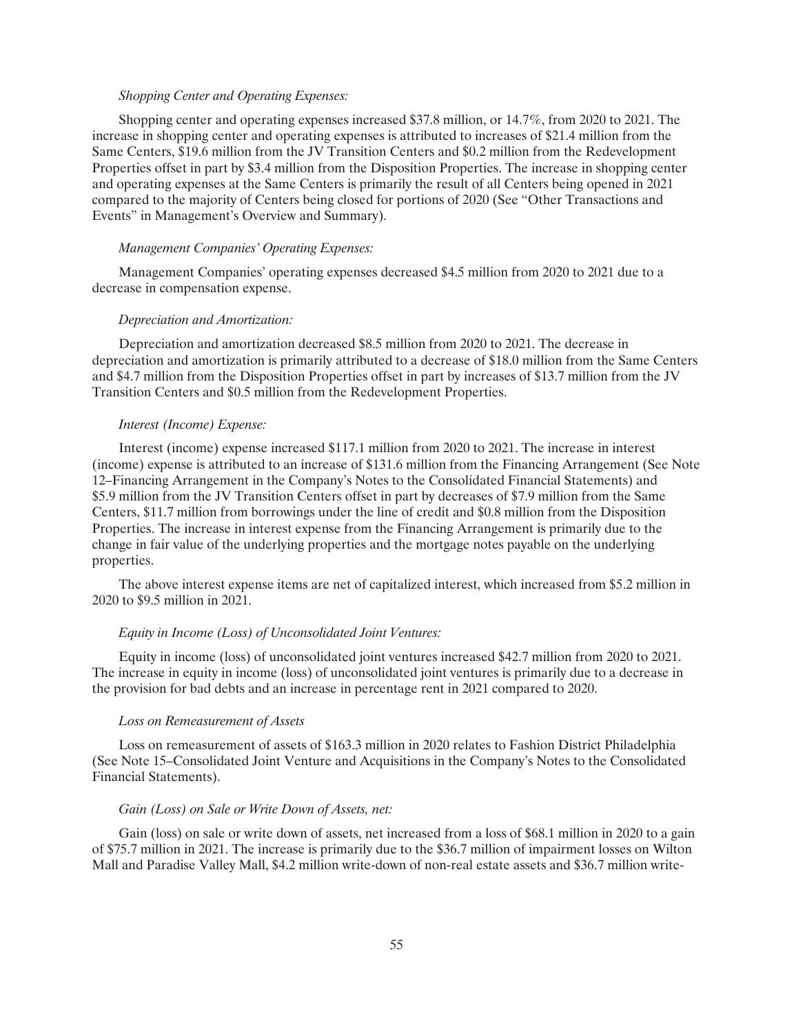*Shopping Center and Operating Expenses:*

Shopping center and operating expenses increased $37.8 million, or 14.7%, from 2020 to 2021. The increase in shopping center and operating expenses is attributed to increases of $21.4 million from the Same Centers, $19.6 million from the JV Transition Centers and $0.2 million from the Redevelopment Properties offset in part by $3.4 million from the Disposition Properties. The increase in shopping center and operating expenses at the Same Centers is primarily the result of all Centers being opened in 2021 compared to the majority of Centers being closed for portions of 2020 (See "Other Transactions and Events" in Management's Overview and Summary).

*Management Companies' Operating Expenses:*

Management Companies' operating expenses decreased $4.5 million from 2020 to 2021 due to a decrease in compensation expense.

*Depreciation and Amortization:*

Depreciation and amortization decreased $8.5 million from 2020 to 2021. The decrease in depreciation and amortization is primarily attributed to a decrease of $18.0 million from the Same Centers and $4.7 million from the Disposition Properties offset in part by increases of $13.7 million from the JV Transition Centers and $0.5 million from the Redevelopment Properties.

*Interest (Income) Expense:*

Interest (income) expense increased $117.1 million from 2020 to 2021. The increase in interest (income) expense is attributed to an increase of $131.6 million from the Financing Arrangement (See Note 12–Financing Arrangement in the Company's Notes to the Consolidated Financial Statements) and $5.9 million from the JV Transition Centers offset in part by decreases of $7.9 million from the Same Centers, $11.7 million from borrowings under the line of credit and $0.8 million from the Disposition Properties. The increase in interest expense from the Financing Arrangement is primarily due to the change in fair value of the underlying properties and the mortgage notes payable on the underlying properties.

The above interest expense items are net of capitalized interest, which increased from $5.2 million in 2020 to $9.5 million in 2021.

*Equity in Income (Loss) of Unconsolidated Joint Ventures:*

Equity in income (loss) of unconsolidated joint ventures increased $42.7 million from 2020 to 2021. The increase in equity in income (loss) of unconsolidated joint ventures is primarily due to a decrease in the provision for bad debts and an increase in percentage rent in 2021 compared to 2020.

*Loss on Remeasurement of Assets*

Loss on remeasurement of assets of $163.3 million in 2020 relates to Fashion District Philadelphia (See Note 15–Consolidated Joint Venture and Acquisitions in the Company's Notes to the Consolidated Financial Statements).

*Gain (Loss) on Sale or Write Down of Assets, net:*

Gain (loss) on sale or write down of assets, net increased from a loss of $68.1 million in 2020 to a gain of $75.7 million in 2021. The increase is primarily due to the $36.7 million of impairment losses on Wilton Mall and Paradise Valley Mall, $4.2 million write-down of non-real estate assets and $36.7 million write-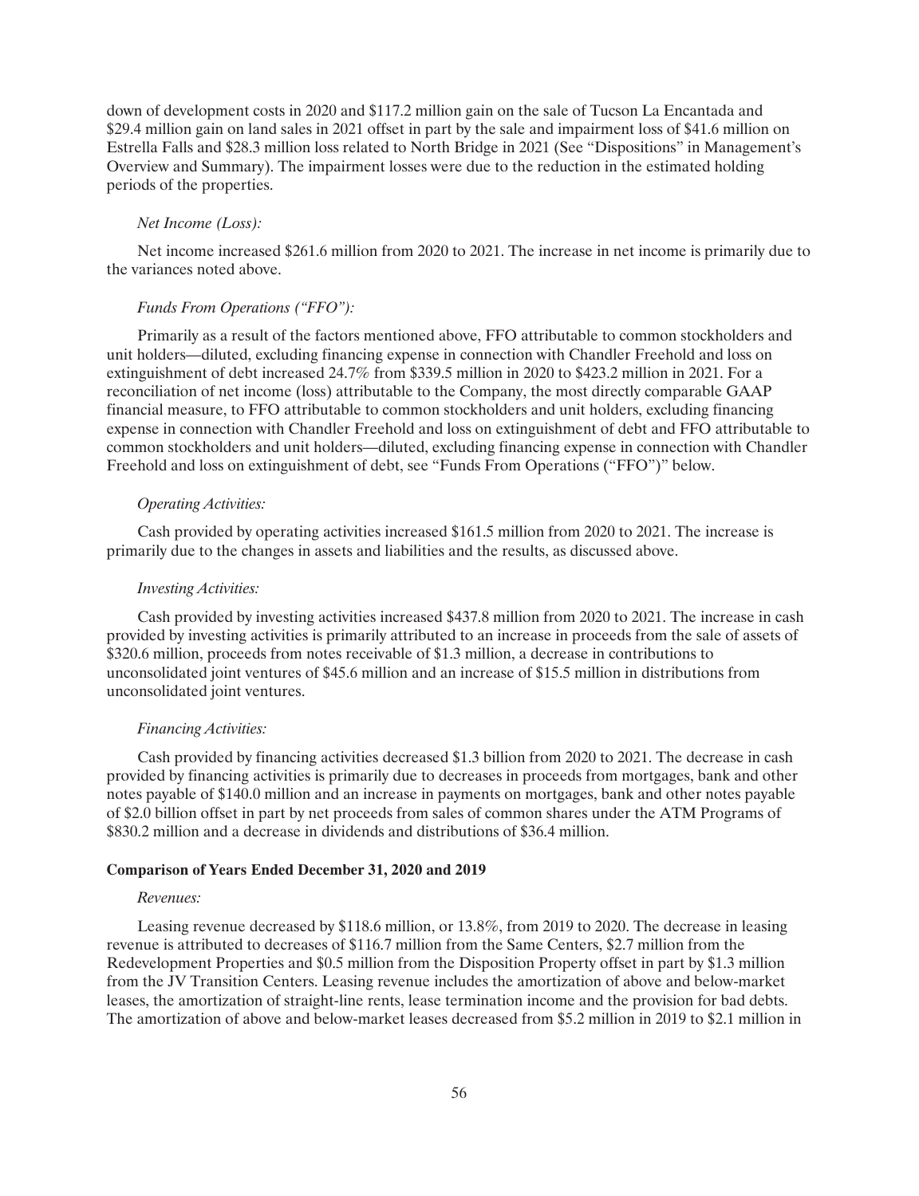down of development costs in 2020 and $117.2 million gain on the sale of Tucson La Encantada and $29.4 million gain on land sales in 2021 offset in part by the sale and impairment loss of $41.6 million on Estrella Falls and $28.3 million loss related to North Bridge in 2021 (See "Dispositions" in Management's Overview and Summary). The impairment losses were due to the reduction in the estimated holding periods of the properties.

*Net Income (Loss):*

Net income increased $261.6 million from 2020 to 2021. The increase in net income is primarily due to the variances noted above.

*Funds From Operations ("FFO"):*

Primarily as a result of the factors mentioned above, FFO attributable to common stockholders and unit holders—diluted, excluding financing expense in connection with Chandler Freehold and loss on extinguishment of debt increased 24.7% from $339.5 million in 2020 to $423.2 million in 2021. For a reconciliation of net income (loss) attributable to the Company, the most directly comparable GAAP financial measure, to FFO attributable to common stockholders and unit holders, excluding financing expense in connection with Chandler Freehold and loss on extinguishment of debt and FFO attributable to common stockholders and unit holders—diluted, excluding financing expense in connection with Chandler Freehold and loss on extinguishment of debt, see "Funds From Operations ("FFO")" below.

*Operating Activities:*

Cash provided by operating activities increased $161.5 million from 2020 to 2021. The increase is primarily due to the changes in assets and liabilities and the results, as discussed above.

*Investing Activities:*

Cash provided by investing activities increased $437.8 million from 2020 to 2021. The increase in cash provided by investing activities is primarily attributed to an increase in proceeds from the sale of assets of $320.6 million, proceeds from notes receivable of $1.3 million, a decrease in contributions to unconsolidated joint ventures of $45.6 million and an increase of $15.5 million in distributions from unconsolidated joint ventures.

*Financing Activities:*

Cash provided by financing activities decreased $1.3 billion from 2020 to 2021. The decrease in cash provided by financing activities is primarily due to decreases in proceeds from mortgages, bank and other notes payable of $140.0 million and an increase in payments on mortgages, bank and other notes payable of $2.0 billion offset in part by net proceeds from sales of common shares under the ATM Programs of $830.2 million and a decrease in dividends and distributions of $36.4 million.

**Comparison of Years Ended December 31, 2020 and 2019**

*Revenues:*

Leasing revenue decreased by $118.6 million, or 13.8%, from 2019 to 2020. The decrease in leasing revenue is attributed to decreases of $116.7 million from the Same Centers, $2.7 million from the Redevelopment Properties and $0.5 million from the Disposition Property offset in part by $1.3 million from the JV Transition Centers. Leasing revenue includes the amortization of above and below-market leases, the amortization of straight-line rents, lease termination income and the provision for bad debts. The amortization of above and below-market leases decreased from $5.2 million in 2019 to $2.1 million in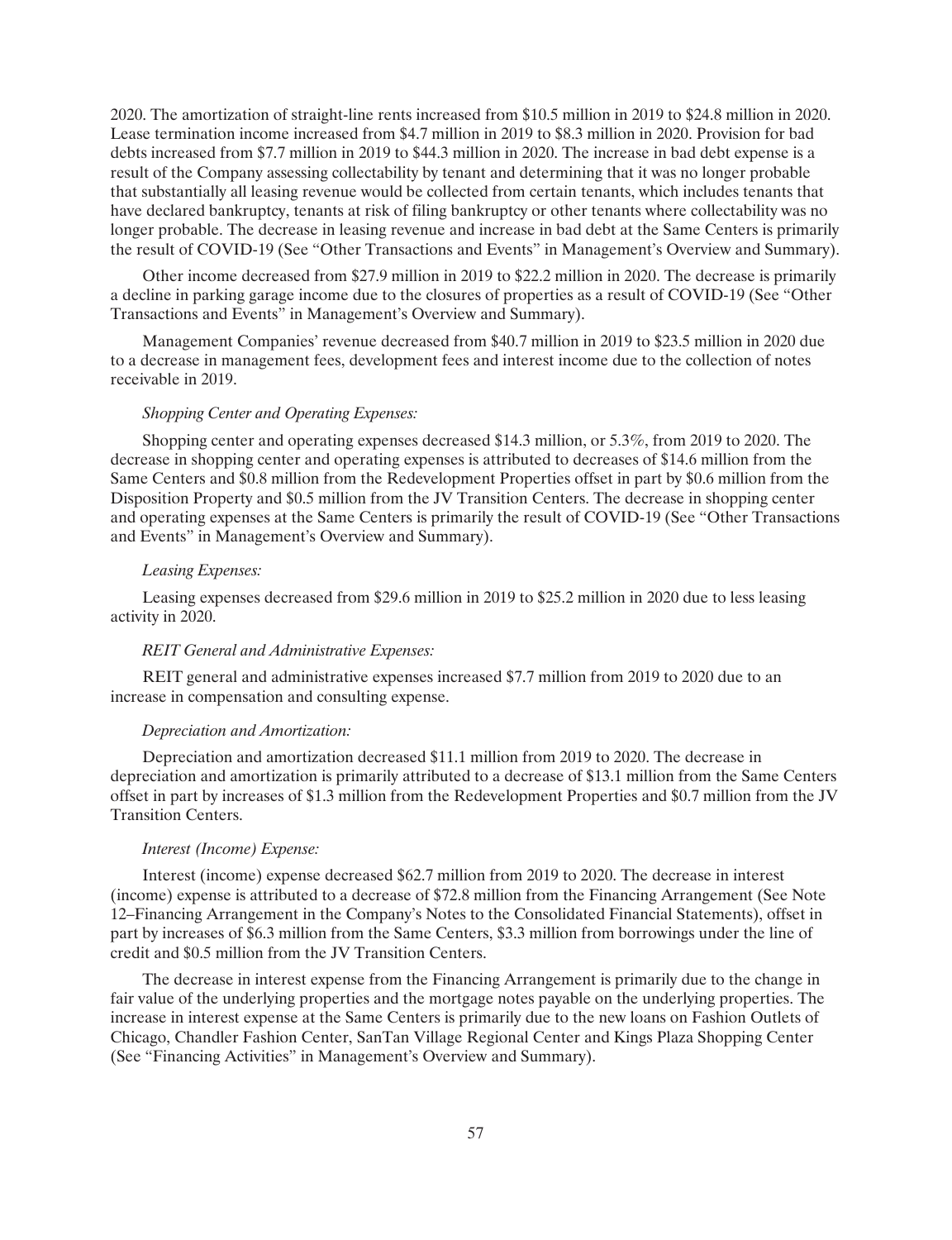2020. The amortization of straight-line rents increased from \$10.5 million in 2019 to \$24.8 million in 2020. Lease termination income increased from \$4.7 million in 2019 to \$8.3 million in 2020. Provision for bad debts increased from \$7.7 million in 2019 to \$44.3 million in 2020. The increase in bad debt expense is a result of the Company assessing collectability by tenant and determining that it was no longer probable that substantially all leasing revenue would be collected from certain tenants, which includes tenants that have declared bankruptcy, tenants at risk of filing bankruptcy or other tenants where collectability was no longer probable. The decrease in leasing revenue and increase in bad debt at the Same Centers is primarily the result of COVID-19 (See "Other Transactions and Events" in Management's Overview and Summary).

Other income decreased from \$27.9 million in 2019 to \$22.2 million in 2020. The decrease is primarily a decline in parking garage income due to the closures of properties as a result of COVID-19 (See "Other Transactions and Events" in Management's Overview and Summary).

Management Companies' revenue decreased from \$40.7 million in 2019 to \$23.5 million in 2020 due to a decrease in management fees, development fees and interest income due to the collection of notes receivable in 2019.

*Shopping Center and Operating Expenses:*

Shopping center and operating expenses decreased \$14.3 million, or 5.3%, from 2019 to 2020. The decrease in shopping center and operating expenses is attributed to decreases of \$14.6 million from the Same Centers and \$0.8 million from the Redevelopment Properties offset in part by \$0.6 million from the Disposition Property and \$0.5 million from the JV Transition Centers. The decrease in shopping center and operating expenses at the Same Centers is primarily the result of COVID-19 (See "Other Transactions and Events" in Management's Overview and Summary).

*Leasing Expenses:*

Leasing expenses decreased from \$29.6 million in 2019 to \$25.2 million in 2020 due to less leasing activity in 2020.

*REIT General and Administrative Expenses:*

REIT general and administrative expenses increased \$7.7 million from 2019 to 2020 due to an increase in compensation and consulting expense.

*Depreciation and Amortization:*

Depreciation and amortization decreased \$11.1 million from 2019 to 2020. The decrease in depreciation and amortization is primarily attributed to a decrease of \$13.1 million from the Same Centers offset in part by increases of \$1.3 million from the Redevelopment Properties and \$0.7 million from the JV Transition Centers.

*Interest (Income) Expense:*

Interest (income) expense decreased \$62.7 million from 2019 to 2020. The decrease in interest (income) expense is attributed to a decrease of \$72.8 million from the Financing Arrangement (See Note 12–Financing Arrangement in the Company's Notes to the Consolidated Financial Statements), offset in part by increases of \$6.3 million from the Same Centers, \$3.3 million from borrowings under the line of credit and \$0.5 million from the JV Transition Centers.

The decrease in interest expense from the Financing Arrangement is primarily due to the change in fair value of the underlying properties and the mortgage notes payable on the underlying properties. The increase in interest expense at the Same Centers is primarily due to the new loans on Fashion Outlets of Chicago, Chandler Fashion Center, SanTan Village Regional Center and Kings Plaza Shopping Center (See "Financing Activities" in Management's Overview and Summary).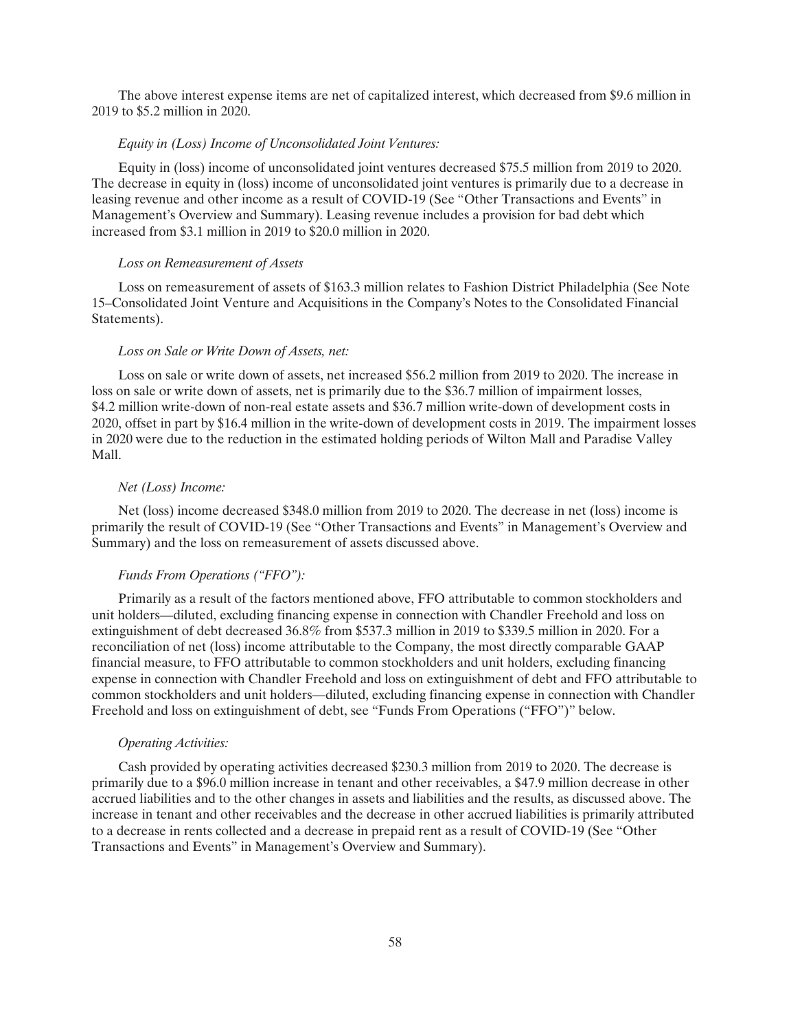The above interest expense items are net of capitalized interest, which decreased from $9.6 million in 2019 to $5.2 million in 2020.

*Equity in (Loss) Income of Unconsolidated Joint Ventures:*

Equity in (loss) income of unconsolidated joint ventures decreased $75.5 million from 2019 to 2020. The decrease in equity in (loss) income of unconsolidated joint ventures is primarily due to a decrease in leasing revenue and other income as a result of COVID-19 (See "Other Transactions and Events" in Management's Overview and Summary). Leasing revenue includes a provision for bad debt which increased from $3.1 million in 2019 to $20.0 million in 2020.

*Loss on Remeasurement of Assets*

Loss on remeasurement of assets of $163.3 million relates to Fashion District Philadelphia (See Note 15–Consolidated Joint Venture and Acquisitions in the Company's Notes to the Consolidated Financial Statements).

*Loss on Sale or Write Down of Assets, net:*

Loss on sale or write down of assets, net increased $56.2 million from 2019 to 2020. The increase in loss on sale or write down of assets, net is primarily due to the $36.7 million of impairment losses, $4.2 million write-down of non-real estate assets and $36.7 million write-down of development costs in 2020, offset in part by $16.4 million in the write-down of development costs in 2019. The impairment losses in 2020 were due to the reduction in the estimated holding periods of Wilton Mall and Paradise Valley Mall.

*Net (Loss) Income:*

Net (loss) income decreased $348.0 million from 2019 to 2020. The decrease in net (loss) income is primarily the result of COVID-19 (See "Other Transactions and Events" in Management's Overview and Summary) and the loss on remeasurement of assets discussed above.

*Funds From Operations ("FFO"):*

Primarily as a result of the factors mentioned above, FFO attributable to common stockholders and unit holders—diluted, excluding financing expense in connection with Chandler Freehold and loss on extinguishment of debt decreased 36.8% from $537.3 million in 2019 to $339.5 million in 2020. For a reconciliation of net (loss) income attributable to the Company, the most directly comparable GAAP financial measure, to FFO attributable to common stockholders and unit holders, excluding financing expense in connection with Chandler Freehold and loss on extinguishment of debt and FFO attributable to common stockholders and unit holders—diluted, excluding financing expense in connection with Chandler Freehold and loss on extinguishment of debt, see "Funds From Operations ("FFO")" below.

*Operating Activities:*

Cash provided by operating activities decreased $230.3 million from 2019 to 2020. The decrease is primarily due to a $96.0 million increase in tenant and other receivables, a $47.9 million decrease in other accrued liabilities and to the other changes in assets and liabilities and the results, as discussed above. The increase in tenant and other receivables and the decrease in other accrued liabilities is primarily attributed to a decrease in rents collected and a decrease in prepaid rent as a result of COVID-19 (See "Other Transactions and Events" in Management's Overview and Summary).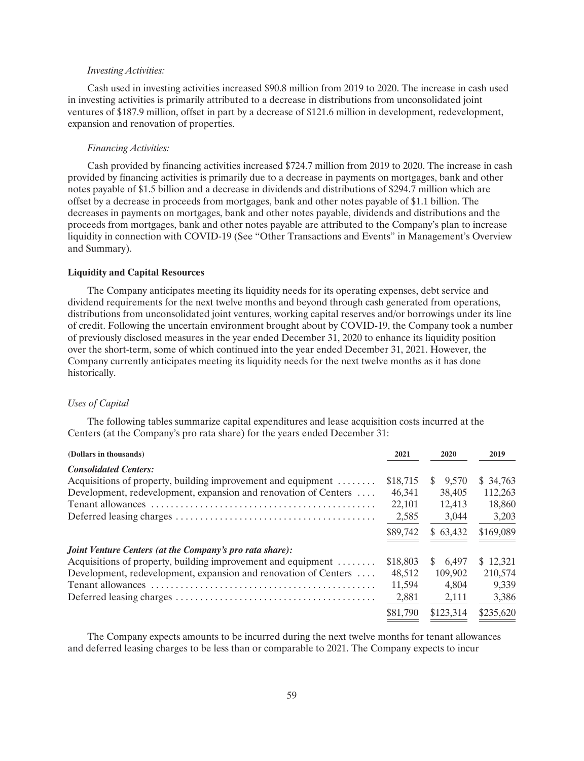*Investing Activities:*

Cash used in investing activities increased $90.8 million from 2019 to 2020. The increase in cash used in investing activities is primarily attributed to a decrease in distributions from unconsolidated joint ventures of $187.9 million, offset in part by a decrease of $121.6 million in development, redevelopment, expansion and renovation of properties.

*Financing Activities:*

Cash provided by financing activities increased $724.7 million from 2019 to 2020. The increase in cash provided by financing activities is primarily due to a decrease in payments on mortgages, bank and other notes payable of $1.5 billion and a decrease in dividends and distributions of $294.7 million which are offset by a decrease in proceeds from mortgages, bank and other notes payable of $1.1 billion. The decreases in payments on mortgages, bank and other notes payable, dividends and distributions and the proceeds from mortgages, bank and other notes payable are attributed to the Company's plan to increase liquidity in connection with COVID-19 (See "Other Transactions and Events" in Management's Overview and Summary).

**Liquidity and Capital Resources**

The Company anticipates meeting its liquidity needs for its operating expenses, debt service and dividend requirements for the next twelve months and beyond through cash generated from operations, distributions from unconsolidated joint ventures, working capital reserves and/or borrowings under its line of credit. Following the uncertain environment brought about by COVID-19, the Company took a number of previously disclosed measures in the year ended December 31, 2020 to enhance its liquidity position over the short-term, some of which continued into the year ended December 31, 2021. However, the Company currently anticipates meeting its liquidity needs for the next twelve months as it has done historically.

*Uses of Capital*

The following tables summarize capital expenditures and lease acquisition costs incurred at the Centers (at the Company's pro rata share) for the years ended December 31:

| (Dollars in thousands) | 2021 | 2020 | 2019 |
|---|---|---|---|
| ***Consolidated Centers:*** | | | |
| Acquisitions of property, building improvement and equipment | $18,715 | $ 9,570 | $ 34,763 |
| Development, redevelopment, expansion and renovation of Centers | 46,341 | 38,405 | 112,263 |
| Tenant allowances | 22,101 | 12,413 | 18,860 |
| Deferred leasing charges | 2,585 | 3,044 | 3,203 |
| | $89,742 | $ 63,432 | $169,089 |
| ***Joint Venture Centers (at the Company's pro rata share):*** | | | |
| Acquisitions of property, building improvement and equipment | $18,803 | $ 6,497 | $ 12,321 |
| Development, redevelopment, expansion and renovation of Centers | 48,512 | 109,902 | 210,574 |
| Tenant allowances | 11,594 | 4,804 | 9,339 |
| Deferred leasing charges | 2,881 | 2,111 | 3,386 |
| | $81,790 | $123,314 | $235,620 |

The Company expects amounts to be incurred during the next twelve months for tenant allowances and deferred leasing charges to be less than or comparable to 2021. The Company expects to incur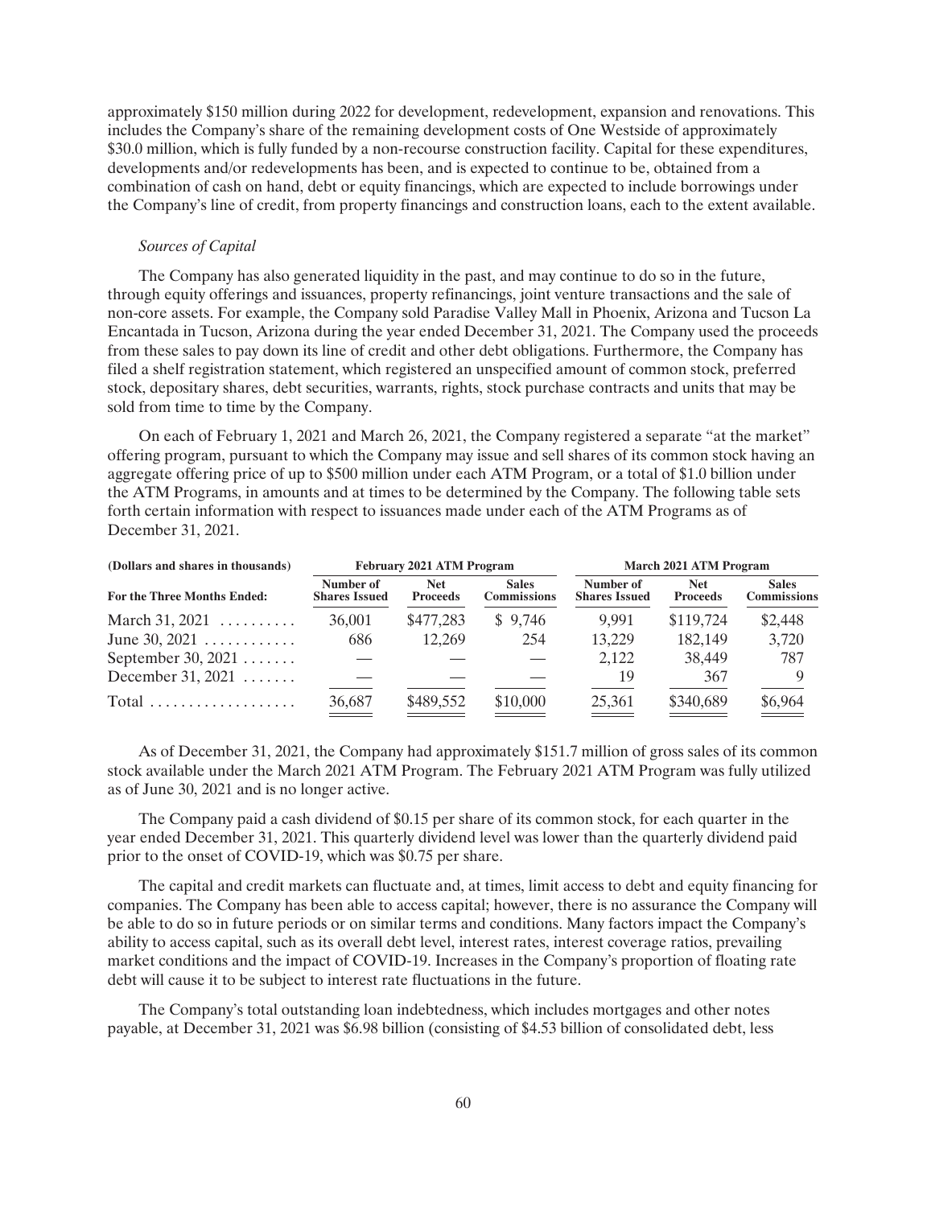approximately $150 million during 2022 for development, redevelopment, expansion and renovations. This includes the Company's share of the remaining development costs of One Westside of approximately $30.0 million, which is fully funded by a non-recourse construction facility. Capital for these expenditures, developments and/or redevelopments has been, and is expected to continue to be, obtained from a combination of cash on hand, debt or equity financings, which are expected to include borrowings under the Company's line of credit, from property financings and construction loans, each to the extent available.

*Sources of Capital*

The Company has also generated liquidity in the past, and may continue to do so in the future, through equity offerings and issuances, property refinancings, joint venture transactions and the sale of non-core assets. For example, the Company sold Paradise Valley Mall in Phoenix, Arizona and Tucson La Encantada in Tucson, Arizona during the year ended December 31, 2021. The Company used the proceeds from these sales to pay down its line of credit and other debt obligations. Furthermore, the Company has filed a shelf registration statement, which registered an unspecified amount of common stock, preferred stock, depositary shares, debt securities, warrants, rights, stock purchase contracts and units that may be sold from time to time by the Company.

On each of February 1, 2021 and March 26, 2021, the Company registered a separate "at the market" offering program, pursuant to which the Company may issue and sell shares of its common stock having an aggregate offering price of up to $500 million under each ATM Program, or a total of $1.0 billion under the ATM Programs, in amounts and at times to be determined by the Company. The following table sets forth certain information with respect to issuances made under each of the ATM Programs as of December 31, 2021.

| (Dollars and shares in thousands) | February 2021 ATM Program | | | March 2021 ATM Program | | |
|---|---|---|---|---|---|---|
| **For the Three Months Ended:** | **Number of Shares Issued** | **Net Proceeds** | **Sales Commissions** | **Number of Shares Issued** | **Net Proceeds** | **Sales Commissions** |
| March 31, 2021 | 36,001 | $477,283 | $ 9,746 | 9,991 | $119,724 | $2,448 |
| June 30, 2021 | 686 | 12,269 | 254 | 13,229 | 182,149 | 3,720 |
| September 30, 2021 | — | — | — | 2,122 | 38,449 | 787 |
| December 31, 2021 | — | — | — | 19 | 367 | 9 |
| Total | 36,687 | $489,552 | $10,000 | 25,361 | $340,689 | $6,964 |

As of December 31, 2021, the Company had approximately $151.7 million of gross sales of its common stock available under the March 2021 ATM Program. The February 2021 ATM Program was fully utilized as of June 30, 2021 and is no longer active.

The Company paid a cash dividend of $0.15 per share of its common stock, for each quarter in the year ended December 31, 2021. This quarterly dividend level was lower than the quarterly dividend paid prior to the onset of COVID-19, which was $0.75 per share.

The capital and credit markets can fluctuate and, at times, limit access to debt and equity financing for companies. The Company has been able to access capital; however, there is no assurance the Company will be able to do so in future periods or on similar terms and conditions. Many factors impact the Company's ability to access capital, such as its overall debt level, interest rates, interest coverage ratios, prevailing market conditions and the impact of COVID-19. Increases in the Company's proportion of floating rate debt will cause it to be subject to interest rate fluctuations in the future.

The Company's total outstanding loan indebtedness, which includes mortgages and other notes payable, at December 31, 2021 was $6.98 billion (consisting of $4.53 billion of consolidated debt, less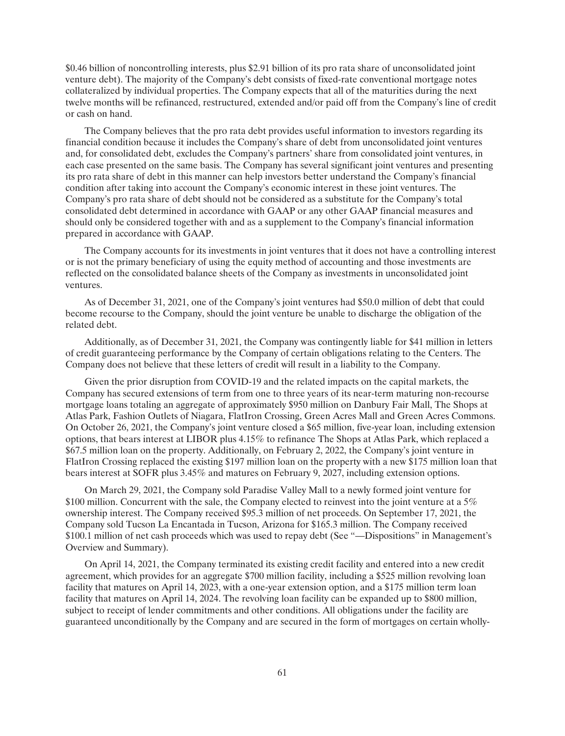$0.46 billion of noncontrolling interests, plus $2.91 billion of its pro rata share of unconsolidated joint venture debt). The majority of the Company's debt consists of fixed-rate conventional mortgage notes collateralized by individual properties. The Company expects that all of the maturities during the next twelve months will be refinanced, restructured, extended and/or paid off from the Company's line of credit or cash on hand.

The Company believes that the pro rata debt provides useful information to investors regarding its financial condition because it includes the Company's share of debt from unconsolidated joint ventures and, for consolidated debt, excludes the Company's partners' share from consolidated joint ventures, in each case presented on the same basis. The Company has several significant joint ventures and presenting its pro rata share of debt in this manner can help investors better understand the Company's financial condition after taking into account the Company's economic interest in these joint ventures. The Company's pro rata share of debt should not be considered as a substitute for the Company's total consolidated debt determined in accordance with GAAP or any other GAAP financial measures and should only be considered together with and as a supplement to the Company's financial information prepared in accordance with GAAP.

The Company accounts for its investments in joint ventures that it does not have a controlling interest or is not the primary beneficiary of using the equity method of accounting and those investments are reflected on the consolidated balance sheets of the Company as investments in unconsolidated joint ventures.

As of December 31, 2021, one of the Company's joint ventures had $50.0 million of debt that could become recourse to the Company, should the joint venture be unable to discharge the obligation of the related debt.

Additionally, as of December 31, 2021, the Company was contingently liable for $41 million in letters of credit guaranteeing performance by the Company of certain obligations relating to the Centers. The Company does not believe that these letters of credit will result in a liability to the Company.

Given the prior disruption from COVID-19 and the related impacts on the capital markets, the Company has secured extensions of term from one to three years of its near-term maturing non-recourse mortgage loans totaling an aggregate of approximately $950 million on Danbury Fair Mall, The Shops at Atlas Park, Fashion Outlets of Niagara, FlatIron Crossing, Green Acres Mall and Green Acres Commons. On October 26, 2021, the Company's joint venture closed a $65 million, five-year loan, including extension options, that bears interest at LIBOR plus 4.15% to refinance The Shops at Atlas Park, which replaced a $67.5 million loan on the property. Additionally, on February 2, 2022, the Company's joint venture in FlatIron Crossing replaced the existing $197 million loan on the property with a new $175 million loan that bears interest at SOFR plus 3.45% and matures on February 9, 2027, including extension options.

On March 29, 2021, the Company sold Paradise Valley Mall to a newly formed joint venture for $100 million. Concurrent with the sale, the Company elected to reinvest into the joint venture at a 5% ownership interest. The Company received $95.3 million of net proceeds. On September 17, 2021, the Company sold Tucson La Encantada in Tucson, Arizona for $165.3 million. The Company received $100.1 million of net cash proceeds which was used to repay debt (See "—Dispositions" in Management's Overview and Summary).

On April 14, 2021, the Company terminated its existing credit facility and entered into a new credit agreement, which provides for an aggregate $700 million facility, including a $525 million revolving loan facility that matures on April 14, 2023, with a one-year extension option, and a $175 million term loan facility that matures on April 14, 2024. The revolving loan facility can be expanded up to $800 million, subject to receipt of lender commitments and other conditions. All obligations under the facility are guaranteed unconditionally by the Company and are secured in the form of mortgages on certain wholly-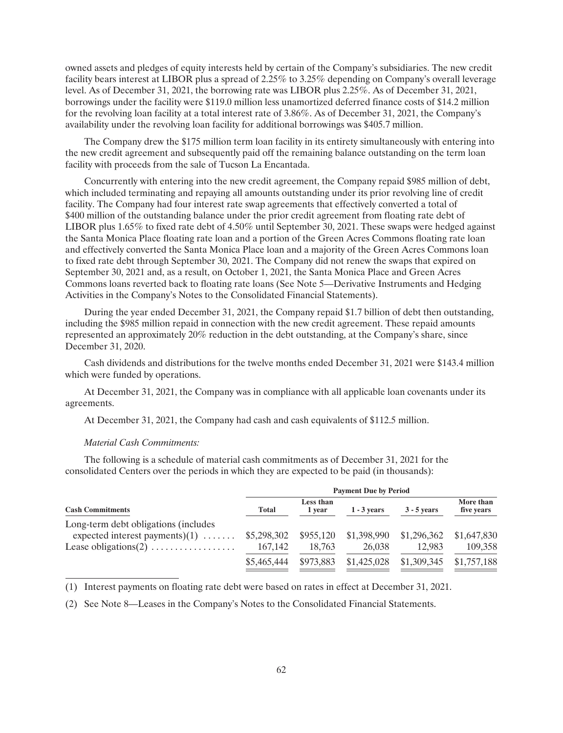owned assets and pledges of equity interests held by certain of the Company's subsidiaries. The new credit facility bears interest at LIBOR plus a spread of 2.25% to 3.25% depending on Company's overall leverage level. As of December 31, 2021, the borrowing rate was LIBOR plus 2.25%. As of December 31, 2021, borrowings under the facility were $119.0 million less unamortized deferred finance costs of $14.2 million for the revolving loan facility at a total interest rate of 3.86%. As of December 31, 2021, the Company's availability under the revolving loan facility for additional borrowings was $405.7 million.

The Company drew the $175 million term loan facility in its entirety simultaneously with entering into the new credit agreement and subsequently paid off the remaining balance outstanding on the term loan facility with proceeds from the sale of Tucson La Encantada.

Concurrently with entering into the new credit agreement, the Company repaid $985 million of debt, which included terminating and repaying all amounts outstanding under its prior revolving line of credit facility. The Company had four interest rate swap agreements that effectively converted a total of $400 million of the outstanding balance under the prior credit agreement from floating rate debt of LIBOR plus 1.65% to fixed rate debt of 4.50% until September 30, 2021. These swaps were hedged against the Santa Monica Place floating rate loan and a portion of the Green Acres Commons floating rate loan and effectively converted the Santa Monica Place loan and a majority of the Green Acres Commons loan to fixed rate debt through September 30, 2021. The Company did not renew the swaps that expired on September 30, 2021 and, as a result, on October 1, 2021, the Santa Monica Place and Green Acres Commons loans reverted back to floating rate loans (See Note 5—Derivative Instruments and Hedging Activities in the Company's Notes to the Consolidated Financial Statements).

During the year ended December 31, 2021, the Company repaid $1.7 billion of debt then outstanding, including the $985 million repaid in connection with the new credit agreement. These repaid amounts represented an approximately 20% reduction in the debt outstanding, at the Company's share, since December 31, 2020.

Cash dividends and distributions for the twelve months ended December 31, 2021 were $143.4 million which were funded by operations.

At December 31, 2021, the Company was in compliance with all applicable loan covenants under its agreements.

At December 31, 2021, the Company had cash and cash equivalents of $112.5 million.

*Material Cash Commitments:*

The following is a schedule of material cash commitments as of December 31, 2021 for the consolidated Centers over the periods in which they are expected to be paid (in thousands):

| | Payment Due by Period | | | | |
|---|---|---|---|---|---|
| **Cash Commitments** | **Total** | **Less than 1 year** | **1 - 3 years** | **3 - 5 years** | **More than five years** |
| Long-term debt obligations (includes expected interest payments)(1) | $5,298,302 | $955,120 | $1,398,990 | $1,296,362 | $1,647,830 |
| Lease obligations(2) | 167,142 | 18,763 | 26,038 | 12,983 | 109,358 |
| | $5,465,444 | $973,883 | $1,425,028 | $1,309,345 | $1,757,188 |

(1) Interest payments on floating rate debt were based on rates in effect at December 31, 2021.

(2) See Note 8—Leases in the Company's Notes to the Consolidated Financial Statements.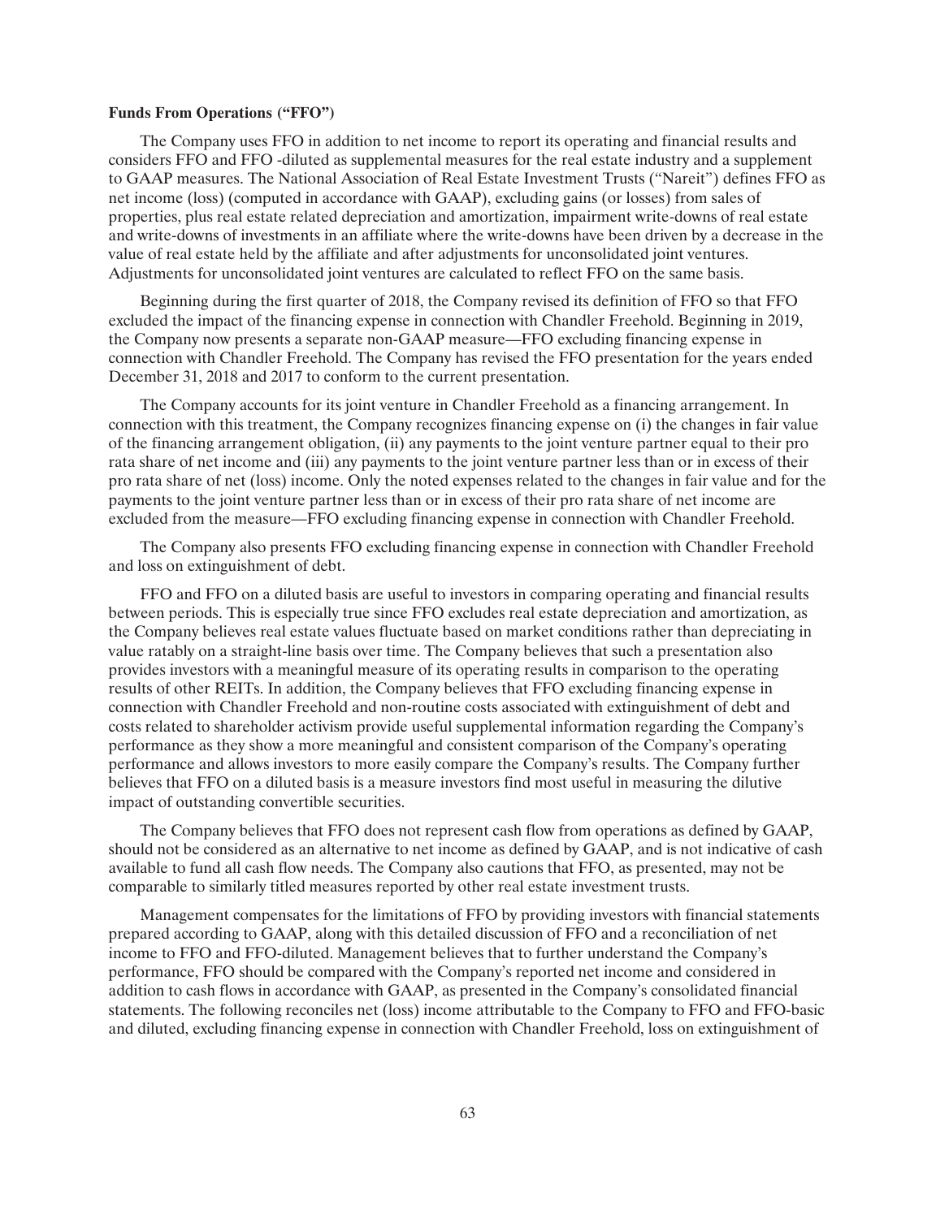**Funds From Operations ("FFO")**

The Company uses FFO in addition to net income to report its operating and financial results and considers FFO and FFO -diluted as supplemental measures for the real estate industry and a supplement to GAAP measures. The National Association of Real Estate Investment Trusts ("Nareit") defines FFO as net income (loss) (computed in accordance with GAAP), excluding gains (or losses) from sales of properties, plus real estate related depreciation and amortization, impairment write-downs of real estate and write-downs of investments in an affiliate where the write-downs have been driven by a decrease in the value of real estate held by the affiliate and after adjustments for unconsolidated joint ventures. Adjustments for unconsolidated joint ventures are calculated to reflect FFO on the same basis.

Beginning during the first quarter of 2018, the Company revised its definition of FFO so that FFO excluded the impact of the financing expense in connection with Chandler Freehold. Beginning in 2019, the Company now presents a separate non-GAAP measure—FFO excluding financing expense in connection with Chandler Freehold. The Company has revised the FFO presentation for the years ended December 31, 2018 and 2017 to conform to the current presentation.

The Company accounts for its joint venture in Chandler Freehold as a financing arrangement. In connection with this treatment, the Company recognizes financing expense on (i) the changes in fair value of the financing arrangement obligation, (ii) any payments to the joint venture partner equal to their pro rata share of net income and (iii) any payments to the joint venture partner less than or in excess of their pro rata share of net (loss) income. Only the noted expenses related to the changes in fair value and for the payments to the joint venture partner less than or in excess of their pro rata share of net income are excluded from the measure—FFO excluding financing expense in connection with Chandler Freehold.

The Company also presents FFO excluding financing expense in connection with Chandler Freehold and loss on extinguishment of debt.

FFO and FFO on a diluted basis are useful to investors in comparing operating and financial results between periods. This is especially true since FFO excludes real estate depreciation and amortization, as the Company believes real estate values fluctuate based on market conditions rather than depreciating in value ratably on a straight-line basis over time. The Company believes that such a presentation also provides investors with a meaningful measure of its operating results in comparison to the operating results of other REITs. In addition, the Company believes that FFO excluding financing expense in connection with Chandler Freehold and non-routine costs associated with extinguishment of debt and costs related to shareholder activism provide useful supplemental information regarding the Company's performance as they show a more meaningful and consistent comparison of the Company's operating performance and allows investors to more easily compare the Company's results. The Company further believes that FFO on a diluted basis is a measure investors find most useful in measuring the dilutive impact of outstanding convertible securities.

The Company believes that FFO does not represent cash flow from operations as defined by GAAP, should not be considered as an alternative to net income as defined by GAAP, and is not indicative of cash available to fund all cash flow needs. The Company also cautions that FFO, as presented, may not be comparable to similarly titled measures reported by other real estate investment trusts.

Management compensates for the limitations of FFO by providing investors with financial statements prepared according to GAAP, along with this detailed discussion of FFO and a reconciliation of net income to FFO and FFO-diluted. Management believes that to further understand the Company's performance, FFO should be compared with the Company's reported net income and considered in addition to cash flows in accordance with GAAP, as presented in the Company's consolidated financial statements. The following reconciles net (loss) income attributable to the Company to FFO and FFO-basic and diluted, excluding financing expense in connection with Chandler Freehold, loss on extinguishment of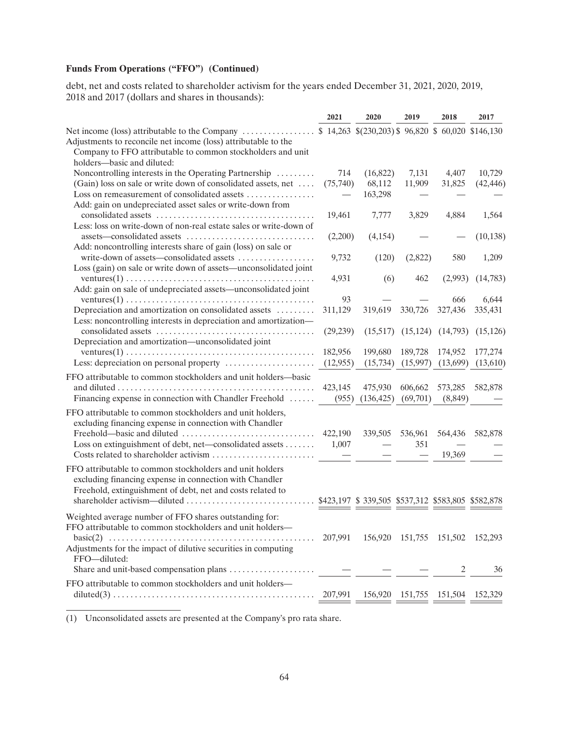**Funds From Operations ("FFO") (Continued)**

debt, net and costs related to shareholder activism for the years ended December 31, 2021, 2020, 2019, 2018 and 2017 (dollars and shares in thousands):

| | 2021 | 2020 | 2019 | 2018 | 2017 |
|---|---|---|---|---|---|
| Net income (loss) attributable to the Company | $ 14,263 | $(230,203) | $ 96,820 | $ 60,020 | $146,130 |
| Adjustments to reconcile net income (loss) attributable to the Company to FFO attributable to common stockholders and unit holders—basic and diluted: | | | | | |
| Noncontrolling interests in the Operating Partnership | 714 | (16,822) | 7,131 | 4,407 | 10,729 |
| (Gain) loss on sale or write down of consolidated assets, net | (75,740) | 68,112 | 11,909 | 31,825 | (42,446) |
| Loss on remeasurement of consolidated assets | — | 163,298 | — | — | — |
| Add: gain on undepreciated asset sales or write-down from consolidated assets | 19,461 | 7,777 | 3,829 | 4,884 | 1,564 |
| Less: loss on write-down of non-real estate sales or write-down of assets—consolidated assets | (2,200) | (4,154) | — | — | (10,138) |
| Add: noncontrolling interests share of gain (loss) on sale or write-down of assets—consolidated assets | 9,732 | (120) | (2,822) | 580 | 1,209 |
| Loss (gain) on sale or write down of assets—unconsolidated joint ventures(1) | 4,931 | (6) | 462 | (2,993) | (14,783) |
| Add: gain on sale of undepreciated assets—unconsolidated joint ventures(1) | 93 | — | — | 666 | 6,644 |
| Depreciation and amortization on consolidated assets | 311,129 | 319,619 | 330,726 | 327,436 | 335,431 |
| Less: noncontrolling interests in depreciation and amortization—consolidated assets | (29,239) | (15,517) | (15,124) | (14,793) | (15,126) |
| Depreciation and amortization—unconsolidated joint ventures(1) | 182,956 | 199,680 | 189,728 | 174,952 | 177,274 |
| Less: depreciation on personal property | (12,955) | (15,734) | (15,997) | (13,699) | (13,610) |
| FFO attributable to common stockholders and unit holders—basic and diluted | 423,145 | 475,930 | 606,662 | 573,285 | 582,878 |
| Financing expense in connection with Chandler Freehold | (955) | (136,425) | (69,701) | (8,849) | — |
| FFO attributable to common stockholders and unit holders, excluding financing expense in connection with Chandler Freehold—basic and diluted | 422,190 | 339,505 | 536,961 | 564,436 | 582,878 |
| Loss on extinguishment of debt, net—consolidated assets | 1,007 | — | 351 | — | — |
| Costs related to shareholder activism | — | — | — | 19,369 | — |
| FFO attributable to common stockholders and unit holders excluding financing expense in connection with Chandler Freehold, extinguishment of debt, net and costs related to shareholder activism—diluted | $423,197 | $ 339,505 | $537,312 | $583,805 | $582,878 |
| Weighted average number of FFO shares outstanding for: | | | | | |
| FFO attributable to common stockholders and unit holders—basic(2) | 207,991 | 156,920 | 151,755 | 151,502 | 152,293 |
| Adjustments for the impact of dilutive securities in computing FFO—diluted: | | | | | |
| Share and unit-based compensation plans | — | — | — | 2 | 36 |
| FFO attributable to common stockholders and unit holders—diluted(3) | 207,991 | 156,920 | 151,755 | 151,504 | 152,329 |

(1) Unconsolidated assets are presented at the Company's pro rata share.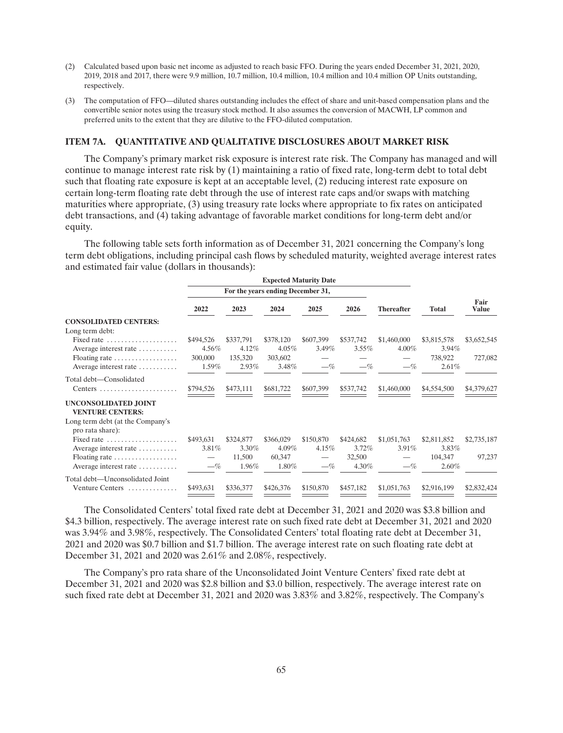(2) Calculated based upon basic net income as adjusted to reach basic FFO. During the years ended December 31, 2021, 2020, 2019, 2018 and 2017, there were 9.9 million, 10.7 million, 10.4 million, 10.4 million and 10.4 million OP Units outstanding, respectively.

(3) The computation of FFO—diluted shares outstanding includes the effect of share and unit-based compensation plans and the convertible senior notes using the treasury stock method. It also assumes the conversion of MACWH, LP common and preferred units to the extent that they are dilutive to the FFO-diluted computation.

## ITEM 7A. QUANTITATIVE AND QUALITATIVE DISCLOSURES ABOUT MARKET RISK

The Company's primary market risk exposure is interest rate risk. The Company has managed and will continue to manage interest rate risk by (1) maintaining a ratio of fixed rate, long-term debt to total debt such that floating rate exposure is kept at an acceptable level, (2) reducing interest rate exposure on certain long-term floating rate debt through the use of interest rate caps and/or swaps with matching maturities where appropriate, (3) using treasury rate locks where appropriate to fix rates on anticipated debt transactions, and (4) taking advantage of favorable market conditions for long-term debt and/or equity.

The following table sets forth information as of December 31, 2021 concerning the Company's long term debt obligations, including principal cash flows by scheduled maturity, weighted average interest rates and estimated fair value (dollars in thousands):

| | Expected Maturity Date | | | | | | | |
|---|---|---|---|---|---|---|---|---|
| | For the years ending December 31, | | | | | | | |
| | 2022 | 2023 | 2024 | 2025 | 2026 | Thereafter | Total | Fair Value |
| **CONSOLIDATED CENTERS:** | | | | | | | | |
| Long term debt: | | | | | | | | |
| Fixed rate | $494,526 | $337,791 | $378,120 | $607,399 | $537,742 | $1,460,000 | $3,815,578 | $3,652,545 |
| Average interest rate | 4.56% | 4.12% | 4.05% | 3.49% | 3.55% | 4.00% | 3.94% | |
| Floating rate | 300,000 | 135,320 | 303,602 | — | — | — | 738,922 | 727,082 |
| Average interest rate | 1.59% | 2.93% | 3.48% | —% | —% | —% | 2.61% | |
| Total debt—Consolidated Centers | $794,526 | $473,111 | $681,722 | $607,399 | $537,742 | $1,460,000 | $4,554,500 | $4,379,627 |
| **UNCONSOLIDATED JOINT VENTURE CENTERS:** | | | | | | | | |
| Long term debt (at the Company's pro rata share): | | | | | | | | |
| Fixed rate | $493,631 | $324,877 | $366,029 | $150,870 | $424,682 | $1,051,763 | $2,811,852 | $2,735,187 |
| Average interest rate | 3.81% | 3.30% | 4.09% | 4.15% | 3.72% | 3.91% | 3.83% | |
| Floating rate | — | 11,500 | 60,347 | — | 32,500 | — | 104,347 | 97,237 |
| Average interest rate | —% | 1.96% | 1.80% | —% | 4.30% | —% | 2.60% | |
| Total debt—Unconsolidated Joint Venture Centers | $493,631 | $336,377 | $426,376 | $150,870 | $457,182 | $1,051,763 | $2,916,199 | $2,832,424 |

The Consolidated Centers' total fixed rate debt at December 31, 2021 and 2020 was $3.8 billion and $4.3 billion, respectively. The average interest rate on such fixed rate debt at December 31, 2021 and 2020 was 3.94% and 3.98%, respectively. The Consolidated Centers' total floating rate debt at December 31, 2021 and 2020 was $0.7 billion and $1.7 billion. The average interest rate on such floating rate debt at December 31, 2021 and 2020 was 2.61% and 2.08%, respectively.

The Company's pro rata share of the Unconsolidated Joint Venture Centers' fixed rate debt at December 31, 2021 and 2020 was $2.8 billion and $3.0 billion, respectively. The average interest rate on such fixed rate debt at December 31, 2021 and 2020 was 3.83% and 3.82%, respectively. The Company's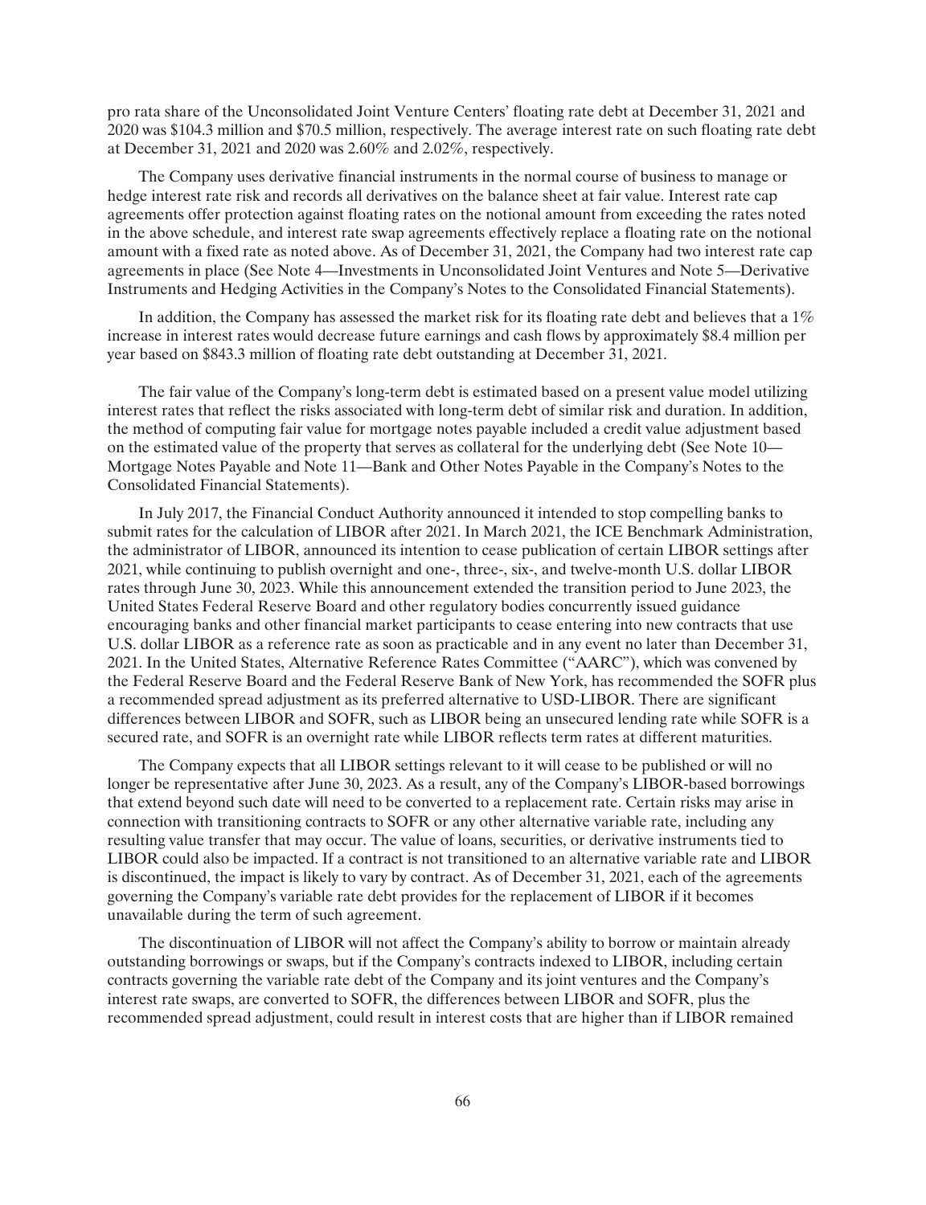pro rata share of the Unconsolidated Joint Venture Centers' floating rate debt at December 31, 2021 and 2020 was $104.3 million and $70.5 million, respectively. The average interest rate on such floating rate debt at December 31, 2021 and 2020 was 2.60% and 2.02%, respectively.

The Company uses derivative financial instruments in the normal course of business to manage or hedge interest rate risk and records all derivatives on the balance sheet at fair value. Interest rate cap agreements offer protection against floating rates on the notional amount from exceeding the rates noted in the above schedule, and interest rate swap agreements effectively replace a floating rate on the notional amount with a fixed rate as noted above. As of December 31, 2021, the Company had two interest rate cap agreements in place (See Note 4—Investments in Unconsolidated Joint Ventures and Note 5—Derivative Instruments and Hedging Activities in the Company's Notes to the Consolidated Financial Statements).

In addition, the Company has assessed the market risk for its floating rate debt and believes that a 1% increase in interest rates would decrease future earnings and cash flows by approximately $8.4 million per year based on $843.3 million of floating rate debt outstanding at December 31, 2021.

The fair value of the Company's long-term debt is estimated based on a present value model utilizing interest rates that reflect the risks associated with long-term debt of similar risk and duration. In addition, the method of computing fair value for mortgage notes payable included a credit value adjustment based on the estimated value of the property that serves as collateral for the underlying debt (See Note 10—Mortgage Notes Payable and Note 11—Bank and Other Notes Payable in the Company's Notes to the Consolidated Financial Statements).

In July 2017, the Financial Conduct Authority announced it intended to stop compelling banks to submit rates for the calculation of LIBOR after 2021. In March 2021, the ICE Benchmark Administration, the administrator of LIBOR, announced its intention to cease publication of certain LIBOR settings after 2021, while continuing to publish overnight and one-, three-, six-, and twelve-month U.S. dollar LIBOR rates through June 30, 2023. While this announcement extended the transition period to June 2023, the United States Federal Reserve Board and other regulatory bodies concurrently issued guidance encouraging banks and other financial market participants to cease entering into new contracts that use U.S. dollar LIBOR as a reference rate as soon as practicable and in any event no later than December 31, 2021. In the United States, Alternative Reference Rates Committee ("AARC"), which was convened by the Federal Reserve Board and the Federal Reserve Bank of New York, has recommended the SOFR plus a recommended spread adjustment as its preferred alternative to USD-LIBOR. There are significant differences between LIBOR and SOFR, such as LIBOR being an unsecured lending rate while SOFR is a secured rate, and SOFR is an overnight rate while LIBOR reflects term rates at different maturities.

The Company expects that all LIBOR settings relevant to it will cease to be published or will no longer be representative after June 30, 2023. As a result, any of the Company's LIBOR-based borrowings that extend beyond such date will need to be converted to a replacement rate. Certain risks may arise in connection with transitioning contracts to SOFR or any other alternative variable rate, including any resulting value transfer that may occur. The value of loans, securities, or derivative instruments tied to LIBOR could also be impacted. If a contract is not transitioned to an alternative variable rate and LIBOR is discontinued, the impact is likely to vary by contract. As of December 31, 2021, each of the agreements governing the Company's variable rate debt provides for the replacement of LIBOR if it becomes unavailable during the term of such agreement.

The discontinuation of LIBOR will not affect the Company's ability to borrow or maintain already outstanding borrowings or swaps, but if the Company's contracts indexed to LIBOR, including certain contracts governing the variable rate debt of the Company and its joint ventures and the Company's interest rate swaps, are converted to SOFR, the differences between LIBOR and SOFR, plus the recommended spread adjustment, could result in interest costs that are higher than if LIBOR remained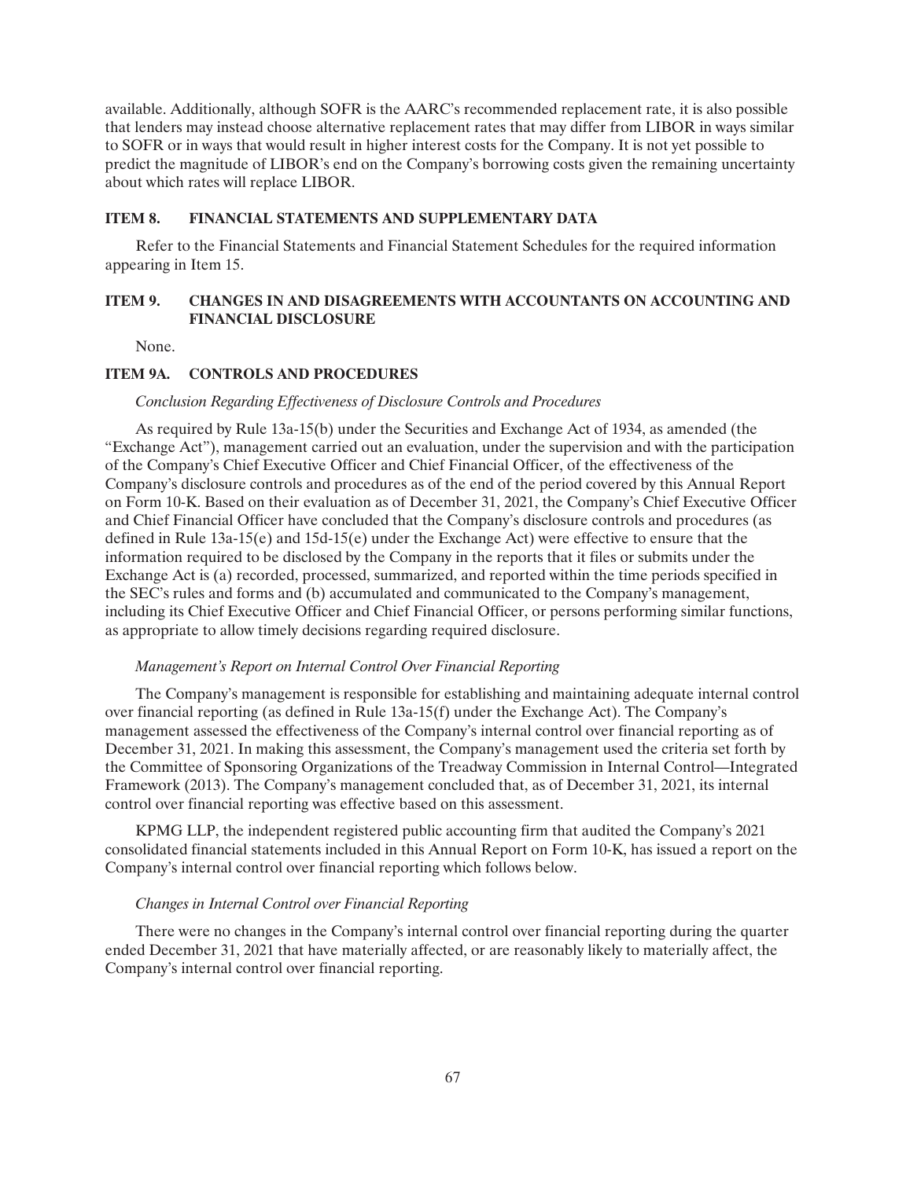available. Additionally, although SOFR is the AARC's recommended replacement rate, it is also possible that lenders may instead choose alternative replacement rates that may differ from LIBOR in ways similar to SOFR or in ways that would result in higher interest costs for the Company. It is not yet possible to predict the magnitude of LIBOR's end on the Company's borrowing costs given the remaining uncertainty about which rates will replace LIBOR.

## ITEM 8. FINANCIAL STATEMENTS AND SUPPLEMENTARY DATA

Refer to the Financial Statements and Financial Statement Schedules for the required information appearing in Item 15.

## ITEM 9. CHANGES IN AND DISAGREEMENTS WITH ACCOUNTANTS ON ACCOUNTING AND FINANCIAL DISCLOSURE

None.

## ITEM 9A. CONTROLS AND PROCEDURES

*Conclusion Regarding Effectiveness of Disclosure Controls and Procedures*

As required by Rule 13a-15(b) under the Securities and Exchange Act of 1934, as amended (the "Exchange Act"), management carried out an evaluation, under the supervision and with the participation of the Company's Chief Executive Officer and Chief Financial Officer, of the effectiveness of the Company's disclosure controls and procedures as of the end of the period covered by this Annual Report on Form 10-K. Based on their evaluation as of December 31, 2021, the Company's Chief Executive Officer and Chief Financial Officer have concluded that the Company's disclosure controls and procedures (as defined in Rule 13a-15(e) and 15d-15(e) under the Exchange Act) were effective to ensure that the information required to be disclosed by the Company in the reports that it files or submits under the Exchange Act is (a) recorded, processed, summarized, and reported within the time periods specified in the SEC's rules and forms and (b) accumulated and communicated to the Company's management, including its Chief Executive Officer and Chief Financial Officer, or persons performing similar functions, as appropriate to allow timely decisions regarding required disclosure.

*Management's Report on Internal Control Over Financial Reporting*

The Company's management is responsible for establishing and maintaining adequate internal control over financial reporting (as defined in Rule 13a-15(f) under the Exchange Act). The Company's management assessed the effectiveness of the Company's internal control over financial reporting as of December 31, 2021. In making this assessment, the Company's management used the criteria set forth by the Committee of Sponsoring Organizations of the Treadway Commission in Internal Control—Integrated Framework (2013). The Company's management concluded that, as of December 31, 2021, its internal control over financial reporting was effective based on this assessment.

KPMG LLP, the independent registered public accounting firm that audited the Company's 2021 consolidated financial statements included in this Annual Report on Form 10-K, has issued a report on the Company's internal control over financial reporting which follows below.

*Changes in Internal Control over Financial Reporting*

There were no changes in the Company's internal control over financial reporting during the quarter ended December 31, 2021 that have materially affected, or are reasonably likely to materially affect, the Company's internal control over financial reporting.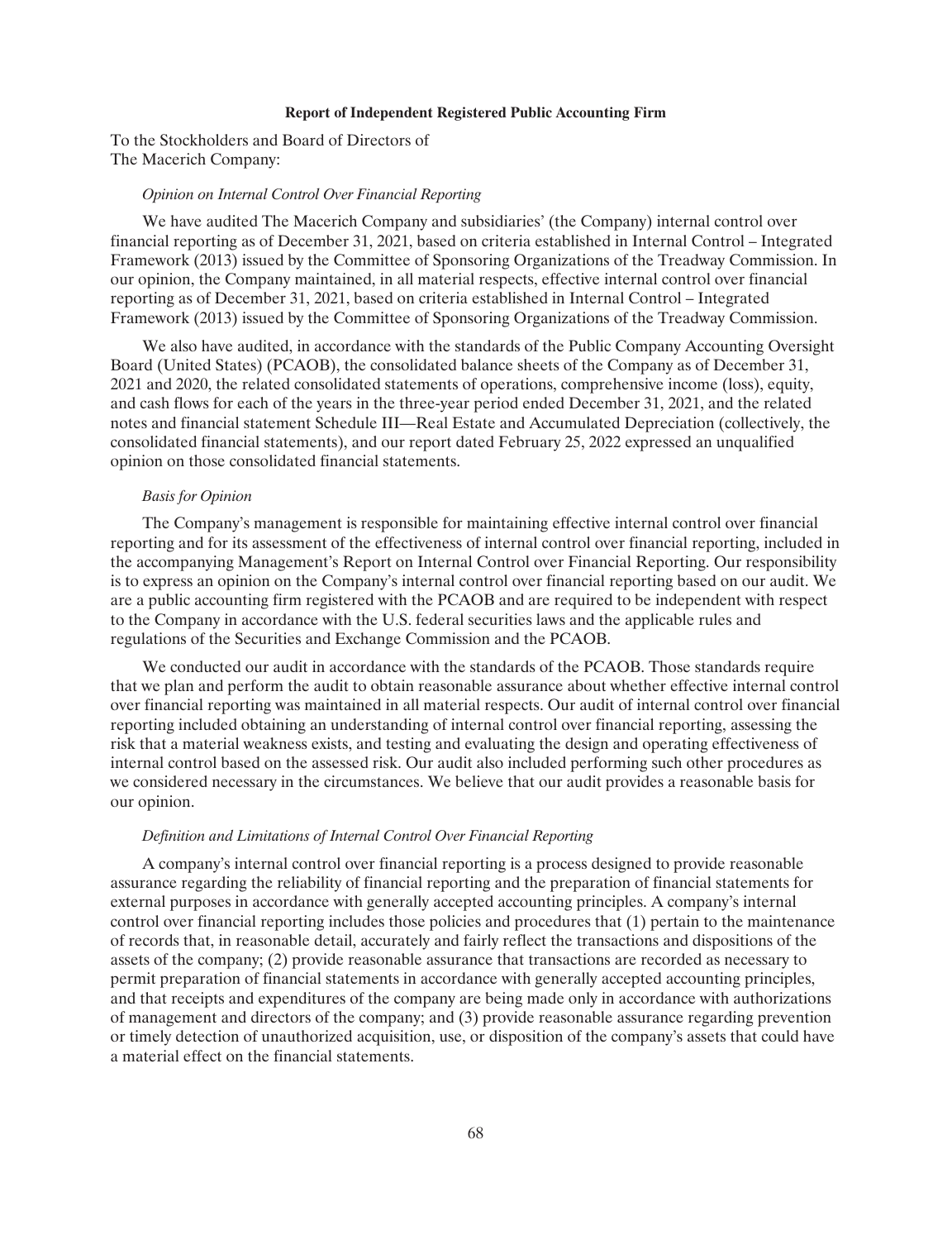**Report of Independent Registered Public Accounting Firm**

To the Stockholders and Board of Directors of
The Macerich Company:

*Opinion on Internal Control Over Financial Reporting*

We have audited The Macerich Company and subsidiaries' (the Company) internal control over financial reporting as of December 31, 2021, based on criteria established in Internal Control – Integrated Framework (2013) issued by the Committee of Sponsoring Organizations of the Treadway Commission. In our opinion, the Company maintained, in all material respects, effective internal control over financial reporting as of December 31, 2021, based on criteria established in Internal Control – Integrated Framework (2013) issued by the Committee of Sponsoring Organizations of the Treadway Commission.

We also have audited, in accordance with the standards of the Public Company Accounting Oversight Board (United States) (PCAOB), the consolidated balance sheets of the Company as of December 31, 2021 and 2020, the related consolidated statements of operations, comprehensive income (loss), equity, and cash flows for each of the years in the three-year period ended December 31, 2021, and the related notes and financial statement Schedule III—Real Estate and Accumulated Depreciation (collectively, the consolidated financial statements), and our report dated February 25, 2022 expressed an unqualified opinion on those consolidated financial statements.

*Basis for Opinion*

The Company's management is responsible for maintaining effective internal control over financial reporting and for its assessment of the effectiveness of internal control over financial reporting, included in the accompanying Management's Report on Internal Control over Financial Reporting. Our responsibility is to express an opinion on the Company's internal control over financial reporting based on our audit. We are a public accounting firm registered with the PCAOB and are required to be independent with respect to the Company in accordance with the U.S. federal securities laws and the applicable rules and regulations of the Securities and Exchange Commission and the PCAOB.

We conducted our audit in accordance with the standards of the PCAOB. Those standards require that we plan and perform the audit to obtain reasonable assurance about whether effective internal control over financial reporting was maintained in all material respects. Our audit of internal control over financial reporting included obtaining an understanding of internal control over financial reporting, assessing the risk that a material weakness exists, and testing and evaluating the design and operating effectiveness of internal control based on the assessed risk. Our audit also included performing such other procedures as we considered necessary in the circumstances. We believe that our audit provides a reasonable basis for our opinion.

*Definition and Limitations of Internal Control Over Financial Reporting*

A company's internal control over financial reporting is a process designed to provide reasonable assurance regarding the reliability of financial reporting and the preparation of financial statements for external purposes in accordance with generally accepted accounting principles. A company's internal control over financial reporting includes those policies and procedures that (1) pertain to the maintenance of records that, in reasonable detail, accurately and fairly reflect the transactions and dispositions of the assets of the company; (2) provide reasonable assurance that transactions are recorded as necessary to permit preparation of financial statements in accordance with generally accepted accounting principles, and that receipts and expenditures of the company are being made only in accordance with authorizations of management and directors of the company; and (3) provide reasonable assurance regarding prevention or timely detection of unauthorized acquisition, use, or disposition of the company's assets that could have a material effect on the financial statements.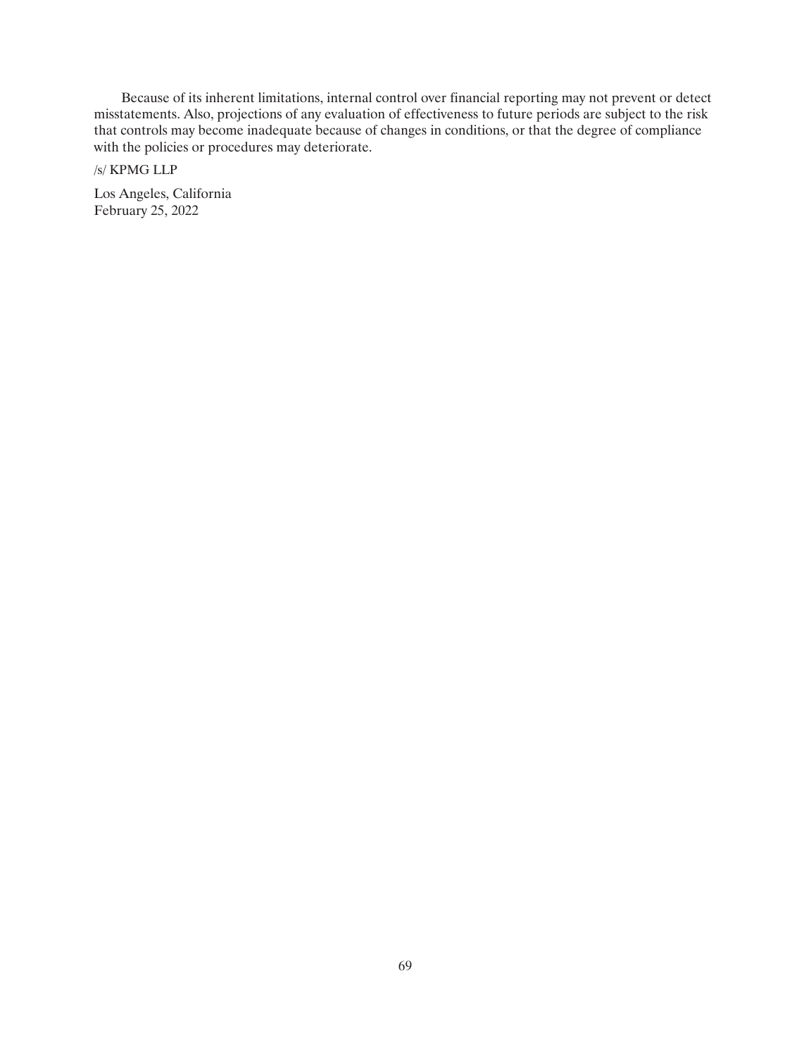Because of its inherent limitations, internal control over financial reporting may not prevent or detect misstatements. Also, projections of any evaluation of effectiveness to future periods are subject to the risk that controls may become inadequate because of changes in conditions, or that the degree of compliance with the policies or procedures may deteriorate.

/s/ KPMG LLP

Los Angeles, California
February 25, 2022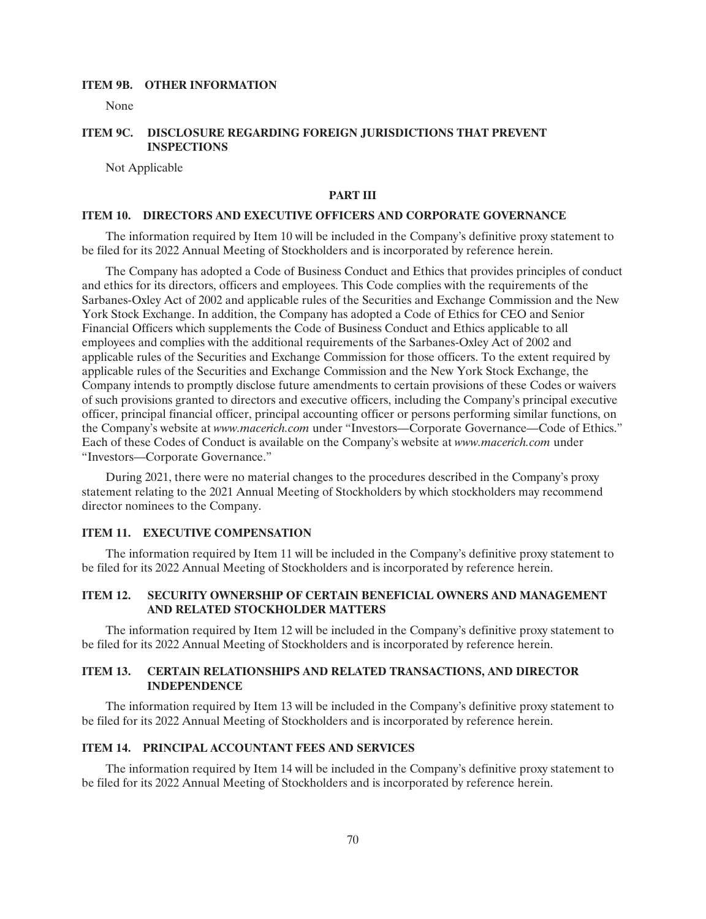## ITEM 9B. OTHER INFORMATION

None

## ITEM 9C. DISCLOSURE REGARDING FOREIGN JURISDICTIONS THAT PREVENT INSPECTIONS

Not Applicable

# PART III

## ITEM 10. DIRECTORS AND EXECUTIVE OFFICERS AND CORPORATE GOVERNANCE

The information required by Item 10 will be included in the Company's definitive proxy statement to be filed for its 2022 Annual Meeting of Stockholders and is incorporated by reference herein.

The Company has adopted a Code of Business Conduct and Ethics that provides principles of conduct and ethics for its directors, officers and employees. This Code complies with the requirements of the Sarbanes-Oxley Act of 2002 and applicable rules of the Securities and Exchange Commission and the New York Stock Exchange. In addition, the Company has adopted a Code of Ethics for CEO and Senior Financial Officers which supplements the Code of Business Conduct and Ethics applicable to all employees and complies with the additional requirements of the Sarbanes-Oxley Act of 2002 and applicable rules of the Securities and Exchange Commission for those officers. To the extent required by applicable rules of the Securities and Exchange Commission and the New York Stock Exchange, the Company intends to promptly disclose future amendments to certain provisions of these Codes or waivers of such provisions granted to directors and executive officers, including the Company's principal executive officer, principal financial officer, principal accounting officer or persons performing similar functions, on the Company's website at *www.macerich.com* under "Investors—Corporate Governance—Code of Ethics." Each of these Codes of Conduct is available on the Company's website at *www.macerich.com* under "Investors—Corporate Governance."

During 2021, there were no material changes to the procedures described in the Company's proxy statement relating to the 2021 Annual Meeting of Stockholders by which stockholders may recommend director nominees to the Company.

## ITEM 11. EXECUTIVE COMPENSATION

The information required by Item 11 will be included in the Company's definitive proxy statement to be filed for its 2022 Annual Meeting of Stockholders and is incorporated by reference herein.

## ITEM 12. SECURITY OWNERSHIP OF CERTAIN BENEFICIAL OWNERS AND MANAGEMENT AND RELATED STOCKHOLDER MATTERS

The information required by Item 12 will be included in the Company's definitive proxy statement to be filed for its 2022 Annual Meeting of Stockholders and is incorporated by reference herein.

## ITEM 13. CERTAIN RELATIONSHIPS AND RELATED TRANSACTIONS, AND DIRECTOR INDEPENDENCE

The information required by Item 13 will be included in the Company's definitive proxy statement to be filed for its 2022 Annual Meeting of Stockholders and is incorporated by reference herein.

## ITEM 14. PRINCIPAL ACCOUNTANT FEES AND SERVICES

The information required by Item 14 will be included in the Company's definitive proxy statement to be filed for its 2022 Annual Meeting of Stockholders and is incorporated by reference herein.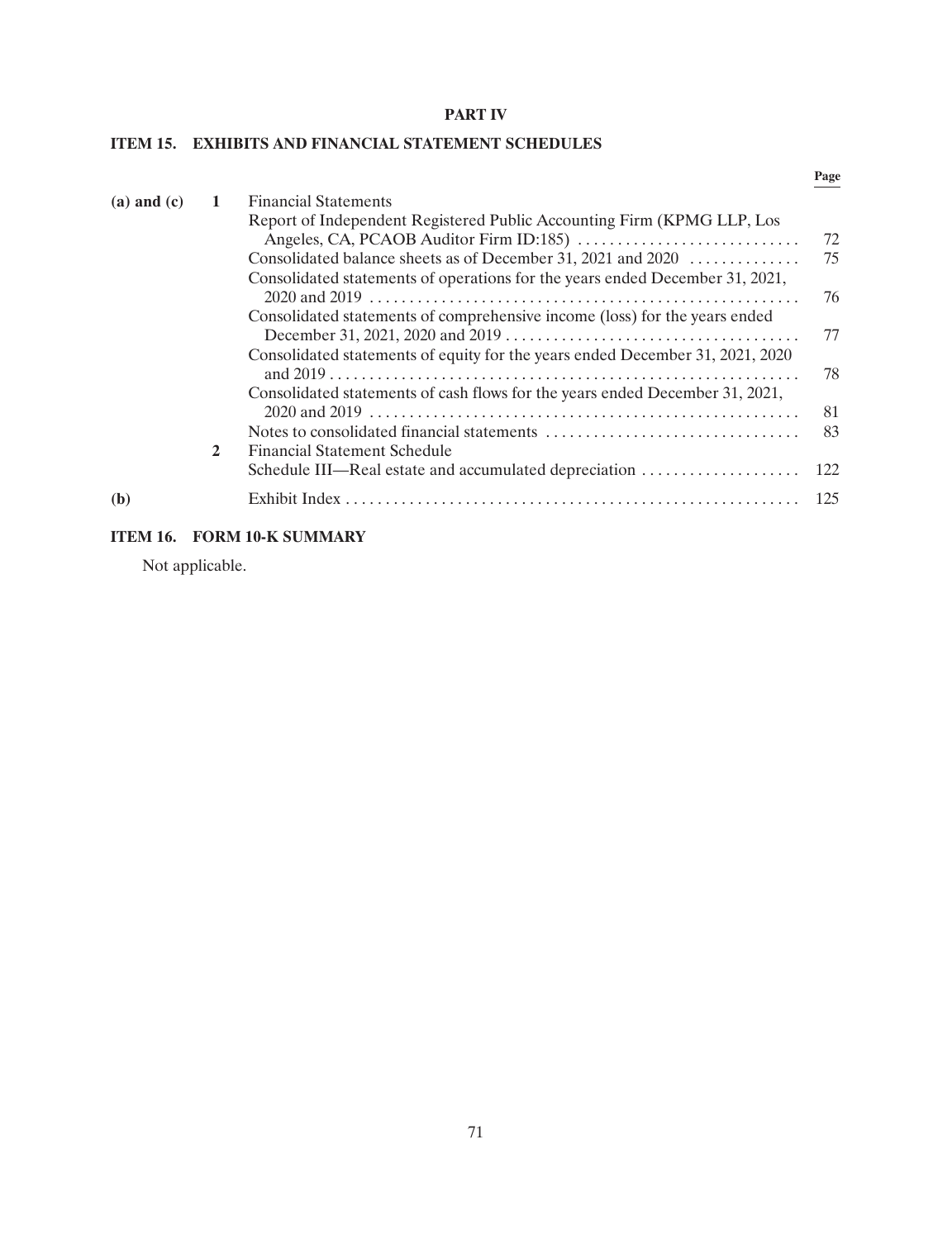# PART IV

## ITEM 15. EXHIBITS AND FINANCIAL STATEMENT SCHEDULES

| | | | Page |
|---|---|---|---|
| **(a) and (c)** | **1** | Financial Statements | |
| | | Report of Independent Registered Public Accounting Firm (KPMG LLP, Los Angeles, CA, PCAOB Auditor Firm ID:185) | 72 |
| | | Consolidated balance sheets as of December 31, 2021 and 2020 | 75 |
| | | Consolidated statements of operations for the years ended December 31, 2021, 2020 and 2019 | 76 |
| | | Consolidated statements of comprehensive income (loss) for the years ended December 31, 2021, 2020 and 2019 | 77 |
| | | Consolidated statements of equity for the years ended December 31, 2021, 2020 and 2019 | 78 |
| | | Consolidated statements of cash flows for the years ended December 31, 2021, 2020 and 2019 | 81 |
| | | Notes to consolidated financial statements | 83 |
| | **2** | Financial Statement Schedule | |
| | | Schedule III—Real estate and accumulated depreciation | 122 |
| **(b)** | | Exhibit Index | 125 |

## ITEM 16. FORM 10-K SUMMARY

Not applicable.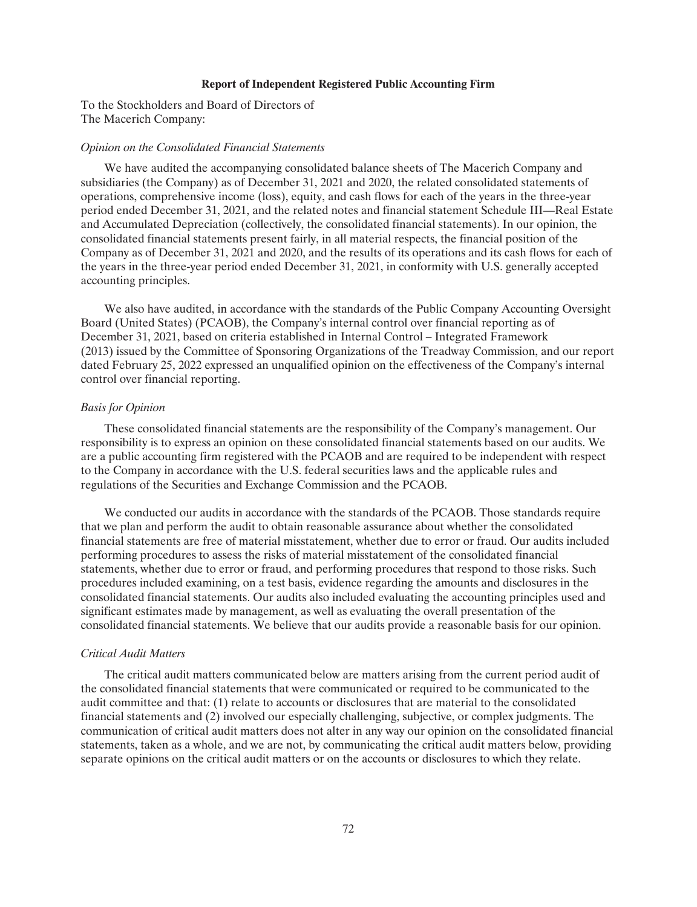## Report of Independent Registered Public Accounting Firm

To the Stockholders and Board of Directors of
The Macerich Company:

*Opinion on the Consolidated Financial Statements*

We have audited the accompanying consolidated balance sheets of The Macerich Company and subsidiaries (the Company) as of December 31, 2021 and 2020, the related consolidated statements of operations, comprehensive income (loss), equity, and cash flows for each of the years in the three-year period ended December 31, 2021, and the related notes and financial statement Schedule III—Real Estate and Accumulated Depreciation (collectively, the consolidated financial statements). In our opinion, the consolidated financial statements present fairly, in all material respects, the financial position of the Company as of December 31, 2021 and 2020, and the results of its operations and its cash flows for each of the years in the three-year period ended December 31, 2021, in conformity with U.S. generally accepted accounting principles.

We also have audited, in accordance with the standards of the Public Company Accounting Oversight Board (United States) (PCAOB), the Company's internal control over financial reporting as of December 31, 2021, based on criteria established in Internal Control – Integrated Framework (2013) issued by the Committee of Sponsoring Organizations of the Treadway Commission, and our report dated February 25, 2022 expressed an unqualified opinion on the effectiveness of the Company's internal control over financial reporting.

*Basis for Opinion*

These consolidated financial statements are the responsibility of the Company's management. Our responsibility is to express an opinion on these consolidated financial statements based on our audits. We are a public accounting firm registered with the PCAOB and are required to be independent with respect to the Company in accordance with the U.S. federal securities laws and the applicable rules and regulations of the Securities and Exchange Commission and the PCAOB.

We conducted our audits in accordance with the standards of the PCAOB. Those standards require that we plan and perform the audit to obtain reasonable assurance about whether the consolidated financial statements are free of material misstatement, whether due to error or fraud. Our audits included performing procedures to assess the risks of material misstatement of the consolidated financial statements, whether due to error or fraud, and performing procedures that respond to those risks. Such procedures included examining, on a test basis, evidence regarding the amounts and disclosures in the consolidated financial statements. Our audits also included evaluating the accounting principles used and significant estimates made by management, as well as evaluating the overall presentation of the consolidated financial statements. We believe that our audits provide a reasonable basis for our opinion.

*Critical Audit Matters*

The critical audit matters communicated below are matters arising from the current period audit of the consolidated financial statements that were communicated or required to be communicated to the audit committee and that: (1) relate to accounts or disclosures that are material to the consolidated financial statements and (2) involved our especially challenging, subjective, or complex judgments. The communication of critical audit matters does not alter in any way our opinion on the consolidated financial statements, taken as a whole, and we are not, by communicating the critical audit matters below, providing separate opinions on the critical audit matters or on the accounts or disclosures to which they relate.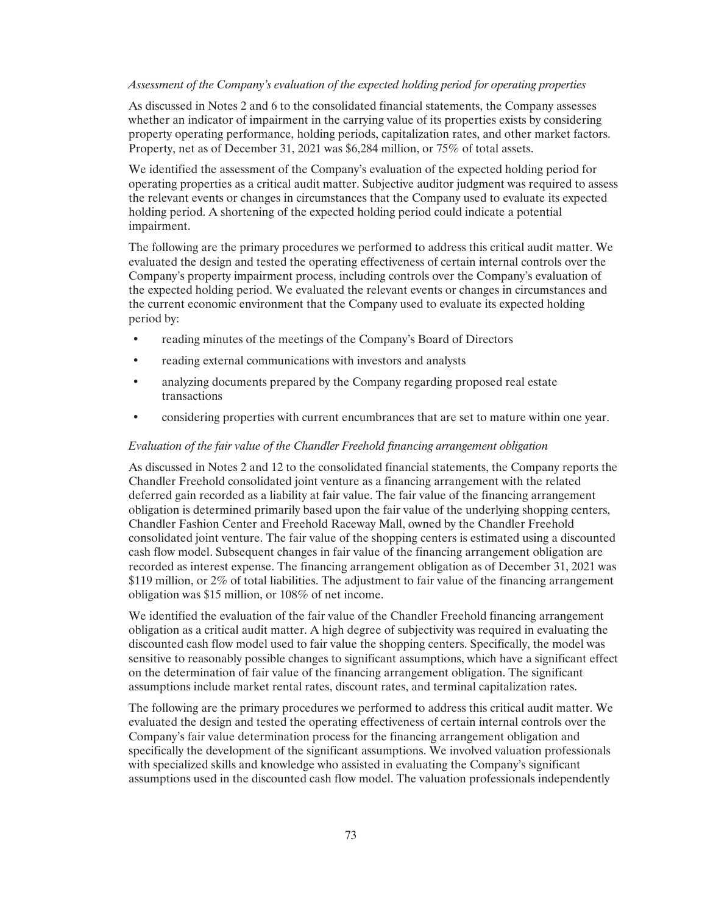*Assessment of the Company's evaluation of the expected holding period for operating properties*

As discussed in Notes 2 and 6 to the consolidated financial statements, the Company assesses whether an indicator of impairment in the carrying value of its properties exists by considering property operating performance, holding periods, capitalization rates, and other market factors. Property, net as of December 31, 2021 was $6,284 million, or 75% of total assets.

We identified the assessment of the Company's evaluation of the expected holding period for operating properties as a critical audit matter. Subjective auditor judgment was required to assess the relevant events or changes in circumstances that the Company used to evaluate its expected holding period. A shortening of the expected holding period could indicate a potential impairment.

The following are the primary procedures we performed to address this critical audit matter. We evaluated the design and tested the operating effectiveness of certain internal controls over the Company's property impairment process, including controls over the Company's evaluation of the expected holding period. We evaluated the relevant events or changes in circumstances and the current economic environment that the Company used to evaluate its expected holding period by:

- reading minutes of the meetings of the Company's Board of Directors
- reading external communications with investors and analysts
- analyzing documents prepared by the Company regarding proposed real estate transactions
- considering properties with current encumbrances that are set to mature within one year.

*Evaluation of the fair value of the Chandler Freehold financing arrangement obligation*

As discussed in Notes 2 and 12 to the consolidated financial statements, the Company reports the Chandler Freehold consolidated joint venture as a financing arrangement with the related deferred gain recorded as a liability at fair value. The fair value of the financing arrangement obligation is determined primarily based upon the fair value of the underlying shopping centers, Chandler Fashion Center and Freehold Raceway Mall, owned by the Chandler Freehold consolidated joint venture. The fair value of the shopping centers is estimated using a discounted cash flow model. Subsequent changes in fair value of the financing arrangement obligation are recorded as interest expense. The financing arrangement obligation as of December 31, 2021 was $119 million, or 2% of total liabilities. The adjustment to fair value of the financing arrangement obligation was $15 million, or 108% of net income.

We identified the evaluation of the fair value of the Chandler Freehold financing arrangement obligation as a critical audit matter. A high degree of subjectivity was required in evaluating the discounted cash flow model used to fair value the shopping centers. Specifically, the model was sensitive to reasonably possible changes to significant assumptions, which have a significant effect on the determination of fair value of the financing arrangement obligation. The significant assumptions include market rental rates, discount rates, and terminal capitalization rates.

The following are the primary procedures we performed to address this critical audit matter. We evaluated the design and tested the operating effectiveness of certain internal controls over the Company's fair value determination process for the financing arrangement obligation and specifically the development of the significant assumptions. We involved valuation professionals with specialized skills and knowledge who assisted in evaluating the Company's significant assumptions used in the discounted cash flow model. The valuation professionals independently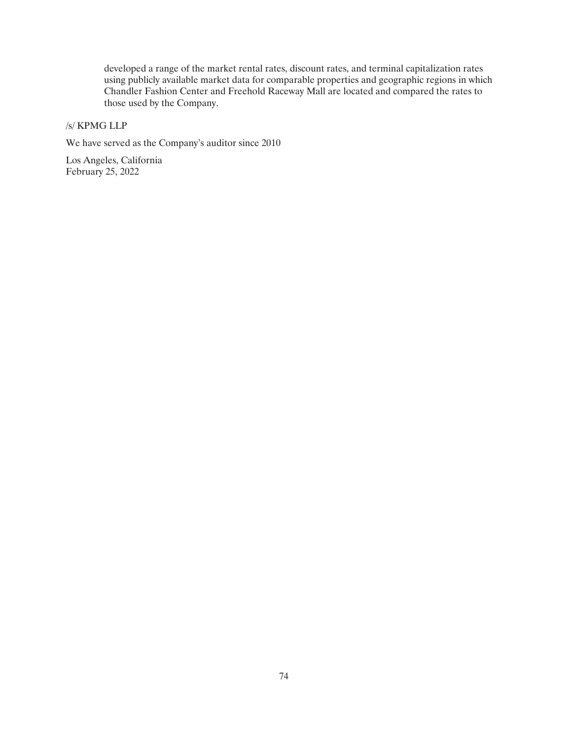developed a range of the market rental rates, discount rates, and terminal capitalization rates using publicly available market data for comparable properties and geographic regions in which Chandler Fashion Center and Freehold Raceway Mall are located and compared the rates to those used by the Company.

/s/ KPMG LLP

We have served as the Company's auditor since 2010

Los Angeles, California
February 25, 2022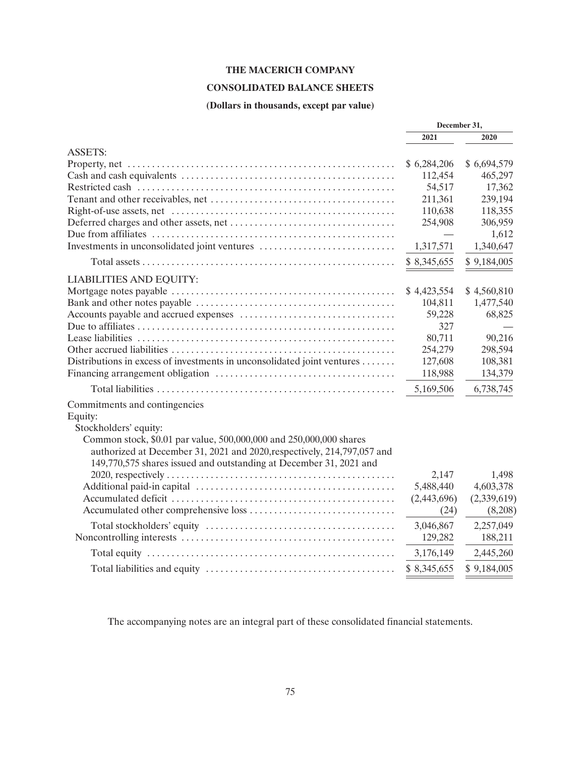# THE MACERICH COMPANY

## CONSOLIDATED BALANCE SHEETS

### (Dollars in thousands, except par value)

| | December 31, | |
|---|---|---|
| | 2021 | 2020 |
| ASSETS: | | |
| Property, net | $ 6,284,206 | $ 6,694,579 |
| Cash and cash equivalents | 112,454 | 465,297 |
| Restricted cash | 54,517 | 17,362 |
| Tenant and other receivables, net | 211,361 | 239,194 |
| Right-of-use assets, net | 110,638 | 118,355 |
| Deferred charges and other assets, net | 254,908 | 306,959 |
| Due from affiliates | — | 1,612 |
| Investments in unconsolidated joint ventures | 1,317,571 | 1,340,647 |
| Total assets | $ 8,345,655 | $ 9,184,005 |
| LIABILITIES AND EQUITY: | | |
| Mortgage notes payable | $ 4,423,554 | $ 4,560,810 |
| Bank and other notes payable | 104,811 | 1,477,540 |
| Accounts payable and accrued expenses | 59,228 | 68,825 |
| Due to affiliates | 327 | — |
| Lease liabilities | 80,711 | 90,216 |
| Other accrued liabilities | 254,279 | 298,594 |
| Distributions in excess of investments in unconsolidated joint ventures | 127,608 | 108,381 |
| Financing arrangement obligation | 118,988 | 134,379 |
| Total liabilities | 5,169,506 | 6,738,745 |
| Commitments and contingencies | | |
| Equity: | | |
| Stockholders' equity: | | |
| Common stock, \$0.01 par value, 500,000,000 and 250,000,000 shares authorized at December 31, 2021 and 2020,respectively, 214,797,057 and 149,770,575 shares issued and outstanding at December 31, 2021 and 2020, respectively | 2,147 | 1,498 |
| Additional paid-in capital | 5,488,440 | 4,603,378 |
| Accumulated deficit | (2,443,696) | (2,339,619) |
| Accumulated other comprehensive loss | (24) | (8,208) |
| Total stockholders' equity | 3,046,867 | 2,257,049 |
| Noncontrolling interests | 129,282 | 188,211 |
| Total equity | 3,176,149 | 2,445,260 |
| Total liabilities and equity | $ 8,345,655 | $ 9,184,005 |

The accompanying notes are an integral part of these consolidated financial statements.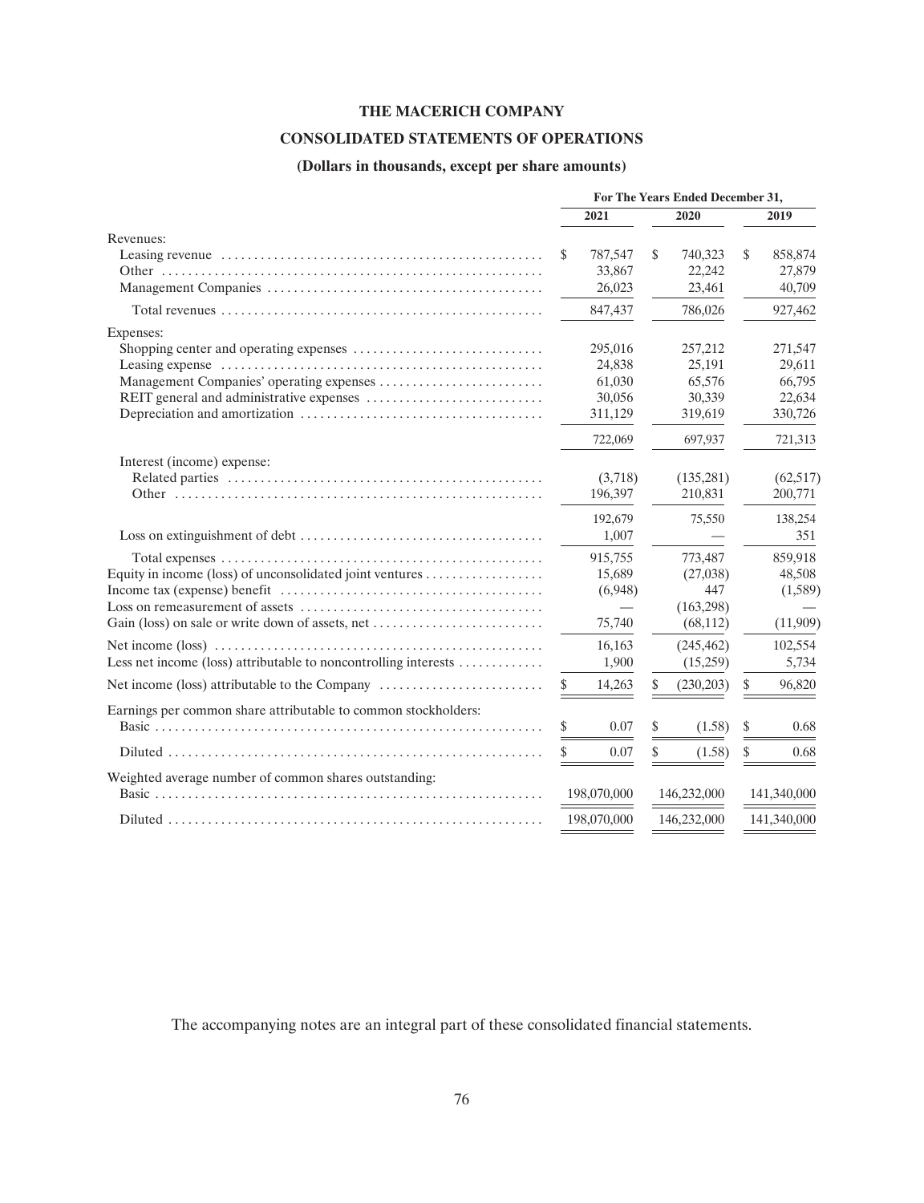# THE MACERICH COMPANY

## CONSOLIDATED STATEMENTS OF OPERATIONS

### (Dollars in thousands, except per share amounts)

| | For The Years Ended December 31, | | |
|---|---|---|---|
| | 2021 | 2020 | 2019 |
| Revenues: | | | |
| Leasing revenue | $ 787,547 | $ 740,323 | $ 858,874 |
| Other | 33,867 | 22,242 | 27,879 |
| Management Companies | 26,023 | 23,461 | 40,709 |
| Total revenues | 847,437 | 786,026 | 927,462 |
| Expenses: | | | |
| Shopping center and operating expenses | 295,016 | 257,212 | 271,547 |
| Leasing expense | 24,838 | 25,191 | 29,611 |
| Management Companies' operating expenses | 61,030 | 65,576 | 66,795 |
| REIT general and administrative expenses | 30,056 | 30,339 | 22,634 |
| Depreciation and amortization | 311,129 | 319,619 | 330,726 |
| | 722,069 | 697,937 | 721,313 |
| Interest (income) expense: | | | |
| Related parties | (3,718) | (135,281) | (62,517) |
| Other | 196,397 | 210,831 | 200,771 |
| | 192,679 | 75,550 | 138,254 |
| Loss on extinguishment of debt | 1,007 | — | 351 |
| Total expenses | 915,755 | 773,487 | 859,918 |
| Equity in income (loss) of unconsolidated joint ventures | 15,689 | (27,038) | 48,508 |
| Income tax (expense) benefit | (6,948) | 447 | (1,589) |
| Loss on remeasurement of assets | — | (163,298) | — |
| Gain (loss) on sale or write down of assets, net | 75,740 | (68,112) | (11,909) |
| Net income (loss) | 16,163 | (245,462) | 102,554 |
| Less net income (loss) attributable to noncontrolling interests | 1,900 | (15,259) | 5,734 |
| Net income (loss) attributable to the Company | $ 14,263 | $ (230,203) | $ 96,820 |
| Earnings per common share attributable to common stockholders: | | | |
| Basic | $ 0.07 | $ (1.58) | $ 0.68 |
| Diluted | $ 0.07 | $ (1.58) | $ 0.68 |
| Weighted average number of common shares outstanding: | | | |
| Basic | 198,070,000 | 146,232,000 | 141,340,000 |
| Diluted | 198,070,000 | 146,232,000 | 141,340,000 |

The accompanying notes are an integral part of these consolidated financial statements.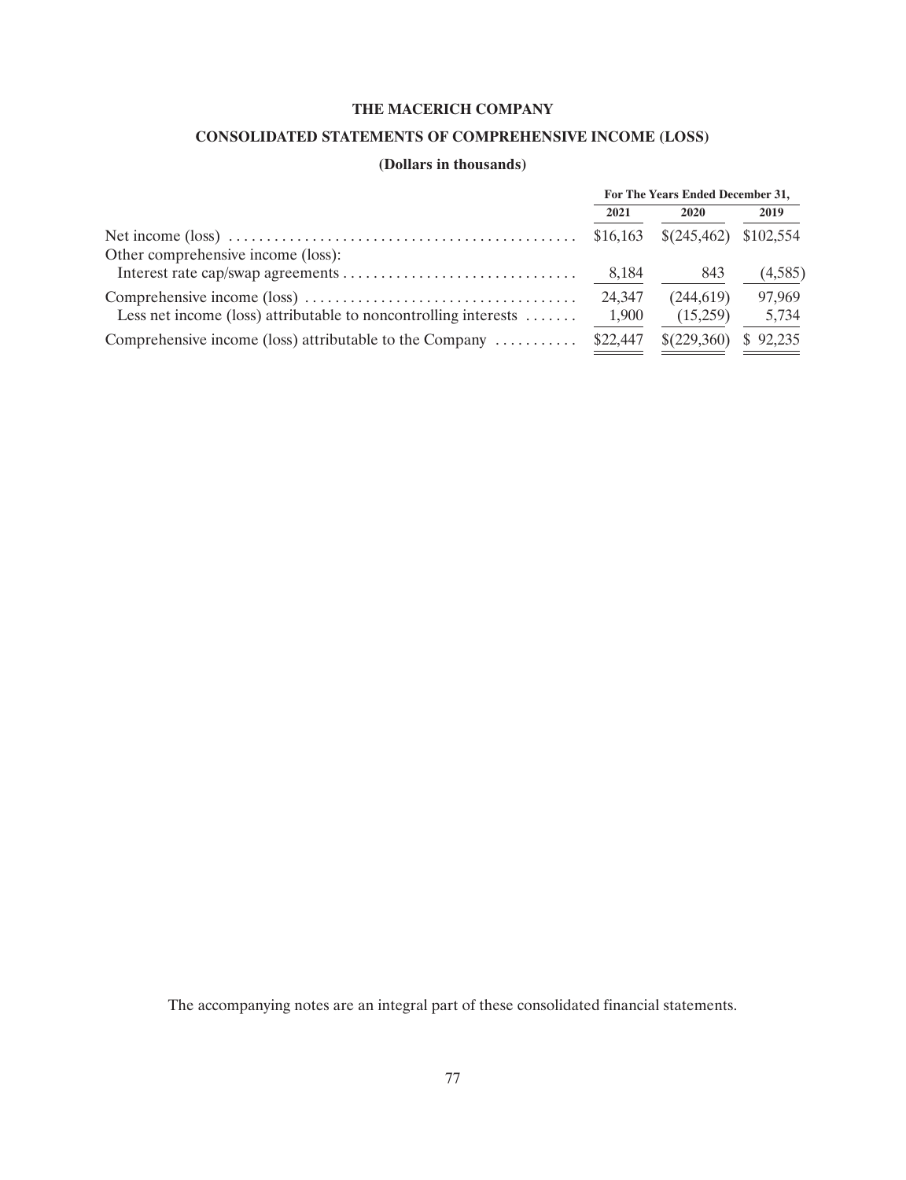# THE MACERICH COMPANY

## CONSOLIDATED STATEMENTS OF COMPREHENSIVE INCOME (LOSS)

### (Dollars in thousands)

| | For The Years Ended December 31, | | |
|---|---|---|---|
| | 2021 | 2020 | 2019 |
| Net income (loss) | $16,163 | $(245,462) | $102,554 |
| Other comprehensive income (loss): | | | |
| Interest rate cap/swap agreements | 8,184 | 843 | (4,585) |
| Comprehensive income (loss) | 24,347 | (244,619) | 97,969 |
| Less net income (loss) attributable to noncontrolling interests | 1,900 | (15,259) | 5,734 |
| Comprehensive income (loss) attributable to the Company | $22,447 | $(229,360) | $ 92,235 |

The accompanying notes are an integral part of these consolidated financial statements.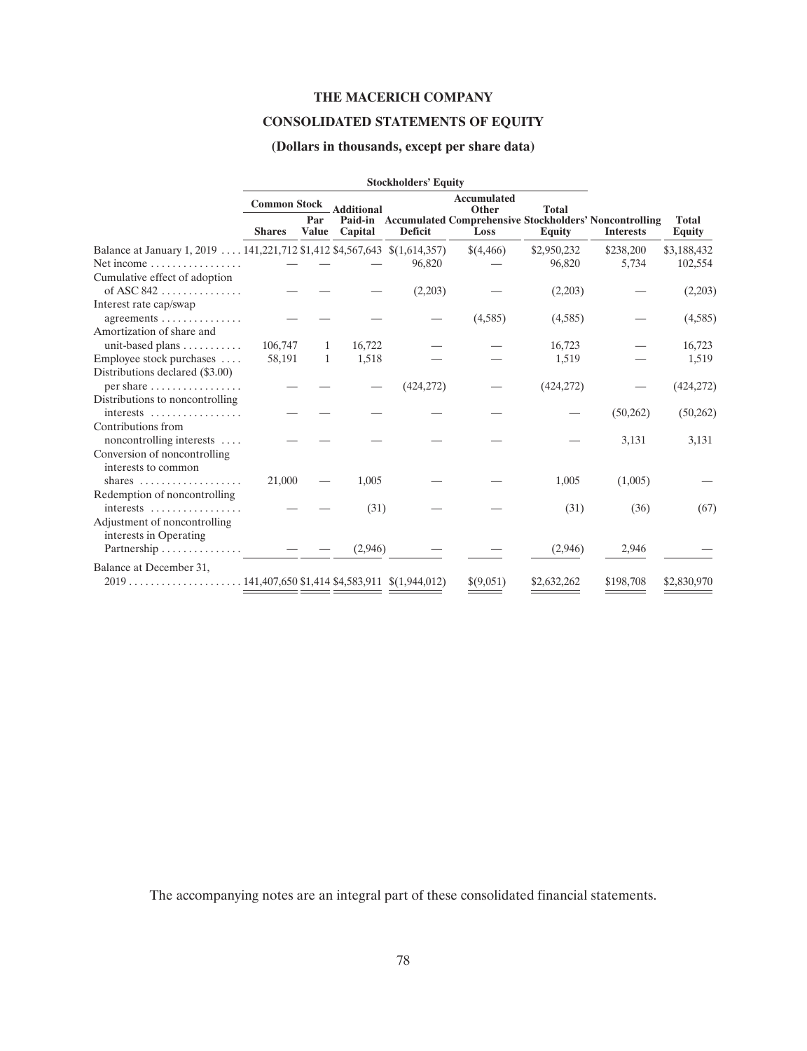# THE MACERICH COMPANY

## CONSOLIDATED STATEMENTS OF EQUITY

### (Dollars in thousands, except per share data)

| | Stockholders' Equity | | | | | | | |
|---|---|---|---|---|---|---|---|---|
| | Common Stock | | | | | | | |
| | Shares | Par Value | Additional Paid-in Capital | Accumulated Deficit | Accumulated Other Comprehensive Loss | Total Stockholders' Equity | Noncontrolling Interests | Total Equity |
| Balance at January 1, 2019 | 141,221,712 | $1,412 | $4,567,643 | $(1,614,357) | $(4,466) | $2,950,232 | $238,200 | $3,188,432 |
| Net income | — | — | — | 96,820 | — | 96,820 | 5,734 | 102,554 |
| Cumulative effect of adoption of ASC 842 | — | — | — | (2,203) | — | (2,203) | — | (2,203) |
| Interest rate cap/swap agreements | — | — | — | — | (4,585) | (4,585) | — | (4,585) |
| Amortization of share and unit-based plans | 106,747 | 1 | 16,722 | — | — | 16,723 | — | 16,723 |
| Employee stock purchases | 58,191 | 1 | 1,518 | — | — | 1,519 | — | 1,519 |
| Distributions declared ($3.00) per share | — | — | — | (424,272) | — | (424,272) | — | (424,272) |
| Distributions to noncontrolling interests | — | — | — | — | — | — | (50,262) | (50,262) |
| Contributions from noncontrolling interests | — | — | — | — | — | — | 3,131 | 3,131 |
| Conversion of noncontrolling interests to common shares | 21,000 | — | 1,005 | — | — | 1,005 | (1,005) | — |
| Redemption of noncontrolling interests | — | — | (31) | — | — | (31) | (36) | (67) |
| Adjustment of noncontrolling interests in Operating Partnership | — | — | (2,946) | — | — | (2,946) | 2,946 | — |
| Balance at December 31, 2019 | 141,407,650 | $1,414 | $4,583,911 | $(1,944,012) | $(9,051) | $2,632,262 | $198,708 | $2,830,970 |

The accompanying notes are an integral part of these consolidated financial statements.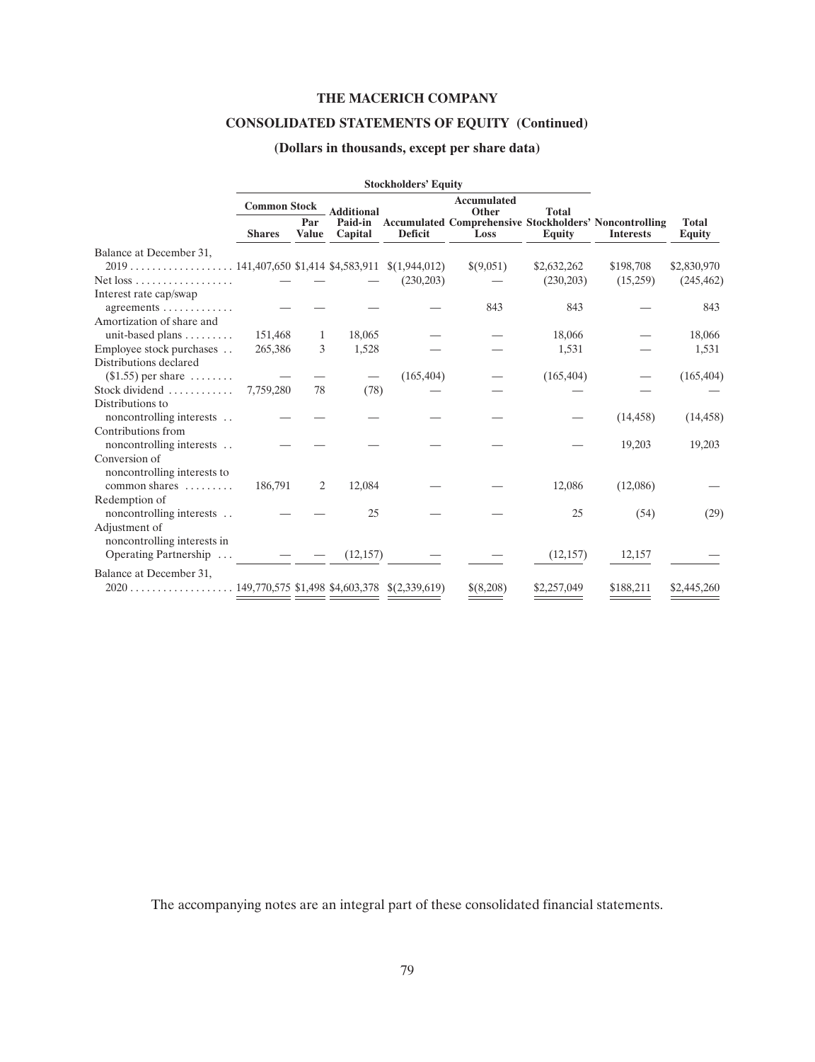# THE MACERICH COMPANY

## CONSOLIDATED STATEMENTS OF EQUITY (Continued)

### (Dollars in thousands, except per share data)

| | Stockholders' Equity | | | | | | | | |
|---|---|---|---|---|---|---|---|---|---|
| | Common Stock | | Additional Paid-in Capital | Accumulated Deficit | Accumulated Other Comprehensive Loss | Total Stockholders' Equity | Noncontrolling Interests | Total Equity |
| | Shares | Par Value | | | | | | |
| Balance at December 31, 2019 | 141,407,650 | $1,414 | $4,583,911 | $(1,944,012) | $(9,051) | $2,632,262 | $198,708 | $2,830,970 |
| Net loss | — | — | — | (230,203) | — | (230,203) | (15,259) | (245,462) |
| Interest rate cap/swap agreements | — | — | — | — | 843 | 843 | — | 843 |
| Amortization of share and unit-based plans | 151,468 | 1 | 18,065 | — | — | 18,066 | — | 18,066 |
| Employee stock purchases | 265,386 | 3 | 1,528 | — | — | 1,531 | — | 1,531 |
| Distributions declared ($1.55) per share | — | — | — | (165,404) | — | (165,404) | — | (165,404) |
| Stock dividend | 7,759,280 | 78 | (78) | — | — | — | — | — |
| Distributions to noncontrolling interests | — | — | — | — | — | — | (14,458) | (14,458) |
| Contributions from noncontrolling interests | — | — | — | — | — | — | 19,203 | 19,203 |
| Conversion of noncontrolling interests to common shares | 186,791 | 2 | 12,084 | — | — | 12,086 | (12,086) | — |
| Redemption of noncontrolling interests | — | — | 25 | — | — | 25 | (54) | (29) |
| Adjustment of noncontrolling interests in Operating Partnership | — | — | (12,157) | — | — | (12,157) | 12,157 | — |
| Balance at December 31, 2020 | 149,770,575 | $1,498 | $4,603,378 | $(2,339,619) | $(8,208) | $2,257,049 | $188,211 | $2,445,260 |

The accompanying notes are an integral part of these consolidated financial statements.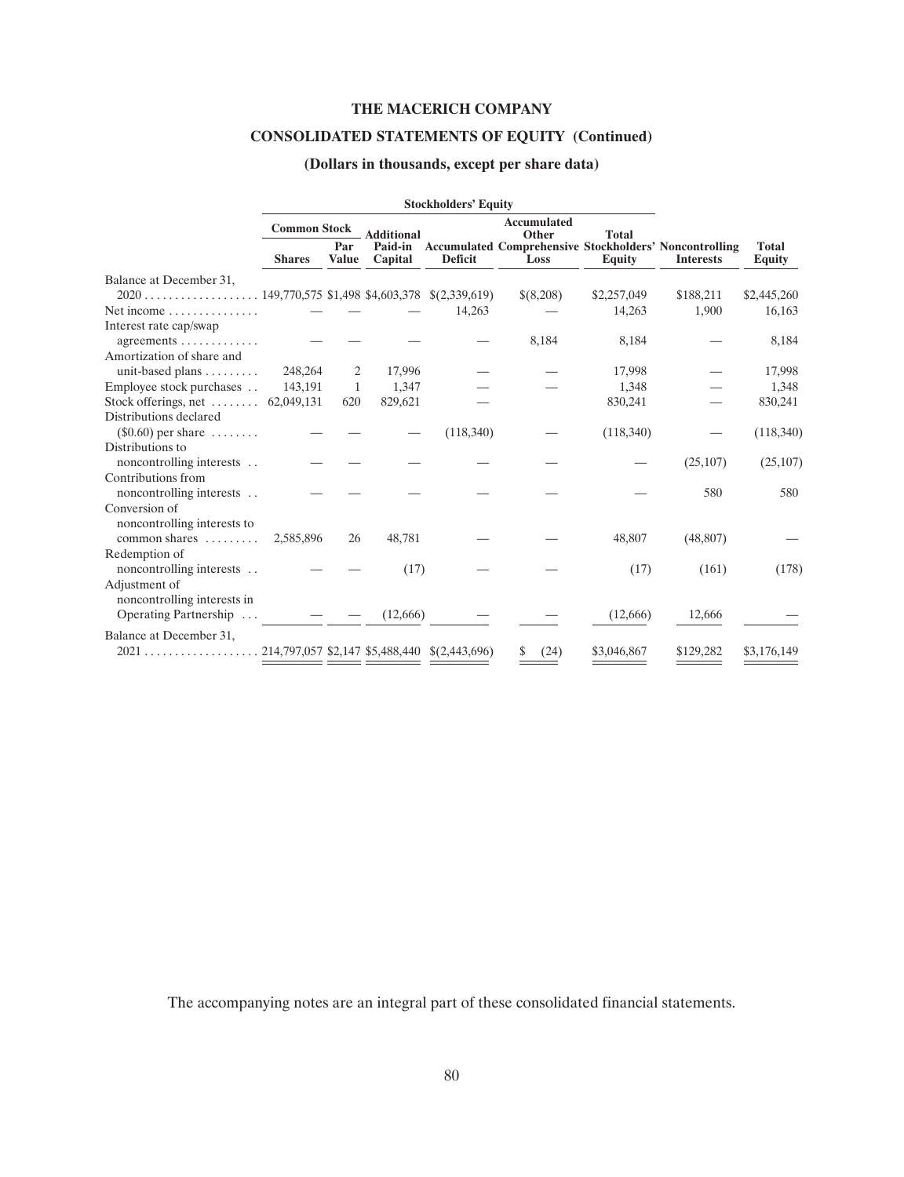# THE MACERICH COMPANY

## CONSOLIDATED STATEMENTS OF EQUITY (Continued)

### (Dollars in thousands, except per share data)

| | Stockholders' Equity | | | | | | | |
|---|---|---|---|---|---|---|---|---|
| | Common Stock | | | | | | | |
| | Shares | Par Value | Additional Paid-in Capital | Accumulated Deficit | Accumulated Other Comprehensive Loss | Total Stockholders' Equity | Noncontrolling Interests | Total Equity |
| Balance at December 31, 2020 | 149,770,575 | $1,498 | $4,603,378 | $(2,339,619) | $(8,208) | $2,257,049 | $188,211 | $2,445,260 |
| Net income | — | — | — | 14,263 | — | 14,263 | 1,900 | 16,163 |
| Interest rate cap/swap agreements | — | — | — | — | 8,184 | 8,184 | — | 8,184 |
| Amortization of share and unit-based plans | 248,264 | 2 | 17,996 | — | — | 17,998 | — | 17,998 |
| Employee stock purchases | 143,191 | 1 | 1,347 | — | — | 1,348 | — | 1,348 |
| Stock offerings, net | 62,049,131 | 620 | 829,621 | — | | 830,241 | — | 830,241 |
| Distributions declared ($0.60) per share | — | — | — | (118,340) | — | (118,340) | — | (118,340) |
| Distributions to noncontrolling interests | — | — | — | — | — | — | (25,107) | (25,107) |
| Contributions from noncontrolling interests | — | — | — | — | — | — | 580 | 580 |
| Conversion of noncontrolling interests to common shares | 2,585,896 | 26 | 48,781 | — | — | 48,807 | (48,807) | — |
| Redemption of noncontrolling interests | — | — | (17) | — | — | (17) | (161) | (178) |
| Adjustment of noncontrolling interests in Operating Partnership | — | — | (12,666) | — | — | (12,666) | 12,666 | — |
| Balance at December 31, 2021 | 214,797,057 | $2,147 | $5,488,440 | $(2,443,696) | $ (24) | $3,046,867 | $129,282 | $3,176,149 |

The accompanying notes are an integral part of these consolidated financial statements.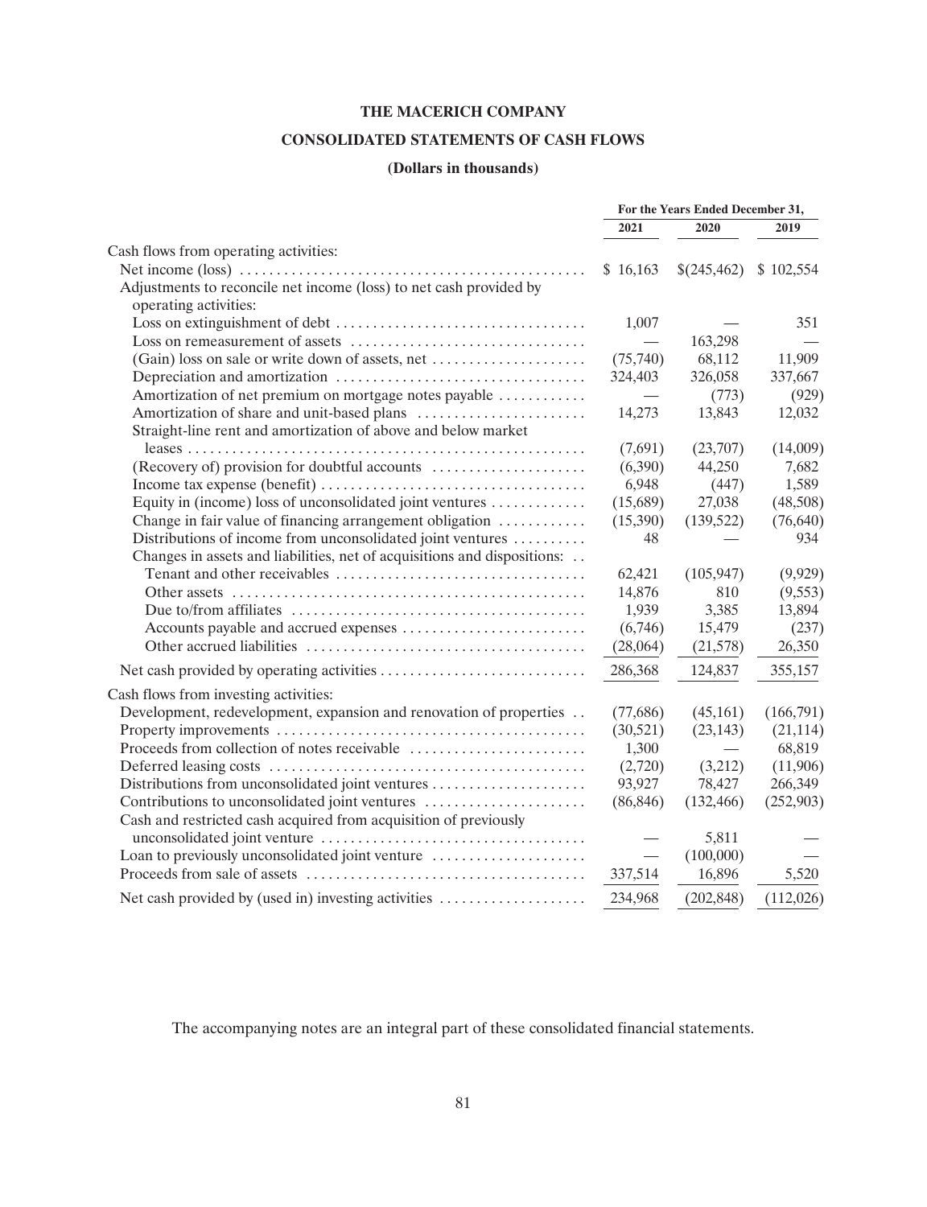# THE MACERICH COMPANY

## CONSOLIDATED STATEMENTS OF CASH FLOWS

### (Dollars in thousands)

| | For the Years Ended December 31, | | |
|---|---|---|---|
| | 2021 | 2020 | 2019 |
| Cash flows from operating activities: | | | |
| Net income (loss) | $ 16,163 | $(245,462) | $ 102,554 |
| Adjustments to reconcile net income (loss) to net cash provided by operating activities: | | | |
| Loss on extinguishment of debt | 1,007 | — | 351 |
| Loss on remeasurement of assets | — | 163,298 | — |
| (Gain) loss on sale or write down of assets, net | (75,740) | 68,112 | 11,909 |
| Depreciation and amortization | 324,403 | 326,058 | 337,667 |
| Amortization of net premium on mortgage notes payable | — | (773) | (929) |
| Amortization of share and unit-based plans | 14,273 | 13,843 | 12,032 |
| Straight-line rent and amortization of above and below market leases | (7,691) | (23,707) | (14,009) |
| (Recovery of) provision for doubtful accounts | (6,390) | 44,250 | 7,682 |
| Income tax expense (benefit) | 6,948 | (447) | 1,589 |
| Equity in (income) loss of unconsolidated joint ventures | (15,689) | 27,038 | (48,508) |
| Change in fair value of financing arrangement obligation | (15,390) | (139,522) | (76,640) |
| Distributions of income from unconsolidated joint ventures | 48 | — | 934 |
| Changes in assets and liabilities, net of acquisitions and dispositions: | | | |
| Tenant and other receivables | 62,421 | (105,947) | (9,929) |
| Other assets | 14,876 | 810 | (9,553) |
| Due to/from affiliates | 1,939 | 3,385 | 13,894 |
| Accounts payable and accrued expenses | (6,746) | 15,479 | (237) |
| Other accrued liabilities | (28,064) | (21,578) | 26,350 |
| Net cash provided by operating activities | 286,368 | 124,837 | 355,157 |
| Cash flows from investing activities: | | | |
| Development, redevelopment, expansion and renovation of properties | (77,686) | (45,161) | (166,791) |
| Property improvements | (30,521) | (23,143) | (21,114) |
| Proceeds from collection of notes receivable | 1,300 | — | 68,819 |
| Deferred leasing costs | (2,720) | (3,212) | (11,906) |
| Distributions from unconsolidated joint ventures | 93,927 | 78,427 | 266,349 |
| Contributions to unconsolidated joint ventures | (86,846) | (132,466) | (252,903) |
| Cash and restricted cash acquired from acquisition of previously unconsolidated joint venture | — | 5,811 | — |
| Loan to previously unconsolidated joint venture | — | (100,000) | — |
| Proceeds from sale of assets | 337,514 | 16,896 | 5,520 |
| Net cash provided by (used in) investing activities | 234,968 | (202,848) | (112,026) |

The accompanying notes are an integral part of these consolidated financial statements.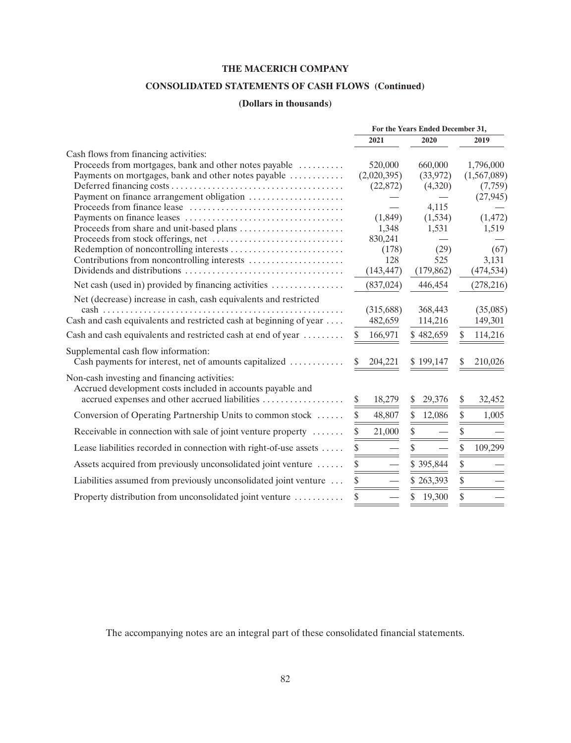# THE MACERICH COMPANY

## CONSOLIDATED STATEMENTS OF CASH FLOWS (Continued)

### (Dollars in thousands)

| | For the Years Ended December 31, | | |
|---|---|---|---|
| | 2021 | 2020 | 2019 |
| Cash flows from financing activities: | | | |
| Proceeds from mortgages, bank and other notes payable | 520,000 | 660,000 | 1,796,000 |
| Payments on mortgages, bank and other notes payable | (2,020,395) | (33,972) | (1,567,089) |
| Deferred financing costs | (22,872) | (4,320) | (7,759) |
| Payment on finance arrangement obligation | — | — | (27,945) |
| Proceeds from finance lease | — | 4,115 | — |
| Payments on finance leases | (1,849) | (1,534) | (1,472) |
| Proceeds from share and unit-based plans | 1,348 | 1,531 | 1,519 |
| Proceeds from stock offerings, net | 830,241 | — | — |
| Redemption of noncontrolling interests | (178) | (29) | (67) |
| Contributions from noncontrolling interests | 128 | 525 | 3,131 |
| Dividends and distributions | (143,447) | (179,862) | (474,534) |
| Net cash (used in) provided by financing activities | (837,024) | 446,454 | (278,216) |
| Net (decrease) increase in cash, cash equivalents and restricted cash | (315,688) | 368,443 | (35,085) |
| Cash and cash equivalents and restricted cash at beginning of year | 482,659 | 114,216 | 149,301 |
| Cash and cash equivalents and restricted cash at end of year | $ 166,971 | $ 482,659 | $ 114,216 |
| Supplemental cash flow information: | | | |
| Cash payments for interest, net of amounts capitalized | $ 204,221 | $ 199,147 | $ 210,026 |
| Non-cash investing and financing activities: | | | |
| Accrued development costs included in accounts payable and accrued expenses and other accrued liabilities | $ 18,279 | $ 29,376 | $ 32,452 |
| Conversion of Operating Partnership Units to common stock | $ 48,807 | $ 12,086 | $ 1,005 |
| Receivable in connection with sale of joint venture property | $ 21,000 | $ — | $ — |
| Lease liabilities recorded in connection with right-of-use assets | $ — | $ — | $ 109,299 |
| Assets acquired from previously unconsolidated joint venture | $ — | $ 395,844 | $ — |
| Liabilities assumed from previously unconsolidated joint venture | $ — | $ 263,393 | $ — |
| Property distribution from unconsolidated joint venture | $ — | $ 19,300 | $ — |

The accompanying notes are an integral part of these consolidated financial statements.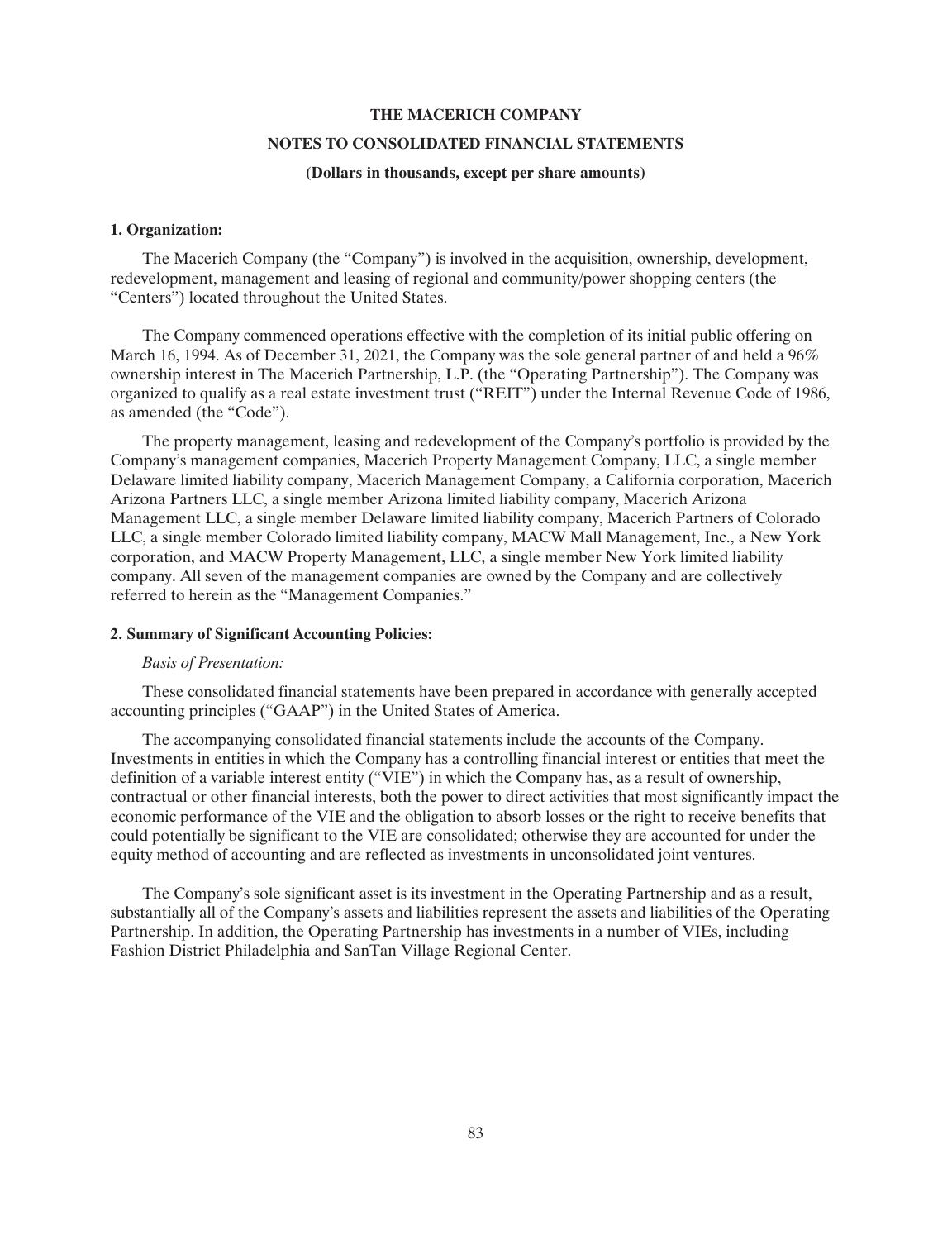**THE MACERICH COMPANY**

**NOTES TO CONSOLIDATED FINANCIAL STATEMENTS**

**(Dollars in thousands, except per share amounts)**

**1. Organization:**

The Macerich Company (the "Company") is involved in the acquisition, ownership, development, redevelopment, management and leasing of regional and community/power shopping centers (the "Centers") located throughout the United States.

The Company commenced operations effective with the completion of its initial public offering on March 16, 1994. As of December 31, 2021, the Company was the sole general partner of and held a 96% ownership interest in The Macerich Partnership, L.P. (the "Operating Partnership"). The Company was organized to qualify as a real estate investment trust ("REIT") under the Internal Revenue Code of 1986, as amended (the "Code").

The property management, leasing and redevelopment of the Company's portfolio is provided by the Company's management companies, Macerich Property Management Company, LLC, a single member Delaware limited liability company, Macerich Management Company, a California corporation, Macerich Arizona Partners LLC, a single member Arizona limited liability company, Macerich Arizona Management LLC, a single member Delaware limited liability company, Macerich Partners of Colorado LLC, a single member Colorado limited liability company, MACW Mall Management, Inc., a New York corporation, and MACW Property Management, LLC, a single member New York limited liability company. All seven of the management companies are owned by the Company and are collectively referred to herein as the "Management Companies."

**2. Summary of Significant Accounting Policies:**

*Basis of Presentation:*

These consolidated financial statements have been prepared in accordance with generally accepted accounting principles ("GAAP") in the United States of America.

The accompanying consolidated financial statements include the accounts of the Company. Investments in entities in which the Company has a controlling financial interest or entities that meet the definition of a variable interest entity ("VIE") in which the Company has, as a result of ownership, contractual or other financial interests, both the power to direct activities that most significantly impact the economic performance of the VIE and the obligation to absorb losses or the right to receive benefits that could potentially be significant to the VIE are consolidated; otherwise they are accounted for under the equity method of accounting and are reflected as investments in unconsolidated joint ventures.

The Company's sole significant asset is its investment in the Operating Partnership and as a result, substantially all of the Company's assets and liabilities represent the assets and liabilities of the Operating Partnership. In addition, the Operating Partnership has investments in a number of VIEs, including Fashion District Philadelphia and SanTan Village Regional Center.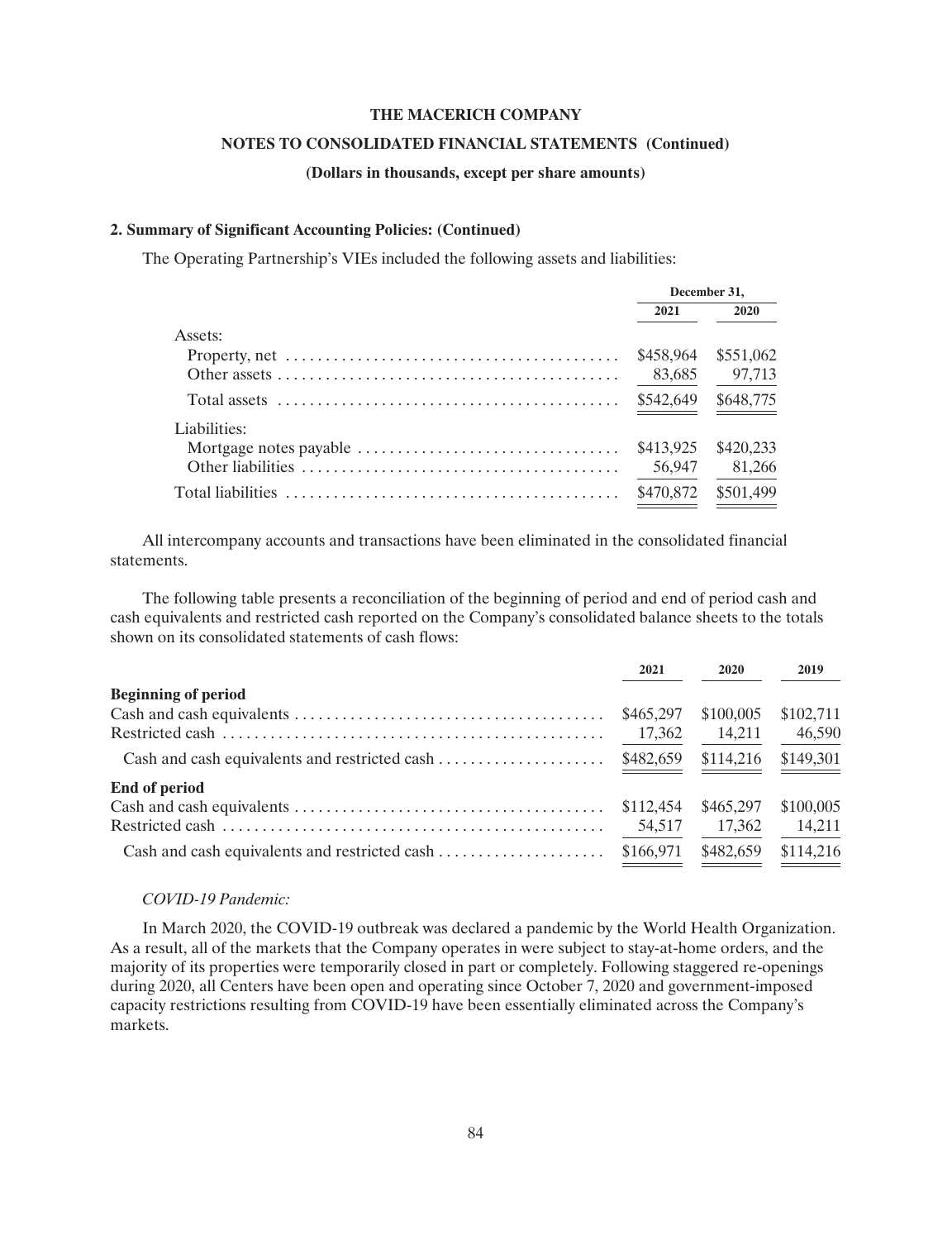**2. Summary of Significant Accounting Policies: (Continued)**

The Operating Partnership's VIEs included the following assets and liabilities:

| | December 31, | |
|---|---|---|
| | 2021 | 2020 |
| Assets: | | |
| Property, net | $458,964 | $551,062 |
| Other assets | 83,685 | 97,713 |
| Total assets | $542,649 | $648,775 |
| Liabilities: | | |
| Mortgage notes payable | $413,925 | $420,233 |
| Other liabilities | 56,947 | 81,266 |
| Total liabilities | $470,872 | $501,499 |

All intercompany accounts and transactions have been eliminated in the consolidated financial statements.

The following table presents a reconciliation of the beginning of period and end of period cash and cash equivalents and restricted cash reported on the Company's consolidated balance sheets to the totals shown on its consolidated statements of cash flows:

| | 2021 | 2020 | 2019 |
|---|---|---|---|
| **Beginning of period** | | | |
| Cash and cash equivalents | $465,297 | $100,005 | $102,711 |
| Restricted cash | 17,362 | 14,211 | 46,590 |
| Cash and cash equivalents and restricted cash | $482,659 | $114,216 | $149,301 |
| **End of period** | | | |
| Cash and cash equivalents | $112,454 | $465,297 | $100,005 |
| Restricted cash | 54,517 | 17,362 | 14,211 |
| Cash and cash equivalents and restricted cash | $166,971 | $482,659 | $114,216 |

*COVID-19 Pandemic:*

In March 2020, the COVID-19 outbreak was declared a pandemic by the World Health Organization. As a result, all of the markets that the Company operates in were subject to stay-at-home orders, and the majority of its properties were temporarily closed in part or completely. Following staggered re-openings during 2020, all Centers have been open and operating since October 7, 2020 and government-imposed capacity restrictions resulting from COVID-19 have been essentially eliminated across the Company's markets.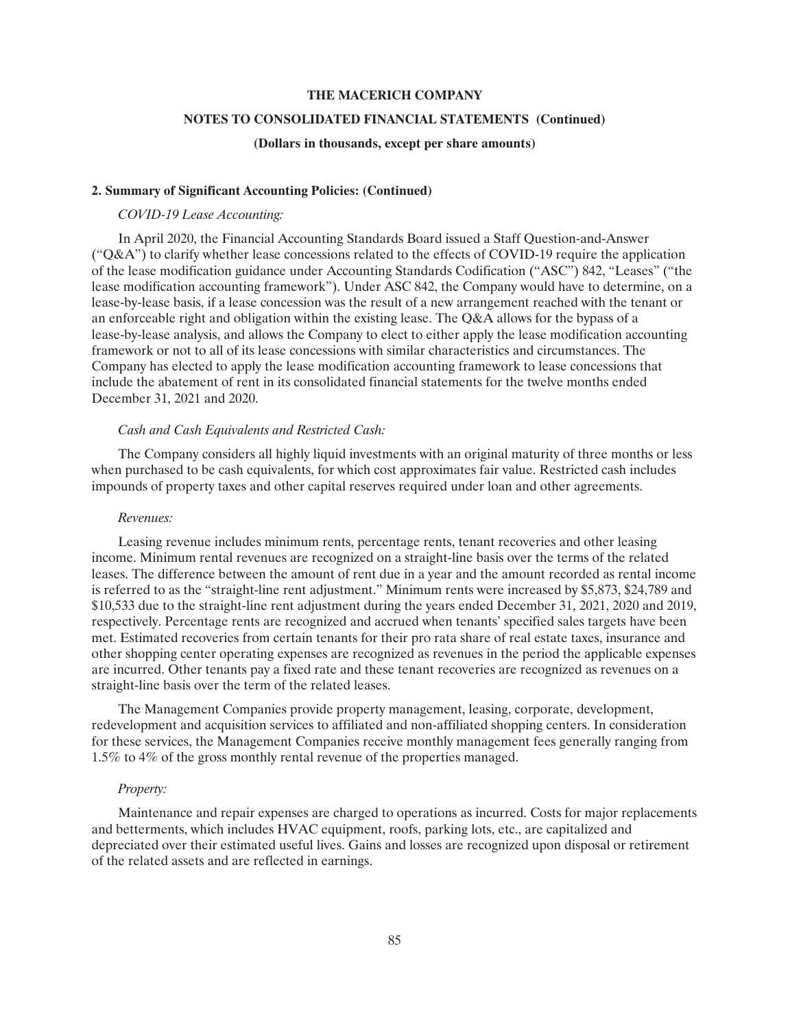**2. Summary of Significant Accounting Policies: (Continued)**

*COVID-19 Lease Accounting:*

In April 2020, the Financial Accounting Standards Board issued a Staff Question-and-Answer ("Q&A") to clarify whether lease concessions related to the effects of COVID-19 require the application of the lease modification guidance under Accounting Standards Codification ("ASC") 842, "Leases" ("the lease modification accounting framework"). Under ASC 842, the Company would have to determine, on a lease-by-lease basis, if a lease concession was the result of a new arrangement reached with the tenant or an enforceable right and obligation within the existing lease. The Q&A allows for the bypass of a lease-by-lease analysis, and allows the Company to elect to either apply the lease modification accounting framework or not to all of its lease concessions with similar characteristics and circumstances. The Company has elected to apply the lease modification accounting framework to lease concessions that include the abatement of rent in its consolidated financial statements for the twelve months ended December 31, 2021 and 2020.

*Cash and Cash Equivalents and Restricted Cash:*

The Company considers all highly liquid investments with an original maturity of three months or less when purchased to be cash equivalents, for which cost approximates fair value. Restricted cash includes impounds of property taxes and other capital reserves required under loan and other agreements.

*Revenues:*

Leasing revenue includes minimum rents, percentage rents, tenant recoveries and other leasing income. Minimum rental revenues are recognized on a straight-line basis over the terms of the related leases. The difference between the amount of rent due in a year and the amount recorded as rental income is referred to as the "straight-line rent adjustment." Minimum rents were increased by $5,873, $24,789 and $10,533 due to the straight-line rent adjustment during the years ended December 31, 2021, 2020 and 2019, respectively. Percentage rents are recognized and accrued when tenants' specified sales targets have been met. Estimated recoveries from certain tenants for their pro rata share of real estate taxes, insurance and other shopping center operating expenses are recognized as revenues in the period the applicable expenses are incurred. Other tenants pay a fixed rate and these tenant recoveries are recognized as revenues on a straight-line basis over the term of the related leases.

The Management Companies provide property management, leasing, corporate, development, redevelopment and acquisition services to affiliated and non-affiliated shopping centers. In consideration for these services, the Management Companies receive monthly management fees generally ranging from 1.5% to 4% of the gross monthly rental revenue of the properties managed.

*Property:*

Maintenance and repair expenses are charged to operations as incurred. Costs for major replacements and betterments, which includes HVAC equipment, roofs, parking lots, etc., are capitalized and depreciated over their estimated useful lives. Gains and losses are recognized upon disposal or retirement of the related assets and are reflected in earnings.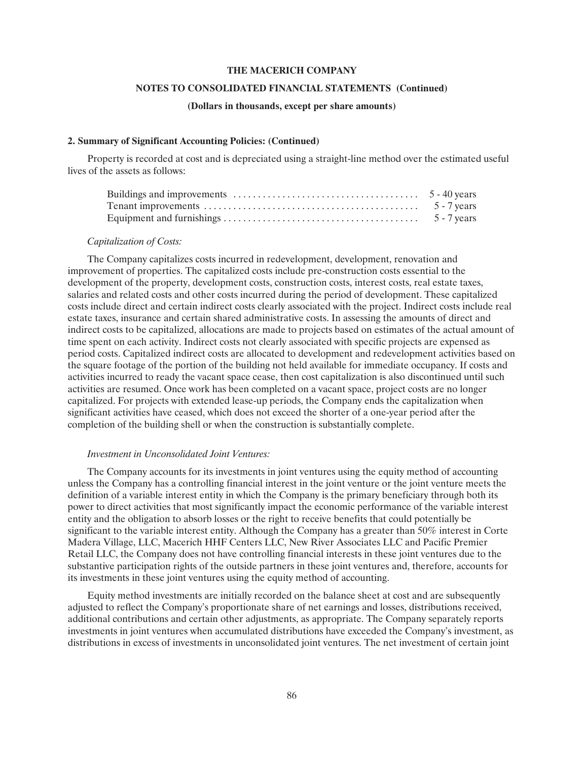**2. Summary of Significant Accounting Policies: (Continued)**

Property is recorded at cost and is depreciated using a straight-line method over the estimated useful lives of the assets as follows:

| | |
|---|---|
| Buildings and improvements | 5 - 40 years |
| Tenant improvements | 5 - 7 years |
| Equipment and furnishings | 5 - 7 years |

*Capitalization of Costs:*

The Company capitalizes costs incurred in redevelopment, development, renovation and improvement of properties. The capitalized costs include pre-construction costs essential to the development of the property, development costs, construction costs, interest costs, real estate taxes, salaries and related costs and other costs incurred during the period of development. These capitalized costs include direct and certain indirect costs clearly associated with the project. Indirect costs include real estate taxes, insurance and certain shared administrative costs. In assessing the amounts of direct and indirect costs to be capitalized, allocations are made to projects based on estimates of the actual amount of time spent on each activity. Indirect costs not clearly associated with specific projects are expensed as period costs. Capitalized indirect costs are allocated to development and redevelopment activities based on the square footage of the portion of the building not held available for immediate occupancy. If costs and activities incurred to ready the vacant space cease, then cost capitalization is also discontinued until such activities are resumed. Once work has been completed on a vacant space, project costs are no longer capitalized. For projects with extended lease-up periods, the Company ends the capitalization when significant activities have ceased, which does not exceed the shorter of a one-year period after the completion of the building shell or when the construction is substantially complete.

*Investment in Unconsolidated Joint Ventures:*

The Company accounts for its investments in joint ventures using the equity method of accounting unless the Company has a controlling financial interest in the joint venture or the joint venture meets the definition of a variable interest entity in which the Company is the primary beneficiary through both its power to direct activities that most significantly impact the economic performance of the variable interest entity and the obligation to absorb losses or the right to receive benefits that could potentially be significant to the variable interest entity. Although the Company has a greater than 50% interest in Corte Madera Village, LLC, Macerich HHF Centers LLC, New River Associates LLC and Pacific Premier Retail LLC, the Company does not have controlling financial interests in these joint ventures due to the substantive participation rights of the outside partners in these joint ventures and, therefore, accounts for its investments in these joint ventures using the equity method of accounting.

Equity method investments are initially recorded on the balance sheet at cost and are subsequently adjusted to reflect the Company's proportionate share of net earnings and losses, distributions received, additional contributions and certain other adjustments, as appropriate. The Company separately reports investments in joint ventures when accumulated distributions have exceeded the Company's investment, as distributions in excess of investments in unconsolidated joint ventures. The net investment of certain joint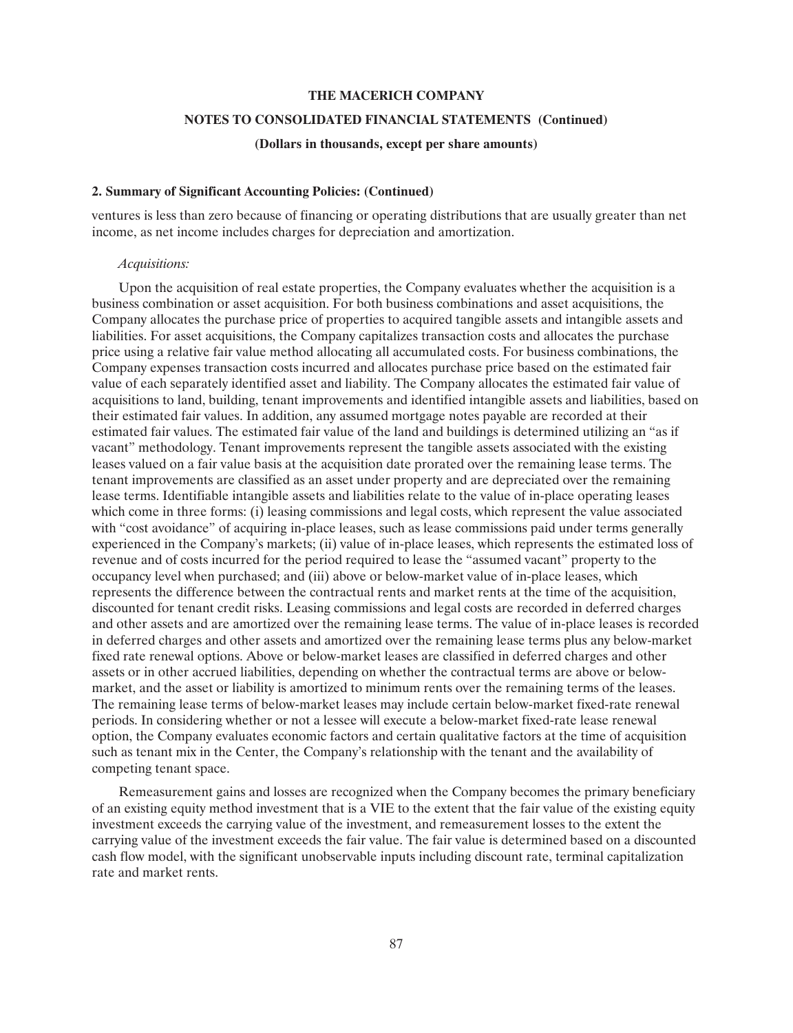**2. Summary of Significant Accounting Policies: (Continued)**

ventures is less than zero because of financing or operating distributions that are usually greater than net income, as net income includes charges for depreciation and amortization.

*Acquisitions:*

Upon the acquisition of real estate properties, the Company evaluates whether the acquisition is a business combination or asset acquisition. For both business combinations and asset acquisitions, the Company allocates the purchase price of properties to acquired tangible assets and intangible assets and liabilities. For asset acquisitions, the Company capitalizes transaction costs and allocates the purchase price using a relative fair value method allocating all accumulated costs. For business combinations, the Company expenses transaction costs incurred and allocates purchase price based on the estimated fair value of each separately identified asset and liability. The Company allocates the estimated fair value of acquisitions to land, building, tenant improvements and identified intangible assets and liabilities, based on their estimated fair values. In addition, any assumed mortgage notes payable are recorded at their estimated fair values. The estimated fair value of the land and buildings is determined utilizing an "as if vacant" methodology. Tenant improvements represent the tangible assets associated with the existing leases valued on a fair value basis at the acquisition date prorated over the remaining lease terms. The tenant improvements are classified as an asset under property and are depreciated over the remaining lease terms. Identifiable intangible assets and liabilities relate to the value of in-place operating leases which come in three forms: (i) leasing commissions and legal costs, which represent the value associated with "cost avoidance" of acquiring in-place leases, such as lease commissions paid under terms generally experienced in the Company's markets; (ii) value of in-place leases, which represents the estimated loss of revenue and of costs incurred for the period required to lease the "assumed vacant" property to the occupancy level when purchased; and (iii) above or below-market value of in-place leases, which represents the difference between the contractual rents and market rents at the time of the acquisition, discounted for tenant credit risks. Leasing commissions and legal costs are recorded in deferred charges and other assets and are amortized over the remaining lease terms. The value of in-place leases is recorded in deferred charges and other assets and amortized over the remaining lease terms plus any below-market fixed rate renewal options. Above or below-market leases are classified in deferred charges and other assets or in other accrued liabilities, depending on whether the contractual terms are above or below-market, and the asset or liability is amortized to minimum rents over the remaining terms of the leases. The remaining lease terms of below-market leases may include certain below-market fixed-rate renewal periods. In considering whether or not a lessee will execute a below-market fixed-rate lease renewal option, the Company evaluates economic factors and certain qualitative factors at the time of acquisition such as tenant mix in the Center, the Company's relationship with the tenant and the availability of competing tenant space.

Remeasurement gains and losses are recognized when the Company becomes the primary beneficiary of an existing equity method investment that is a VIE to the extent that the fair value of the existing equity investment exceeds the carrying value of the investment, and remeasurement losses to the extent the carrying value of the investment exceeds the fair value. The fair value is determined based on a discounted cash flow model, with the significant unobservable inputs including discount rate, terminal capitalization rate and market rents.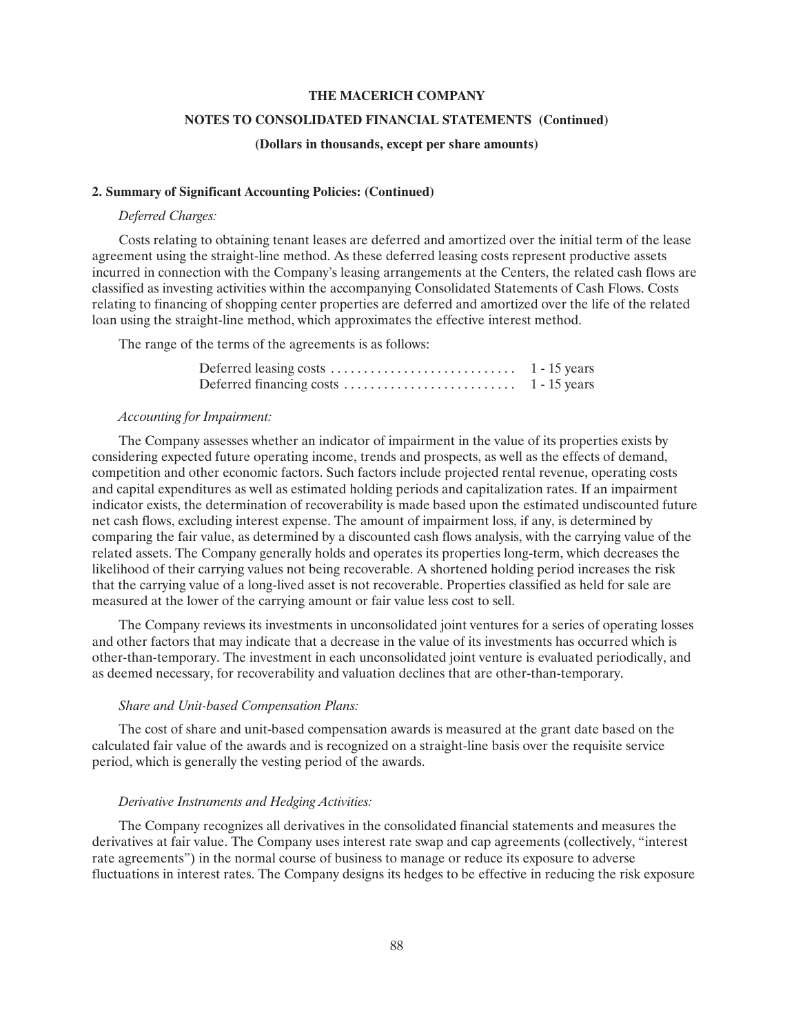**2. Summary of Significant Accounting Policies: (Continued)**

*Deferred Charges:*

Costs relating to obtaining tenant leases are deferred and amortized over the initial term of the lease agreement using the straight-line method. As these deferred leasing costs represent productive assets incurred in connection with the Company's leasing arrangements at the Centers, the related cash flows are classified as investing activities within the accompanying Consolidated Statements of Cash Flows. Costs relating to financing of shopping center properties are deferred and amortized over the life of the related loan using the straight-line method, which approximates the effective interest method.

The range of the terms of the agreements is as follows:

| | |
|---|---|
| Deferred leasing costs | 1 - 15 years |
| Deferred financing costs | 1 - 15 years |

*Accounting for Impairment:*

The Company assesses whether an indicator of impairment in the value of its properties exists by considering expected future operating income, trends and prospects, as well as the effects of demand, competition and other economic factors. Such factors include projected rental revenue, operating costs and capital expenditures as well as estimated holding periods and capitalization rates. If an impairment indicator exists, the determination of recoverability is made based upon the estimated undiscounted future net cash flows, excluding interest expense. The amount of impairment loss, if any, is determined by comparing the fair value, as determined by a discounted cash flows analysis, with the carrying value of the related assets. The Company generally holds and operates its properties long-term, which decreases the likelihood of their carrying values not being recoverable. A shortened holding period increases the risk that the carrying value of a long-lived asset is not recoverable. Properties classified as held for sale are measured at the lower of the carrying amount or fair value less cost to sell.

The Company reviews its investments in unconsolidated joint ventures for a series of operating losses and other factors that may indicate that a decrease in the value of its investments has occurred which is other-than-temporary. The investment in each unconsolidated joint venture is evaluated periodically, and as deemed necessary, for recoverability and valuation declines that are other-than-temporary.

*Share and Unit-based Compensation Plans:*

The cost of share and unit-based compensation awards is measured at the grant date based on the calculated fair value of the awards and is recognized on a straight-line basis over the requisite service period, which is generally the vesting period of the awards.

*Derivative Instruments and Hedging Activities:*

The Company recognizes all derivatives in the consolidated financial statements and measures the derivatives at fair value. The Company uses interest rate swap and cap agreements (collectively, "interest rate agreements") in the normal course of business to manage or reduce its exposure to adverse fluctuations in interest rates. The Company designs its hedges to be effective in reducing the risk exposure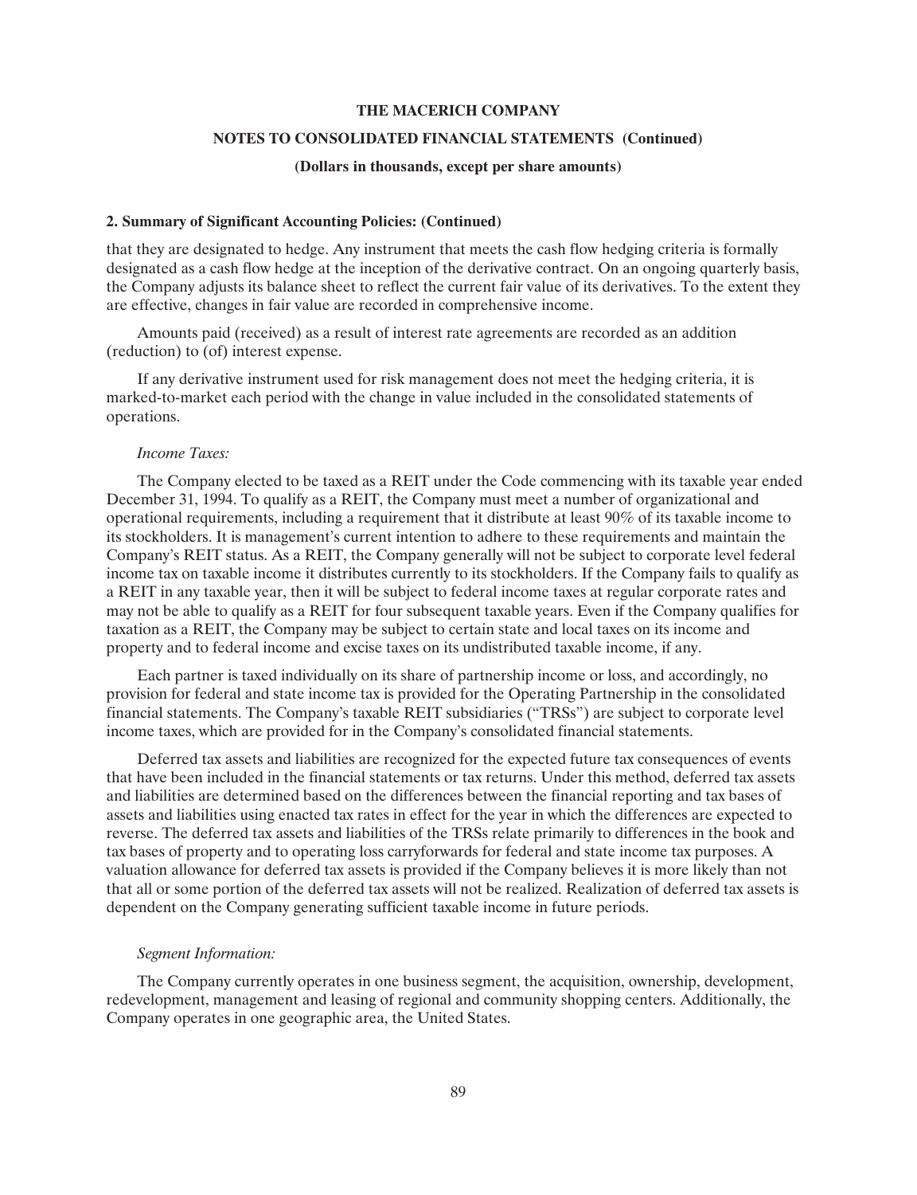**2. Summary of Significant Accounting Policies: (Continued)**

that they are designated to hedge. Any instrument that meets the cash flow hedging criteria is formally designated as a cash flow hedge at the inception of the derivative contract. On an ongoing quarterly basis, the Company adjusts its balance sheet to reflect the current fair value of its derivatives. To the extent they are effective, changes in fair value are recorded in comprehensive income.

Amounts paid (received) as a result of interest rate agreements are recorded as an addition (reduction) to (of) interest expense.

If any derivative instrument used for risk management does not meet the hedging criteria, it is marked-to-market each period with the change in value included in the consolidated statements of operations.

*Income Taxes:*

The Company elected to be taxed as a REIT under the Code commencing with its taxable year ended December 31, 1994. To qualify as a REIT, the Company must meet a number of organizational and operational requirements, including a requirement that it distribute at least 90% of its taxable income to its stockholders. It is management's current intention to adhere to these requirements and maintain the Company's REIT status. As a REIT, the Company generally will not be subject to corporate level federal income tax on taxable income it distributes currently to its stockholders. If the Company fails to qualify as a REIT in any taxable year, then it will be subject to federal income taxes at regular corporate rates and may not be able to qualify as a REIT for four subsequent taxable years. Even if the Company qualifies for taxation as a REIT, the Company may be subject to certain state and local taxes on its income and property and to federal income and excise taxes on its undistributed taxable income, if any.

Each partner is taxed individually on its share of partnership income or loss, and accordingly, no provision for federal and state income tax is provided for the Operating Partnership in the consolidated financial statements. The Company's taxable REIT subsidiaries ("TRSs") are subject to corporate level income taxes, which are provided for in the Company's consolidated financial statements.

Deferred tax assets and liabilities are recognized for the expected future tax consequences of events that have been included in the financial statements or tax returns. Under this method, deferred tax assets and liabilities are determined based on the differences between the financial reporting and tax bases of assets and liabilities using enacted tax rates in effect for the year in which the differences are expected to reverse. The deferred tax assets and liabilities of the TRSs relate primarily to differences in the book and tax bases of property and to operating loss carryforwards for federal and state income tax purposes. A valuation allowance for deferred tax assets is provided if the Company believes it is more likely than not that all or some portion of the deferred tax assets will not be realized. Realization of deferred tax assets is dependent on the Company generating sufficient taxable income in future periods.

*Segment Information:*

The Company currently operates in one business segment, the acquisition, ownership, development, redevelopment, management and leasing of regional and community shopping centers. Additionally, the Company operates in one geographic area, the United States.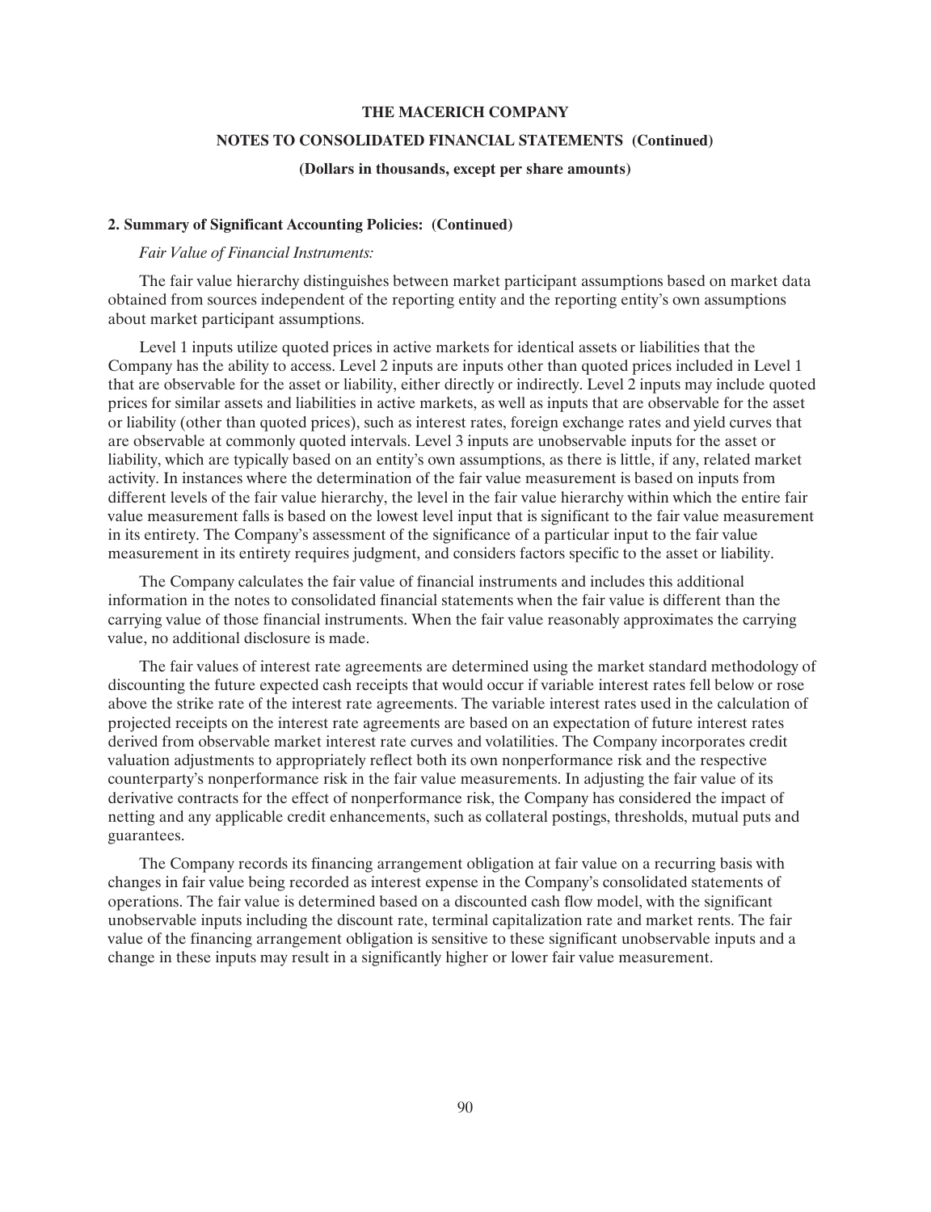**2. Summary of Significant Accounting Policies: (Continued)**

*Fair Value of Financial Instruments:*

The fair value hierarchy distinguishes between market participant assumptions based on market data obtained from sources independent of the reporting entity and the reporting entity's own assumptions about market participant assumptions.

Level 1 inputs utilize quoted prices in active markets for identical assets or liabilities that the Company has the ability to access. Level 2 inputs are inputs other than quoted prices included in Level 1 that are observable for the asset or liability, either directly or indirectly. Level 2 inputs may include quoted prices for similar assets and liabilities in active markets, as well as inputs that are observable for the asset or liability (other than quoted prices), such as interest rates, foreign exchange rates and yield curves that are observable at commonly quoted intervals. Level 3 inputs are unobservable inputs for the asset or liability, which are typically based on an entity's own assumptions, as there is little, if any, related market activity. In instances where the determination of the fair value measurement is based on inputs from different levels of the fair value hierarchy, the level in the fair value hierarchy within which the entire fair value measurement falls is based on the lowest level input that is significant to the fair value measurement in its entirety. The Company's assessment of the significance of a particular input to the fair value measurement in its entirety requires judgment, and considers factors specific to the asset or liability.

The Company calculates the fair value of financial instruments and includes this additional information in the notes to consolidated financial statements when the fair value is different than the carrying value of those financial instruments. When the fair value reasonably approximates the carrying value, no additional disclosure is made.

The fair values of interest rate agreements are determined using the market standard methodology of discounting the future expected cash receipts that would occur if variable interest rates fell below or rose above the strike rate of the interest rate agreements. The variable interest rates used in the calculation of projected receipts on the interest rate agreements are based on an expectation of future interest rates derived from observable market interest rate curves and volatilities. The Company incorporates credit valuation adjustments to appropriately reflect both its own nonperformance risk and the respective counterparty's nonperformance risk in the fair value measurements. In adjusting the fair value of its derivative contracts for the effect of nonperformance risk, the Company has considered the impact of netting and any applicable credit enhancements, such as collateral postings, thresholds, mutual puts and guarantees.

The Company records its financing arrangement obligation at fair value on a recurring basis with changes in fair value being recorded as interest expense in the Company's consolidated statements of operations. The fair value is determined based on a discounted cash flow model, with the significant unobservable inputs including the discount rate, terminal capitalization rate and market rents. The fair value of the financing arrangement obligation is sensitive to these significant unobservable inputs and a change in these inputs may result in a significantly higher or lower fair value measurement.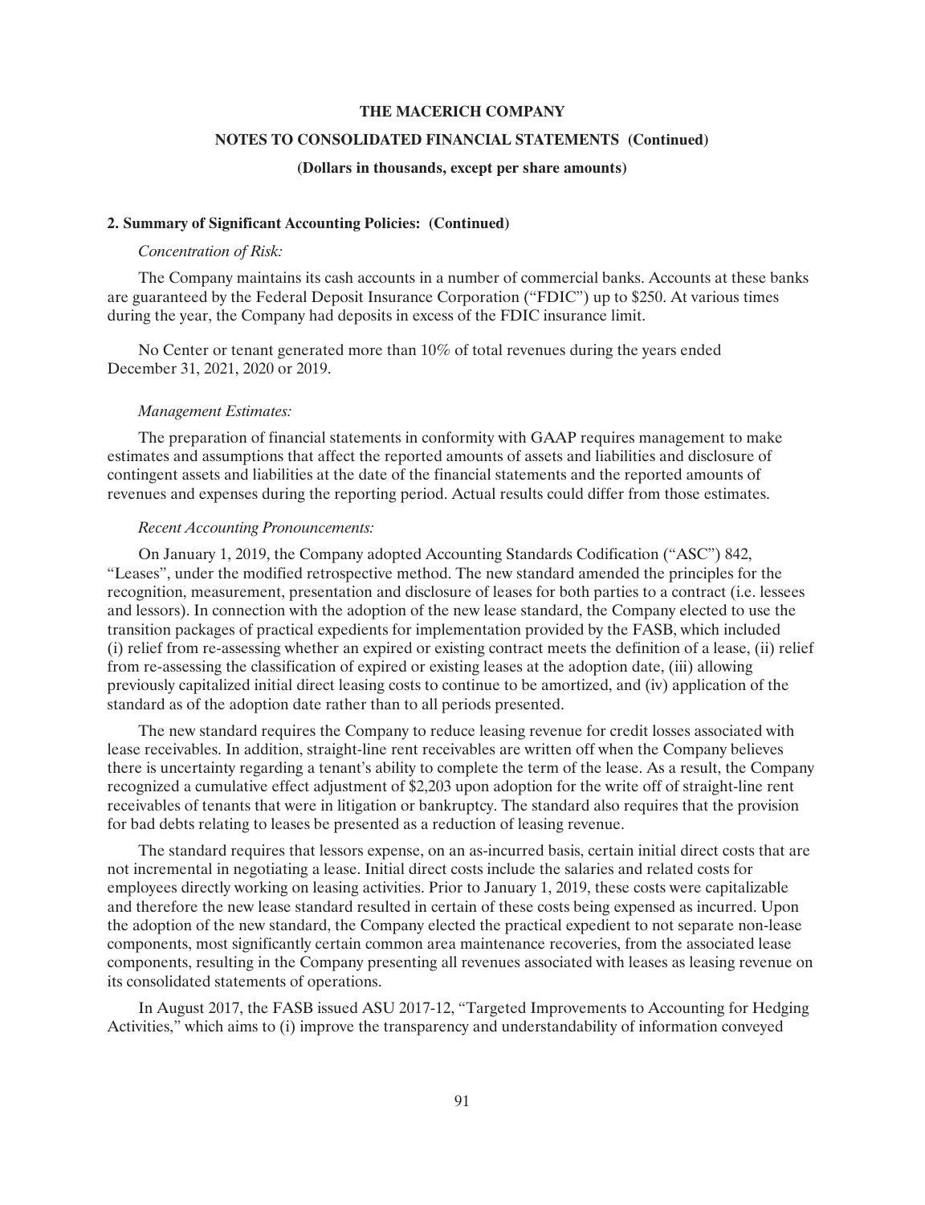**2. Summary of Significant Accounting Policies: (Continued)**

*Concentration of Risk:*

The Company maintains its cash accounts in a number of commercial banks. Accounts at these banks are guaranteed by the Federal Deposit Insurance Corporation ("FDIC") up to \$250. At various times during the year, the Company had deposits in excess of the FDIC insurance limit.

No Center or tenant generated more than 10% of total revenues during the years ended December 31, 2021, 2020 or 2019.

*Management Estimates:*

The preparation of financial statements in conformity with GAAP requires management to make estimates and assumptions that affect the reported amounts of assets and liabilities and disclosure of contingent assets and liabilities at the date of the financial statements and the reported amounts of revenues and expenses during the reporting period. Actual results could differ from those estimates.

*Recent Accounting Pronouncements:*

On January 1, 2019, the Company adopted Accounting Standards Codification ("ASC") 842, "Leases", under the modified retrospective method. The new standard amended the principles for the recognition, measurement, presentation and disclosure of leases for both parties to a contract (i.e. lessees and lessors). In connection with the adoption of the new lease standard, the Company elected to use the transition packages of practical expedients for implementation provided by the FASB, which included (i) relief from re-assessing whether an expired or existing contract meets the definition of a lease, (ii) relief from re-assessing the classification of expired or existing leases at the adoption date, (iii) allowing previously capitalized initial direct leasing costs to continue to be amortized, and (iv) application of the standard as of the adoption date rather than to all periods presented.

The new standard requires the Company to reduce leasing revenue for credit losses associated with lease receivables. In addition, straight-line rent receivables are written off when the Company believes there is uncertainty regarding a tenant's ability to complete the term of the lease. As a result, the Company recognized a cumulative effect adjustment of \$2,203 upon adoption for the write off of straight-line rent receivables of tenants that were in litigation or bankruptcy. The standard also requires that the provision for bad debts relating to leases be presented as a reduction of leasing revenue.

The standard requires that lessors expense, on an as-incurred basis, certain initial direct costs that are not incremental in negotiating a lease. Initial direct costs include the salaries and related costs for employees directly working on leasing activities. Prior to January 1, 2019, these costs were capitalizable and therefore the new lease standard resulted in certain of these costs being expensed as incurred. Upon the adoption of the new standard, the Company elected the practical expedient to not separate non-lease components, most significantly certain common area maintenance recoveries, from the associated lease components, resulting in the Company presenting all revenues associated with leases as leasing revenue on its consolidated statements of operations.

In August 2017, the FASB issued ASU 2017-12, "Targeted Improvements to Accounting for Hedging Activities," which aims to (i) improve the transparency and understandability of information conveyed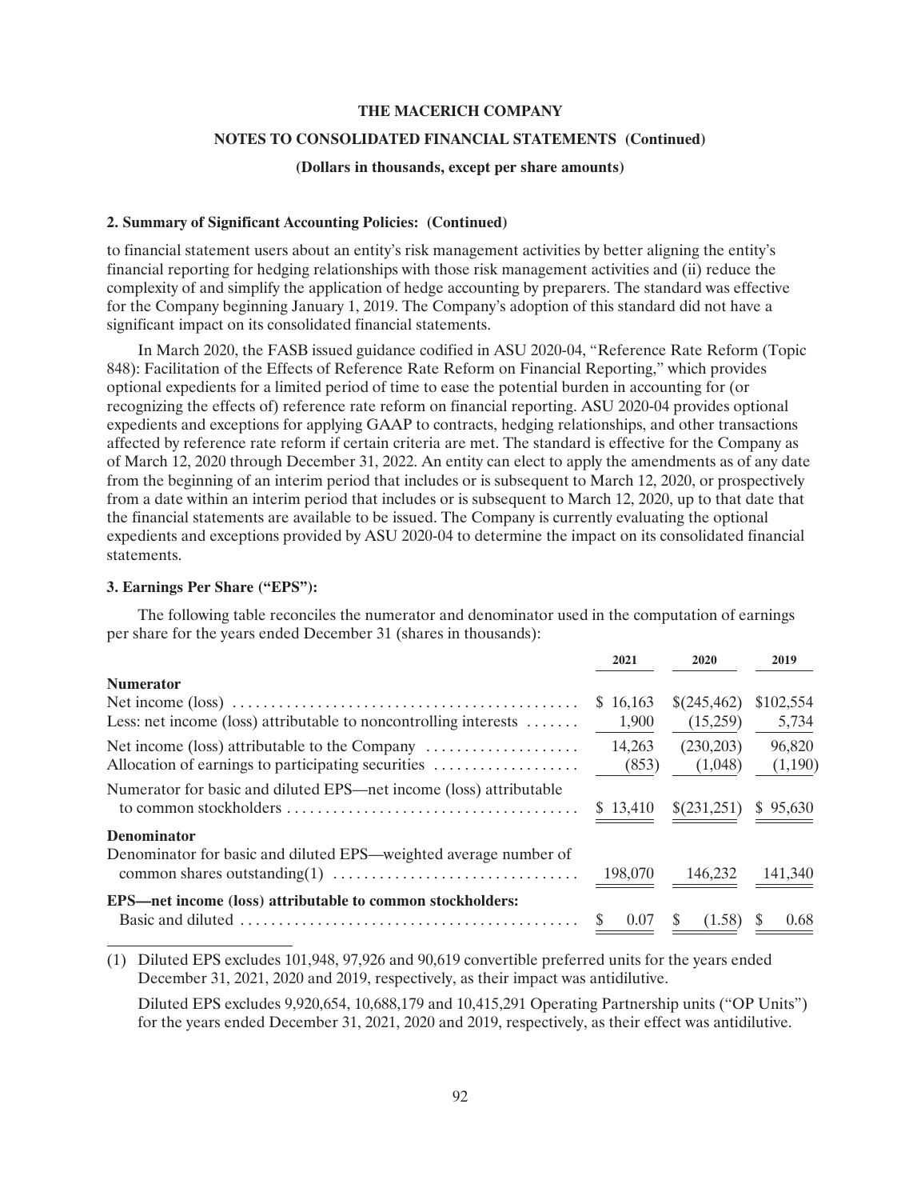**THE MACERICH COMPANY**

**NOTES TO CONSOLIDATED FINANCIAL STATEMENTS (Continued)**

**(Dollars in thousands, except per share amounts)**

**2. Summary of Significant Accounting Policies: (Continued)**

to financial statement users about an entity's risk management activities by better aligning the entity's financial reporting for hedging relationships with those risk management activities and (ii) reduce the complexity of and simplify the application of hedge accounting by preparers. The standard was effective for the Company beginning January 1, 2019. The Company's adoption of this standard did not have a significant impact on its consolidated financial statements.

In March 2020, the FASB issued guidance codified in ASU 2020-04, "Reference Rate Reform (Topic 848): Facilitation of the Effects of Reference Rate Reform on Financial Reporting," which provides optional expedients for a limited period of time to ease the potential burden in accounting for (or recognizing the effects of) reference rate reform on financial reporting. ASU 2020-04 provides optional expedients and exceptions for applying GAAP to contracts, hedging relationships, and other transactions affected by reference rate reform if certain criteria are met. The standard is effective for the Company as of March 12, 2020 through December 31, 2022. An entity can elect to apply the amendments as of any date from the beginning of an interim period that includes or is subsequent to March 12, 2020, or prospectively from a date within an interim period that includes or is subsequent to March 12, 2020, up to that date that the financial statements are available to be issued. The Company is currently evaluating the optional expedients and exceptions provided by ASU 2020-04 to determine the impact on its consolidated financial statements.

**3. Earnings Per Share ("EPS"):**

The following table reconciles the numerator and denominator used in the computation of earnings per share for the years ended December 31 (shares in thousands):

| | 2021 | 2020 | 2019 |
|---|---|---|---|
| **Numerator** | | | |
| Net income (loss) | $ 16,163 | $(245,462) | $102,554 |
| Less: net income (loss) attributable to noncontrolling interests | 1,900 | (15,259) | 5,734 |
| Net income (loss) attributable to the Company | 14,263 | (230,203) | 96,820 |
| Allocation of earnings to participating securities | (853) | (1,048) | (1,190) |
| Numerator for basic and diluted EPS—net income (loss) attributable to common stockholders | $ 13,410 | $(231,251) | $ 95,630 |
| **Denominator** | | | |
| Denominator for basic and diluted EPS—weighted average number of common shares outstanding(1) | 198,070 | 146,232 | 141,340 |
| **EPS—net income (loss) attributable to common stockholders:** | | | |
| Basic and diluted | $ 0.07 | $ (1.58) | $ 0.68 |

(1) Diluted EPS excludes 101,948, 97,926 and 90,619 convertible preferred units for the years ended December 31, 2021, 2020 and 2019, respectively, as their impact was antidilutive.

Diluted EPS excludes 9,920,654, 10,688,179 and 10,415,291 Operating Partnership units ("OP Units") for the years ended December 31, 2021, 2020 and 2019, respectively, as their effect was antidilutive.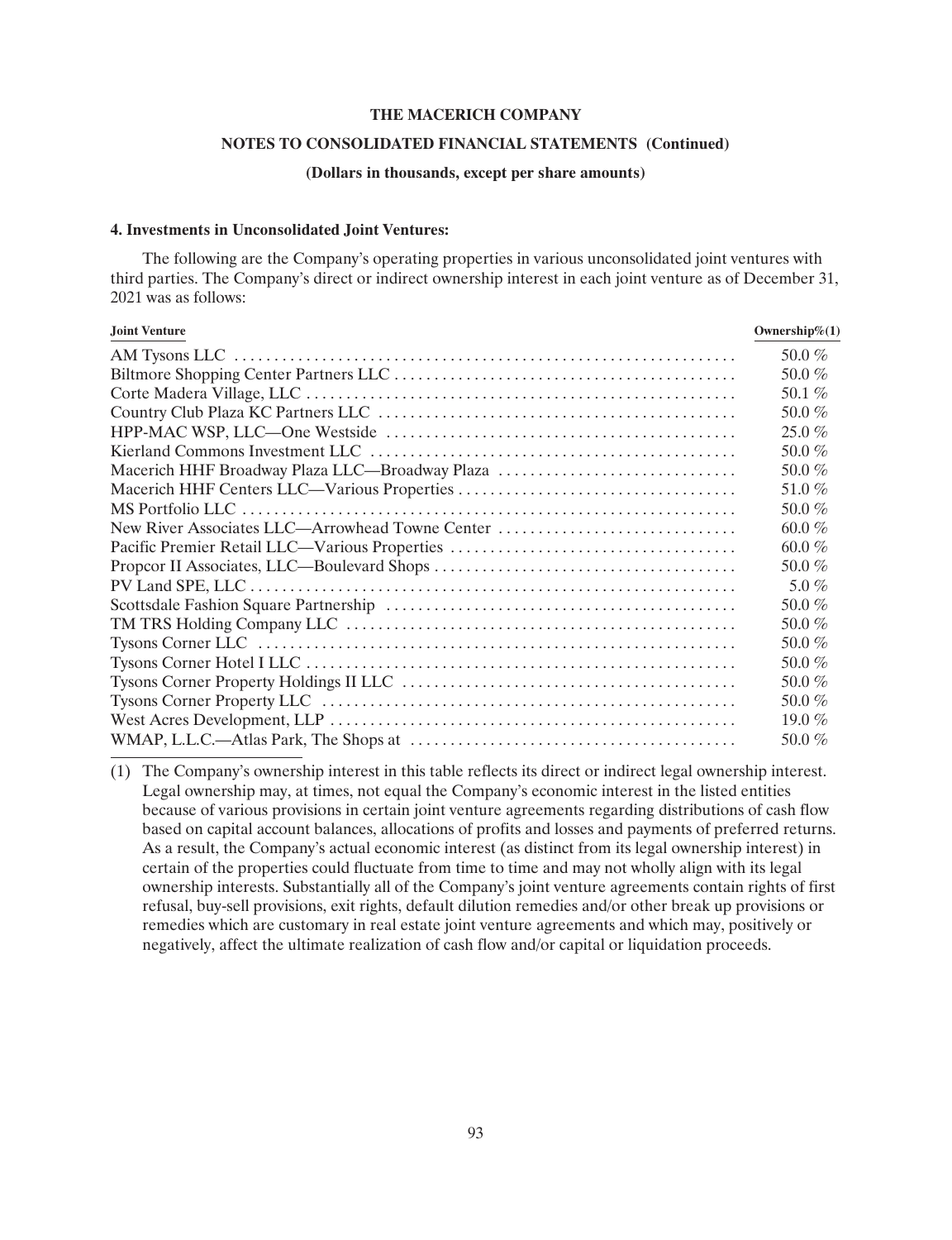**THE MACERICH COMPANY**

**NOTES TO CONSOLIDATED FINANCIAL STATEMENTS (Continued)**

**(Dollars in thousands, except per share amounts)**

**4. Investments in Unconsolidated Joint Ventures:**

The following are the Company's operating properties in various unconsolidated joint ventures with third parties. The Company's direct or indirect ownership interest in each joint venture as of December 31, 2021 was as follows:

| Joint Venture | Ownership%(1) |
|---|---|
| AM Tysons LLC | 50.0 % |
| Biltmore Shopping Center Partners LLC | 50.0 % |
| Corte Madera Village, LLC | 50.1 % |
| Country Club Plaza KC Partners LLC | 50.0 % |
| HPP-MAC WSP, LLC—One Westside | 25.0 % |
| Kierland Commons Investment LLC | 50.0 % |
| Macerich HHF Broadway Plaza LLC—Broadway Plaza | 50.0 % |
| Macerich HHF Centers LLC—Various Properties | 51.0 % |
| MS Portfolio LLC | 50.0 % |
| New River Associates LLC—Arrowhead Towne Center | 60.0 % |
| Pacific Premier Retail LLC—Various Properties | 60.0 % |
| Propcor II Associates, LLC—Boulevard Shops | 50.0 % |
| PV Land SPE, LLC | 5.0 % |
| Scottsdale Fashion Square Partnership | 50.0 % |
| TM TRS Holding Company LLC | 50.0 % |
| Tysons Corner LLC | 50.0 % |
| Tysons Corner Hotel I LLC | 50.0 % |
| Tysons Corner Property Holdings II LLC | 50.0 % |
| Tysons Corner Property LLC | 50.0 % |
| West Acres Development, LLP | 19.0 % |
| WMAP, L.L.C.—Atlas Park, The Shops at | 50.0 % |

(1) The Company's ownership interest in this table reflects its direct or indirect legal ownership interest. Legal ownership may, at times, not equal the Company's economic interest in the listed entities because of various provisions in certain joint venture agreements regarding distributions of cash flow based on capital account balances, allocations of profits and losses and payments of preferred returns. As a result, the Company's actual economic interest (as distinct from its legal ownership interest) in certain of the properties could fluctuate from time to time and may not wholly align with its legal ownership interests. Substantially all of the Company's joint venture agreements contain rights of first refusal, buy-sell provisions, exit rights, default dilution remedies and/or other break up provisions or remedies which are customary in real estate joint venture agreements and which may, positively or negatively, affect the ultimate realization of cash flow and/or capital or liquidation proceeds.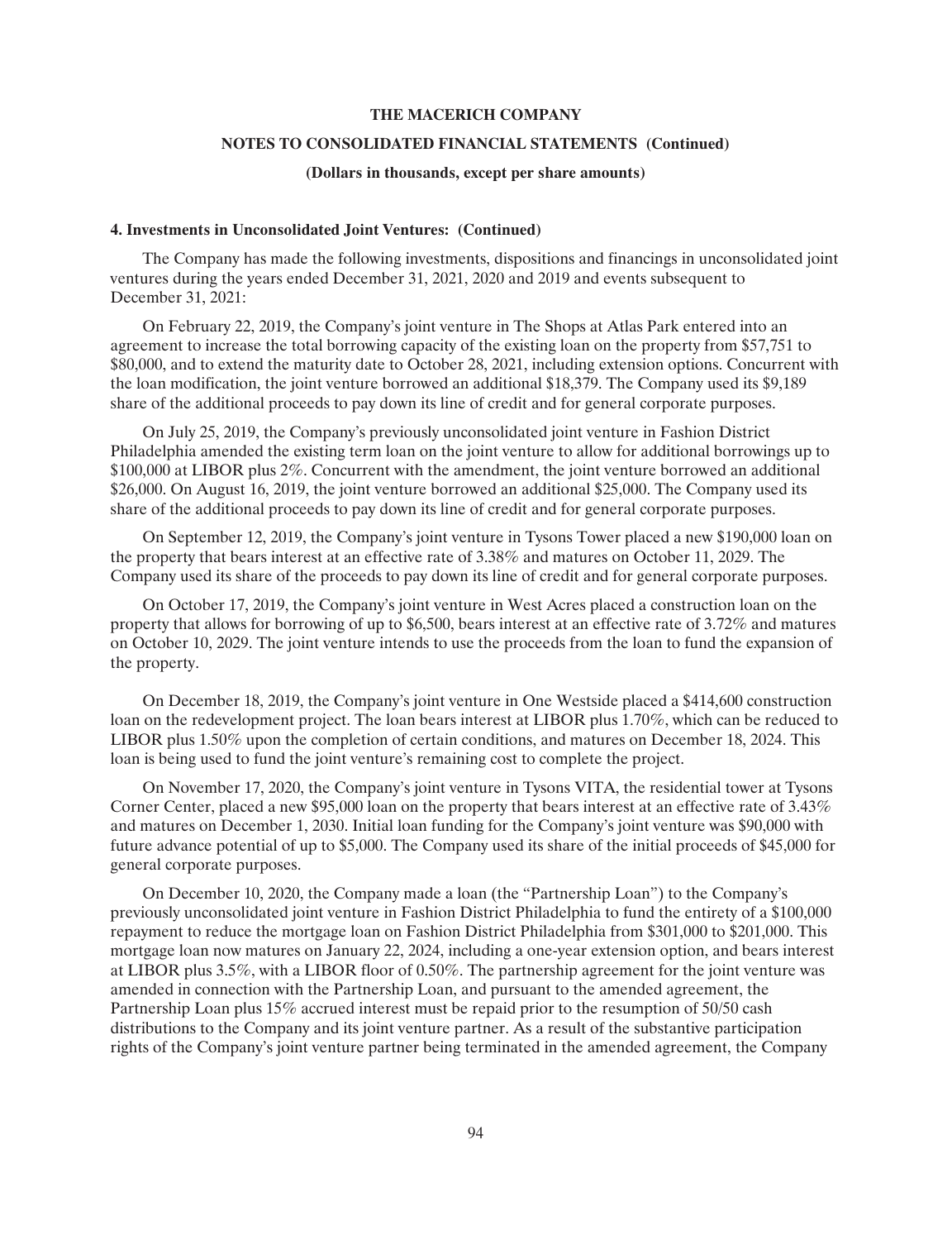**4. Investments in Unconsolidated Joint Ventures: (Continued)**

The Company has made the following investments, dispositions and financings in unconsolidated joint ventures during the years ended December 31, 2021, 2020 and 2019 and events subsequent to December 31, 2021:

On February 22, 2019, the Company's joint venture in The Shops at Atlas Park entered into an agreement to increase the total borrowing capacity of the existing loan on the property from $57,751 to $80,000, and to extend the maturity date to October 28, 2021, including extension options. Concurrent with the loan modification, the joint venture borrowed an additional $18,379. The Company used its $9,189 share of the additional proceeds to pay down its line of credit and for general corporate purposes.

On July 25, 2019, the Company's previously unconsolidated joint venture in Fashion District Philadelphia amended the existing term loan on the joint venture to allow for additional borrowings up to $100,000 at LIBOR plus 2%. Concurrent with the amendment, the joint venture borrowed an additional $26,000. On August 16, 2019, the joint venture borrowed an additional $25,000. The Company used its share of the additional proceeds to pay down its line of credit and for general corporate purposes.

On September 12, 2019, the Company's joint venture in Tysons Tower placed a new $190,000 loan on the property that bears interest at an effective rate of 3.38% and matures on October 11, 2029. The Company used its share of the proceeds to pay down its line of credit and for general corporate purposes.

On October 17, 2019, the Company's joint venture in West Acres placed a construction loan on the property that allows for borrowing of up to $6,500, bears interest at an effective rate of 3.72% and matures on October 10, 2029. The joint venture intends to use the proceeds from the loan to fund the expansion of the property.

On December 18, 2019, the Company's joint venture in One Westside placed a $414,600 construction loan on the redevelopment project. The loan bears interest at LIBOR plus 1.70%, which can be reduced to LIBOR plus 1.50% upon the completion of certain conditions, and matures on December 18, 2024. This loan is being used to fund the joint venture's remaining cost to complete the project.

On November 17, 2020, the Company's joint venture in Tysons VITA, the residential tower at Tysons Corner Center, placed a new $95,000 loan on the property that bears interest at an effective rate of 3.43% and matures on December 1, 2030. Initial loan funding for the Company's joint venture was $90,000 with future advance potential of up to $5,000. The Company used its share of the initial proceeds of $45,000 for general corporate purposes.

On December 10, 2020, the Company made a loan (the "Partnership Loan") to the Company's previously unconsolidated joint venture in Fashion District Philadelphia to fund the entirety of a $100,000 repayment to reduce the mortgage loan on Fashion District Philadelphia from $301,000 to $201,000. This mortgage loan now matures on January 22, 2024, including a one-year extension option, and bears interest at LIBOR plus 3.5%, with a LIBOR floor of 0.50%. The partnership agreement for the joint venture was amended in connection with the Partnership Loan, and pursuant to the amended agreement, the Partnership Loan plus 15% accrued interest must be repaid prior to the resumption of 50/50 cash distributions to the Company and its joint venture partner. As a result of the substantive participation rights of the Company's joint venture partner being terminated in the amended agreement, the Company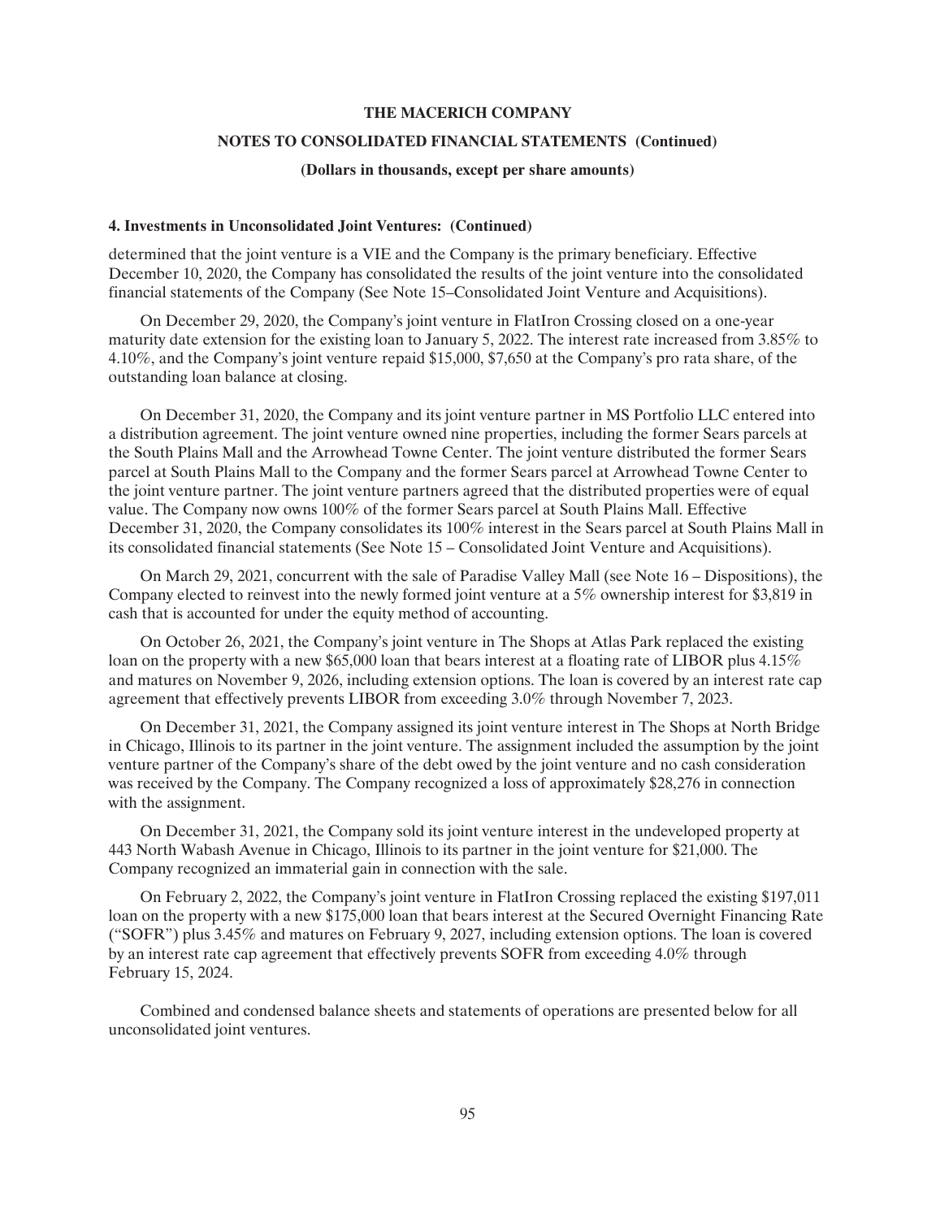**4. Investments in Unconsolidated Joint Ventures: (Continued)**

determined that the joint venture is a VIE and the Company is the primary beneficiary. Effective December 10, 2020, the Company has consolidated the results of the joint venture into the consolidated financial statements of the Company (See Note 15–Consolidated Joint Venture and Acquisitions).

On December 29, 2020, the Company's joint venture in FlatIron Crossing closed on a one-year maturity date extension for the existing loan to January 5, 2022. The interest rate increased from 3.85% to 4.10%, and the Company's joint venture repaid $15,000, $7,650 at the Company's pro rata share, of the outstanding loan balance at closing.

On December 31, 2020, the Company and its joint venture partner in MS Portfolio LLC entered into a distribution agreement. The joint venture owned nine properties, including the former Sears parcels at the South Plains Mall and the Arrowhead Towne Center. The joint venture distributed the former Sears parcel at South Plains Mall to the Company and the former Sears parcel at Arrowhead Towne Center to the joint venture partner. The joint venture partners agreed that the distributed properties were of equal value. The Company now owns 100% of the former Sears parcel at South Plains Mall. Effective December 31, 2020, the Company consolidates its 100% interest in the Sears parcel at South Plains Mall in its consolidated financial statements (See Note 15 – Consolidated Joint Venture and Acquisitions).

On March 29, 2021, concurrent with the sale of Paradise Valley Mall (see Note 16 – Dispositions), the Company elected to reinvest into the newly formed joint venture at a 5% ownership interest for $3,819 in cash that is accounted for under the equity method of accounting.

On October 26, 2021, the Company's joint venture in The Shops at Atlas Park replaced the existing loan on the property with a new $65,000 loan that bears interest at a floating rate of LIBOR plus 4.15% and matures on November 9, 2026, including extension options. The loan is covered by an interest rate cap agreement that effectively prevents LIBOR from exceeding 3.0% through November 7, 2023.

On December 31, 2021, the Company assigned its joint venture interest in The Shops at North Bridge in Chicago, Illinois to its partner in the joint venture. The assignment included the assumption by the joint venture partner of the Company's share of the debt owed by the joint venture and no cash consideration was received by the Company. The Company recognized a loss of approximately $28,276 in connection with the assignment.

On December 31, 2021, the Company sold its joint venture interest in the undeveloped property at 443 North Wabash Avenue in Chicago, Illinois to its partner in the joint venture for $21,000. The Company recognized an immaterial gain in connection with the sale.

On February 2, 2022, the Company's joint venture in FlatIron Crossing replaced the existing $197,011 loan on the property with a new $175,000 loan that bears interest at the Secured Overnight Financing Rate ("SOFR") plus 3.45% and matures on February 9, 2027, including extension options. The loan is covered by an interest rate cap agreement that effectively prevents SOFR from exceeding 4.0% through February 15, 2024.

Combined and condensed balance sheets and statements of operations are presented below for all unconsolidated joint ventures.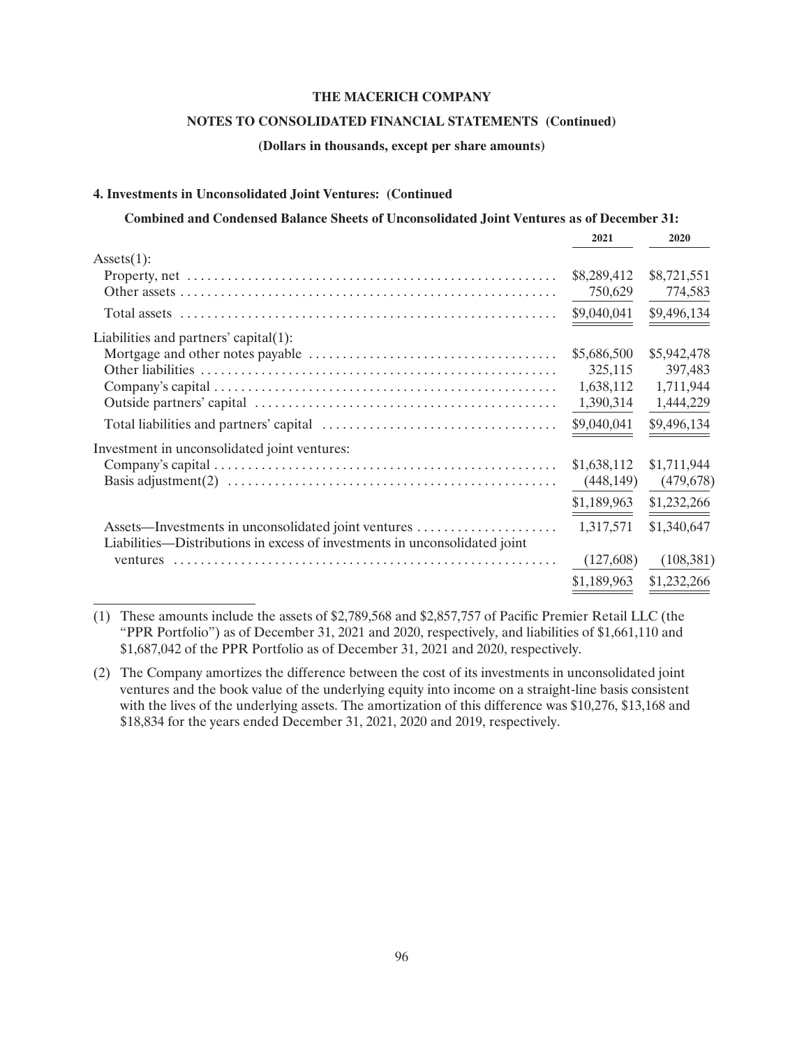**4. Investments in Unconsolidated Joint Ventures: (Continued**

**Combined and Condensed Balance Sheets of Unconsolidated Joint Ventures as of December 31:**

| | 2021 | 2020 |
|---|---|---|
| Assets(1): | | |
| Property, net | $8,289,412 | $8,721,551 |
| Other assets | 750,629 | 774,583 |
| Total assets | $9,040,041 | $9,496,134 |
| Liabilities and partners' capital(1): | | |
| Mortgage and other notes payable | $5,686,500 | $5,942,478 |
| Other liabilities | 325,115 | 397,483 |
| Company's capital | 1,638,112 | 1,711,944 |
| Outside partners' capital | 1,390,314 | 1,444,229 |
| Total liabilities and partners' capital | $9,040,041 | $9,496,134 |
| Investment in unconsolidated joint ventures: | | |
| Company's capital | $1,638,112 | $1,711,944 |
| Basis adjustment(2) | (448,149) | (479,678) |
| | $1,189,963 | $1,232,266 |
| Assets—Investments in unconsolidated joint ventures | 1,317,571 | $1,340,647 |
| Liabilities—Distributions in excess of investments in unconsolidated joint ventures | (127,608) | (108,381) |
| | $1,189,963 | $1,232,266 |

(1) These amounts include the assets of $2,789,568 and $2,857,757 of Pacific Premier Retail LLC (the "PPR Portfolio") as of December 31, 2021 and 2020, respectively, and liabilities of $1,661,110 and $1,687,042 of the PPR Portfolio as of December 31, 2021 and 2020, respectively.

(2) The Company amortizes the difference between the cost of its investments in unconsolidated joint ventures and the book value of the underlying equity into income on a straight-line basis consistent with the lives of the underlying assets. The amortization of this difference was $10,276, $13,168 and $18,834 for the years ended December 31, 2021, 2020 and 2019, respectively.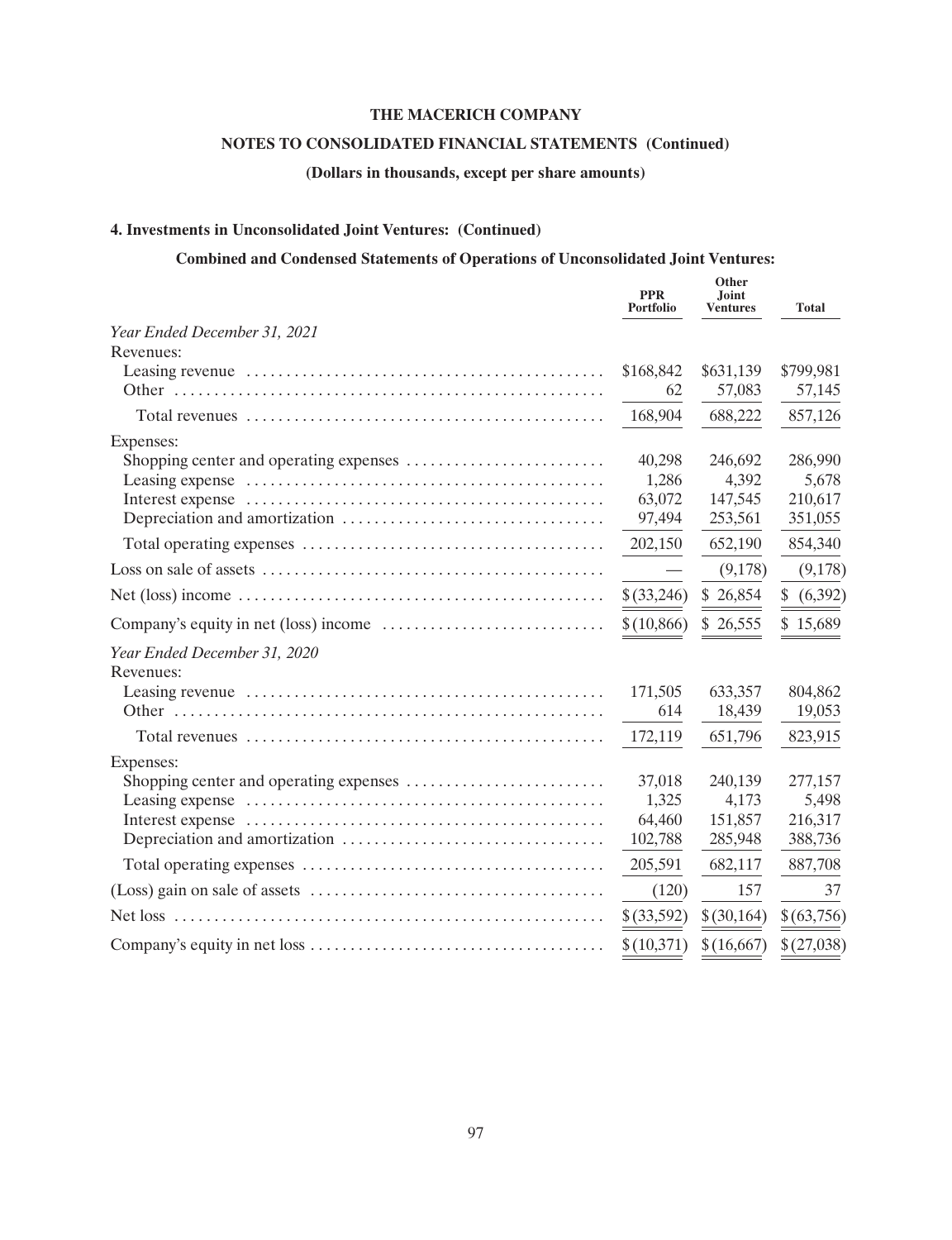# THE MACERICH COMPANY

## NOTES TO CONSOLIDATED FINANCIAL STATEMENTS (Continued)

### (Dollars in thousands, except per share amounts)

#### 4. Investments in Unconsolidated Joint Ventures: (Continued)

**Combined and Condensed Statements of Operations of Unconsolidated Joint Ventures:**

| | PPR Portfolio | Other Joint Ventures | Total |
|---|---|---|---|
| *Year Ended December 31, 2021* | | | |
| Revenues: | | | |
| Leasing revenue | $168,842 | $631,139 | $799,981 |
| Other | 62 | 57,083 | 57,145 |
| Total revenues | 168,904 | 688,222 | 857,126 |
| Expenses: | | | |
| Shopping center and operating expenses | 40,298 | 246,692 | 286,990 |
| Leasing expense | 1,286 | 4,392 | 5,678 |
| Interest expense | 63,072 | 147,545 | 210,617 |
| Depreciation and amortization | 97,494 | 253,561 | 351,055 |
| Total operating expenses | 202,150 | 652,190 | 854,340 |
| Loss on sale of assets | — | (9,178) | (9,178) |
| Net (loss) income | $(33,246) | $ 26,854 | $ (6,392) |
| Company's equity in net (loss) income | $(10,866) | $ 26,555 | $ 15,689 |
| *Year Ended December 31, 2020* | | | |
| Revenues: | | | |
| Leasing revenue | 171,505 | 633,357 | 804,862 |
| Other | 614 | 18,439 | 19,053 |
| Total revenues | 172,119 | 651,796 | 823,915 |
| Expenses: | | | |
| Shopping center and operating expenses | 37,018 | 240,139 | 277,157 |
| Leasing expense | 1,325 | 4,173 | 5,498 |
| Interest expense | 64,460 | 151,857 | 216,317 |
| Depreciation and amortization | 102,788 | 285,948 | 388,736 |
| Total operating expenses | 205,591 | 682,117 | 887,708 |
| (Loss) gain on sale of assets | (120) | 157 | 37 |
| Net loss | $(33,592) | $(30,164) | $(63,756) |
| Company's equity in net loss | $(10,371) | $(16,667) | $(27,038) |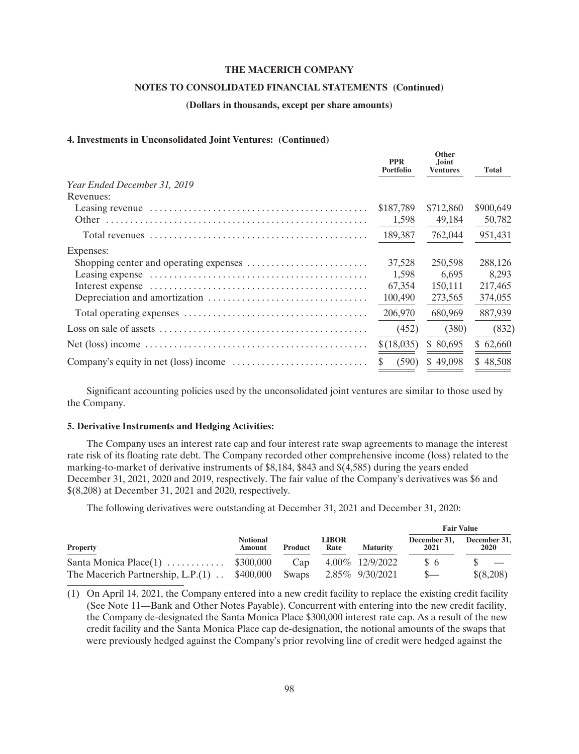**THE MACERICH COMPANY**

**NOTES TO CONSOLIDATED FINANCIAL STATEMENTS (Continued)**

**(Dollars in thousands, except per share amounts)**

### 4. Investments in Unconsolidated Joint Ventures: (Continued)

| | PPR Portfolio | Other Joint Ventures | Total |
|---|---|---|---|
| *Year Ended December 31, 2019* | | | |
| Revenues: | | | |
| Leasing revenue | $187,789 | $712,860 | $900,649 |
| Other | 1,598 | 49,184 | 50,782 |
| Total revenues | 189,387 | 762,044 | 951,431 |
| Expenses: | | | |
| Shopping center and operating expenses | 37,528 | 250,598 | 288,126 |
| Leasing expense | 1,598 | 6,695 | 8,293 |
| Interest expense | 67,354 | 150,111 | 217,465 |
| Depreciation and amortization | 100,490 | 273,565 | 374,055 |
| Total operating expenses | 206,970 | 680,969 | 887,939 |
| Loss on sale of assets | (452) | (380) | (832) |
| Net (loss) income | $(18,035) | $ 80,695 | $ 62,660 |
| Company's equity in net (loss) income | $ (590) | $ 49,098 | $ 48,508 |

Significant accounting policies used by the unconsolidated joint ventures are similar to those used by the Company.

### 5. Derivative Instruments and Hedging Activities:

The Company uses an interest rate cap and four interest rate swap agreements to manage the interest rate risk of its floating rate debt. The Company recorded other comprehensive income (loss) related to the marking-to-market of derivative instruments of $8,184, $843 and $(4,585) during the years ended December 31, 2021, 2020 and 2019, respectively. The fair value of the Company's derivatives was $6 and $(8,208) at December 31, 2021 and 2020, respectively.

The following derivatives were outstanding at December 31, 2021 and December 31, 2020:

| | | | | | Fair Value | |
|---|---|---|---|---|---|---|
| Property | Notional Amount | Product | LIBOR Rate | Maturity | December 31, 2021 | December 31, 2020 |
| Santa Monica Place(1) | $300,000 | Cap | 4.00% | 12/9/2022 | $ 6 | $ — |
| The Macerich Partnership, L.P.(1) | $400,000 | Swaps | 2.85% | 9/30/2021 | $— | $(8,208) |

(1) On April 14, 2021, the Company entered into a new credit facility to replace the existing credit facility (See Note 11—Bank and Other Notes Payable). Concurrent with entering into the new credit facility, the Company de-designated the Santa Monica Place $300,000 interest rate cap. As a result of the new credit facility and the Santa Monica Place cap de-designation, the notional amounts of the swaps that were previously hedged against the Company's prior revolving line of credit were hedged against the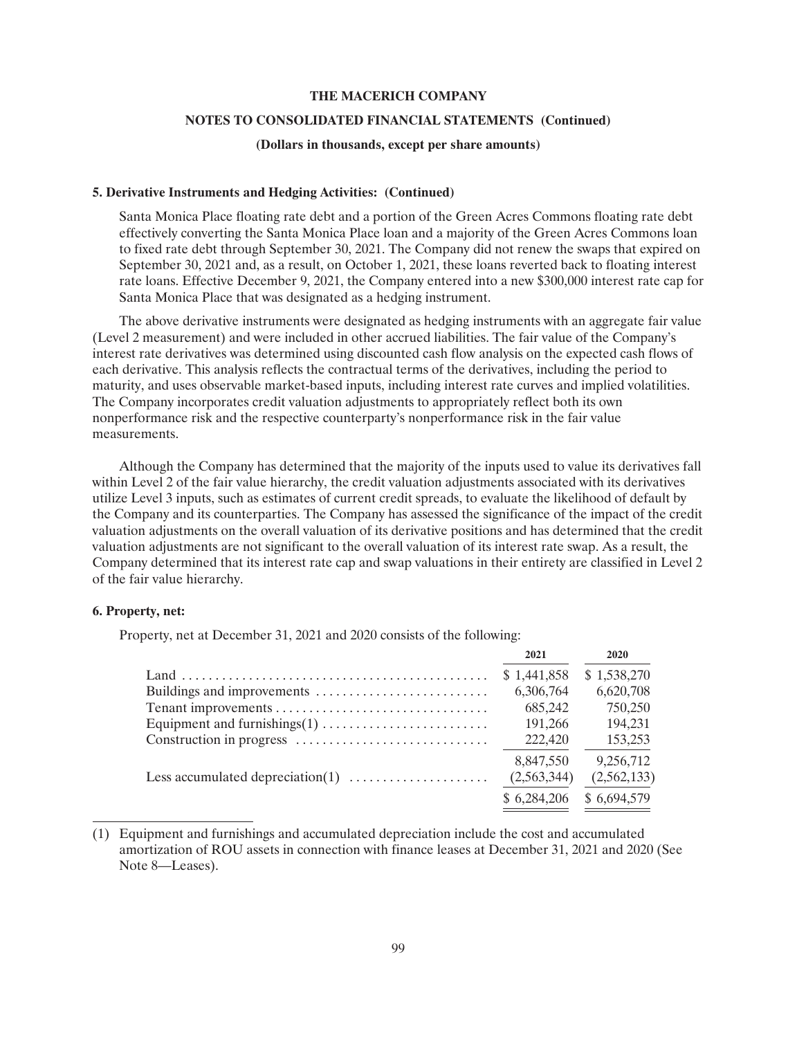**5. Derivative Instruments and Hedging Activities: (Continued)**

Santa Monica Place floating rate debt and a portion of the Green Acres Commons floating rate debt effectively converting the Santa Monica Place loan and a majority of the Green Acres Commons loan to fixed rate debt through September 30, 2021. The Company did not renew the swaps that expired on September 30, 2021 and, as a result, on October 1, 2021, these loans reverted back to floating interest rate loans. Effective December 9, 2021, the Company entered into a new $300,000 interest rate cap for Santa Monica Place that was designated as a hedging instrument.

The above derivative instruments were designated as hedging instruments with an aggregate fair value (Level 2 measurement) and were included in other accrued liabilities. The fair value of the Company's interest rate derivatives was determined using discounted cash flow analysis on the expected cash flows of each derivative. This analysis reflects the contractual terms of the derivatives, including the period to maturity, and uses observable market-based inputs, including interest rate curves and implied volatilities. The Company incorporates credit valuation adjustments to appropriately reflect both its own nonperformance risk and the respective counterparty's nonperformance risk in the fair value measurements.

Although the Company has determined that the majority of the inputs used to value its derivatives fall within Level 2 of the fair value hierarchy, the credit valuation adjustments associated with its derivatives utilize Level 3 inputs, such as estimates of current credit spreads, to evaluate the likelihood of default by the Company and its counterparties. The Company has assessed the significance of the impact of the credit valuation adjustments on the overall valuation of its derivative positions and has determined that the credit valuation adjustments are not significant to the overall valuation of its interest rate swap. As a result, the Company determined that its interest rate cap and swap valuations in their entirety are classified in Level 2 of the fair value hierarchy.

**6. Property, net:**

Property, net at December 31, 2021 and 2020 consists of the following:

| | 2021 | 2020 |
|---|---|---|
| Land | $ 1,441,858 | $ 1,538,270 |
| Buildings and improvements | 6,306,764 | 6,620,708 |
| Tenant improvements | 685,242 | 750,250 |
| Equipment and furnishings(1) | 191,266 | 194,231 |
| Construction in progress | 222,420 | 153,253 |
| | 8,847,550 | 9,256,712 |
| Less accumulated depreciation(1) | (2,563,344) | (2,562,133) |
| | $ 6,284,206 | $ 6,694,579 |

(1) Equipment and furnishings and accumulated depreciation include the cost and accumulated amortization of ROU assets in connection with finance leases at December 31, 2021 and 2020 (See Note 8—Leases).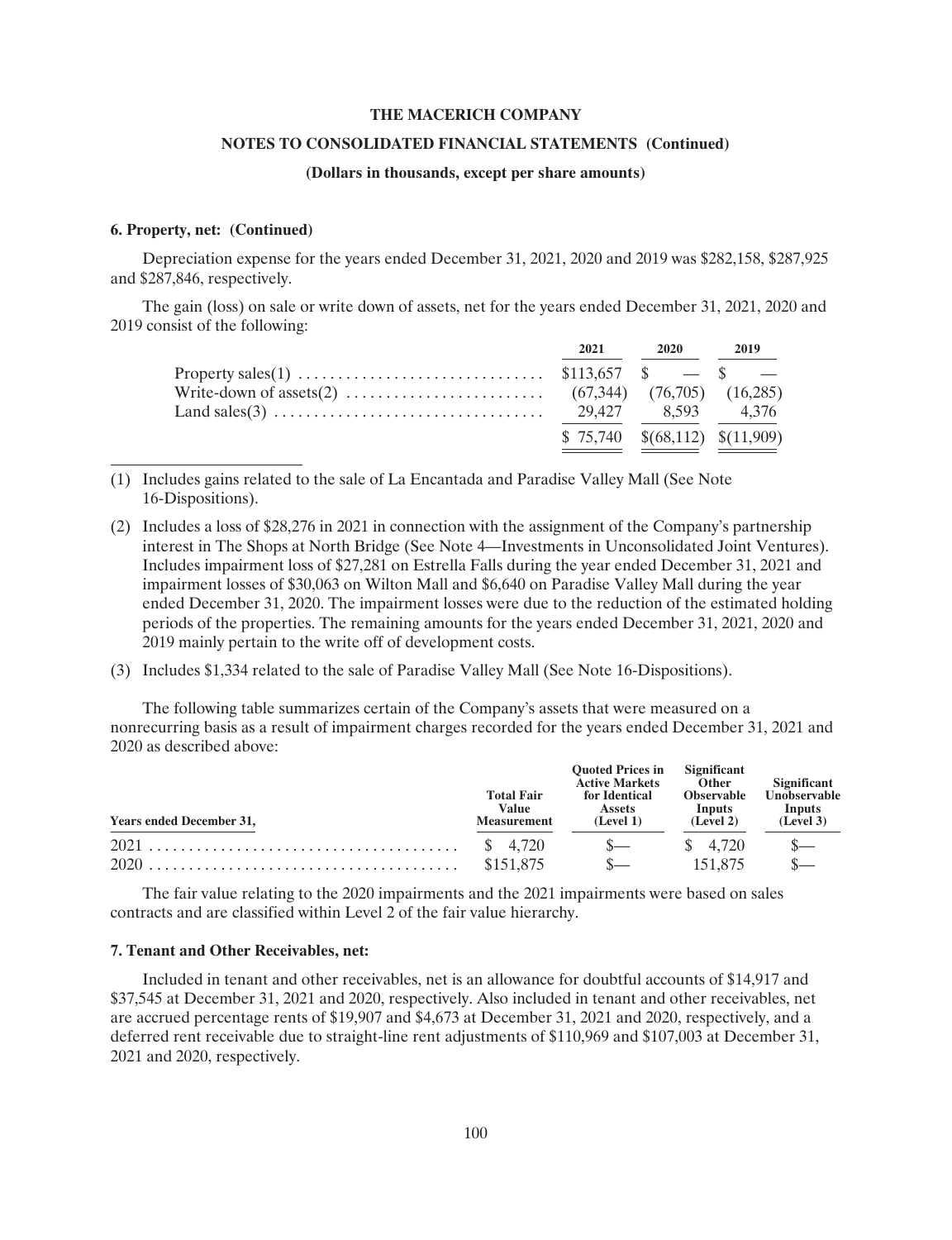**6. Property, net: (Continued)**

Depreciation expense for the years ended December 31, 2021, 2020 and 2019 was $282,158, $287,925 and $287,846, respectively.

The gain (loss) on sale or write down of assets, net for the years ended December 31, 2021, 2020 and 2019 consist of the following:

| | 2021 | 2020 | 2019 |
|---|---|---|---|
| Property sales(1) | $113,657 | $ — | $ — |
| Write-down of assets(2) | (67,344) | (76,705) | (16,285) |
| Land sales(3) | 29,427 | 8,593 | 4,376 |
| | $ 75,740 | $(68,112) | $(11,909) |

(1) Includes gains related to the sale of La Encantada and Paradise Valley Mall (See Note 16-Dispositions).

(2) Includes a loss of $28,276 in 2021 in connection with the assignment of the Company's partnership interest in The Shops at North Bridge (See Note 4—Investments in Unconsolidated Joint Ventures). Includes impairment loss of $27,281 on Estrella Falls during the year ended December 31, 2021 and impairment losses of $30,063 on Wilton Mall and $6,640 on Paradise Valley Mall during the year ended December 31, 2020. The impairment losses were due to the reduction of the estimated holding periods of the properties. The remaining amounts for the years ended December 31, 2021, 2020 and 2019 mainly pertain to the write off of development costs.

(3) Includes $1,334 related to the sale of Paradise Valley Mall (See Note 16-Dispositions).

The following table summarizes certain of the Company's assets that were measured on a nonrecurring basis as a result of impairment charges recorded for the years ended December 31, 2021 and 2020 as described above:

| Years ended December 31, | Total Fair Value Measurement | Quoted Prices in Active Markets for Identical Assets (Level 1) | Significant Other Observable Inputs (Level 2) | Significant Unobservable Inputs (Level 3) |
|---|---|---|---|---|
| 2021 | $ 4,720 | $— | $ 4,720 | $— |
| 2020 | $151,875 | $— | 151,875 | $— |

The fair value relating to the 2020 impairments and the 2021 impairments were based on sales contracts and are classified within Level 2 of the fair value hierarchy.

**7. Tenant and Other Receivables, net:**

Included in tenant and other receivables, net is an allowance for doubtful accounts of $14,917 and $37,545 at December 31, 2021 and 2020, respectively. Also included in tenant and other receivables, net are accrued percentage rents of $19,907 and $4,673 at December 31, 2021 and 2020, respectively, and a deferred rent receivable due to straight-line rent adjustments of $110,969 and $107,003 at December 31, 2021 and 2020, respectively.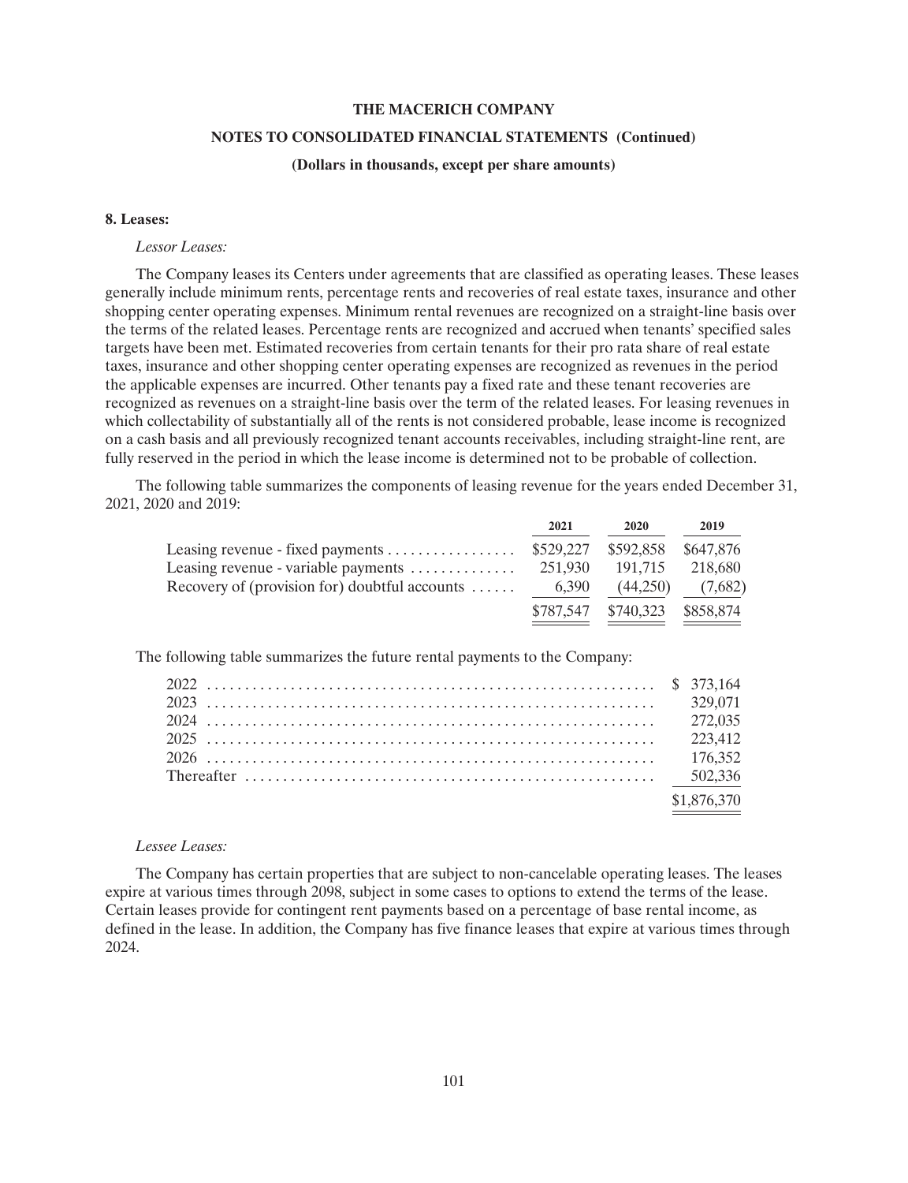**8. Leases:**

*Lessor Leases:*

The Company leases its Centers under agreements that are classified as operating leases. These leases generally include minimum rents, percentage rents and recoveries of real estate taxes, insurance and other shopping center operating expenses. Minimum rental revenues are recognized on a straight-line basis over the terms of the related leases. Percentage rents are recognized and accrued when tenants' specified sales targets have been met. Estimated recoveries from certain tenants for their pro rata share of real estate taxes, insurance and other shopping center operating expenses are recognized as revenues in the period the applicable expenses are incurred. Other tenants pay a fixed rate and these tenant recoveries are recognized as revenues on a straight-line basis over the term of the related leases. For leasing revenues in which collectability of substantially all of the rents is not considered probable, lease income is recognized on a cash basis and all previously recognized tenant accounts receivables, including straight-line rent, are fully reserved in the period in which the lease income is determined not to be probable of collection.

The following table summarizes the components of leasing revenue for the years ended December 31, 2021, 2020 and 2019:

| | 2021 | 2020 | 2019 |
|---|---|---|---|
| Leasing revenue - fixed payments | $529,227 | $592,858 | $647,876 |
| Leasing revenue - variable payments | 251,930 | 191,715 | 218,680 |
| Recovery of (provision for) doubtful accounts | 6,390 | (44,250) | (7,682) |
| | $787,547 | $740,323 | $858,874 |

The following table summarizes the future rental payments to the Company:

| | |
|---|---|
| 2022 | $ 373,164 |
| 2023 | 329,071 |
| 2024 | 272,035 |
| 2025 | 223,412 |
| 2026 | 176,352 |
| Thereafter | 502,336 |
| | $1,876,370 |

*Lessee Leases:*

The Company has certain properties that are subject to non-cancelable operating leases. The leases expire at various times through 2098, subject in some cases to options to extend the terms of the lease. Certain leases provide for contingent rent payments based on a percentage of base rental income, as defined in the lease. In addition, the Company has five finance leases that expire at various times through 2024.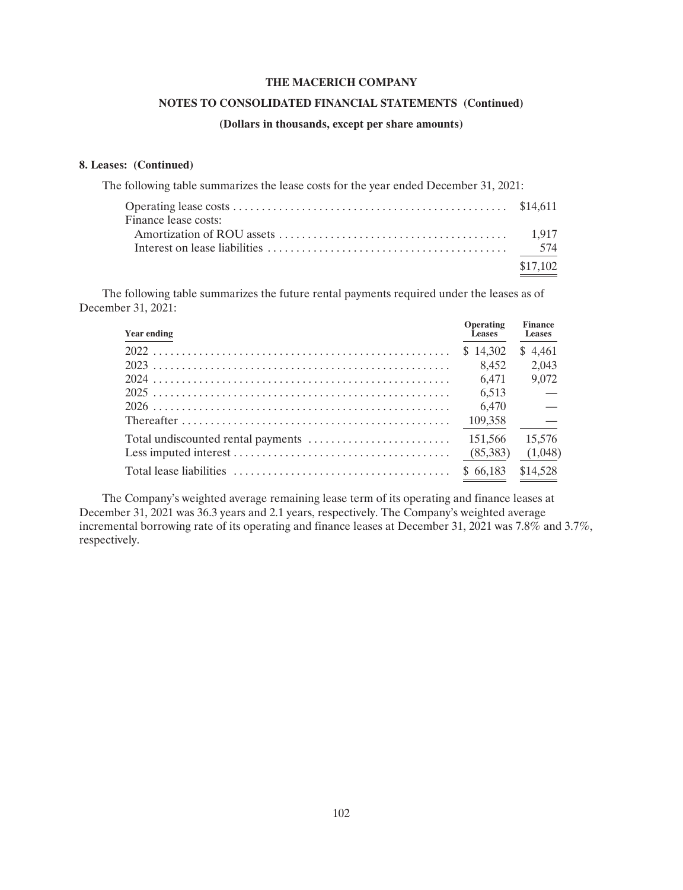**8. Leases: (Continued)**

The following table summarizes the lease costs for the year ended December 31, 2021:

| | |
|---|---|
| Operating lease costs | $14,611 |
| Finance lease costs: | |
| Amortization of ROU assets | 1,917 |
| Interest on lease liabilities | 574 |
| | $17,102 |

The following table summarizes the future rental payments required under the leases as of December 31, 2021:

| Year ending | Operating Leases | Finance Leases |
|---|---|---|
| 2022 | $ 14,302 | $ 4,461 |
| 2023 | 8,452 | 2,043 |
| 2024 | 6,471 | 9,072 |
| 2025 | 6,513 | — |
| 2026 | 6,470 | — |
| Thereafter | 109,358 | — |
| Total undiscounted rental payments | 151,566 | 15,576 |
| Less imputed interest | (85,383) | (1,048) |
| Total lease liabilities | $ 66,183 | $14,528 |

The Company's weighted average remaining lease term of its operating and finance leases at December 31, 2021 was 36.3 years and 2.1 years, respectively. The Company's weighted average incremental borrowing rate of its operating and finance leases at December 31, 2021 was 7.8% and 3.7%, respectively.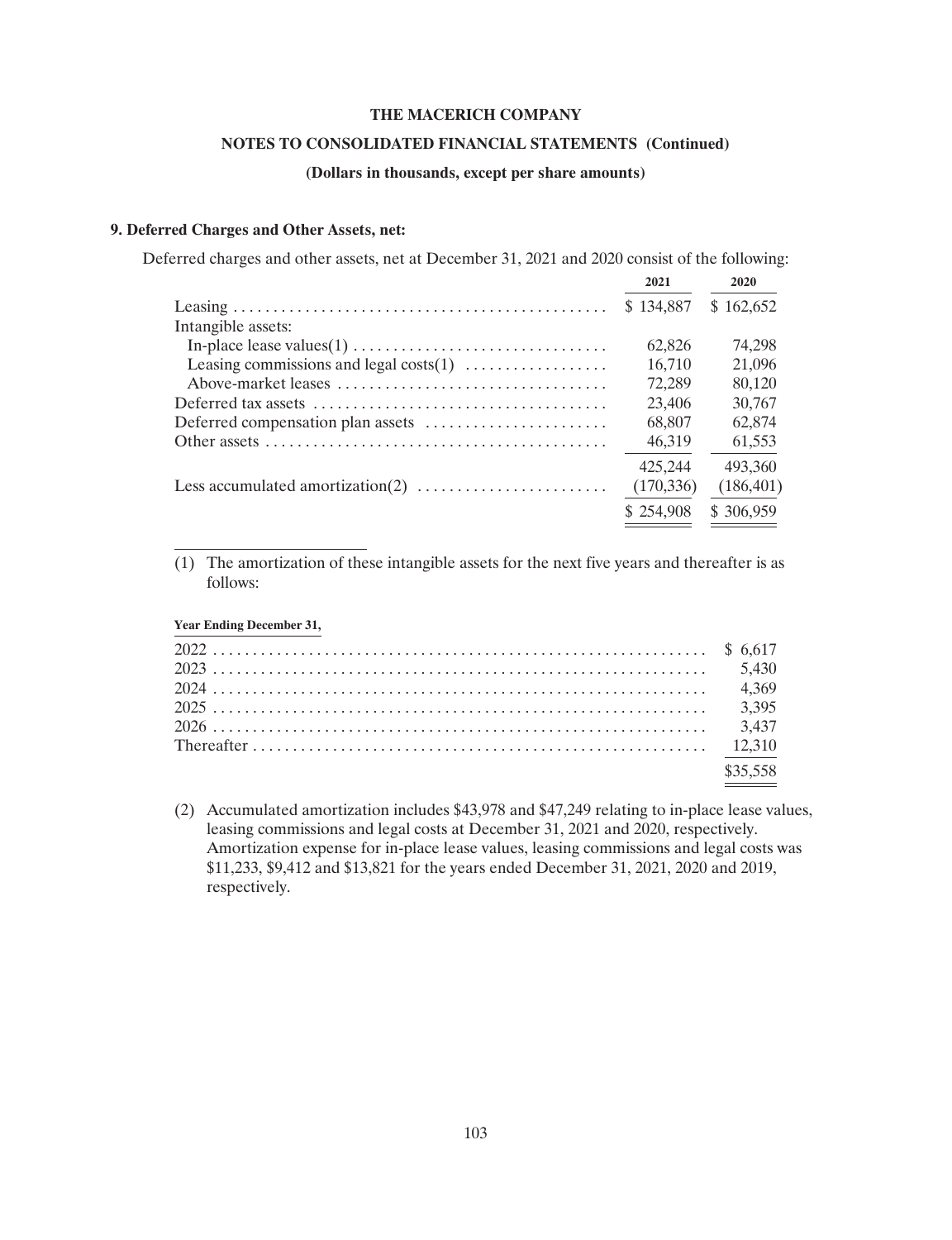### 9. Deferred Charges and Other Assets, net:

Deferred charges and other assets, net at December 31, 2021 and 2020 consist of the following:

| | 2021 | 2020 |
|---|---|---|
| Leasing | $ 134,887 | $ 162,652 |
| Intangible assets: | | |
| In-place lease values(1) | 62,826 | 74,298 |
| Leasing commissions and legal costs(1) | 16,710 | 21,096 |
| Above-market leases | 72,289 | 80,120 |
| Deferred tax assets | 23,406 | 30,767 |
| Deferred compensation plan assets | 68,807 | 62,874 |
| Other assets | 46,319 | 61,553 |
| | 425,244 | 493,360 |
| Less accumulated amortization(2) | (170,336) | (186,401) |
| | $ 254,908 | $ 306,959 |

(1) The amortization of these intangible assets for the next five years and thereafter is as follows:

| Year Ending December 31, | |
|---|---|
| 2022 | $ 6,617 |
| 2023 | 5,430 |
| 2024 | 4,369 |
| 2025 | 3,395 |
| 2026 | 3,437 |
| Thereafter | 12,310 |
| | $35,558 |

(2) Accumulated amortization includes $43,978 and $47,249 relating to in-place lease values, leasing commissions and legal costs at December 31, 2021 and 2020, respectively. Amortization expense for in-place lease values, leasing commissions and legal costs was $11,233, $9,412 and $13,821 for the years ended December 31, 2021, 2020 and 2019, respectively.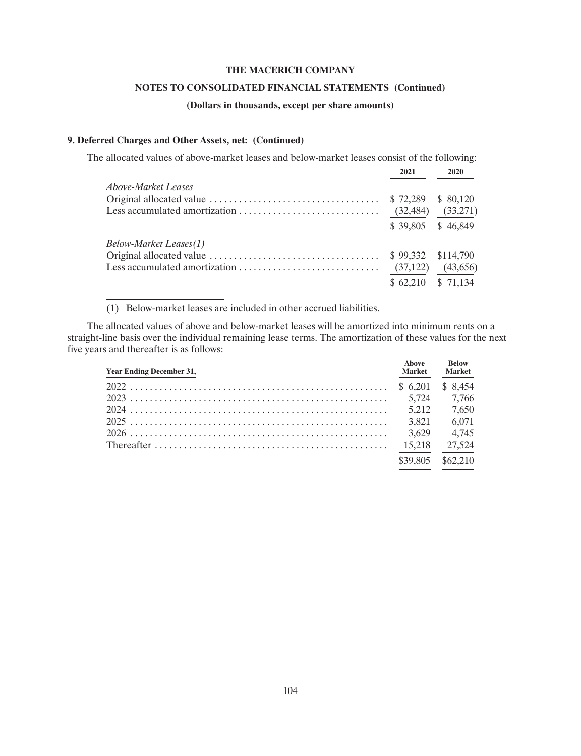**9. Deferred Charges and Other Assets, net: (Continued)**

The allocated values of above-market leases and below-market leases consist of the following:

| | 2021 | 2020 |
|---|---|---|
| *Above-Market Leases* | | |
| Original allocated value | $ 72,289 | $ 80,120 |
| Less accumulated amortization | (32,484) | (33,271) |
| | $ 39,805 | $ 46,849 |
| *Below-Market Leases(1)* | | |
| Original allocated value | $ 99,332 | $114,790 |
| Less accumulated amortization | (37,122) | (43,656) |
| | $ 62,210 | $ 71,134 |

(1) Below-market leases are included in other accrued liabilities.

The allocated values of above and below-market leases will be amortized into minimum rents on a straight-line basis over the individual remaining lease terms. The amortization of these values for the next five years and thereafter is as follows:

| Year Ending December 31, | Above Market | Below Market |
|---|---|---|
| 2022 | $ 6,201 | $ 8,454 |
| 2023 | 5,724 | 7,766 |
| 2024 | 5,212 | 7,650 |
| 2025 | 3,821 | 6,071 |
| 2026 | 3,629 | 4,745 |
| Thereafter | 15,218 | 27,524 |
| | $39,805 | $62,210 |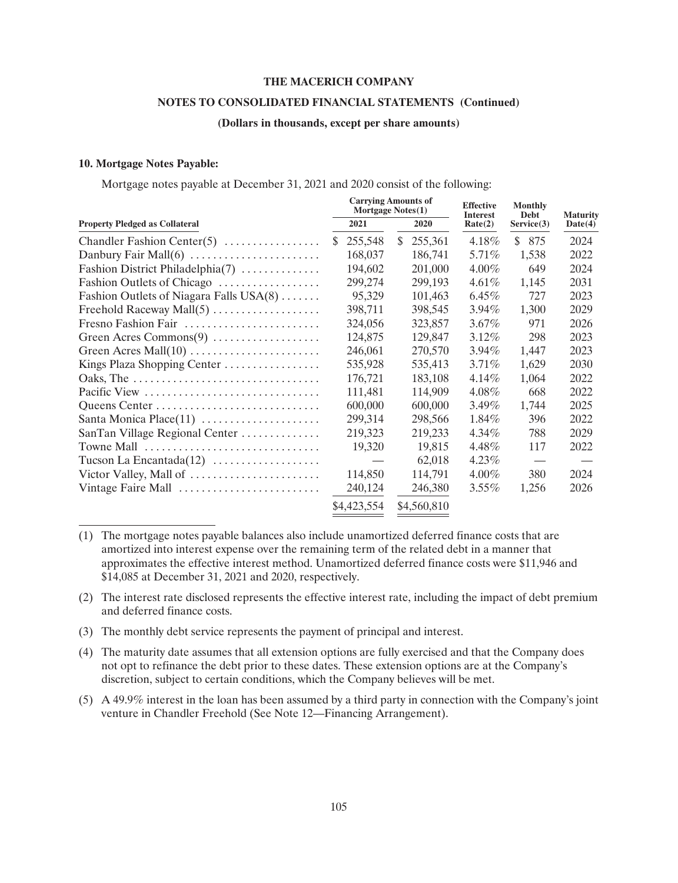**THE MACERICH COMPANY**

**NOTES TO CONSOLIDATED FINANCIAL STATEMENTS (Continued)**

**(Dollars in thousands, except per share amounts)**

**10. Mortgage Notes Payable:**

Mortgage notes payable at December 31, 2021 and 2020 consist of the following:

| Property Pledged as Collateral | Carrying Amounts of Mortgage Notes(1) 2021 | 2020 | Effective Interest Rate(2) | Monthly Debt Service(3) | Maturity Date(4) |
|---|---|---|---|---|---|
| Chandler Fashion Center(5) | $ 255,548 | $ 255,361 | 4.18% | $ 875 | 2024 |
| Danbury Fair Mall(6) | 168,037 | 186,741 | 5.71% | 1,538 | 2022 |
| Fashion District Philadelphia(7) | 194,602 | 201,000 | 4.00% | 649 | 2024 |
| Fashion Outlets of Chicago | 299,274 | 299,193 | 4.61% | 1,145 | 2031 |
| Fashion Outlets of Niagara Falls USA(8) | 95,329 | 101,463 | 6.45% | 727 | 2023 |
| Freehold Raceway Mall(5) | 398,711 | 398,545 | 3.94% | 1,300 | 2029 |
| Fresno Fashion Fair | 324,056 | 323,857 | 3.67% | 971 | 2026 |
| Green Acres Commons(9) | 124,875 | 129,847 | 3.12% | 298 | 2023 |
| Green Acres Mall(10) | 246,061 | 270,570 | 3.94% | 1,447 | 2023 |
| Kings Plaza Shopping Center | 535,928 | 535,413 | 3.71% | 1,629 | 2030 |
| Oaks, The | 176,721 | 183,108 | 4.14% | 1,064 | 2022 |
| Pacific View | 111,481 | 114,909 | 4.08% | 668 | 2022 |
| Queens Center | 600,000 | 600,000 | 3.49% | 1,744 | 2025 |
| Santa Monica Place(11) | 299,314 | 298,566 | 1.84% | 396 | 2022 |
| SanTan Village Regional Center | 219,323 | 219,233 | 4.34% | 788 | 2029 |
| Towne Mall | 19,320 | 19,815 | 4.48% | 117 | 2022 |
| Tucson La Encantada(12) | — | 62,018 | 4.23% | — | — |
| Victor Valley, Mall of | 114,850 | 114,791 | 4.00% | 380 | 2024 |
| Vintage Faire Mall | 240,124 | 246,380 | 3.55% | 1,256 | 2026 |
| | $4,423,554 | $4,560,810 | | | |

(1) The mortgage notes payable balances also include unamortized deferred finance costs that are amortized into interest expense over the remaining term of the related debt in a manner that approximates the effective interest method. Unamortized deferred finance costs were $11,946 and $14,085 at December 31, 2021 and 2020, respectively.

(2) The interest rate disclosed represents the effective interest rate, including the impact of debt premium and deferred finance costs.

(3) The monthly debt service represents the payment of principal and interest.

(4) The maturity date assumes that all extension options are fully exercised and that the Company does not opt to refinance the debt prior to these dates. These extension options are at the Company's discretion, subject to certain conditions, which the Company believes will be met.

(5) A 49.9% interest in the loan has been assumed by a third party in connection with the Company's joint venture in Chandler Freehold (See Note 12—Financing Arrangement).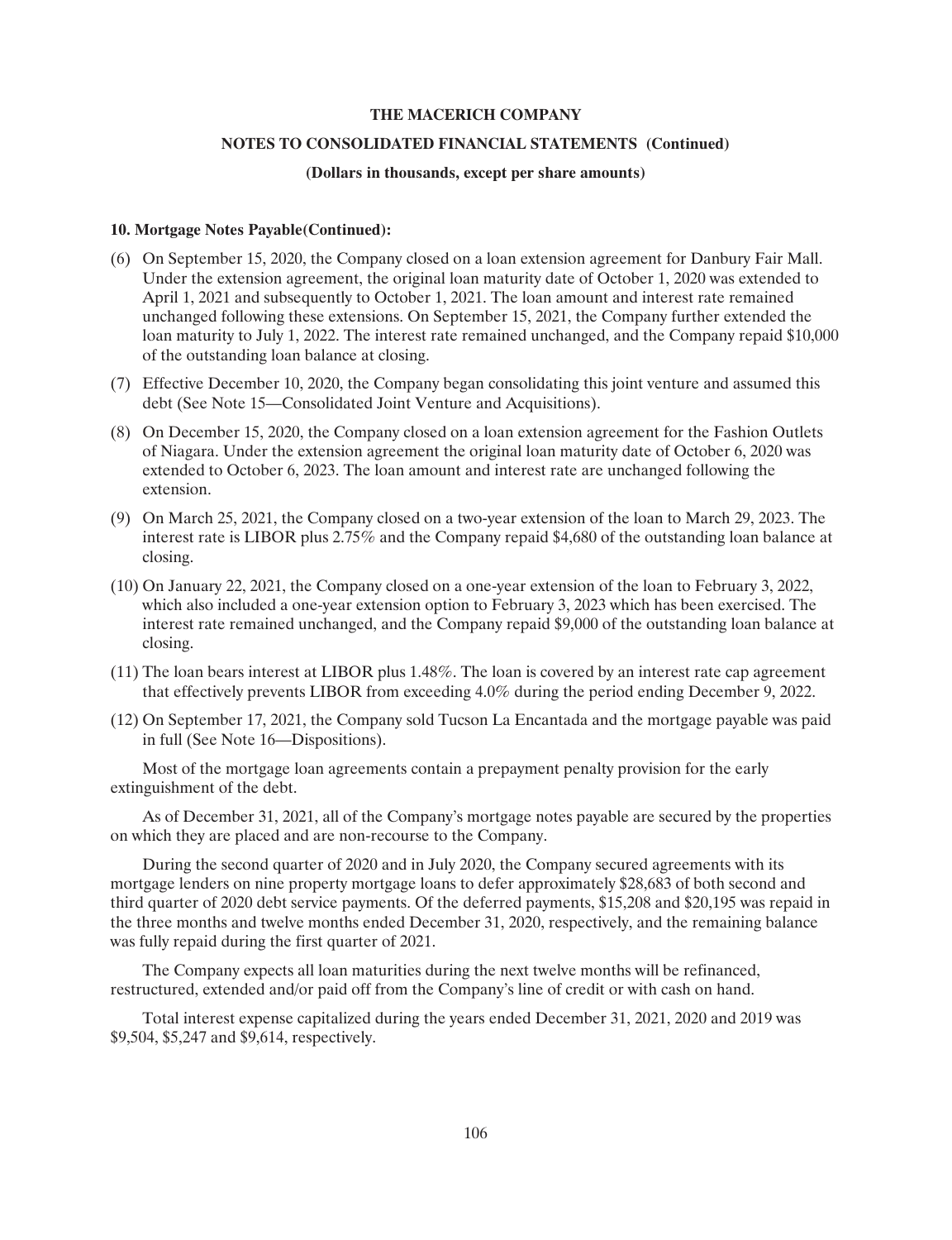**10. Mortgage Notes Payable(Continued):**

(6) On September 15, 2020, the Company closed on a loan extension agreement for Danbury Fair Mall. Under the extension agreement, the original loan maturity date of October 1, 2020 was extended to April 1, 2021 and subsequently to October 1, 2021. The loan amount and interest rate remained unchanged following these extensions. On September 15, 2021, the Company further extended the loan maturity to July 1, 2022. The interest rate remained unchanged, and the Company repaid $10,000 of the outstanding loan balance at closing.

(7) Effective December 10, 2020, the Company began consolidating this joint venture and assumed this debt (See Note 15—Consolidated Joint Venture and Acquisitions).

(8) On December 15, 2020, the Company closed on a loan extension agreement for the Fashion Outlets of Niagara. Under the extension agreement the original loan maturity date of October 6, 2020 was extended to October 6, 2023. The loan amount and interest rate are unchanged following the extension.

(9) On March 25, 2021, the Company closed on a two-year extension of the loan to March 29, 2023. The interest rate is LIBOR plus 2.75% and the Company repaid $4,680 of the outstanding loan balance at closing.

(10) On January 22, 2021, the Company closed on a one-year extension of the loan to February 3, 2022, which also included a one-year extension option to February 3, 2023 which has been exercised. The interest rate remained unchanged, and the Company repaid $9,000 of the outstanding loan balance at closing.

(11) The loan bears interest at LIBOR plus 1.48%. The loan is covered by an interest rate cap agreement that effectively prevents LIBOR from exceeding 4.0% during the period ending December 9, 2022.

(12) On September 17, 2021, the Company sold Tucson La Encantada and the mortgage payable was paid in full (See Note 16—Dispositions).

Most of the mortgage loan agreements contain a prepayment penalty provision for the early extinguishment of the debt.

As of December 31, 2021, all of the Company's mortgage notes payable are secured by the properties on which they are placed and are non-recourse to the Company.

During the second quarter of 2020 and in July 2020, the Company secured agreements with its mortgage lenders on nine property mortgage loans to defer approximately $28,683 of both second and third quarter of 2020 debt service payments. Of the deferred payments, $15,208 and $20,195 was repaid in the three months and twelve months ended December 31, 2020, respectively, and the remaining balance was fully repaid during the first quarter of 2021.

The Company expects all loan maturities during the next twelve months will be refinanced, restructured, extended and/or paid off from the Company's line of credit or with cash on hand.

Total interest expense capitalized during the years ended December 31, 2021, 2020 and 2019 was $9,504, $5,247 and $9,614, respectively.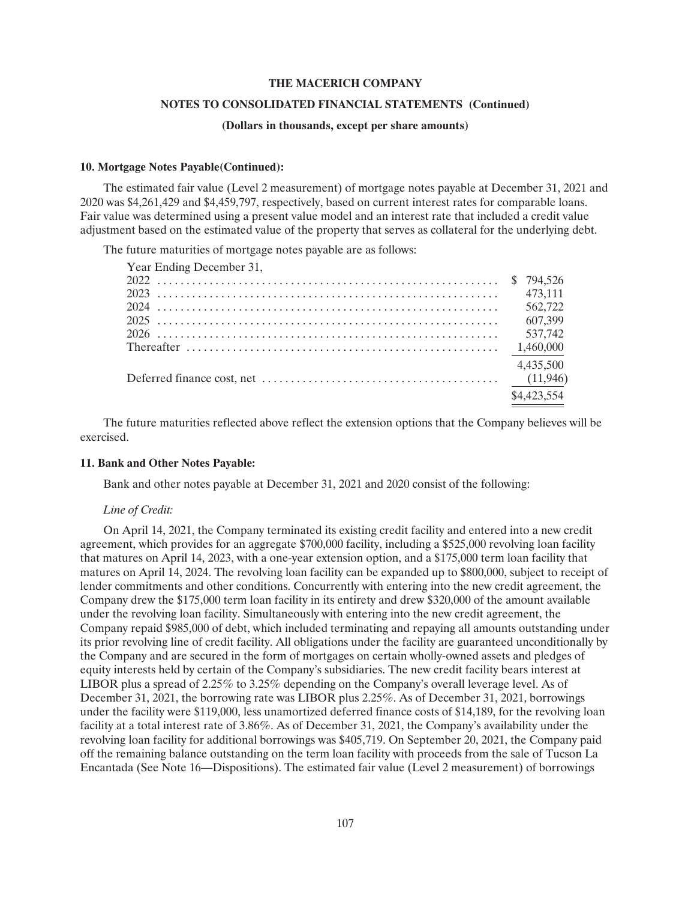**10. Mortgage Notes Payable(Continued):**

The estimated fair value (Level 2 measurement) of mortgage notes payable at December 31, 2021 and 2020 was $4,261,429 and $4,459,797, respectively, based on current interest rates for comparable loans. Fair value was determined using a present value model and an interest rate that included a credit value adjustment based on the estimated value of the property that serves as collateral for the underlying debt.

The future maturities of mortgage notes payable are as follows:

| Year Ending December 31, | |
|---|---|
| 2022 | $ 794,526 |
| 2023 | 473,111 |
| 2024 | 562,722 |
| 2025 | 607,399 |
| 2026 | 537,742 |
| Thereafter | 1,460,000 |
| | 4,435,500 |
| Deferred finance cost, net | (11,946) |
| | $4,423,554 |

The future maturities reflected above reflect the extension options that the Company believes will be exercised.

**11. Bank and Other Notes Payable:**

Bank and other notes payable at December 31, 2021 and 2020 consist of the following:

*Line of Credit:*

On April 14, 2021, the Company terminated its existing credit facility and entered into a new credit agreement, which provides for an aggregate $700,000 facility, including a $525,000 revolving loan facility that matures on April 14, 2023, with a one-year extension option, and a $175,000 term loan facility that matures on April 14, 2024. The revolving loan facility can be expanded up to $800,000, subject to receipt of lender commitments and other conditions. Concurrently with entering into the new credit agreement, the Company drew the $175,000 term loan facility in its entirety and drew $320,000 of the amount available under the revolving loan facility. Simultaneously with entering into the new credit agreement, the Company repaid $985,000 of debt, which included terminating and repaying all amounts outstanding under its prior revolving line of credit facility. All obligations under the facility are guaranteed unconditionally by the Company and are secured in the form of mortgages on certain wholly-owned assets and pledges of equity interests held by certain of the Company's subsidiaries. The new credit facility bears interest at LIBOR plus a spread of 2.25% to 3.25% depending on the Company's overall leverage level. As of December 31, 2021, the borrowing rate was LIBOR plus 2.25%. As of December 31, 2021, borrowings under the facility were $119,000, less unamortized deferred finance costs of $14,189, for the revolving loan facility at a total interest rate of 3.86%. As of December 31, 2021, the Company's availability under the revolving loan facility for additional borrowings was $405,719. On September 20, 2021, the Company paid off the remaining balance outstanding on the term loan facility with proceeds from the sale of Tucson La Encantada (See Note 16—Dispositions). The estimated fair value (Level 2 measurement) of borrowings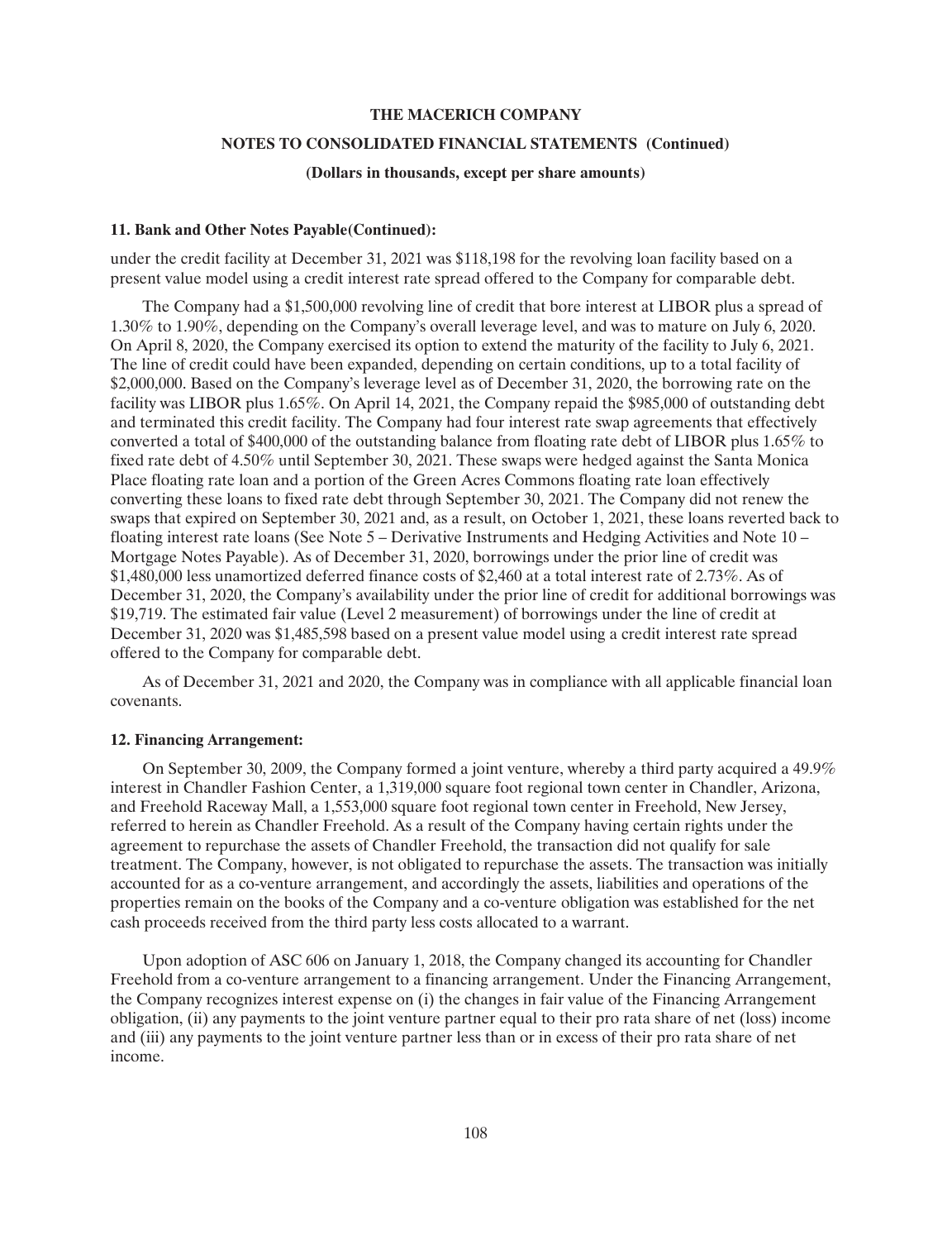**11. Bank and Other Notes Payable(Continued):**

under the credit facility at December 31, 2021 was $118,198 for the revolving loan facility based on a present value model using a credit interest rate spread offered to the Company for comparable debt.

The Company had a $1,500,000 revolving line of credit that bore interest at LIBOR plus a spread of 1.30% to 1.90%, depending on the Company's overall leverage level, and was to mature on July 6, 2020. On April 8, 2020, the Company exercised its option to extend the maturity of the facility to July 6, 2021. The line of credit could have been expanded, depending on certain conditions, up to a total facility of $2,000,000. Based on the Company's leverage level as of December 31, 2020, the borrowing rate on the facility was LIBOR plus 1.65%. On April 14, 2021, the Company repaid the $985,000 of outstanding debt and terminated this credit facility. The Company had four interest rate swap agreements that effectively converted a total of $400,000 of the outstanding balance from floating rate debt of LIBOR plus 1.65% to fixed rate debt of 4.50% until September 30, 2021. These swaps were hedged against the Santa Monica Place floating rate loan and a portion of the Green Acres Commons floating rate loan effectively converting these loans to fixed rate debt through September 30, 2021. The Company did not renew the swaps that expired on September 30, 2021 and, as a result, on October 1, 2021, these loans reverted back to floating interest rate loans (See Note 5 – Derivative Instruments and Hedging Activities and Note 10 – Mortgage Notes Payable). As of December 31, 2020, borrowings under the prior line of credit was $1,480,000 less unamortized deferred finance costs of $2,460 at a total interest rate of 2.73%. As of December 31, 2020, the Company's availability under the prior line of credit for additional borrowings was $19,719. The estimated fair value (Level 2 measurement) of borrowings under the line of credit at December 31, 2020 was $1,485,598 based on a present value model using a credit interest rate spread offered to the Company for comparable debt.

As of December 31, 2021 and 2020, the Company was in compliance with all applicable financial loan covenants.

**12. Financing Arrangement:**

On September 30, 2009, the Company formed a joint venture, whereby a third party acquired a 49.9% interest in Chandler Fashion Center, a 1,319,000 square foot regional town center in Chandler, Arizona, and Freehold Raceway Mall, a 1,553,000 square foot regional town center in Freehold, New Jersey, referred to herein as Chandler Freehold. As a result of the Company having certain rights under the agreement to repurchase the assets of Chandler Freehold, the transaction did not qualify for sale treatment. The Company, however, is not obligated to repurchase the assets. The transaction was initially accounted for as a co-venture arrangement, and accordingly the assets, liabilities and operations of the properties remain on the books of the Company and a co-venture obligation was established for the net cash proceeds received from the third party less costs allocated to a warrant.

Upon adoption of ASC 606 on January 1, 2018, the Company changed its accounting for Chandler Freehold from a co-venture arrangement to a financing arrangement. Under the Financing Arrangement, the Company recognizes interest expense on (i) the changes in fair value of the Financing Arrangement obligation, (ii) any payments to the joint venture partner equal to their pro rata share of net (loss) income and (iii) any payments to the joint venture partner less than or in excess of their pro rata share of net income.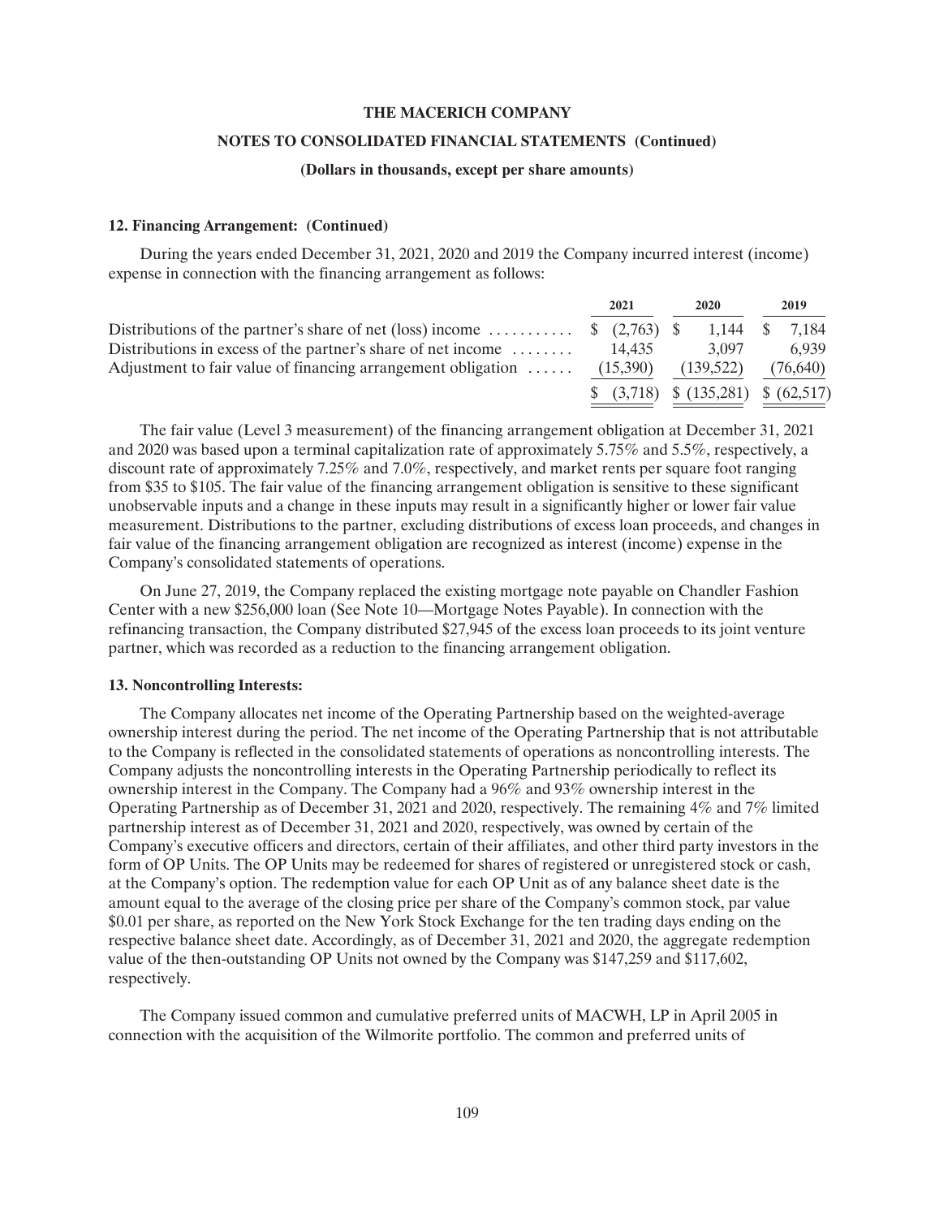**12. Financing Arrangement: (Continued)**

During the years ended December 31, 2021, 2020 and 2019 the Company incurred interest (income) expense in connection with the financing arrangement as follows:

| | 2021 | 2020 | 2019 |
|---|---|---|---|
| Distributions of the partner's share of net (loss) income | $ (2,763) | $ 1,144 | $ 7,184 |
| Distributions in excess of the partner's share of net income | 14,435 | 3,097 | 6,939 |
| Adjustment to fair value of financing arrangement obligation | (15,390) | (139,522) | (76,640) |
| | $ (3,718) | $ (135,281) | $ (62,517) |

The fair value (Level 3 measurement) of the financing arrangement obligation at December 31, 2021 and 2020 was based upon a terminal capitalization rate of approximately 5.75% and 5.5%, respectively, a discount rate of approximately 7.25% and 7.0%, respectively, and market rents per square foot ranging from $35 to $105. The fair value of the financing arrangement obligation is sensitive to these significant unobservable inputs and a change in these inputs may result in a significantly higher or lower fair value measurement. Distributions to the partner, excluding distributions of excess loan proceeds, and changes in fair value of the financing arrangement obligation are recognized as interest (income) expense in the Company's consolidated statements of operations.

On June 27, 2019, the Company replaced the existing mortgage note payable on Chandler Fashion Center with a new $256,000 loan (See Note 10—Mortgage Notes Payable). In connection with the refinancing transaction, the Company distributed $27,945 of the excess loan proceeds to its joint venture partner, which was recorded as a reduction to the financing arrangement obligation.

**13. Noncontrolling Interests:**

The Company allocates net income of the Operating Partnership based on the weighted-average ownership interest during the period. The net income of the Operating Partnership that is not attributable to the Company is reflected in the consolidated statements of operations as noncontrolling interests. The Company adjusts the noncontrolling interests in the Operating Partnership periodically to reflect its ownership interest in the Company. The Company had a 96% and 93% ownership interest in the Operating Partnership as of December 31, 2021 and 2020, respectively. The remaining 4% and 7% limited partnership interest as of December 31, 2021 and 2020, respectively, was owned by certain of the Company's executive officers and directors, certain of their affiliates, and other third party investors in the form of OP Units. The OP Units may be redeemed for shares of registered or unregistered stock or cash, at the Company's option. The redemption value for each OP Unit as of any balance sheet date is the amount equal to the average of the closing price per share of the Company's common stock, par value $0.01 per share, as reported on the New York Stock Exchange for the ten trading days ending on the respective balance sheet date. Accordingly, as of December 31, 2021 and 2020, the aggregate redemption value of the then-outstanding OP Units not owned by the Company was $147,259 and $117,602, respectively.

The Company issued common and cumulative preferred units of MACWH, LP in April 2005 in connection with the acquisition of the Wilmorite portfolio. The common and preferred units of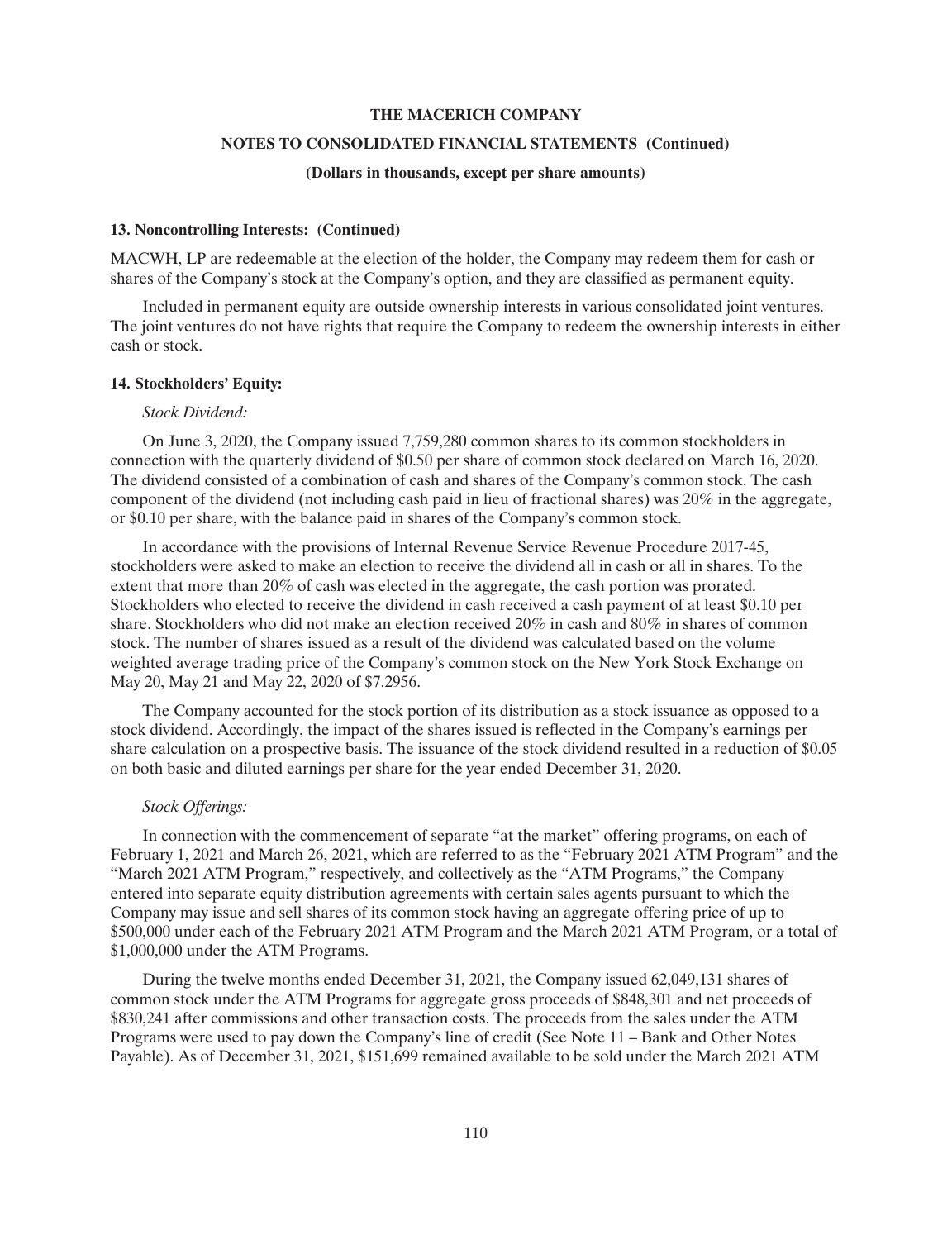### 13. Noncontrolling Interests: (Continued)

MACWH, LP are redeemable at the election of the holder, the Company may redeem them for cash or shares of the Company's stock at the Company's option, and they are classified as permanent equity.

Included in permanent equity are outside ownership interests in various consolidated joint ventures. The joint ventures do not have rights that require the Company to redeem the ownership interests in either cash or stock.

### 14. Stockholders' Equity:

*Stock Dividend:*

On June 3, 2020, the Company issued 7,759,280 common shares to its common stockholders in connection with the quarterly dividend of $0.50 per share of common stock declared on March 16, 2020. The dividend consisted of a combination of cash and shares of the Company's common stock. The cash component of the dividend (not including cash paid in lieu of fractional shares) was 20% in the aggregate, or $0.10 per share, with the balance paid in shares of the Company's common stock.

In accordance with the provisions of Internal Revenue Service Revenue Procedure 2017-45, stockholders were asked to make an election to receive the dividend all in cash or all in shares. To the extent that more than 20% of cash was elected in the aggregate, the cash portion was prorated. Stockholders who elected to receive the dividend in cash received a cash payment of at least $0.10 per share. Stockholders who did not make an election received 20% in cash and 80% in shares of common stock. The number of shares issued as a result of the dividend was calculated based on the volume weighted average trading price of the Company's common stock on the New York Stock Exchange on May 20, May 21 and May 22, 2020 of $7.2956.

The Company accounted for the stock portion of its distribution as a stock issuance as opposed to a stock dividend. Accordingly, the impact of the shares issued is reflected in the Company's earnings per share calculation on a prospective basis. The issuance of the stock dividend resulted in a reduction of $0.05 on both basic and diluted earnings per share for the year ended December 31, 2020.

*Stock Offerings:*

In connection with the commencement of separate "at the market" offering programs, on each of February 1, 2021 and March 26, 2021, which are referred to as the "February 2021 ATM Program" and the "March 2021 ATM Program," respectively, and collectively as the "ATM Programs," the Company entered into separate equity distribution agreements with certain sales agents pursuant to which the Company may issue and sell shares of its common stock having an aggregate offering price of up to $500,000 under each of the February 2021 ATM Program and the March 2021 ATM Program, or a total of $1,000,000 under the ATM Programs.

During the twelve months ended December 31, 2021, the Company issued 62,049,131 shares of common stock under the ATM Programs for aggregate gross proceeds of $848,301 and net proceeds of $830,241 after commissions and other transaction costs. The proceeds from the sales under the ATM Programs were used to pay down the Company's line of credit (See Note 11 – Bank and Other Notes Payable). As of December 31, 2021, $151,699 remained available to be sold under the March 2021 ATM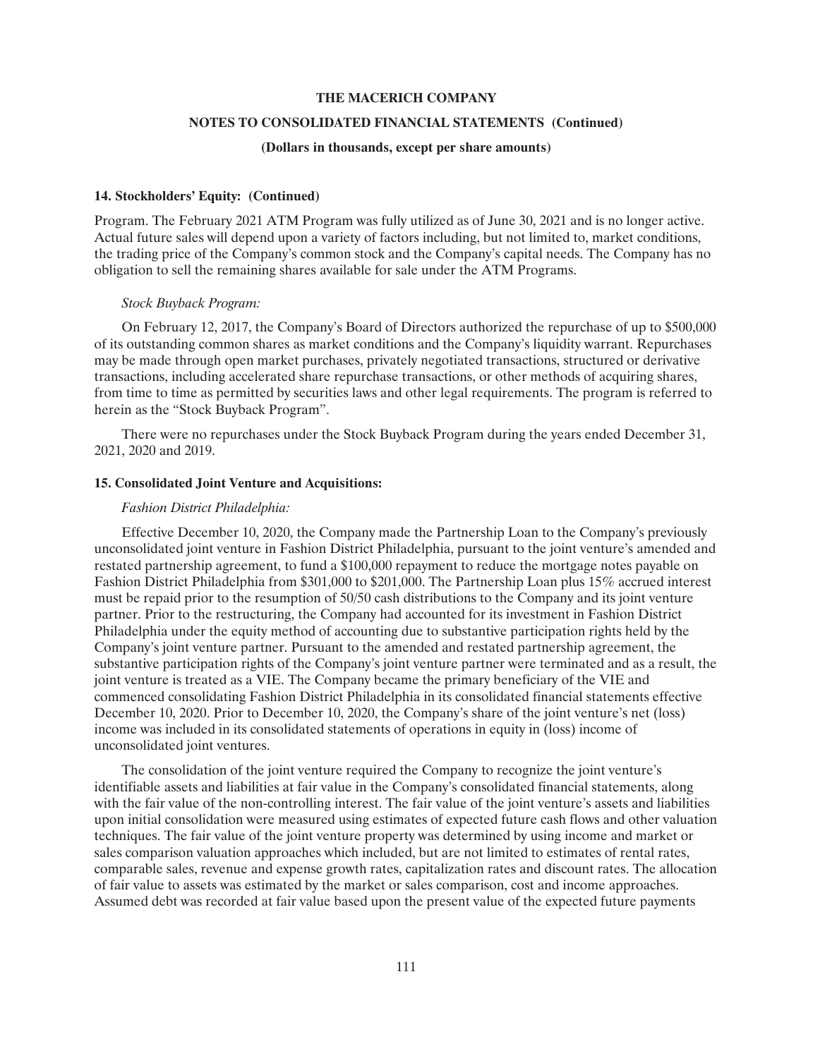#### 14. Stockholders' Equity: (Continued)

Program. The February 2021 ATM Program was fully utilized as of June 30, 2021 and is no longer active. Actual future sales will depend upon a variety of factors including, but not limited to, market conditions, the trading price of the Company's common stock and the Company's capital needs. The Company has no obligation to sell the remaining shares available for sale under the ATM Programs.

*Stock Buyback Program:*

On February 12, 2017, the Company's Board of Directors authorized the repurchase of up to $500,000 of its outstanding common shares as market conditions and the Company's liquidity warrant. Repurchases may be made through open market purchases, privately negotiated transactions, structured or derivative transactions, including accelerated share repurchase transactions, or other methods of acquiring shares, from time to time as permitted by securities laws and other legal requirements. The program is referred to herein as the "Stock Buyback Program".

There were no repurchases under the Stock Buyback Program during the years ended December 31, 2021, 2020 and 2019.

#### 15. Consolidated Joint Venture and Acquisitions:

*Fashion District Philadelphia:*

Effective December 10, 2020, the Company made the Partnership Loan to the Company's previously unconsolidated joint venture in Fashion District Philadelphia, pursuant to the joint venture's amended and restated partnership agreement, to fund a $100,000 repayment to reduce the mortgage notes payable on Fashion District Philadelphia from $301,000 to $201,000. The Partnership Loan plus 15% accrued interest must be repaid prior to the resumption of 50/50 cash distributions to the Company and its joint venture partner. Prior to the restructuring, the Company had accounted for its investment in Fashion District Philadelphia under the equity method of accounting due to substantive participation rights held by the Company's joint venture partner. Pursuant to the amended and restated partnership agreement, the substantive participation rights of the Company's joint venture partner were terminated and as a result, the joint venture is treated as a VIE. The Company became the primary beneficiary of the VIE and commenced consolidating Fashion District Philadelphia in its consolidated financial statements effective December 10, 2020. Prior to December 10, 2020, the Company's share of the joint venture's net (loss) income was included in its consolidated statements of operations in equity in (loss) income of unconsolidated joint ventures.

The consolidation of the joint venture required the Company to recognize the joint venture's identifiable assets and liabilities at fair value in the Company's consolidated financial statements, along with the fair value of the non-controlling interest. The fair value of the joint venture's assets and liabilities upon initial consolidation were measured using estimates of expected future cash flows and other valuation techniques. The fair value of the joint venture property was determined by using income and market or sales comparison valuation approaches which included, but are not limited to estimates of rental rates, comparable sales, revenue and expense growth rates, capitalization rates and discount rates. The allocation of fair value to assets was estimated by the market or sales comparison, cost and income approaches. Assumed debt was recorded at fair value based upon the present value of the expected future payments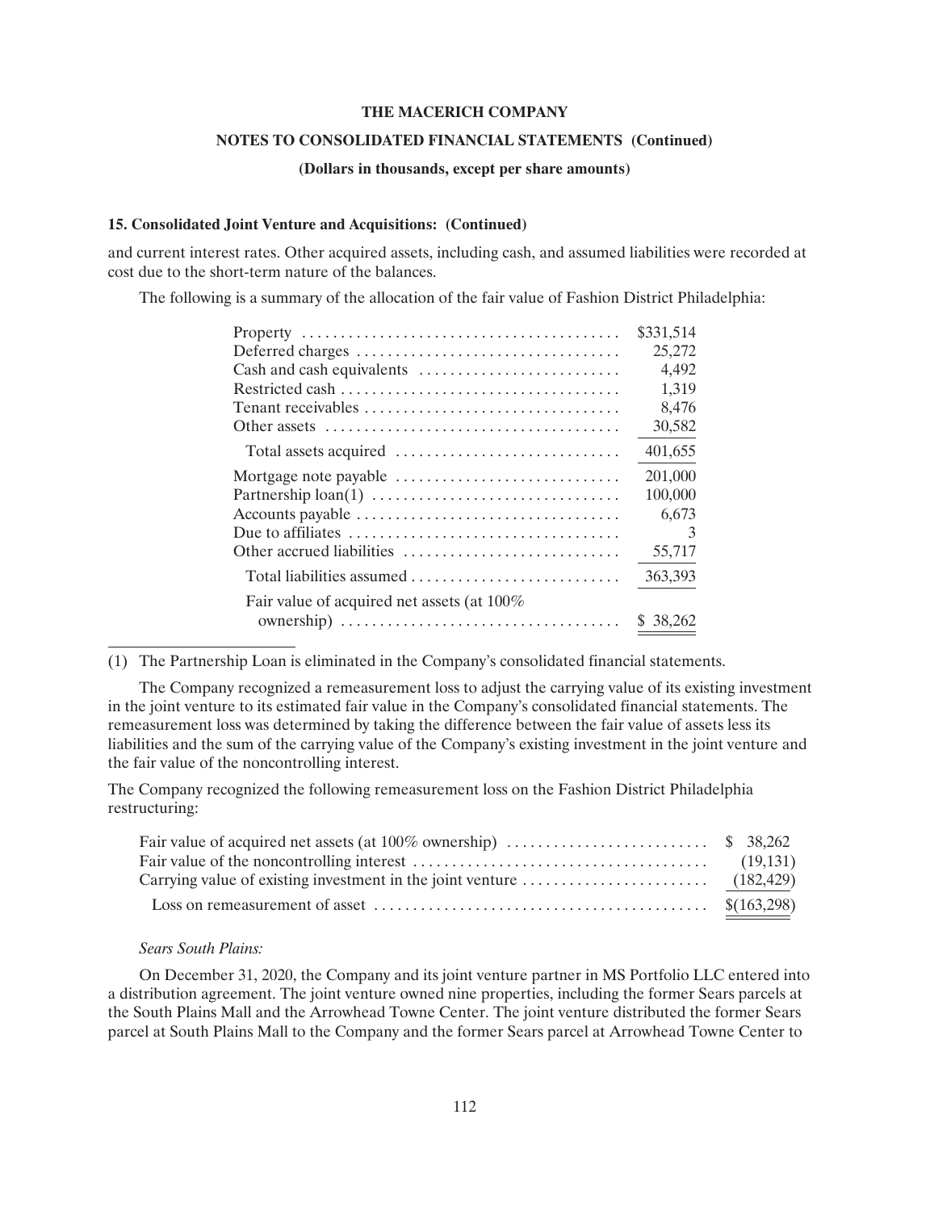### 15. Consolidated Joint Venture and Acquisitions: (Continued)

and current interest rates. Other acquired assets, including cash, and assumed liabilities were recorded at cost due to the short-term nature of the balances.

The following is a summary of the allocation of the fair value of Fashion District Philadelphia:

| | |
|---|---|
| Property | $331,514 |
| Deferred charges | 25,272 |
| Cash and cash equivalents | 4,492 |
| Restricted cash | 1,319 |
| Tenant receivables | 8,476 |
| Other assets | 30,582 |
| Total assets acquired | 401,655 |
| Mortgage note payable | 201,000 |
| Partnership loan(1) | 100,000 |
| Accounts payable | 6,673 |
| Due to affiliates | 3 |
| Other accrued liabilities | 55,717 |
| Total liabilities assumed | 363,393 |
| Fair value of acquired net assets (at 100% ownership) | $ 38,262 |

(1) The Partnership Loan is eliminated in the Company's consolidated financial statements.

The Company recognized a remeasurement loss to adjust the carrying value of its existing investment in the joint venture to its estimated fair value in the Company's consolidated financial statements. The remeasurement loss was determined by taking the difference between the fair value of assets less its liabilities and the sum of the carrying value of the Company's existing investment in the joint venture and the fair value of the noncontrolling interest.

The Company recognized the following remeasurement loss on the Fashion District Philadelphia restructuring:

| | |
|---|---|
| Fair value of acquired net assets (at 100% ownership) | $ 38,262 |
| Fair value of the noncontrolling interest | (19,131) |
| Carrying value of existing investment in the joint venture | (182,429) |
| Loss on remeasurement of asset | $(163,298) |

*Sears South Plains:*

On December 31, 2020, the Company and its joint venture partner in MS Portfolio LLC entered into a distribution agreement. The joint venture owned nine properties, including the former Sears parcels at the South Plains Mall and the Arrowhead Towne Center. The joint venture distributed the former Sears parcel at South Plains Mall to the Company and the former Sears parcel at Arrowhead Towne Center to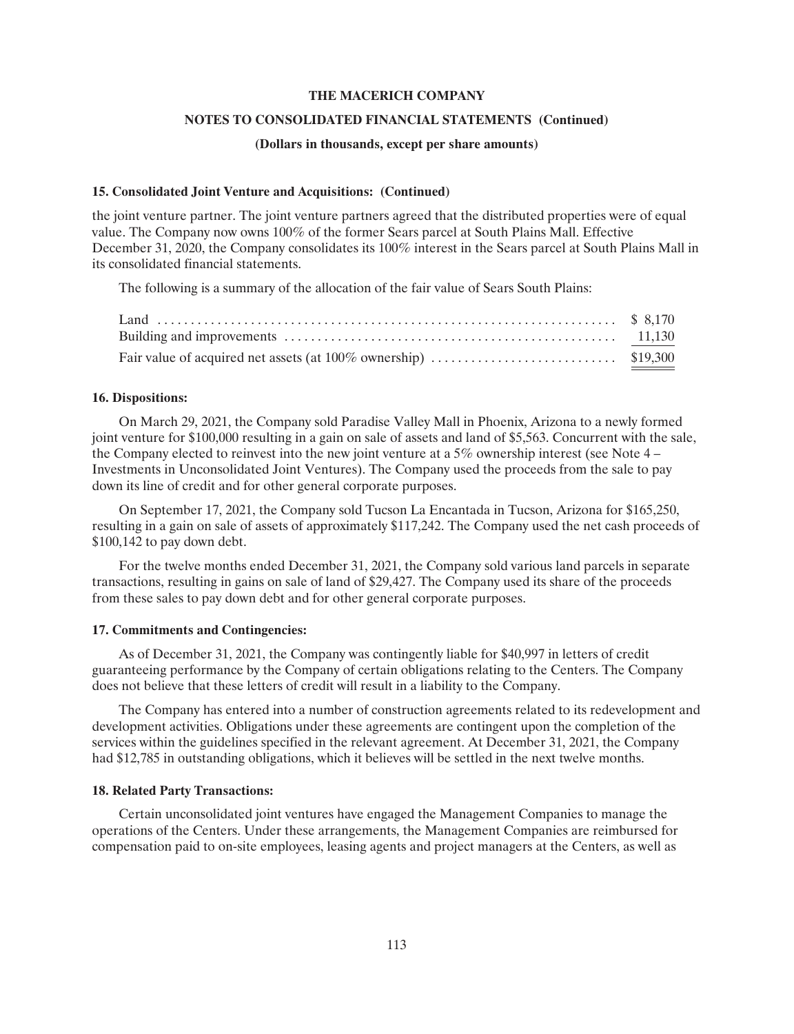**15. Consolidated Joint Venture and Acquisitions: (Continued)**

the joint venture partner. The joint venture partners agreed that the distributed properties were of equal value. The Company now owns 100% of the former Sears parcel at South Plains Mall. Effective December 31, 2020, the Company consolidates its 100% interest in the Sears parcel at South Plains Mall in its consolidated financial statements.

The following is a summary of the allocation of the fair value of Sears South Plains:

| | |
|---|---|
| Land | $ 8,170 |
| Building and improvements | 11,130 |
| Fair value of acquired net assets (at 100% ownership) | $19,300 |

**16. Dispositions:**

On March 29, 2021, the Company sold Paradise Valley Mall in Phoenix, Arizona to a newly formed joint venture for $100,000 resulting in a gain on sale of assets and land of $5,563. Concurrent with the sale, the Company elected to reinvest into the new joint venture at a 5% ownership interest (see Note 4 – Investments in Unconsolidated Joint Ventures). The Company used the proceeds from the sale to pay down its line of credit and for other general corporate purposes.

On September 17, 2021, the Company sold Tucson La Encantada in Tucson, Arizona for $165,250, resulting in a gain on sale of assets of approximately $117,242. The Company used the net cash proceeds of $100,142 to pay down debt.

For the twelve months ended December 31, 2021, the Company sold various land parcels in separate transactions, resulting in gains on sale of land of $29,427. The Company used its share of the proceeds from these sales to pay down debt and for other general corporate purposes.

**17. Commitments and Contingencies:**

As of December 31, 2021, the Company was contingently liable for $40,997 in letters of credit guaranteeing performance by the Company of certain obligations relating to the Centers. The Company does not believe that these letters of credit will result in a liability to the Company.

The Company has entered into a number of construction agreements related to its redevelopment and development activities. Obligations under these agreements are contingent upon the completion of the services within the guidelines specified in the relevant agreement. At December 31, 2021, the Company had $12,785 in outstanding obligations, which it believes will be settled in the next twelve months.

**18. Related Party Transactions:**

Certain unconsolidated joint ventures have engaged the Management Companies to manage the operations of the Centers. Under these arrangements, the Management Companies are reimbursed for compensation paid to on-site employees, leasing agents and project managers at the Centers, as well as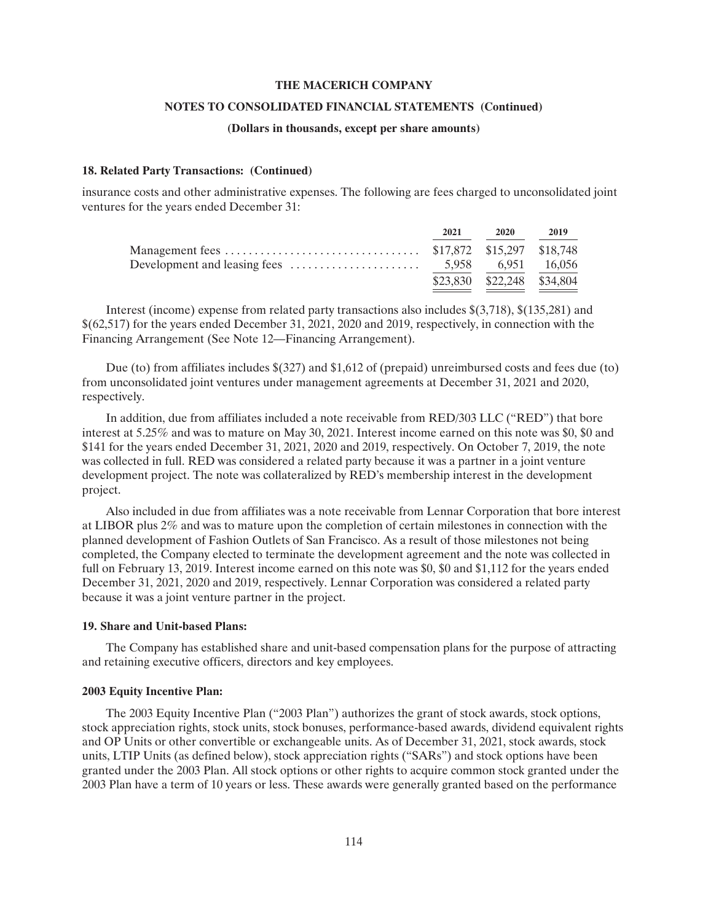**18. Related Party Transactions: (Continued)**

insurance costs and other administrative expenses. The following are fees charged to unconsolidated joint ventures for the years ended December 31:

| | 2021 | 2020 | 2019 |
|---|---|---|---|
| Management fees | $17,872 | $15,297 | $18,748 |
| Development and leasing fees | 5,958 | 6,951 | 16,056 |
| | $23,830 | $22,248 | $34,804 |

Interest (income) expense from related party transactions also includes $(3,718), $(135,281) and $(62,517) for the years ended December 31, 2021, 2020 and 2019, respectively, in connection with the Financing Arrangement (See Note 12—Financing Arrangement).

Due (to) from affiliates includes $(327) and $1,612 of (prepaid) unreimbursed costs and fees due (to) from unconsolidated joint ventures under management agreements at December 31, 2021 and 2020, respectively.

In addition, due from affiliates included a note receivable from RED/303 LLC ("RED") that bore interest at 5.25% and was to mature on May 30, 2021. Interest income earned on this note was $0, $0 and $141 for the years ended December 31, 2021, 2020 and 2019, respectively. On October 7, 2019, the note was collected in full. RED was considered a related party because it was a partner in a joint venture development project. The note was collateralized by RED's membership interest in the development project.

Also included in due from affiliates was a note receivable from Lennar Corporation that bore interest at LIBOR plus 2% and was to mature upon the completion of certain milestones in connection with the planned development of Fashion Outlets of San Francisco. As a result of those milestones not being completed, the Company elected to terminate the development agreement and the note was collected in full on February 13, 2019. Interest income earned on this note was $0, $0 and $1,112 for the years ended December 31, 2021, 2020 and 2019, respectively. Lennar Corporation was considered a related party because it was a joint venture partner in the project.

**19. Share and Unit-based Plans:**

The Company has established share and unit-based compensation plans for the purpose of attracting and retaining executive officers, directors and key employees.

**2003 Equity Incentive Plan:**

The 2003 Equity Incentive Plan ("2003 Plan") authorizes the grant of stock awards, stock options, stock appreciation rights, stock units, stock bonuses, performance-based awards, dividend equivalent rights and OP Units or other convertible or exchangeable units. As of December 31, 2021, stock awards, stock units, LTIP Units (as defined below), stock appreciation rights ("SARs") and stock options have been granted under the 2003 Plan. All stock options or other rights to acquire common stock granted under the 2003 Plan have a term of 10 years or less. These awards were generally granted based on the performance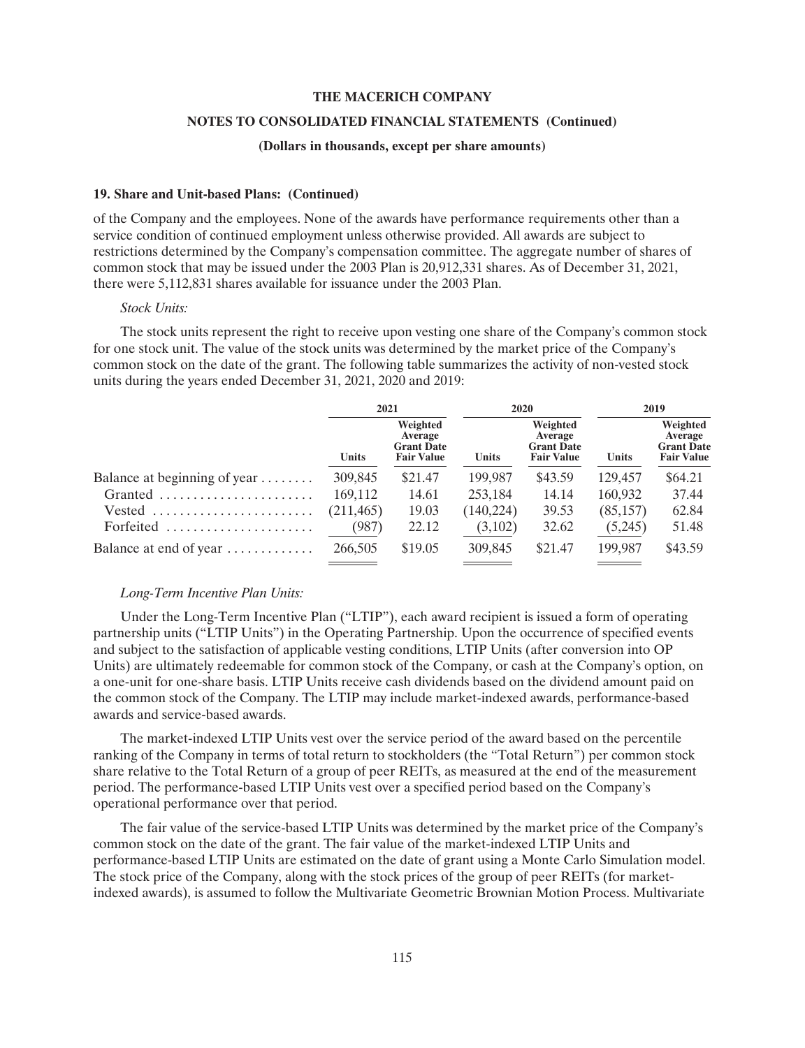**19. Share and Unit-based Plans: (Continued)**

of the Company and the employees. None of the awards have performance requirements other than a service condition of continued employment unless otherwise provided. All awards are subject to restrictions determined by the Company's compensation committee. The aggregate number of shares of common stock that may be issued under the 2003 Plan is 20,912,331 shares. As of December 31, 2021, there were 5,112,831 shares available for issuance under the 2003 Plan.

*Stock Units:*

The stock units represent the right to receive upon vesting one share of the Company's common stock for one stock unit. The value of the stock units was determined by the market price of the Company's common stock on the date of the grant. The following table summarizes the activity of non-vested stock units during the years ended December 31, 2021, 2020 and 2019:

| | 2021 | | 2020 | | 2019 | |
|---|---|---|---|---|---|---|
| | Units | Weighted Average Grant Date Fair Value | Units | Weighted Average Grant Date Fair Value | Units | Weighted Average Grant Date Fair Value |
| Balance at beginning of year | 309,845 | $21.47 | 199,987 | $43.59 | 129,457 | $64.21 |
| Granted | 169,112 | 14.61 | 253,184 | 14.14 | 160,932 | 37.44 |
| Vested | (211,465) | 19.03 | (140,224) | 39.53 | (85,157) | 62.84 |
| Forfeited | (987) | 22.12 | (3,102) | 32.62 | (5,245) | 51.48 |
| Balance at end of year | 266,505 | $19.05 | 309,845 | $21.47 | 199,987 | $43.59 |

*Long-Term Incentive Plan Units:*

Under the Long-Term Incentive Plan ("LTIP"), each award recipient is issued a form of operating partnership units ("LTIP Units") in the Operating Partnership. Upon the occurrence of specified events and subject to the satisfaction of applicable vesting conditions, LTIP Units (after conversion into OP Units) are ultimately redeemable for common stock of the Company, or cash at the Company's option, on a one-unit for one-share basis. LTIP Units receive cash dividends based on the dividend amount paid on the common stock of the Company. The LTIP may include market-indexed awards, performance-based awards and service-based awards.

The market-indexed LTIP Units vest over the service period of the award based on the percentile ranking of the Company in terms of total return to stockholders (the "Total Return") per common stock share relative to the Total Return of a group of peer REITs, as measured at the end of the measurement period. The performance-based LTIP Units vest over a specified period based on the Company's operational performance over that period.

The fair value of the service-based LTIP Units was determined by the market price of the Company's common stock on the date of the grant. The fair value of the market-indexed LTIP Units and performance-based LTIP Units are estimated on the date of grant using a Monte Carlo Simulation model. The stock price of the Company, along with the stock prices of the group of peer REITs (for market-indexed awards), is assumed to follow the Multivariate Geometric Brownian Motion Process. Multivariate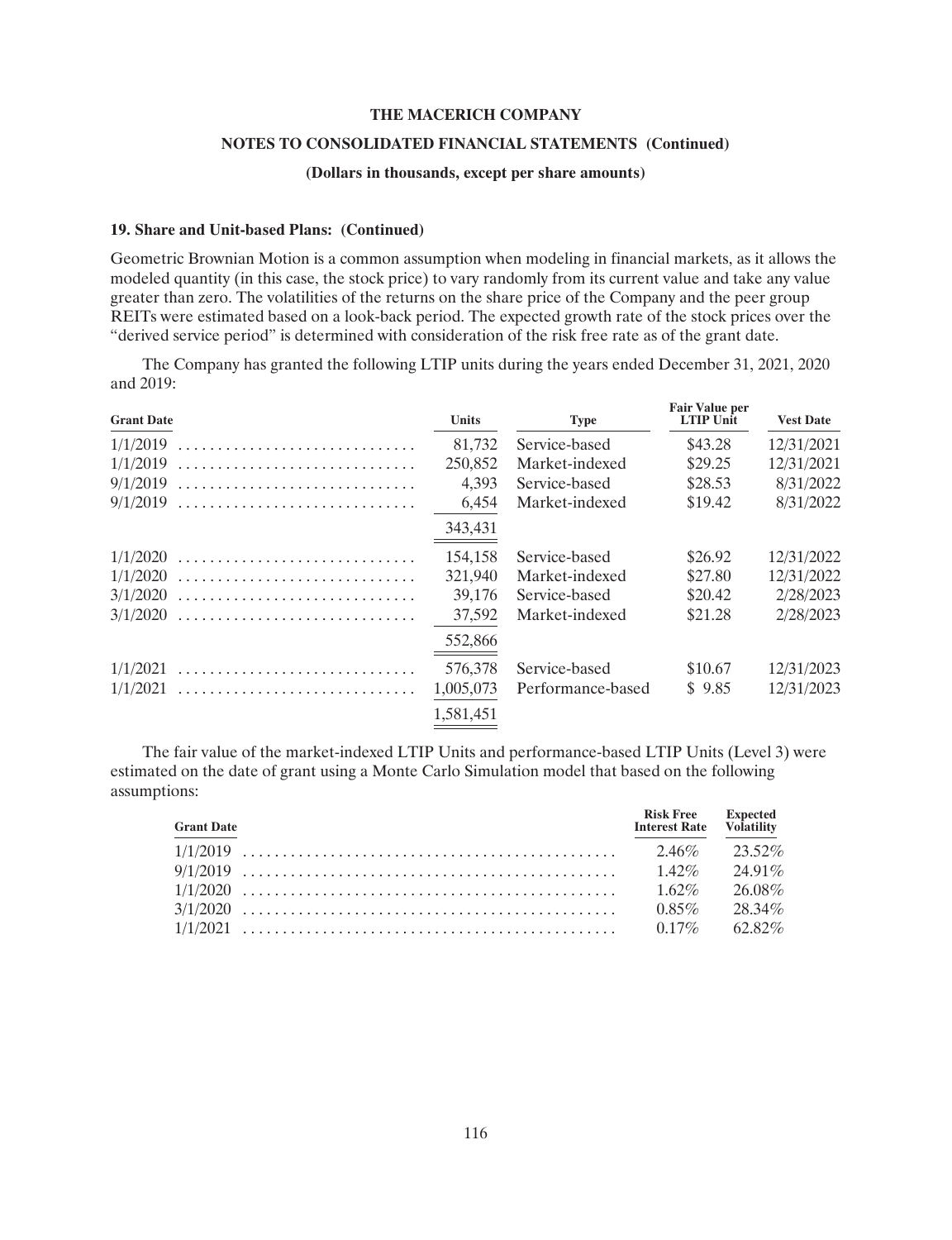THE MACERICH COMPANY

NOTES TO CONSOLIDATED FINANCIAL STATEMENTS (Continued)

(Dollars in thousands, except per share amounts)

### 19. Share and Unit-based Plans: (Continued)

Geometric Brownian Motion is a common assumption when modeling in financial markets, as it allows the modeled quantity (in this case, the stock price) to vary randomly from its current value and take any value greater than zero. The volatilities of the returns on the share price of the Company and the peer group REITs were estimated based on a look-back period. The expected growth rate of the stock prices over the "derived service period" is determined with consideration of the risk free rate as of the grant date.

The Company has granted the following LTIP units during the years ended December 31, 2021, 2020 and 2019:

| Grant Date | Units | Type | Fair Value per LTIP Unit | Vest Date |
|---|---|---|---|---|
| 1/1/2019 | 81,732 | Service-based | $43.28 | 12/31/2021 |
| 1/1/2019 | 250,852 | Market-indexed | $29.25 | 12/31/2021 |
| 9/1/2019 | 4,393 | Service-based | $28.53 | 8/31/2022 |
| 9/1/2019 | 6,454 | Market-indexed | $19.42 | 8/31/2022 |
| | 343,431 | | | |
| 1/1/2020 | 154,158 | Service-based | $26.92 | 12/31/2022 |
| 1/1/2020 | 321,940 | Market-indexed | $27.80 | 12/31/2022 |
| 3/1/2020 | 39,176 | Service-based | $20.42 | 2/28/2023 |
| 3/1/2020 | 37,592 | Market-indexed | $21.28 | 2/28/2023 |
| | 552,866 | | | |
| 1/1/2021 | 576,378 | Service-based | $10.67 | 12/31/2023 |
| 1/1/2021 | 1,005,073 | Performance-based | $ 9.85 | 12/31/2023 |
| | 1,581,451 | | | |

The fair value of the market-indexed LTIP Units and performance-based LTIP Units (Level 3) were estimated on the date of grant using a Monte Carlo Simulation model that based on the following assumptions:

| Grant Date | Risk Free Interest Rate | Expected Volatility |
|---|---|---|
| 1/1/2019 | 2.46% | 23.52% |
| 9/1/2019 | 1.42% | 24.91% |
| 1/1/2020 | 1.62% | 26.08% |
| 3/1/2020 | 0.85% | 28.34% |
| 1/1/2021 | 0.17% | 62.82% |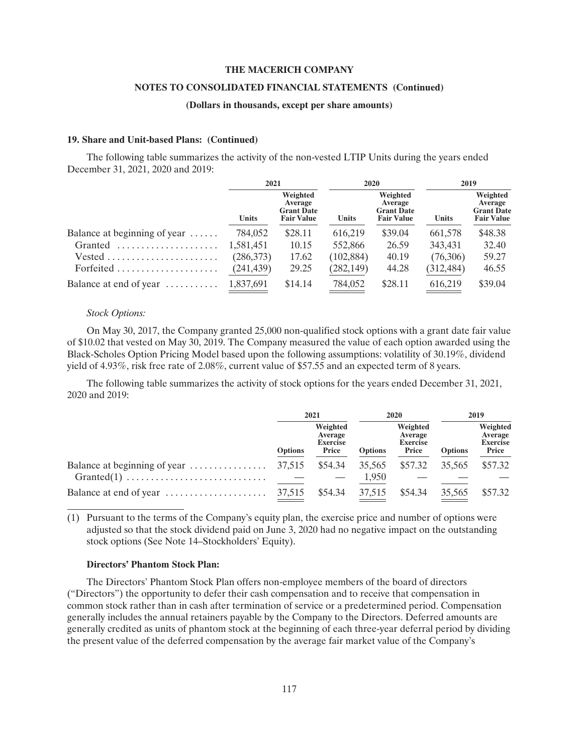## 19. Share and Unit-based Plans: (Continued)

The following table summarizes the activity of the non-vested LTIP Units during the years ended December 31, 2021, 2020 and 2019:

| | 2021 | | 2020 | | 2019 | |
|---|---|---|---|---|---|---|
| | Units | Weighted Average Grant Date Fair Value | Units | Weighted Average Grant Date Fair Value | Units | Weighted Average Grant Date Fair Value |
| Balance at beginning of year | 784,052 | $28.11 | 616,219 | $39.04 | 661,578 | $48.38 |
| Granted | 1,581,451 | 10.15 | 552,866 | 26.59 | 343,431 | 32.40 |
| Vested | (286,373) | 17.62 | (102,884) | 40.19 | (76,306) | 59.27 |
| Forfeited | (241,439) | 29.25 | (282,149) | 44.28 | (312,484) | 46.55 |
| Balance at end of year | 1,837,691 | $14.14 | 784,052 | $28.11 | 616,219 | $39.04 |

*Stock Options:*

On May 30, 2017, the Company granted 25,000 non-qualified stock options with a grant date fair value of $10.02 that vested on May 30, 2019. The Company measured the value of each option awarded using the Black-Scholes Option Pricing Model based upon the following assumptions: volatility of 30.19%, dividend yield of 4.93%, risk free rate of 2.08%, current value of $57.55 and an expected term of 8 years.

The following table summarizes the activity of stock options for the years ended December 31, 2021, 2020 and 2019:

| | 2021 | | 2020 | | 2019 | |
|---|---|---|---|---|---|---|
| | Options | Weighted Average Exercise Price | Options | Weighted Average Exercise Price | Options | Weighted Average Exercise Price |
| Balance at beginning of year | 37,515 | $54.34 | 35,565 | $57.32 | 35,565 | $57.32 |
| Granted(1) | — | — | 1,950 | — | — | — |
| Balance at end of year | 37,515 | $54.34 | 37,515 | $54.34 | 35,565 | $57.32 |

(1) Pursuant to the terms of the Company's equity plan, the exercise price and number of options were adjusted so that the stock dividend paid on June 3, 2020 had no negative impact on the outstanding stock options (See Note 14–Stockholders' Equity).

**Directors' Phantom Stock Plan:**

The Directors' Phantom Stock Plan offers non-employee members of the board of directors ("Directors") the opportunity to defer their cash compensation and to receive that compensation in common stock rather than in cash after termination of service or a predetermined period. Compensation generally includes the annual retainers payable by the Company to the Directors. Deferred amounts are generally credited as units of phantom stock at the beginning of each three-year deferral period by dividing the present value of the deferred compensation by the average fair market value of the Company's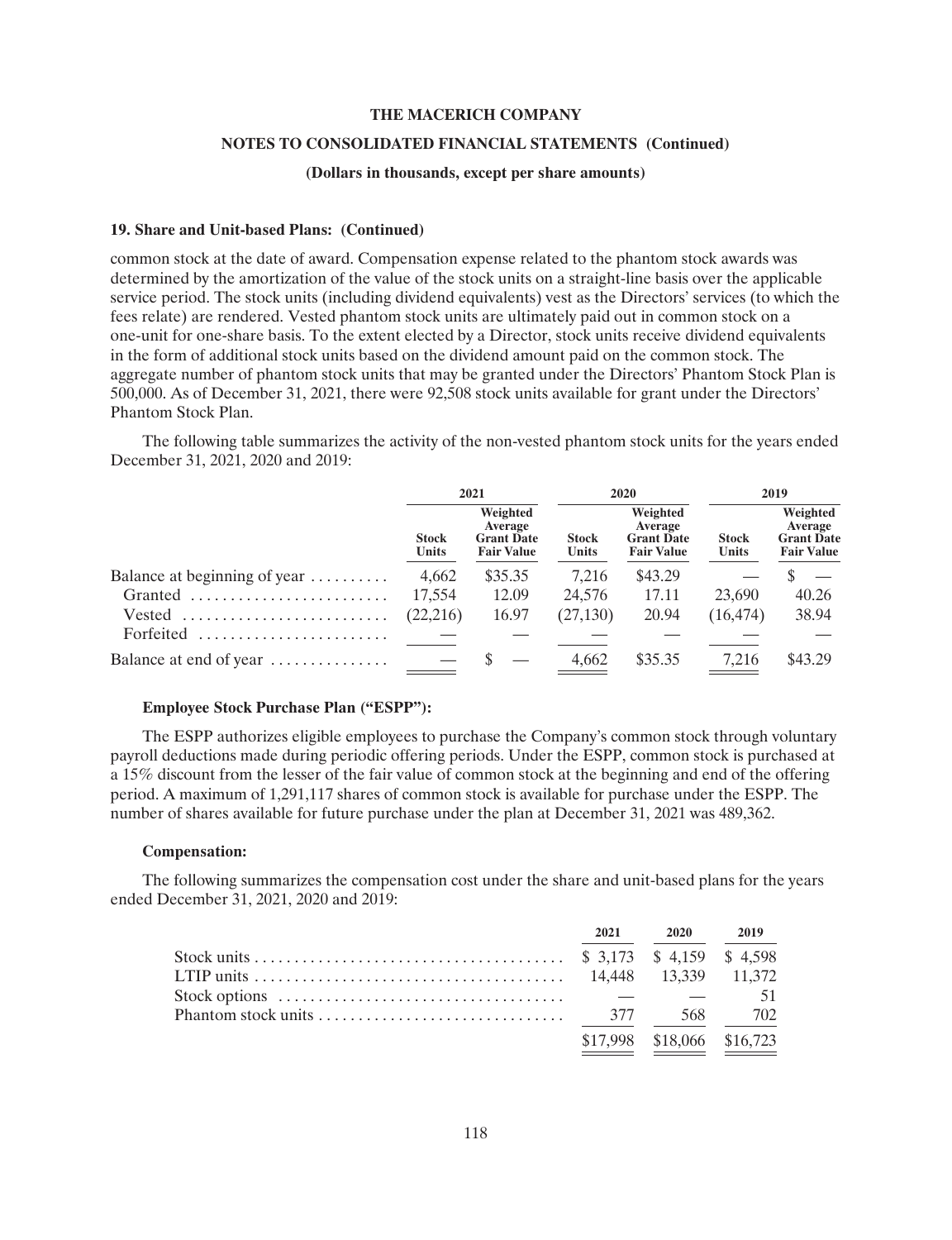#### 19. Share and Unit-based Plans: (Continued)

common stock at the date of award. Compensation expense related to the phantom stock awards was determined by the amortization of the value of the stock units on a straight-line basis over the applicable service period. The stock units (including dividend equivalents) vest as the Directors' services (to which the fees relate) are rendered. Vested phantom stock units are ultimately paid out in common stock on a one-unit for one-share basis. To the extent elected by a Director, stock units receive dividend equivalents in the form of additional stock units based on the dividend amount paid on the common stock. The aggregate number of phantom stock units that may be granted under the Directors' Phantom Stock Plan is 500,000. As of December 31, 2021, there were 92,508 stock units available for grant under the Directors' Phantom Stock Plan.

The following table summarizes the activity of the non-vested phantom stock units for the years ended December 31, 2021, 2020 and 2019:

| | 2021 | | 2020 | | 2019 | |
|---|---|---|---|---|---|---|
| | Stock Units | Weighted Average Grant Date Fair Value | Stock Units | Weighted Average Grant Date Fair Value | Stock Units | Weighted Average Grant Date Fair Value |
| Balance at beginning of year | 4,662 | $35.35 | 7,216 | $43.29 | — | $ — |
| Granted | 17,554 | 12.09 | 24,576 | 17.11 | 23,690 | 40.26 |
| Vested | (22,216) | 16.97 | (27,130) | 20.94 | (16,474) | 38.94 |
| Forfeited | — | — | — | — | — | — |
| Balance at end of year | — | $ — | 4,662 | $35.35 | 7,216 | $43.29 |

#### Employee Stock Purchase Plan ("ESPP"):

The ESPP authorizes eligible employees to purchase the Company's common stock through voluntary payroll deductions made during periodic offering periods. Under the ESPP, common stock is purchased at a 15% discount from the lesser of the fair value of common stock at the beginning and end of the offering period. A maximum of 1,291,117 shares of common stock is available for purchase under the ESPP. The number of shares available for future purchase under the plan at December 31, 2021 was 489,362.

#### Compensation:

The following summarizes the compensation cost under the share and unit-based plans for the years ended December 31, 2021, 2020 and 2019:

| | 2021 | 2020 | 2019 |
|---|---|---|---|
| Stock units | $ 3,173 | $ 4,159 | $ 4,598 |
| LTIP units | 14,448 | 13,339 | 11,372 |
| Stock options | — | — | 51 |
| Phantom stock units | 377 | 568 | 702 |
| | $17,998 | $18,066 | $16,723 |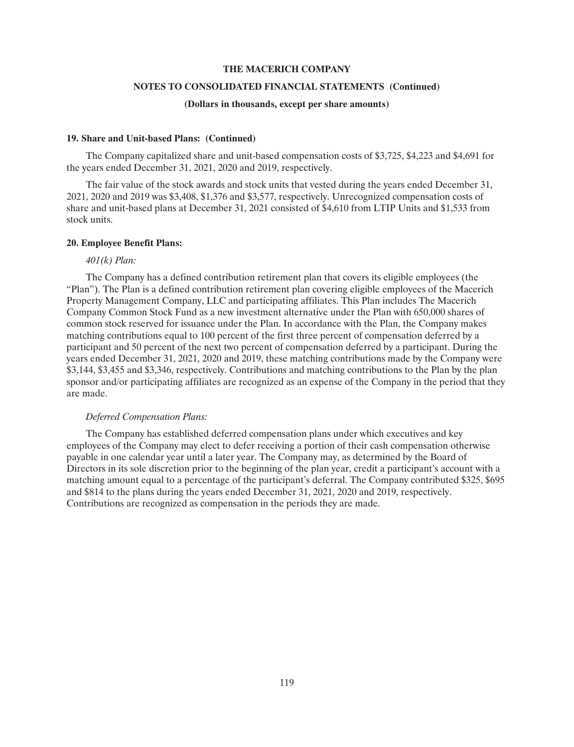**19. Share and Unit-based Plans: (Continued)**

The Company capitalized share and unit-based compensation costs of $3,725, $4,223 and $4,691 for the years ended December 31, 2021, 2020 and 2019, respectively.

The fair value of the stock awards and stock units that vested during the years ended December 31, 2021, 2020 and 2019 was $3,408, $1,376 and $3,577, respectively. Unrecognized compensation costs of share and unit-based plans at December 31, 2021 consisted of $4,610 from LTIP Units and $1,533 from stock units.

**20. Employee Benefit Plans:**

*401(k) Plan:*

The Company has a defined contribution retirement plan that covers its eligible employees (the "Plan"). The Plan is a defined contribution retirement plan covering eligible employees of the Macerich Property Management Company, LLC and participating affiliates. This Plan includes The Macerich Company Common Stock Fund as a new investment alternative under the Plan with 650,000 shares of common stock reserved for issuance under the Plan. In accordance with the Plan, the Company makes matching contributions equal to 100 percent of the first three percent of compensation deferred by a participant and 50 percent of the next two percent of compensation deferred by a participant. During the years ended December 31, 2021, 2020 and 2019, these matching contributions made by the Company were $3,144, $3,455 and $3,346, respectively. Contributions and matching contributions to the Plan by the plan sponsor and/or participating affiliates are recognized as an expense of the Company in the period that they are made.

*Deferred Compensation Plans:*

The Company has established deferred compensation plans under which executives and key employees of the Company may elect to defer receiving a portion of their cash compensation otherwise payable in one calendar year until a later year. The Company may, as determined by the Board of Directors in its sole discretion prior to the beginning of the plan year, credit a participant's account with a matching amount equal to a percentage of the participant's deferral. The Company contributed $325, $695 and $814 to the plans during the years ended December 31, 2021, 2020 and 2019, respectively. Contributions are recognized as compensation in the periods they are made.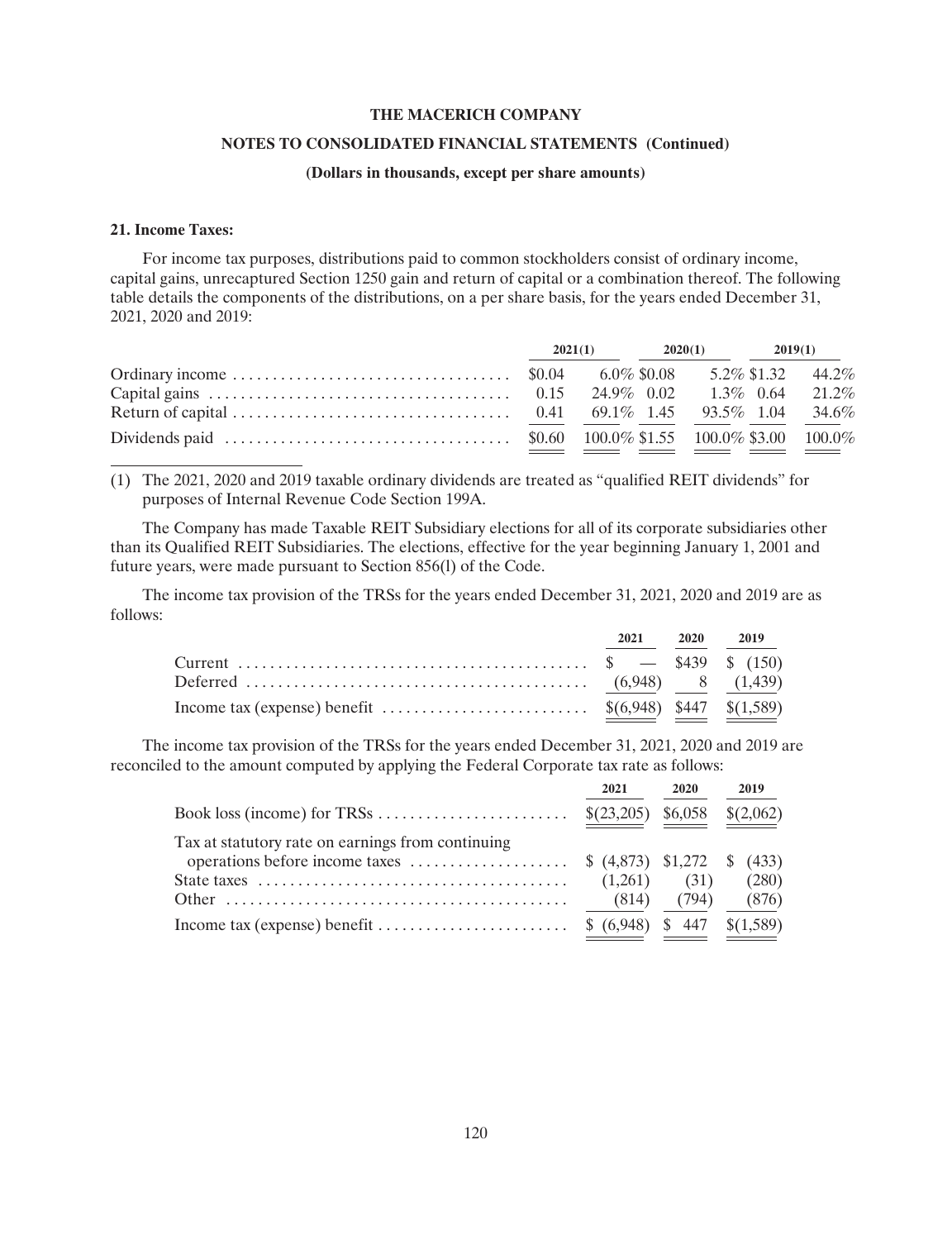THE MACERICH COMPANY

NOTES TO CONSOLIDATED FINANCIAL STATEMENTS (Continued)

(Dollars in thousands, except per share amounts)

### 21. Income Taxes:

For income tax purposes, distributions paid to common stockholders consist of ordinary income, capital gains, unrecaptured Section 1250 gain and return of capital or a combination thereof. The following table details the components of the distributions, on a per share basis, for the years ended December 31, 2021, 2020 and 2019:

| | 2021(1) | | 2020(1) | | 2019(1) | |
|---|---|---|---|---|---|---|
| Ordinary income | $0.04 | 6.0% | $0.08 | 5.2% | $1.32 | 44.2% |
| Capital gains | 0.15 | 24.9% | 0.02 | 1.3% | 0.64 | 21.2% |
| Return of capital | 0.41 | 69.1% | 1.45 | 93.5% | 1.04 | 34.6% |
| Dividends paid | $0.60 | 100.0% | $1.55 | 100.0% | $3.00 | 100.0% |

(1) The 2021, 2020 and 2019 taxable ordinary dividends are treated as "qualified REIT dividends" for purposes of Internal Revenue Code Section 199A.

The Company has made Taxable REIT Subsidiary elections for all of its corporate subsidiaries other than its Qualified REIT Subsidiaries. The elections, effective for the year beginning January 1, 2001 and future years, were made pursuant to Section 856(l) of the Code.

The income tax provision of the TRSs for the years ended December 31, 2021, 2020 and 2019 are as follows:

| | 2021 | 2020 | 2019 |
|---|---|---|---|
| Current | $ — | $439 | $ (150) |
| Deferred | (6,948) | 8 | (1,439) |
| Income tax (expense) benefit | $(6,948) | $447 | $(1,589) |

The income tax provision of the TRSs for the years ended December 31, 2021, 2020 and 2019 are reconciled to the amount computed by applying the Federal Corporate tax rate as follows:

| | 2021 | 2020 | 2019 |
|---|---|---|---|
| Book loss (income) for TRSs | $(23,205) | $6,058 | $(2,062) |
| Tax at statutory rate on earnings from continuing operations before income taxes | $ (4,873) | $1,272 | $ (433) |
| State taxes | (1,261) | (31) | (280) |
| Other | (814) | (794) | (876) |
| Income tax (expense) benefit | $ (6,948) | $ 447 | $(1,589) |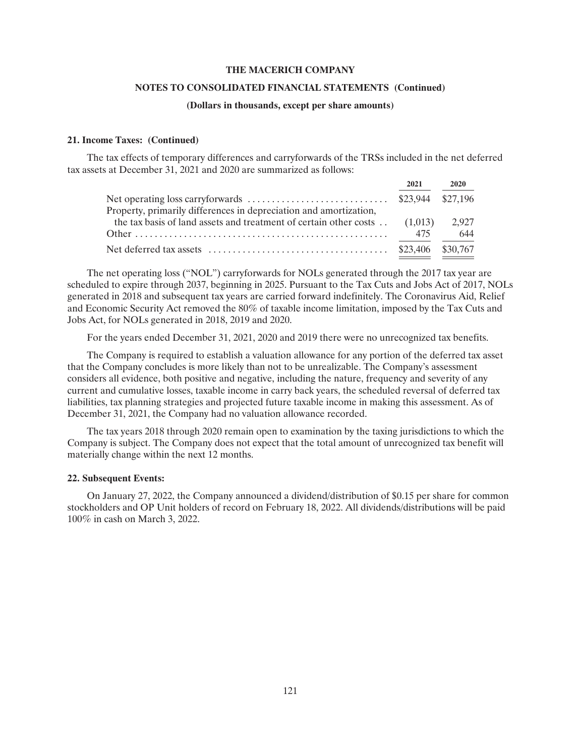**21. Income Taxes: (Continued)**

The tax effects of temporary differences and carryforwards of the TRSs included in the net deferred tax assets at December 31, 2021 and 2020 are summarized as follows:

| | 2021 | 2020 |
|---|---|---|
| Net operating loss carryforwards | $23,944 | $27,196 |
| Property, primarily differences in depreciation and amortization, the tax basis of land assets and treatment of certain other costs | (1,013) | 2,927 |
| Other | 475 | 644 |
| Net deferred tax assets | $23,406 | $30,767 |

The net operating loss ("NOL") carryforwards for NOLs generated through the 2017 tax year are scheduled to expire through 2037, beginning in 2025. Pursuant to the Tax Cuts and Jobs Act of 2017, NOLs generated in 2018 and subsequent tax years are carried forward indefinitely. The Coronavirus Aid, Relief and Economic Security Act removed the 80% of taxable income limitation, imposed by the Tax Cuts and Jobs Act, for NOLs generated in 2018, 2019 and 2020.

For the years ended December 31, 2021, 2020 and 2019 there were no unrecognized tax benefits.

The Company is required to establish a valuation allowance for any portion of the deferred tax asset that the Company concludes is more likely than not to be unrealizable. The Company's assessment considers all evidence, both positive and negative, including the nature, frequency and severity of any current and cumulative losses, taxable income in carry back years, the scheduled reversal of deferred tax liabilities, tax planning strategies and projected future taxable income in making this assessment. As of December 31, 2021, the Company had no valuation allowance recorded.

The tax years 2018 through 2020 remain open to examination by the taxing jurisdictions to which the Company is subject. The Company does not expect that the total amount of unrecognized tax benefit will materially change within the next 12 months.

**22. Subsequent Events:**

On January 27, 2022, the Company announced a dividend/distribution of $0.15 per share for common stockholders and OP Unit holders of record on February 18, 2022. All dividends/distributions will be paid 100% in cash on March 3, 2022.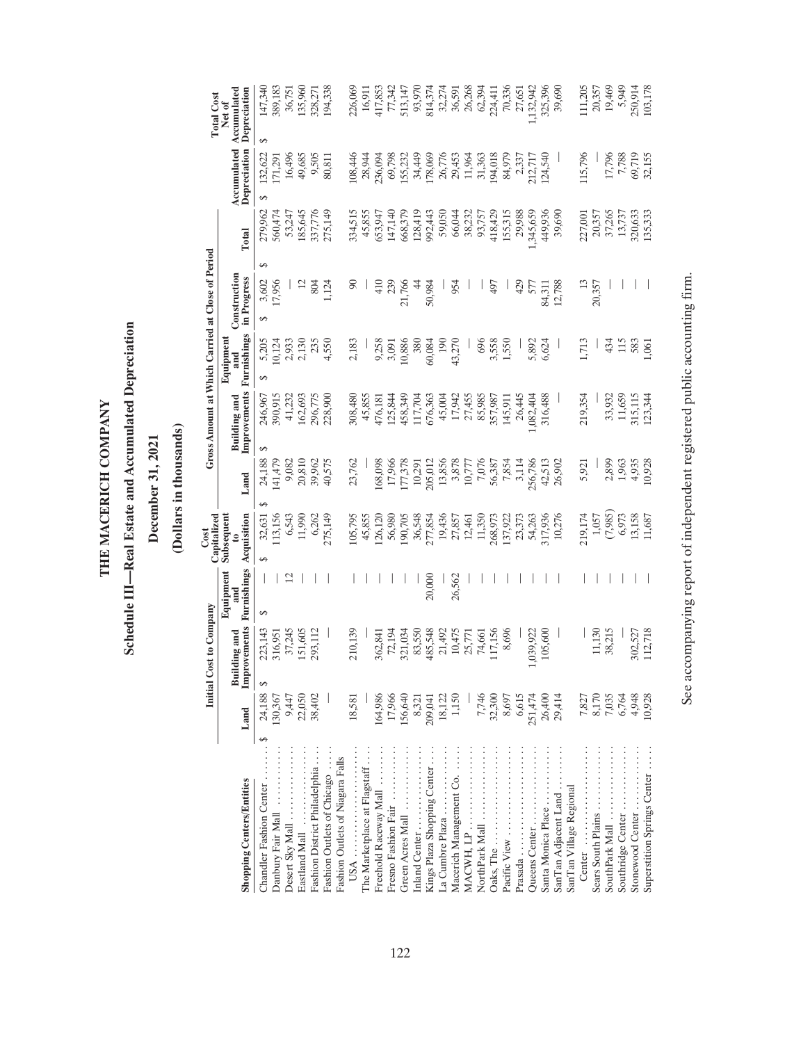# THE MACERICH COMPANY

## Schedule III—Real Estate and Accumulated Depreciation

## December 31, 2021

## (Dollars in thousands)

| Shopping Centers/Entities | Initial Cost to Company | | | Cost Capitalized Subsequent to Acquisition | Gross Amount at Which Carried at Close of Period | | | | | Accumulated Depreciation | Total Cost Net of Accumulated Depreciation |
|---|---|---|---|---|---|---|---|---|---|---|---|
| | Land | Building and Improvements | Equipment and Furnishings | | Land | Building and Improvements | Equipment and Furnishings | Construction in Progress | Total | | |
| Chandler Fashion Center | $ 24,188 | $ 223,143 | $ — | $ 32,631 | $ 24,188 | $ 246,967 | $ 5,205 | $ 3,602 | $ 279,962 | $ 132,622 | $ 147,340 |
| Danbury Fair Mall | 130,367 | 316,951 | — | 113,156 | 141,479 | 390,915 | 10,124 | 17,956 | 560,474 | 171,291 | 389,183 |
| Desert Sky Mall | 9,447 | 37,245 | 12 | 6,543 | 9,082 | 41,232 | 2,933 | — | 53,247 | 16,496 | 36,751 |
| Eastland Mall | 22,050 | 151,605 | — | 11,990 | 20,810 | 162,693 | 2,130 | 12 | 185,645 | 49,685 | 135,960 |
| Fashion District Philadelphia | 38,402 | 293,112 | — | 6,262 | 39,962 | 296,775 | 235 | 804 | 337,776 | 9,505 | 328,271 |
| Fashion Outlets of Chicago | — | — | — | 275,149 | 40,575 | 228,900 | 4,550 | 1,124 | 275,149 | 80,811 | 194,338 |
| Fashion Outlets of Niagara Falls USA | 18,581 | 210,139 | — | 105,795 | 23,762 | 308,480 | 2,183 | 90 | 334,515 | 108,446 | 226,069 |
| The Marketplace at Flagstaff | — | — | — | 45,855 | — | 45,855 | — | — | 45,855 | 28,944 | 16,911 |
| Freehold Raceway Mall | 164,986 | 362,841 | — | 126,120 | 168,098 | 476,181 | 9,258 | 410 | 653,947 | 236,094 | 417,853 |
| Fresno Fashion Fair | 17,966 | 72,194 | — | 56,980 | 17,966 | 125,844 | 3,091 | 239 | 147,140 | 69,798 | 77,342 |
| Green Acres Mall | 156,640 | 321,034 | — | 190,705 | 177,378 | 458,349 | 10,886 | 21,766 | 668,379 | 155,232 | 513,147 |
| Inland Center | 8,321 | 83,550 | — | 36,548 | 10,291 | 117,704 | 380 | 44 | 128,419 | 34,449 | 93,970 |
| Kings Plaza Shopping Center | 209,041 | 485,548 | 20,000 | 277,854 | 205,012 | 676,363 | 60,084 | 50,984 | 992,443 | 178,069 | 814,374 |
| La Cumbre Plaza | 18,122 | 21,492 | — | 19,436 | 13,856 | 45,004 | 190 | — | 59,050 | 26,776 | 32,274 |
| Macerich Management Co. | 1,150 | 10,475 | 26,562 | 27,857 | 3,878 | 17,942 | 43,270 | 954 | 66,044 | 29,453 | 36,591 |
| MACWH, LP | — | 25,771 | — | 12,461 | 10,777 | 27,455 | — | — | 38,232 | 11,964 | 26,268 |
| NorthPark Mall | 7,746 | 74,661 | — | 11,350 | 7,076 | 85,985 | 696 | — | 93,757 | 31,363 | 62,394 |
| Oaks, The | 32,300 | 117,156 | — | 268,973 | 56,387 | 357,987 | 3,558 | 497 | 418,429 | 194,018 | 224,411 |
| Pacific View | 8,697 | 8,696 | — | 137,922 | 7,854 | 145,911 | 1,550 | — | 155,315 | 84,979 | 70,336 |
| Prasada | 6,615 | — | — | 23,373 | 3,114 | 26,445 | — | 429 | 29,988 | 2,337 | 27,651 |
| Queens Center | 251,474 | 1,039,922 | — | 54,263 | 256,786 | 1,082,404 | 5,892 | 577 | 1,345,659 | 212,717 | 1,132,942 |
| Santa Monica Place | 26,400 | 105,600 | — | 317,936 | 42,513 | 316,488 | 6,624 | 84,311 | 449,936 | 124,540 | 325,396 |
| SanTan Adjacent Land | 29,414 | — | — | 10,276 | 26,902 | — | — | 12,788 | 39,690 | — | 39,690 |
| SanTan Village Regional Center | 7,827 | — | — | 219,174 | 5,921 | 219,354 | 1,713 | 13 | 227,001 | 115,796 | 111,205 |
| Sears South Plains | 8,170 | 11,130 | — | 1,057 | — | — | — | 20,357 | 20,357 | — | 20,357 |
| SouthPark Mall | 7,035 | 38,215 | — | (7,985) | 2,899 | 33,932 | 434 | — | 37,265 | 17,796 | 19,469 |
| Southridge Center | 6,764 | — | — | 6,973 | 1,963 | 11,659 | 115 | — | 13,737 | 7,788 | 5,949 |
| Stonewood Center | 4,948 | 302,527 | — | 13,158 | 4,935 | 315,115 | 583 | — | 320,633 | 69,719 | 250,914 |
| Superstition Springs Center | 10,928 | 112,718 | — | 11,687 | 10,928 | 123,344 | 1,061 | — | 135,333 | 32,155 | 103,178 |

See accompanying report of independent registered public accounting firm.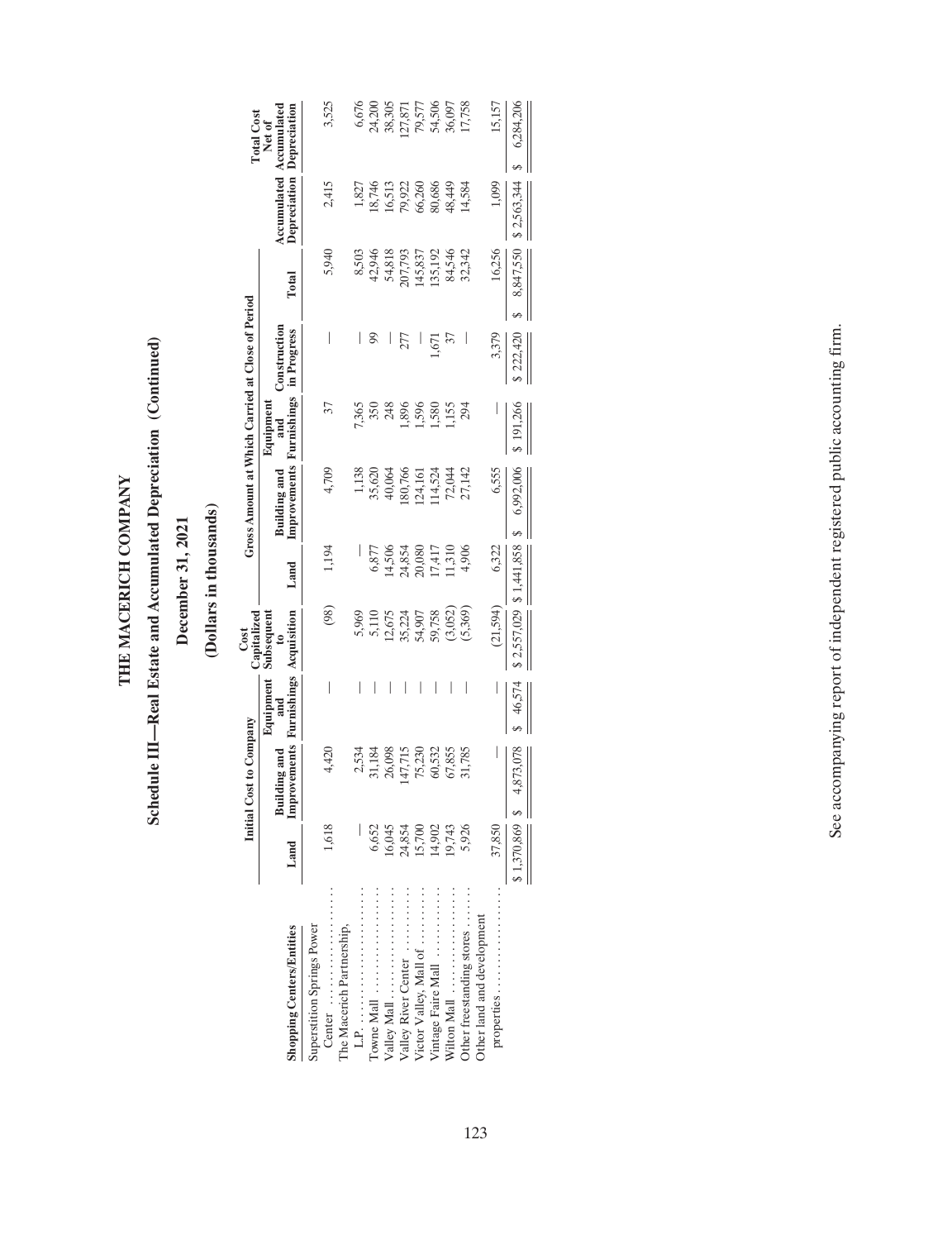# THE MACERICH COMPANY

## Schedule III—Real Estate and Accumulated Depreciation (Continued)

### December 31, 2021

### (Dollars in thousands)

| Shopping Centers/Entities | Initial Cost to Company | | | Cost Capitalized Subsequent to Acquisition | Gross Amount at Which Carried at Close of Period | | | | | Accumulated Depreciation | Total Cost Net of Accumulated Depreciation |
|---|---|---|---|---|---|---|---|---|---|---|---|
| | Land | Building and Improvements | Equipment and Furnishings | | Land | Building and Improvements | Equipment and Furnishings | Construction in Progress | Total | | |
| Superstition Springs Power Center | 1,618 | 4,420 | — | (98) | 1,194 | 4,709 | 37 | — | 5,940 | 2,415 | 3,525 |
| The Macerich Partnership, L.P. | — | 2,534 | — | 5,969 | — | 1,138 | 7,365 | — | 8,503 | 1,827 | 6,676 |
| Towne Mall | 6,652 | 31,184 | — | 5,110 | 6,877 | 35,620 | 350 | 99 | 42,946 | 18,746 | 24,200 |
| Valley Mall | 16,045 | 26,098 | — | 12,675 | 14,506 | 40,064 | 248 | — | 54,818 | 16,513 | 38,305 |
| Valley River Center | 24,854 | 147,715 | — | 35,224 | 24,854 | 180,766 | 1,896 | 277 | 207,793 | 79,922 | 127,871 |
| Victor Valley, Mall of | 15,700 | 75,230 | — | 54,907 | 20,080 | 124,161 | 1,596 | — | 145,837 | 66,260 | 79,577 |
| Vintage Faire Mall | 14,902 | 60,532 | — | 59,758 | 17,417 | 114,524 | 1,580 | 1,671 | 135,192 | 80,686 | 54,506 |
| Wilton Mall | 19,743 | 67,855 | — | (3,052) | 11,310 | 72,044 | 1,155 | 37 | 84,546 | 48,449 | 36,097 |
| Other freestanding stores | 5,926 | 31,785 | — | (5,369) | 4,906 | 27,142 | 294 | — | 32,342 | 14,584 | 17,758 |
| Other land and development properties | 37,850 | — | — | (21,594) | 6,322 | 6,555 | — | 3,379 | 16,256 | 1,099 | 15,157 |
| | $ 1,370,869 | $ 4,873,078 | $ 46,574 | $ 2,557,029 | $ 1,441,858 | $ 6,992,006 | $ 191,266 | $ 222,420 | $ 8,847,550 | $ 2,563,344 | $ 6,284,206 |

See accompanying report of independent registered public accounting firm.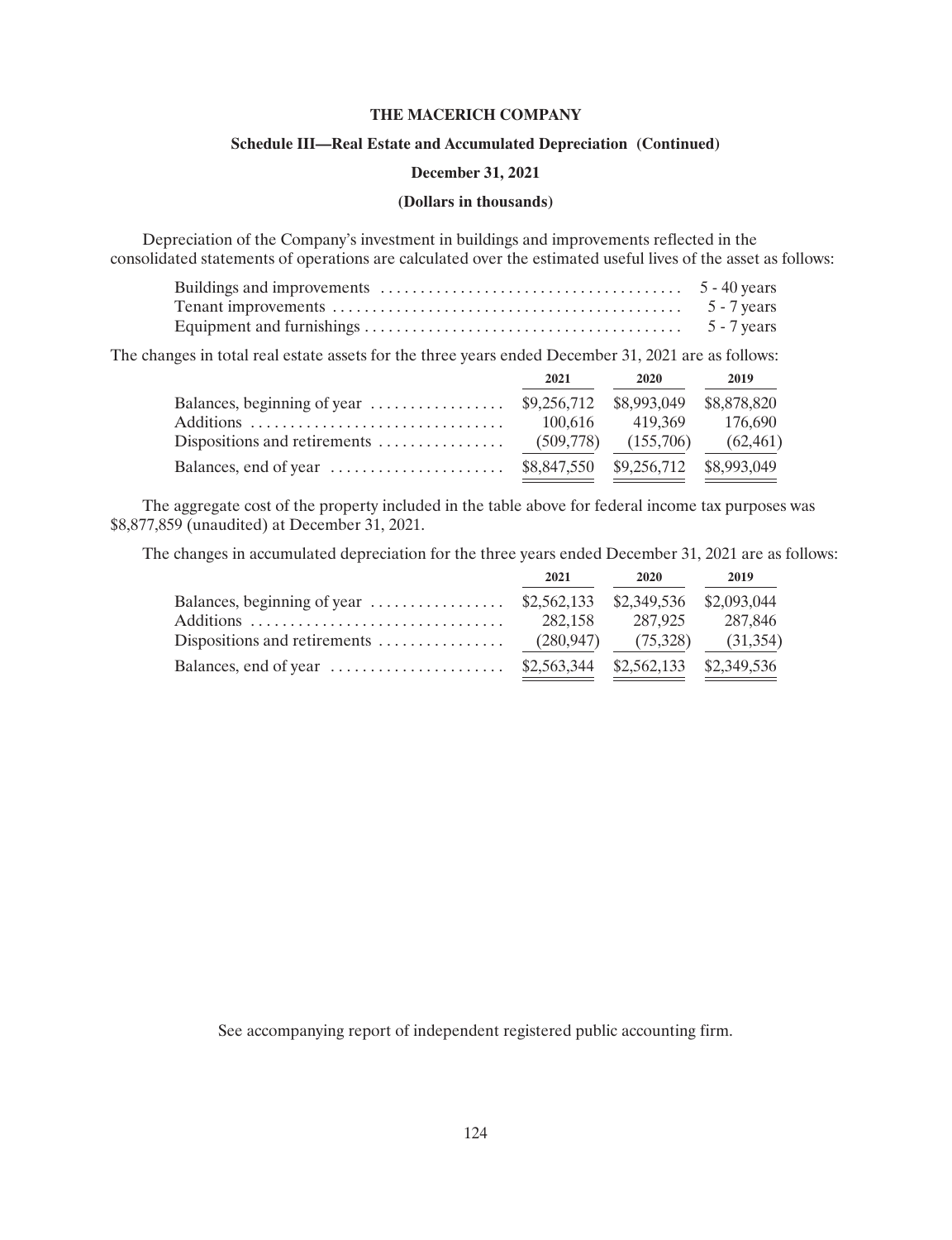**THE MACERICH COMPANY**

**Schedule III—Real Estate and Accumulated Depreciation (Continued)**

**December 31, 2021**

**(Dollars in thousands)**

Depreciation of the Company's investment in buildings and improvements reflected in the consolidated statements of operations are calculated over the estimated useful lives of the asset as follows:

| | |
|---|---|
| Buildings and improvements | 5 - 40 years |
| Tenant improvements | 5 - 7 years |
| Equipment and furnishings | 5 - 7 years |

The changes in total real estate assets for the three years ended December 31, 2021 are as follows:

| | 2021 | 2020 | 2019 |
|---|---|---|---|
| Balances, beginning of year | $9,256,712 | $8,993,049 | $8,878,820 |
| Additions | 100,616 | 419,369 | 176,690 |
| Dispositions and retirements | (509,778) | (155,706) | (62,461) |
| Balances, end of year | $8,847,550 | $9,256,712 | $8,993,049 |

The aggregate cost of the property included in the table above for federal income tax purposes was $8,877,859 (unaudited) at December 31, 2021.

The changes in accumulated depreciation for the three years ended December 31, 2021 are as follows:

| | 2021 | 2020 | 2019 |
|---|---|---|---|
| Balances, beginning of year | $2,562,133 | $2,349,536 | $2,093,044 |
| Additions | 282,158 | 287,925 | 287,846 |
| Dispositions and retirements | (280,947) | (75,328) | (31,354) |
| Balances, end of year | $2,563,344 | $2,562,133 | $2,349,536 |

See accompanying report of independent registered public accounting firm.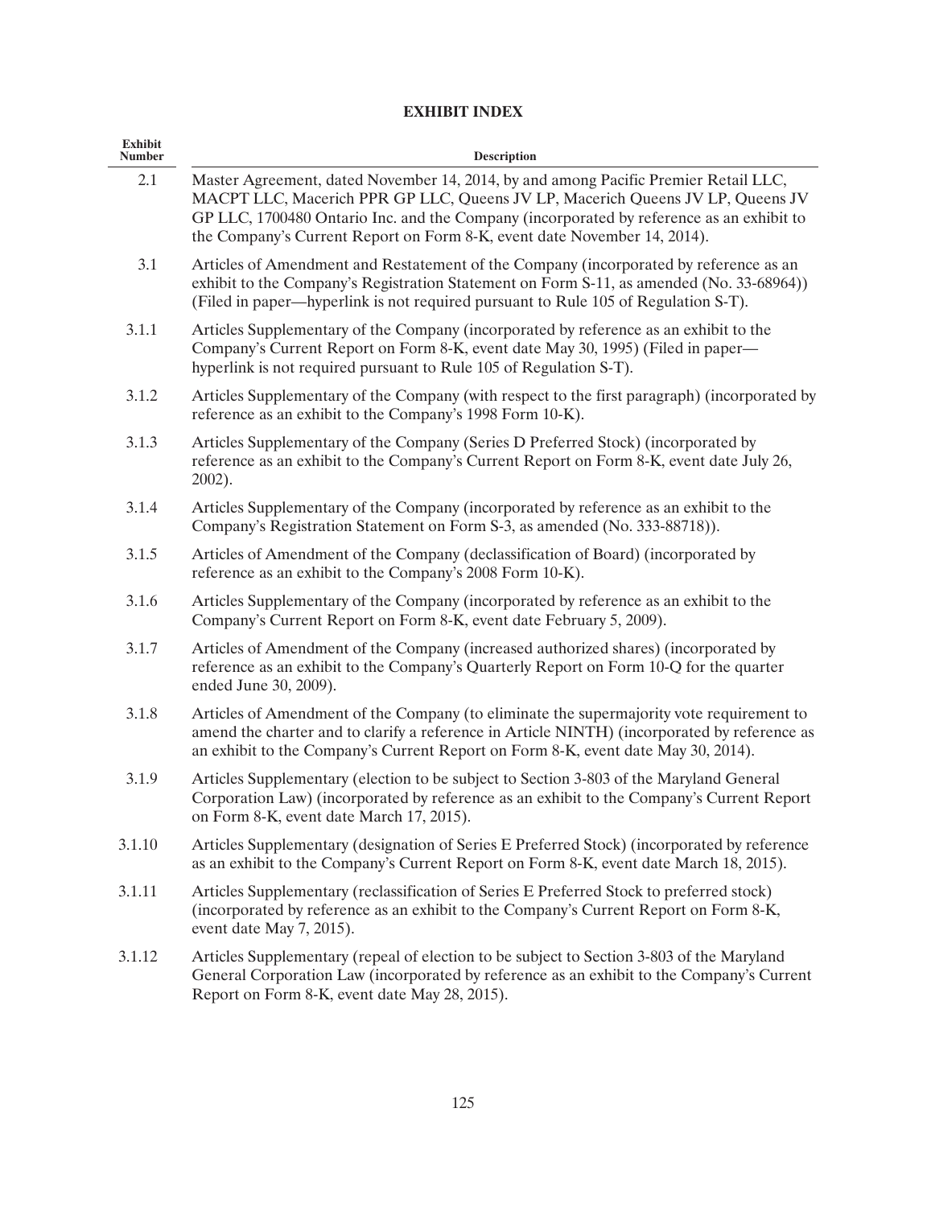## EXHIBIT INDEX

| Exhibit Number | Description |
|---|---|
| 2.1 | Master Agreement, dated November 14, 2014, by and among Pacific Premier Retail LLC, MACPT LLC, Macerich PPR GP LLC, Queens JV LP, Macerich Queens JV LP, Queens JV GP LLC, 1700480 Ontario Inc. and the Company (incorporated by reference as an exhibit to the Company's Current Report on Form 8-K, event date November 14, 2014). |
| 3.1 | Articles of Amendment and Restatement of the Company (incorporated by reference as an exhibit to the Company's Registration Statement on Form S-11, as amended (No. 33-68964)) (Filed in paper—hyperlink is not required pursuant to Rule 105 of Regulation S-T). |
| 3.1.1 | Articles Supplementary of the Company (incorporated by reference as an exhibit to the Company's Current Report on Form 8-K, event date May 30, 1995) (Filed in paper—hyperlink is not required pursuant to Rule 105 of Regulation S-T). |
| 3.1.2 | Articles Supplementary of the Company (with respect to the first paragraph) (incorporated by reference as an exhibit to the Company's 1998 Form 10-K). |
| 3.1.3 | Articles Supplementary of the Company (Series D Preferred Stock) (incorporated by reference as an exhibit to the Company's Current Report on Form 8-K, event date July 26, 2002). |
| 3.1.4 | Articles Supplementary of the Company (incorporated by reference as an exhibit to the Company's Registration Statement on Form S-3, as amended (No. 333-88718)). |
| 3.1.5 | Articles of Amendment of the Company (declassification of Board) (incorporated by reference as an exhibit to the Company's 2008 Form 10-K). |
| 3.1.6 | Articles Supplementary of the Company (incorporated by reference as an exhibit to the Company's Current Report on Form 8-K, event date February 5, 2009). |
| 3.1.7 | Articles of Amendment of the Company (increased authorized shares) (incorporated by reference as an exhibit to the Company's Quarterly Report on Form 10-Q for the quarter ended June 30, 2009). |
| 3.1.8 | Articles of Amendment of the Company (to eliminate the supermajority vote requirement to amend the charter and to clarify a reference in Article NINTH) (incorporated by reference as an exhibit to the Company's Current Report on Form 8-K, event date May 30, 2014). |
| 3.1.9 | Articles Supplementary (election to be subject to Section 3-803 of the Maryland General Corporation Law) (incorporated by reference as an exhibit to the Company's Current Report on Form 8-K, event date March 17, 2015). |
| 3.1.10 | Articles Supplementary (designation of Series E Preferred Stock) (incorporated by reference as an exhibit to the Company's Current Report on Form 8-K, event date March 18, 2015). |
| 3.1.11 | Articles Supplementary (reclassification of Series E Preferred Stock to preferred stock) (incorporated by reference as an exhibit to the Company's Current Report on Form 8-K, event date May 7, 2015). |
| 3.1.12 | Articles Supplementary (repeal of election to be subject to Section 3-803 of the Maryland General Corporation Law (incorporated by reference as an exhibit to the Company's Current Report on Form 8-K, event date May 28, 2015). |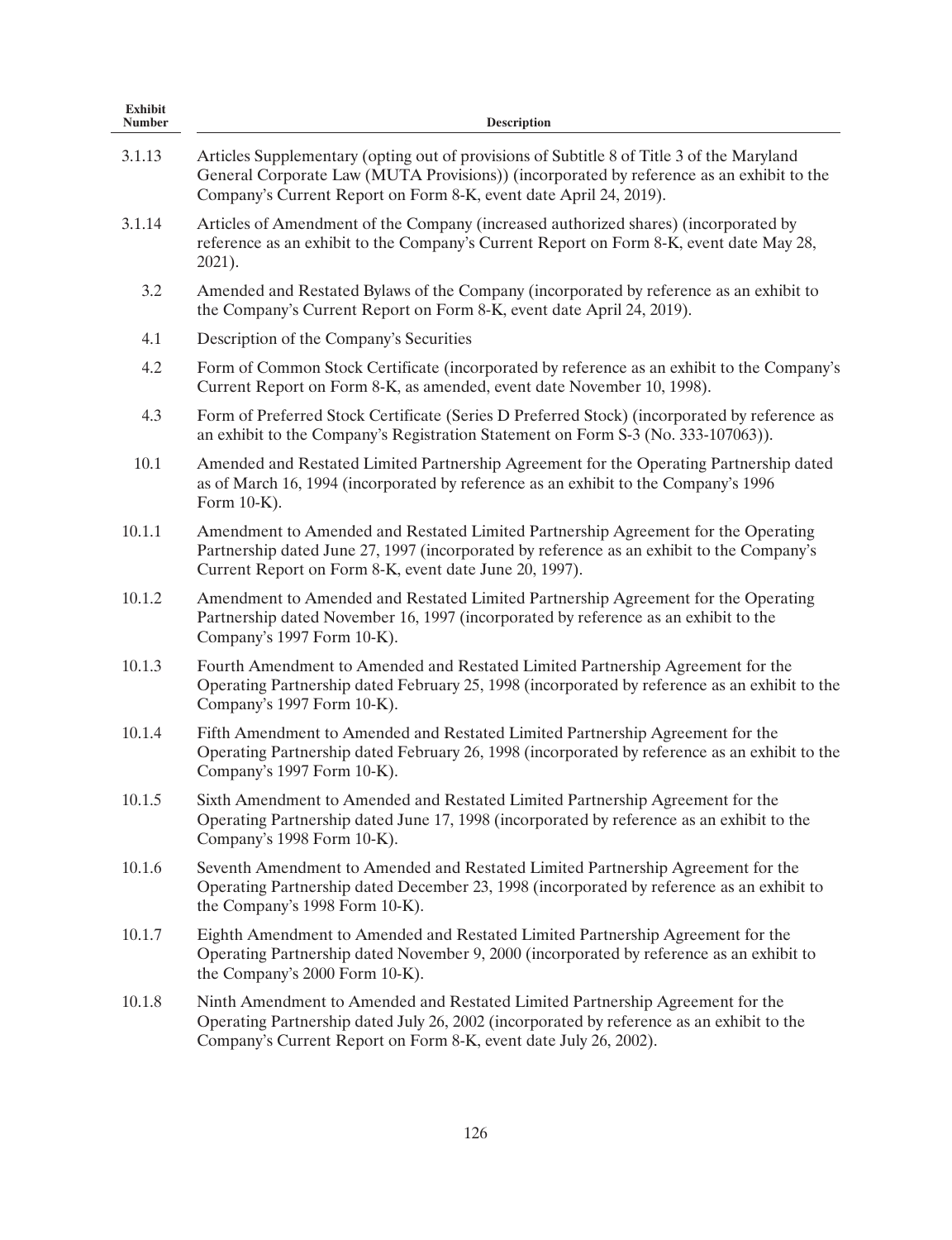| Exhibit Number | Description |
|---|---|
| 3.1.13 | Articles Supplementary (opting out of provisions of Subtitle 8 of Title 3 of the Maryland General Corporate Law (MUTA Provisions)) (incorporated by reference as an exhibit to the Company's Current Report on Form 8-K, event date April 24, 2019). |
| 3.1.14 | Articles of Amendment of the Company (increased authorized shares) (incorporated by reference as an exhibit to the Company's Current Report on Form 8-K, event date May 28, 2021). |
| 3.2 | Amended and Restated Bylaws of the Company (incorporated by reference as an exhibit to the Company's Current Report on Form 8-K, event date April 24, 2019). |
| 4.1 | Description of the Company's Securities |
| 4.2 | Form of Common Stock Certificate (incorporated by reference as an exhibit to the Company's Current Report on Form 8-K, as amended, event date November 10, 1998). |
| 4.3 | Form of Preferred Stock Certificate (Series D Preferred Stock) (incorporated by reference as an exhibit to the Company's Registration Statement on Form S-3 (No. 333-107063)). |
| 10.1 | Amended and Restated Limited Partnership Agreement for the Operating Partnership dated as of March 16, 1994 (incorporated by reference as an exhibit to the Company's 1996 Form 10-K). |
| 10.1.1 | Amendment to Amended and Restated Limited Partnership Agreement for the Operating Partnership dated June 27, 1997 (incorporated by reference as an exhibit to the Company's Current Report on Form 8-K, event date June 20, 1997). |
| 10.1.2 | Amendment to Amended and Restated Limited Partnership Agreement for the Operating Partnership dated November 16, 1997 (incorporated by reference as an exhibit to the Company's 1997 Form 10-K). |
| 10.1.3 | Fourth Amendment to Amended and Restated Limited Partnership Agreement for the Operating Partnership dated February 25, 1998 (incorporated by reference as an exhibit to the Company's 1997 Form 10-K). |
| 10.1.4 | Fifth Amendment to Amended and Restated Limited Partnership Agreement for the Operating Partnership dated February 26, 1998 (incorporated by reference as an exhibit to the Company's 1997 Form 10-K). |
| 10.1.5 | Sixth Amendment to Amended and Restated Limited Partnership Agreement for the Operating Partnership dated June 17, 1998 (incorporated by reference as an exhibit to the Company's 1998 Form 10-K). |
| 10.1.6 | Seventh Amendment to Amended and Restated Limited Partnership Agreement for the Operating Partnership dated December 23, 1998 (incorporated by reference as an exhibit to the Company's 1998 Form 10-K). |
| 10.1.7 | Eighth Amendment to Amended and Restated Limited Partnership Agreement for the Operating Partnership dated November 9, 2000 (incorporated by reference as an exhibit to the Company's 2000 Form 10-K). |
| 10.1.8 | Ninth Amendment to Amended and Restated Limited Partnership Agreement for the Operating Partnership dated July 26, 2002 (incorporated by reference as an exhibit to the Company's Current Report on Form 8-K, event date July 26, 2002). |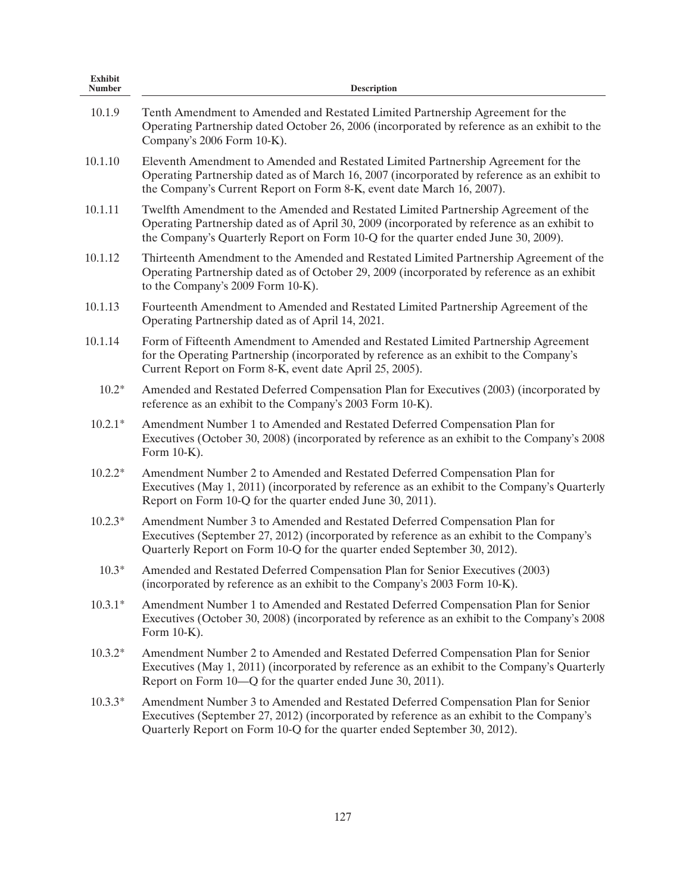| Exhibit Number | Description |
| --- | --- |
| 10.1.9 | Tenth Amendment to Amended and Restated Limited Partnership Agreement for the Operating Partnership dated October 26, 2006 (incorporated by reference as an exhibit to the Company's 2006 Form 10-K). |
| 10.1.10 | Eleventh Amendment to Amended and Restated Limited Partnership Agreement for the Operating Partnership dated as of March 16, 2007 (incorporated by reference as an exhibit to the Company's Current Report on Form 8-K, event date March 16, 2007). |
| 10.1.11 | Twelfth Amendment to the Amended and Restated Limited Partnership Agreement of the Operating Partnership dated as of April 30, 2009 (incorporated by reference as an exhibit to the Company's Quarterly Report on Form 10-Q for the quarter ended June 30, 2009). |
| 10.1.12 | Thirteenth Amendment to the Amended and Restated Limited Partnership Agreement of the Operating Partnership dated as of October 29, 2009 (incorporated by reference as an exhibit to the Company's 2009 Form 10-K). |
| 10.1.13 | Fourteenth Amendment to Amended and Restated Limited Partnership Agreement of the Operating Partnership dated as of April 14, 2021. |
| 10.1.14 | Form of Fifteenth Amendment to Amended and Restated Limited Partnership Agreement for the Operating Partnership (incorporated by reference as an exhibit to the Company's Current Report on Form 8-K, event date April 25, 2005). |
| 10.2* | Amended and Restated Deferred Compensation Plan for Executives (2003) (incorporated by reference as an exhibit to the Company's 2003 Form 10-K). |
| 10.2.1* | Amendment Number 1 to Amended and Restated Deferred Compensation Plan for Executives (October 30, 2008) (incorporated by reference as an exhibit to the Company's 2008 Form 10-K). |
| 10.2.2* | Amendment Number 2 to Amended and Restated Deferred Compensation Plan for Executives (May 1, 2011) (incorporated by reference as an exhibit to the Company's Quarterly Report on Form 10-Q for the quarter ended June 30, 2011). |
| 10.2.3* | Amendment Number 3 to Amended and Restated Deferred Compensation Plan for Executives (September 27, 2012) (incorporated by reference as an exhibit to the Company's Quarterly Report on Form 10-Q for the quarter ended September 30, 2012). |
| 10.3* | Amended and Restated Deferred Compensation Plan for Senior Executives (2003) (incorporated by reference as an exhibit to the Company's 2003 Form 10-K). |
| 10.3.1* | Amendment Number 1 to Amended and Restated Deferred Compensation Plan for Senior Executives (October 30, 2008) (incorporated by reference as an exhibit to the Company's 2008 Form 10-K). |
| 10.3.2* | Amendment Number 2 to Amended and Restated Deferred Compensation Plan for Senior Executives (May 1, 2011) (incorporated by reference as an exhibit to the Company's Quarterly Report on Form 10—Q for the quarter ended June 30, 2011). |
| 10.3.3* | Amendment Number 3 to Amended and Restated Deferred Compensation Plan for Senior Executives (September 27, 2012) (incorporated by reference as an exhibit to the Company's Quarterly Report on Form 10-Q for the quarter ended September 30, 2012). |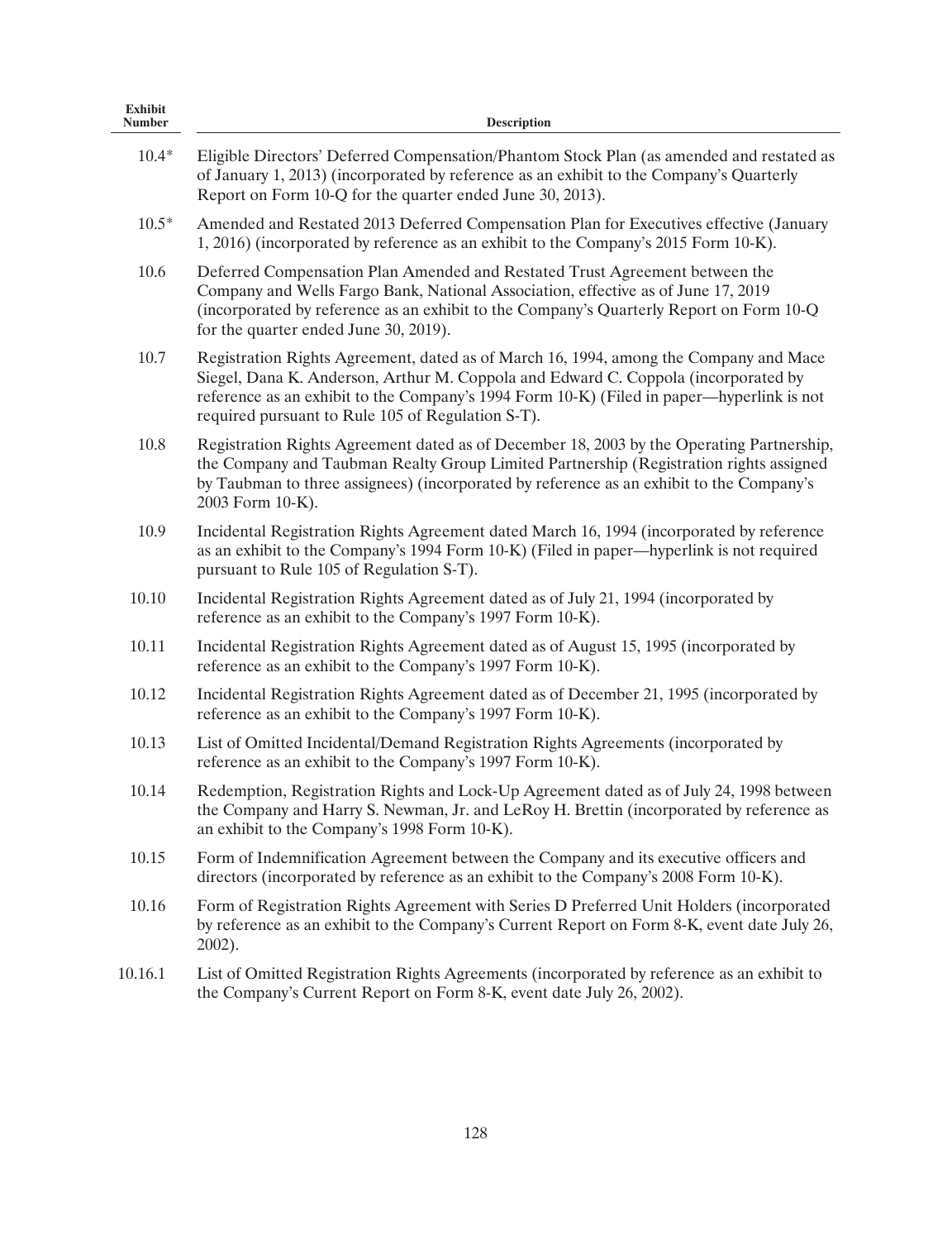| Exhibit Number | Description |
| --- | --- |
| 10.4* | Eligible Directors' Deferred Compensation/Phantom Stock Plan (as amended and restated as of January 1, 2013) (incorporated by reference as an exhibit to the Company's Quarterly Report on Form 10-Q for the quarter ended June 30, 2013). |
| 10.5* | Amended and Restated 2013 Deferred Compensation Plan for Executives effective (January 1, 2016) (incorporated by reference as an exhibit to the Company's 2015 Form 10-K). |
| 10.6 | Deferred Compensation Plan Amended and Restated Trust Agreement between the Company and Wells Fargo Bank, National Association, effective as of June 17, 2019 (incorporated by reference as an exhibit to the Company's Quarterly Report on Form 10-Q for the quarter ended June 30, 2019). |
| 10.7 | Registration Rights Agreement, dated as of March 16, 1994, among the Company and Mace Siegel, Dana K. Anderson, Arthur M. Coppola and Edward C. Coppola (incorporated by reference as an exhibit to the Company's 1994 Form 10-K) (Filed in paper—hyperlink is not required pursuant to Rule 105 of Regulation S-T). |
| 10.8 | Registration Rights Agreement dated as of December 18, 2003 by the Operating Partnership, the Company and Taubman Realty Group Limited Partnership (Registration rights assigned by Taubman to three assignees) (incorporated by reference as an exhibit to the Company's 2003 Form 10-K). |
| 10.9 | Incidental Registration Rights Agreement dated March 16, 1994 (incorporated by reference as an exhibit to the Company's 1994 Form 10-K) (Filed in paper—hyperlink is not required pursuant to Rule 105 of Regulation S-T). |
| 10.10 | Incidental Registration Rights Agreement dated as of July 21, 1994 (incorporated by reference as an exhibit to the Company's 1997 Form 10-K). |
| 10.11 | Incidental Registration Rights Agreement dated as of August 15, 1995 (incorporated by reference as an exhibit to the Company's 1997 Form 10-K). |
| 10.12 | Incidental Registration Rights Agreement dated as of December 21, 1995 (incorporated by reference as an exhibit to the Company's 1997 Form 10-K). |
| 10.13 | List of Omitted Incidental/Demand Registration Rights Agreements (incorporated by reference as an exhibit to the Company's 1997 Form 10-K). |
| 10.14 | Redemption, Registration Rights and Lock-Up Agreement dated as of July 24, 1998 between the Company and Harry S. Newman, Jr. and LeRoy H. Brettin (incorporated by reference as an exhibit to the Company's 1998 Form 10-K). |
| 10.15 | Form of Indemnification Agreement between the Company and its executive officers and directors (incorporated by reference as an exhibit to the Company's 2008 Form 10-K). |
| 10.16 | Form of Registration Rights Agreement with Series D Preferred Unit Holders (incorporated by reference as an exhibit to the Company's Current Report on Form 8-K, event date July 26, 2002). |
| 10.16.1 | List of Omitted Registration Rights Agreements (incorporated by reference as an exhibit to the Company's Current Report on Form 8-K, event date July 26, 2002). |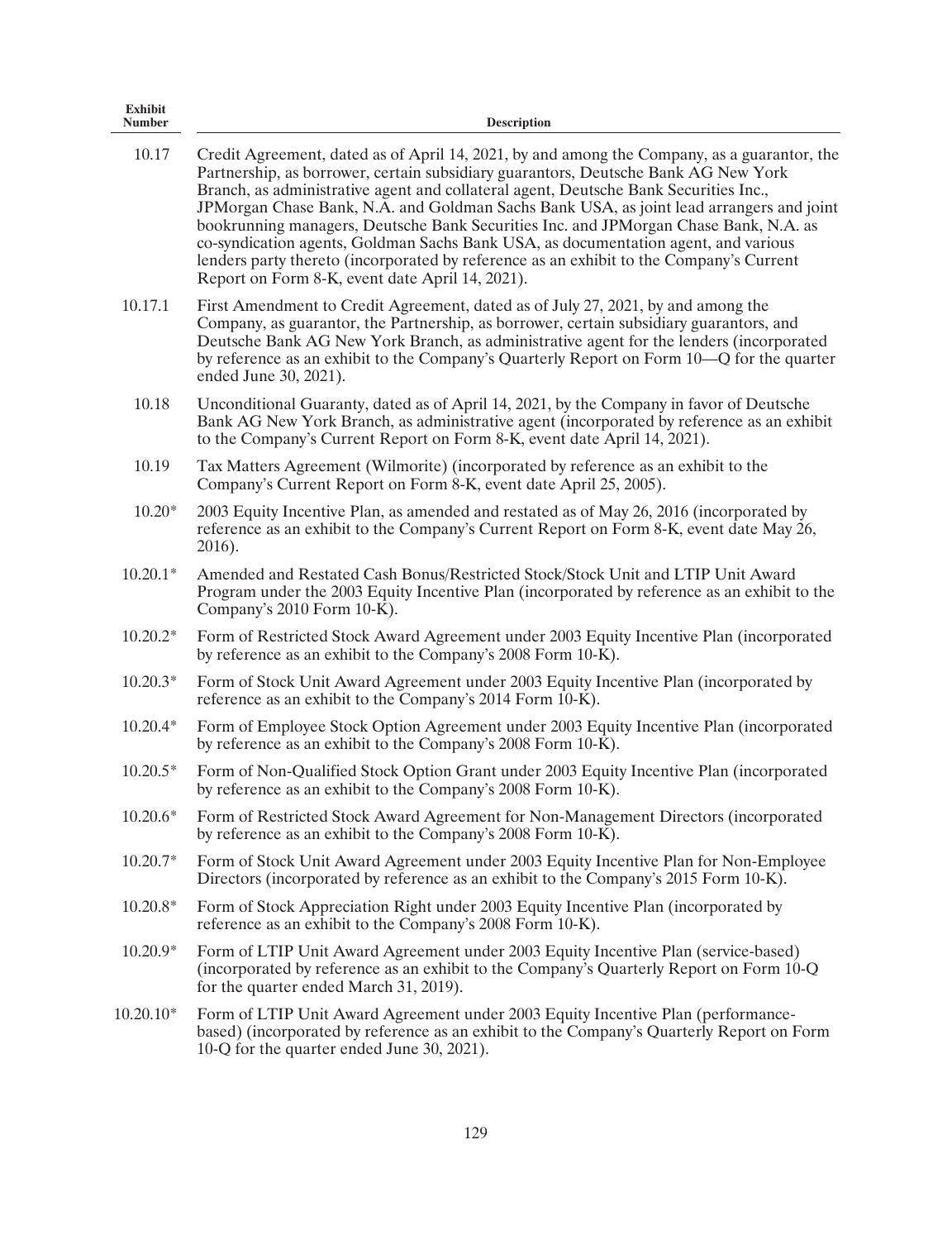| Exhibit Number | Description |
|---|---|
| 10.17 | Credit Agreement, dated as of April 14, 2021, by and among the Company, as a guarantor, the Partnership, as borrower, certain subsidiary guarantors, Deutsche Bank AG New York Branch, as administrative agent and collateral agent, Deutsche Bank Securities Inc., JPMorgan Chase Bank, N.A. and Goldman Sachs Bank USA, as joint lead arrangers and joint bookrunning managers, Deutsche Bank Securities Inc. and JPMorgan Chase Bank, N.A. as co-syndication agents, Goldman Sachs Bank USA, as documentation agent, and various lenders party thereto (incorporated by reference as an exhibit to the Company's Current Report on Form 8-K, event date April 14, 2021). |
| 10.17.1 | First Amendment to Credit Agreement, dated as of July 27, 2021, by and among the Company, as guarantor, the Partnership, as borrower, certain subsidiary guarantors, and Deutsche Bank AG New York Branch, as administrative agent for the lenders (incorporated by reference as an exhibit to the Company's Quarterly Report on Form 10—Q for the quarter ended June 30, 2021). |
| 10.18 | Unconditional Guaranty, dated as of April 14, 2021, by the Company in favor of Deutsche Bank AG New York Branch, as administrative agent (incorporated by reference as an exhibit to the Company's Current Report on Form 8-K, event date April 14, 2021). |
| 10.19 | Tax Matters Agreement (Wilmorite) (incorporated by reference as an exhibit to the Company's Current Report on Form 8-K, event date April 25, 2005). |
| 10.20* | 2003 Equity Incentive Plan, as amended and restated as of May 26, 2016 (incorporated by reference as an exhibit to the Company's Current Report on Form 8-K, event date May 26, 2016). |
| 10.20.1* | Amended and Restated Cash Bonus/Restricted Stock/Stock Unit and LTIP Unit Award Program under the 2003 Equity Incentive Plan (incorporated by reference as an exhibit to the Company's 2010 Form 10-K). |
| 10.20.2* | Form of Restricted Stock Award Agreement under 2003 Equity Incentive Plan (incorporated by reference as an exhibit to the Company's 2008 Form 10-K). |
| 10.20.3* | Form of Stock Unit Award Agreement under 2003 Equity Incentive Plan (incorporated by reference as an exhibit to the Company's 2014 Form 10-K). |
| 10.20.4* | Form of Employee Stock Option Agreement under 2003 Equity Incentive Plan (incorporated by reference as an exhibit to the Company's 2008 Form 10-K). |
| 10.20.5* | Form of Non-Qualified Stock Option Grant under 2003 Equity Incentive Plan (incorporated by reference as an exhibit to the Company's 2008 Form 10-K). |
| 10.20.6* | Form of Restricted Stock Award Agreement for Non-Management Directors (incorporated by reference as an exhibit to the Company's 2008 Form 10-K). |
| 10.20.7* | Form of Stock Unit Award Agreement under 2003 Equity Incentive Plan for Non-Employee Directors (incorporated by reference as an exhibit to the Company's 2015 Form 10-K). |
| 10.20.8* | Form of Stock Appreciation Right under 2003 Equity Incentive Plan (incorporated by reference as an exhibit to the Company's 2008 Form 10-K). |
| 10.20.9* | Form of LTIP Unit Award Agreement under 2003 Equity Incentive Plan (service-based) (incorporated by reference as an exhibit to the Company's Quarterly Report on Form 10-Q for the quarter ended March 31, 2019). |
| 10.20.10* | Form of LTIP Unit Award Agreement under 2003 Equity Incentive Plan (performance-based) (incorporated by reference as an exhibit to the Company's Quarterly Report on Form 10-Q for the quarter ended June 30, 2021). |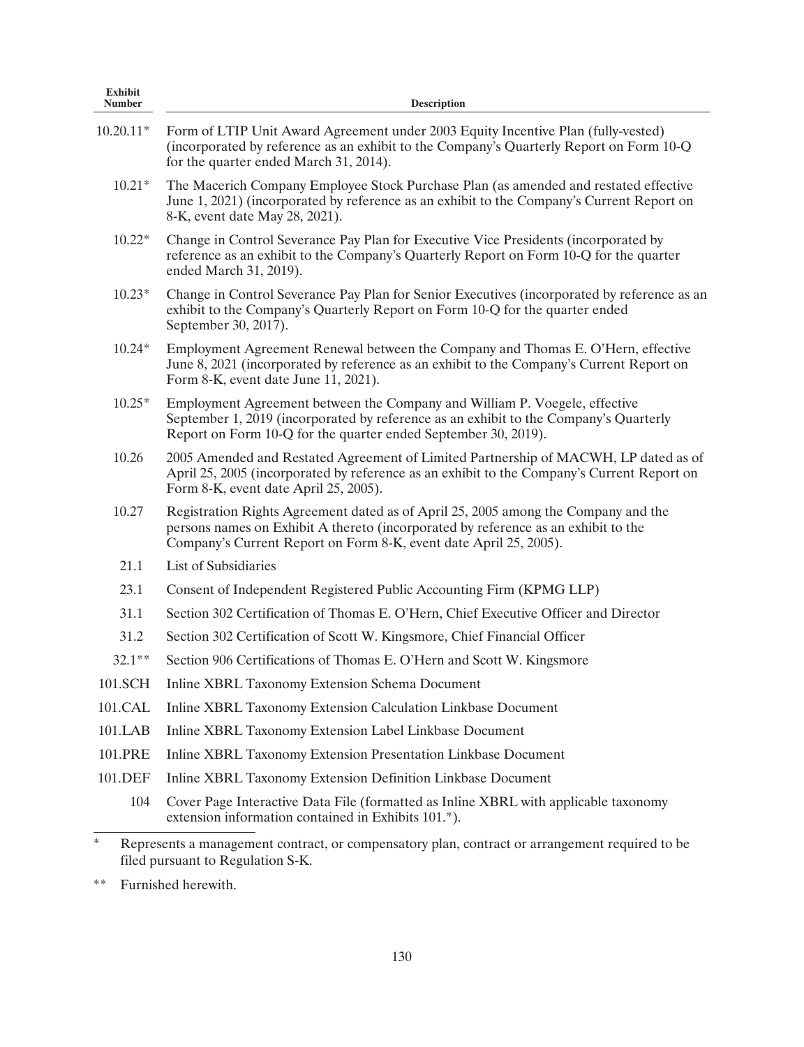| Exhibit Number | Description |
|---|---|
| 10.20.11* | Form of LTIP Unit Award Agreement under 2003 Equity Incentive Plan (fully-vested) (incorporated by reference as an exhibit to the Company's Quarterly Report on Form 10-Q for the quarter ended March 31, 2014). |
| 10.21* | The Macerich Company Employee Stock Purchase Plan (as amended and restated effective June 1, 2021) (incorporated by reference as an exhibit to the Company's Current Report on 8-K, event date May 28, 2021). |
| 10.22* | Change in Control Severance Pay Plan for Executive Vice Presidents (incorporated by reference as an exhibit to the Company's Quarterly Report on Form 10-Q for the quarter ended March 31, 2019). |
| 10.23* | Change in Control Severance Pay Plan for Senior Executives (incorporated by reference as an exhibit to the Company's Quarterly Report on Form 10-Q for the quarter ended September 30, 2017). |
| 10.24* | Employment Agreement Renewal between the Company and Thomas E. O'Hern, effective June 8, 2021 (incorporated by reference as an exhibit to the Company's Current Report on Form 8-K, event date June 11, 2021). |
| 10.25* | Employment Agreement between the Company and William P. Voegele, effective September 1, 2019 (incorporated by reference as an exhibit to the Company's Quarterly Report on Form 10-Q for the quarter ended September 30, 2019). |
| 10.26 | 2005 Amended and Restated Agreement of Limited Partnership of MACWH, LP dated as of April 25, 2005 (incorporated by reference as an exhibit to the Company's Current Report on Form 8-K, event date April 25, 2005). |
| 10.27 | Registration Rights Agreement dated as of April 25, 2005 among the Company and the persons names on Exhibit A thereto (incorporated by reference as an exhibit to the Company's Current Report on Form 8-K, event date April 25, 2005). |
| 21.1 | List of Subsidiaries |
| 23.1 | Consent of Independent Registered Public Accounting Firm (KPMG LLP) |
| 31.1 | Section 302 Certification of Thomas E. O'Hern, Chief Executive Officer and Director |
| 31.2 | Section 302 Certification of Scott W. Kingsmore, Chief Financial Officer |
| 32.1** | Section 906 Certifications of Thomas E. O'Hern and Scott W. Kingsmore |
| 101.SCH | Inline XBRL Taxonomy Extension Schema Document |
| 101.CAL | Inline XBRL Taxonomy Extension Calculation Linkbase Document |
| 101.LAB | Inline XBRL Taxonomy Extension Label Linkbase Document |
| 101.PRE | Inline XBRL Taxonomy Extension Presentation Linkbase Document |
| 101.DEF | Inline XBRL Taxonomy Extension Definition Linkbase Document |
| 104 | Cover Page Interactive Data File (formatted as Inline XBRL with applicable taxonomy extension information contained in Exhibits 101.*). |

\* Represents a management contract, or compensatory plan, contract or arrangement required to be filed pursuant to Regulation S-K.

\*\* Furnished herewith.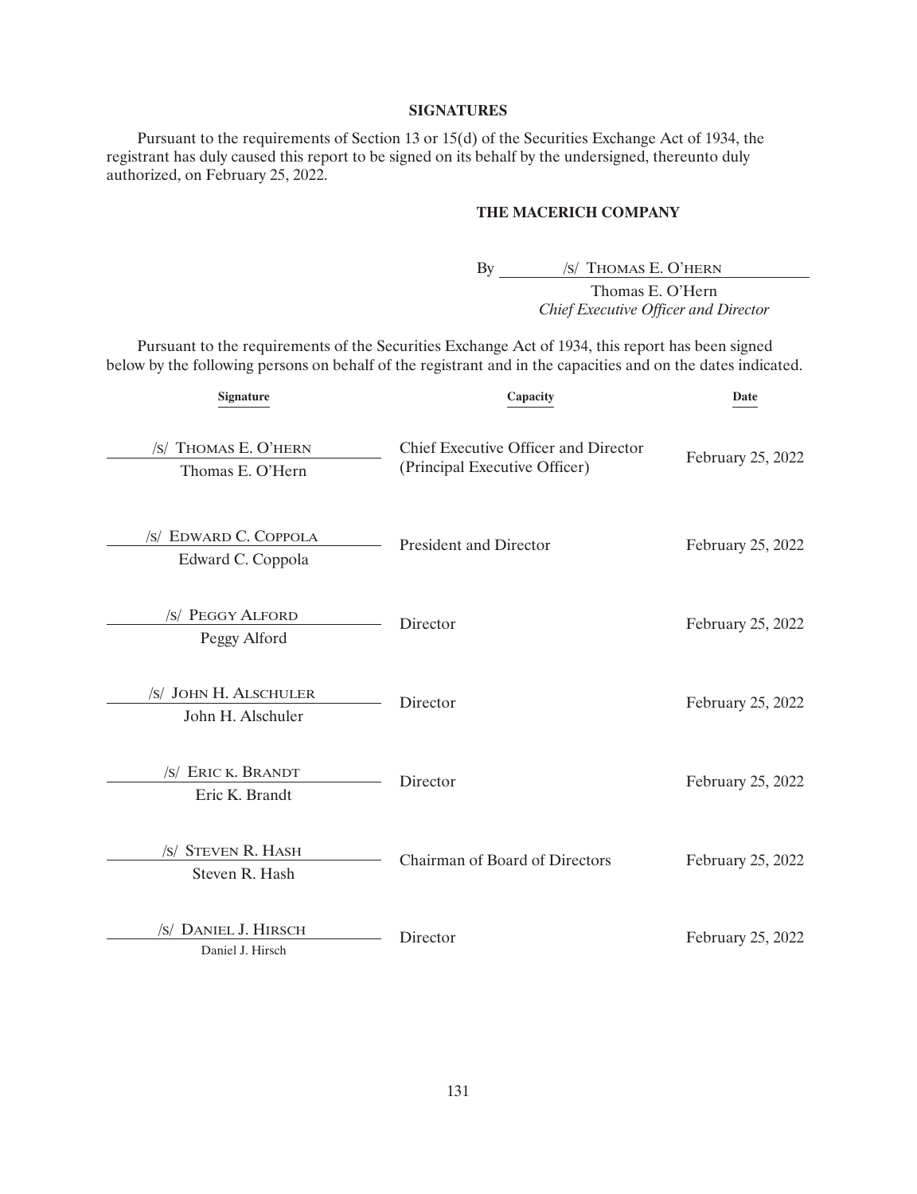## SIGNATURES

Pursuant to the requirements of Section 13 or 15(d) of the Securities Exchange Act of 1934, the registrant has duly caused this report to be signed on its behalf by the undersigned, thereunto duly authorized, on February 25, 2022.

**THE MACERICH COMPANY**

By /S/ THOMAS E. O'HERN

Thomas E. O'Hern
*Chief Executive Officer and Director*

Pursuant to the requirements of the Securities Exchange Act of 1934, this report has been signed below by the following persons on behalf of the registrant and in the capacities and on the dates indicated.

| Signature | Capacity | Date |
|---|---|---|
| /S/ THOMAS E. O'HERN<br>Thomas E. O'Hern | Chief Executive Officer and Director (Principal Executive Officer) | February 25, 2022 |
| /S/ EDWARD C. COPPOLA<br>Edward C. Coppola | President and Director | February 25, 2022 |
| /S/ PEGGY ALFORD<br>Peggy Alford | Director | February 25, 2022 |
| /S/ JOHN H. ALSCHULER<br>John H. Alschuler | Director | February 25, 2022 |
| /S/ ERIC K. BRANDT<br>Eric K. Brandt | Director | February 25, 2022 |
| /S/ STEVEN R. HASH<br>Steven R. Hash | Chairman of Board of Directors | February 25, 2022 |
| /S/ DANIEL J. HIRSCH<br>Daniel J. Hirsch | Director | February 25, 2022 |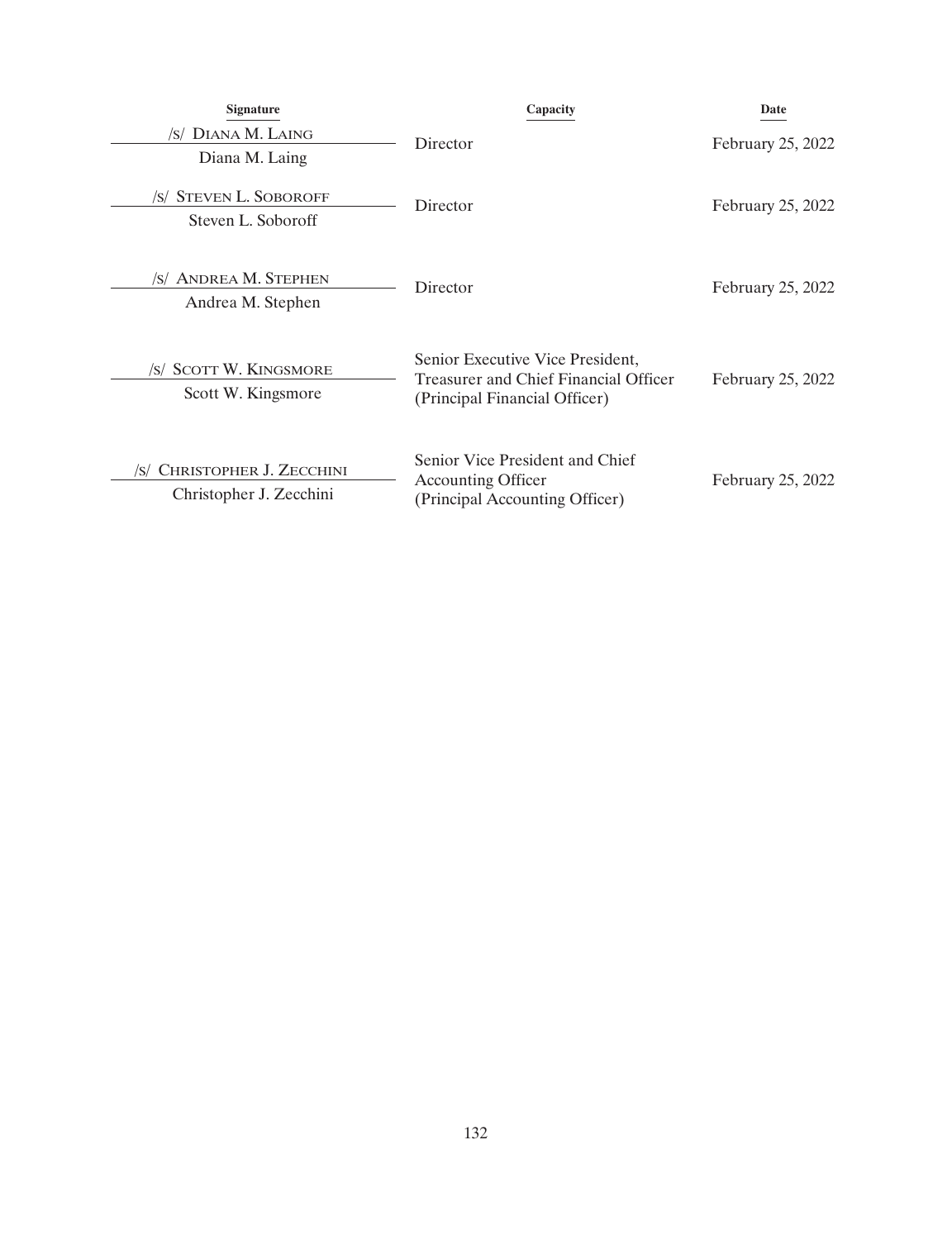| Signature | Capacity | Date |
| --- | --- | --- |
| /s/ DIANA M. LAING<br>Diana M. Laing | Director | February 25, 2022 |
| /s/ STEVEN L. SOBOROFF<br>Steven L. Soboroff | Director | February 25, 2022 |
| /s/ ANDREA M. STEPHEN<br>Andrea M. Stephen | Director | February 25, 2022 |
| /s/ SCOTT W. KINGSMORE<br>Scott W. Kingsmore | Senior Executive Vice President, Treasurer and Chief Financial Officer (Principal Financial Officer) | February 25, 2022 |
| /s/ CHRISTOPHER J. ZECCHINI<br>Christopher J. Zecchini | Senior Vice President and Chief Accounting Officer (Principal Accounting Officer) | February 25, 2022 |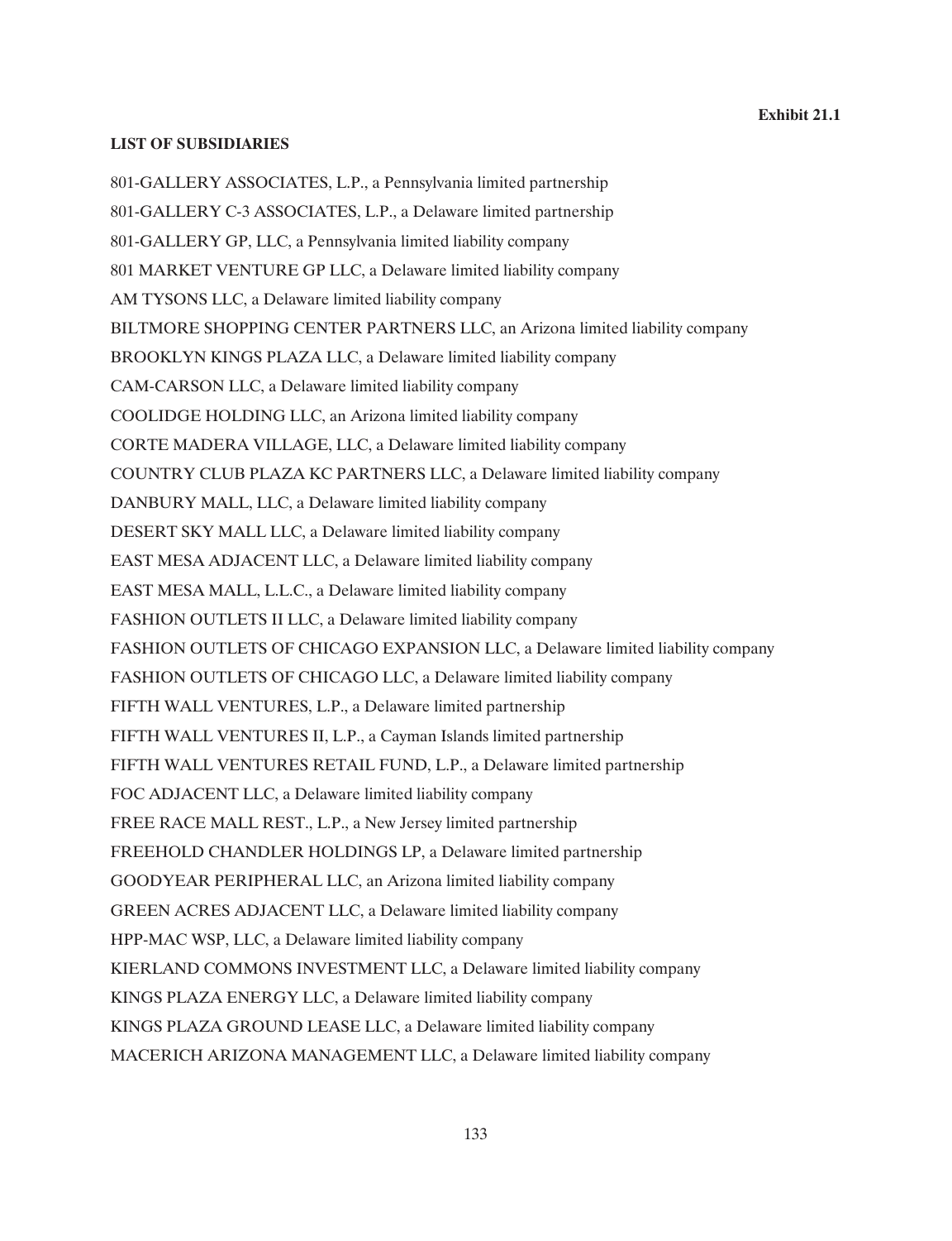**Exhibit 21.1**

**LIST OF SUBSIDIARIES**

801-GALLERY ASSOCIATES, L.P., a Pennsylvania limited partnership

801-GALLERY C-3 ASSOCIATES, L.P., a Delaware limited partnership

801-GALLERY GP, LLC, a Pennsylvania limited liability company

801 MARKET VENTURE GP LLC, a Delaware limited liability company

AM TYSONS LLC, a Delaware limited liability company

BILTMORE SHOPPING CENTER PARTNERS LLC, an Arizona limited liability company

BROOKLYN KINGS PLAZA LLC, a Delaware limited liability company

CAM-CARSON LLC, a Delaware limited liability company

COOLIDGE HOLDING LLC, an Arizona limited liability company

CORTE MADERA VILLAGE, LLC, a Delaware limited liability company

COUNTRY CLUB PLAZA KC PARTNERS LLC, a Delaware limited liability company

DANBURY MALL, LLC, a Delaware limited liability company

DESERT SKY MALL LLC, a Delaware limited liability company

EAST MESA ADJACENT LLC, a Delaware limited liability company

EAST MESA MALL, L.L.C., a Delaware limited liability company

FASHION OUTLETS II LLC, a Delaware limited liability company

FASHION OUTLETS OF CHICAGO EXPANSION LLC, a Delaware limited liability company

FASHION OUTLETS OF CHICAGO LLC, a Delaware limited liability company

FIFTH WALL VENTURES, L.P., a Delaware limited partnership

FIFTH WALL VENTURES II, L.P., a Cayman Islands limited partnership

FIFTH WALL VENTURES RETAIL FUND, L.P., a Delaware limited partnership

FOC ADJACENT LLC, a Delaware limited liability company

FREE RACE MALL REST., L.P., a New Jersey limited partnership

FREEHOLD CHANDLER HOLDINGS LP, a Delaware limited partnership

GOODYEAR PERIPHERAL LLC, an Arizona limited liability company

GREEN ACRES ADJACENT LLC, a Delaware limited liability company

HPP-MAC WSP, LLC, a Delaware limited liability company

KIERLAND COMMONS INVESTMENT LLC, a Delaware limited liability company

KINGS PLAZA ENERGY LLC, a Delaware limited liability company

KINGS PLAZA GROUND LEASE LLC, a Delaware limited liability company

MACERICH ARIZONA MANAGEMENT LLC, a Delaware limited liability company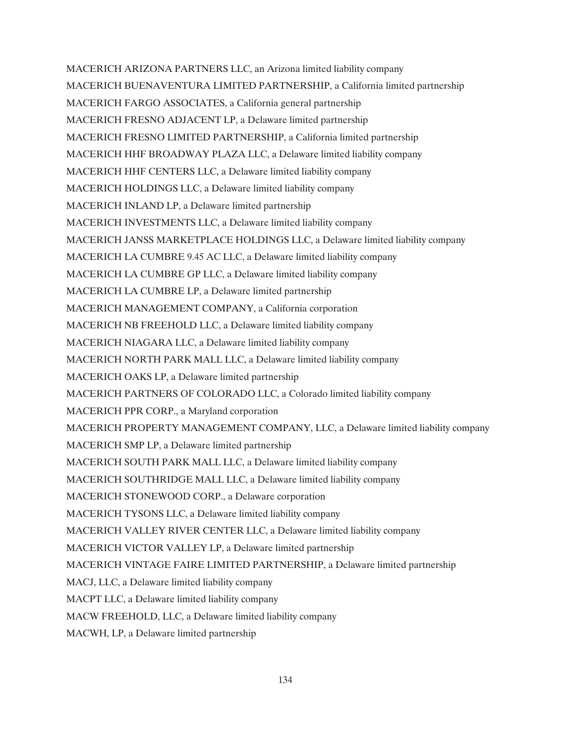MACERICH ARIZONA PARTNERS LLC, an Arizona limited liability company

MACERICH BUENAVENTURA LIMITED PARTNERSHIP, a California limited partnership

MACERICH FARGO ASSOCIATES, a California general partnership

MACERICH FRESNO ADJACENT LP, a Delaware limited partnership

MACERICH FRESNO LIMITED PARTNERSHIP, a California limited partnership

MACERICH HHF BROADWAY PLAZA LLC, a Delaware limited liability company

MACERICH HHF CENTERS LLC, a Delaware limited liability company

MACERICH HOLDINGS LLC, a Delaware limited liability company

MACERICH INLAND LP, a Delaware limited partnership

MACERICH INVESTMENTS LLC, a Delaware limited liability company

MACERICH JANSS MARKETPLACE HOLDINGS LLC, a Delaware limited liability company

MACERICH LA CUMBRE 9.45 AC LLC, a Delaware limited liability company

MACERICH LA CUMBRE GP LLC, a Delaware limited liability company

MACERICH LA CUMBRE LP, a Delaware limited partnership

MACERICH MANAGEMENT COMPANY, a California corporation

MACERICH NB FREEHOLD LLC, a Delaware limited liability company

MACERICH NIAGARA LLC, a Delaware limited liability company

MACERICH NORTH PARK MALL LLC, a Delaware limited liability company

MACERICH OAKS LP, a Delaware limited partnership

MACERICH PARTNERS OF COLORADO LLC, a Colorado limited liability company

MACERICH PPR CORP., a Maryland corporation

MACERICH PROPERTY MANAGEMENT COMPANY, LLC, a Delaware limited liability company

MACERICH SMP LP, a Delaware limited partnership

MACERICH SOUTH PARK MALL LLC, a Delaware limited liability company

MACERICH SOUTHRIDGE MALL LLC, a Delaware limited liability company

MACERICH STONEWOOD CORP., a Delaware corporation

MACERICH TYSONS LLC, a Delaware limited liability company

MACERICH VALLEY RIVER CENTER LLC, a Delaware limited liability company

MACERICH VICTOR VALLEY LP, a Delaware limited partnership

MACERICH VINTAGE FAIRE LIMITED PARTNERSHIP, a Delaware limited partnership

MACJ, LLC, a Delaware limited liability company

MACPT LLC, a Delaware limited liability company

MACW FREEHOLD, LLC, a Delaware limited liability company

MACWH, LP, a Delaware limited partnership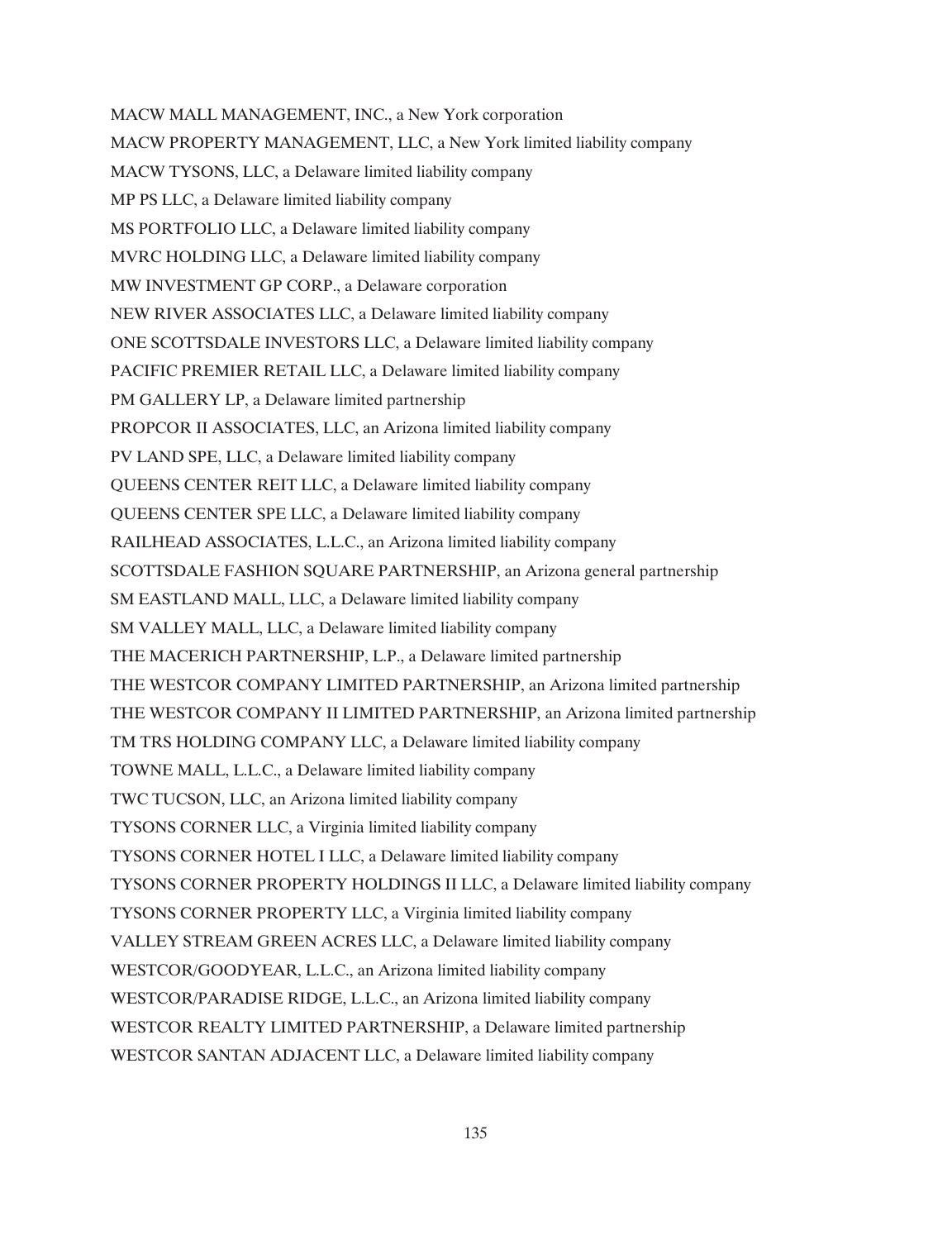MACW MALL MANAGEMENT, INC., a New York corporation

MACW PROPERTY MANAGEMENT, LLC, a New York limited liability company

MACW TYSONS, LLC, a Delaware limited liability company

MP PS LLC, a Delaware limited liability company

MS PORTFOLIO LLC, a Delaware limited liability company

MVRC HOLDING LLC, a Delaware limited liability company

MW INVESTMENT GP CORP., a Delaware corporation

NEW RIVER ASSOCIATES LLC, a Delaware limited liability company

ONE SCOTTSDALE INVESTORS LLC, a Delaware limited liability company

PACIFIC PREMIER RETAIL LLC, a Delaware limited liability company

PM GALLERY LP, a Delaware limited partnership

PROPCOR II ASSOCIATES, LLC, an Arizona limited liability company

PV LAND SPE, LLC, a Delaware limited liability company

QUEENS CENTER REIT LLC, a Delaware limited liability company

QUEENS CENTER SPE LLC, a Delaware limited liability company

RAILHEAD ASSOCIATES, L.L.C., an Arizona limited liability company

SCOTTSDALE FASHION SQUARE PARTNERSHIP, an Arizona general partnership

SM EASTLAND MALL, LLC, a Delaware limited liability company

SM VALLEY MALL, LLC, a Delaware limited liability company

THE MACERICH PARTNERSHIP, L.P., a Delaware limited partnership

THE WESTCOR COMPANY LIMITED PARTNERSHIP, an Arizona limited partnership

THE WESTCOR COMPANY II LIMITED PARTNERSHIP, an Arizona limited partnership

TM TRS HOLDING COMPANY LLC, a Delaware limited liability company

TOWNE MALL, L.L.C., a Delaware limited liability company

TWC TUCSON, LLC, an Arizona limited liability company

TYSONS CORNER LLC, a Virginia limited liability company

TYSONS CORNER HOTEL I LLC, a Delaware limited liability company

TYSONS CORNER PROPERTY HOLDINGS II LLC, a Delaware limited liability company

TYSONS CORNER PROPERTY LLC, a Virginia limited liability company

VALLEY STREAM GREEN ACRES LLC, a Delaware limited liability company

WESTCOR/GOODYEAR, L.L.C., an Arizona limited liability company

WESTCOR/PARADISE RIDGE, L.L.C., an Arizona limited liability company

WESTCOR REALTY LIMITED PARTNERSHIP, a Delaware limited partnership

WESTCOR SANTAN ADJACENT LLC, a Delaware limited liability company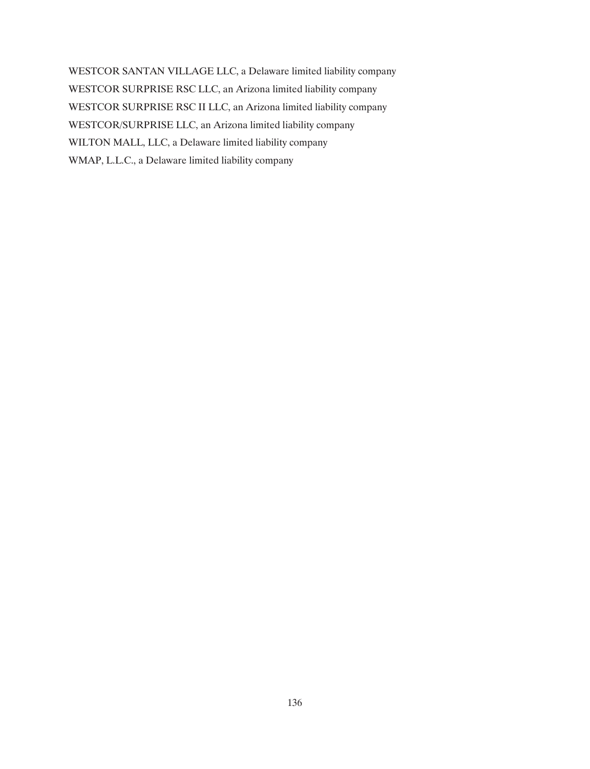WESTCOR SANTAN VILLAGE LLC, a Delaware limited liability company

WESTCOR SURPRISE RSC LLC, an Arizona limited liability company

WESTCOR SURPRISE RSC II LLC, an Arizona limited liability company

WESTCOR/SURPRISE LLC, an Arizona limited liability company

WILTON MALL, LLC, a Delaware limited liability company

WMAP, L.L.C., a Delaware limited liability company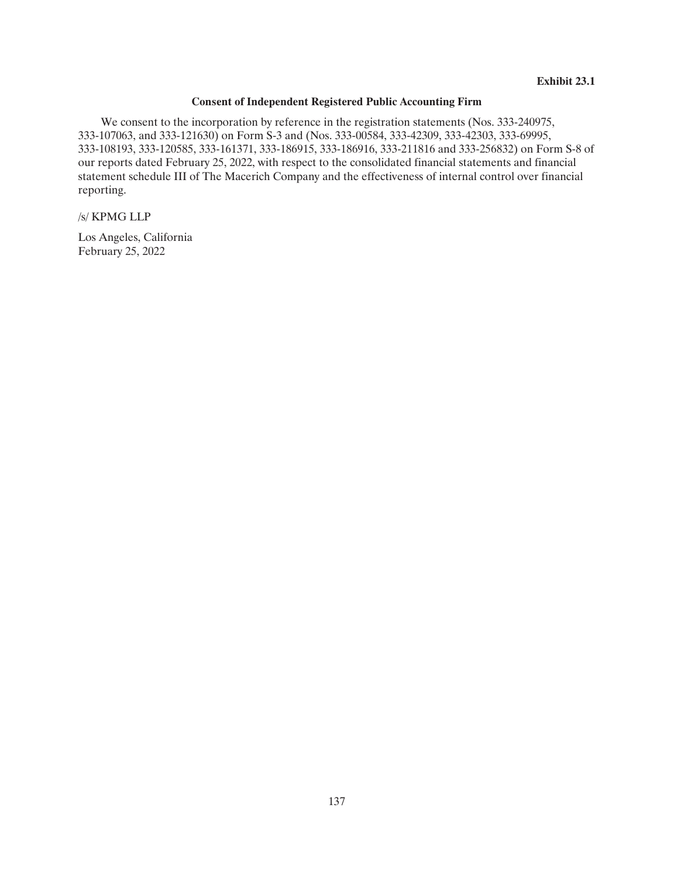**Exhibit 23.1**

**Consent of Independent Registered Public Accounting Firm**

We consent to the incorporation by reference in the registration statements (Nos. 333-240975, 333-107063, and 333-121630) on Form S-3 and (Nos. 333-00584, 333-42309, 333-42303, 333-69995, 333-108193, 333-120585, 333-161371, 333-186915, 333-186916, 333-211816 and 333-256832) on Form S-8 of our reports dated February 25, 2022, with respect to the consolidated financial statements and financial statement schedule III of The Macerich Company and the effectiveness of internal control over financial reporting.

/s/ KPMG LLP

Los Angeles, California
February 25, 2022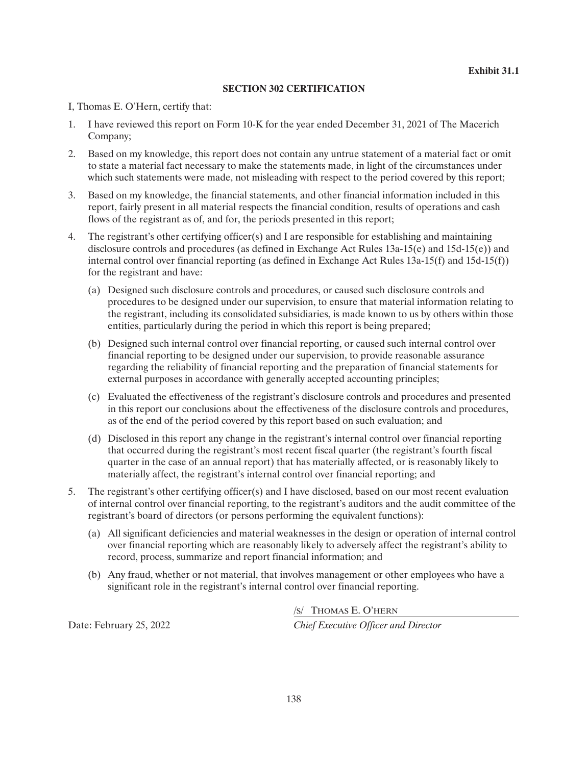**Exhibit 31.1**

**SECTION 302 CERTIFICATION**

I, Thomas E. O'Hern, certify that:

1. I have reviewed this report on Form 10-K for the year ended December 31, 2021 of The Macerich Company;
2. Based on my knowledge, this report does not contain any untrue statement of a material fact or omit to state a material fact necessary to make the statements made, in light of the circumstances under which such statements were made, not misleading with respect to the period covered by this report;
3. Based on my knowledge, the financial statements, and other financial information included in this report, fairly present in all material respects the financial condition, results of operations and cash flows of the registrant as of, and for, the periods presented in this report;
4. The registrant's other certifying officer(s) and I are responsible for establishing and maintaining disclosure controls and procedures (as defined in Exchange Act Rules 13a-15(e) and 15d-15(e)) and internal control over financial reporting (as defined in Exchange Act Rules 13a-15(f) and 15d-15(f)) for the registrant and have:
   - (a) Designed such disclosure controls and procedures, or caused such disclosure controls and procedures to be designed under our supervision, to ensure that material information relating to the registrant, including its consolidated subsidiaries, is made known to us by others within those entities, particularly during the period in which this report is being prepared;
   - (b) Designed such internal control over financial reporting, or caused such internal control over financial reporting to be designed under our supervision, to provide reasonable assurance regarding the reliability of financial reporting and the preparation of financial statements for external purposes in accordance with generally accepted accounting principles;
   - (c) Evaluated the effectiveness of the registrant's disclosure controls and procedures and presented in this report our conclusions about the effectiveness of the disclosure controls and procedures, as of the end of the period covered by this report based on such evaluation; and
   - (d) Disclosed in this report any change in the registrant's internal control over financial reporting that occurred during the registrant's most recent fiscal quarter (the registrant's fourth fiscal quarter in the case of an annual report) that has materially affected, or is reasonably likely to materially affect, the registrant's internal control over financial reporting; and
5. The registrant's other certifying officer(s) and I have disclosed, based on our most recent evaluation of internal control over financial reporting, to the registrant's auditors and the audit committee of the registrant's board of directors (or persons performing the equivalent functions):
   - (a) All significant deficiencies and material weaknesses in the design or operation of internal control over financial reporting which are reasonably likely to adversely affect the registrant's ability to record, process, summarize and report financial information; and
   - (b) Any fraud, whether or not material, that involves management or other employees who have a significant role in the registrant's internal control over financial reporting.

/S/ THOMAS E. O'HERN

Date: February 25, 2022

*Chief Executive Officer and Director*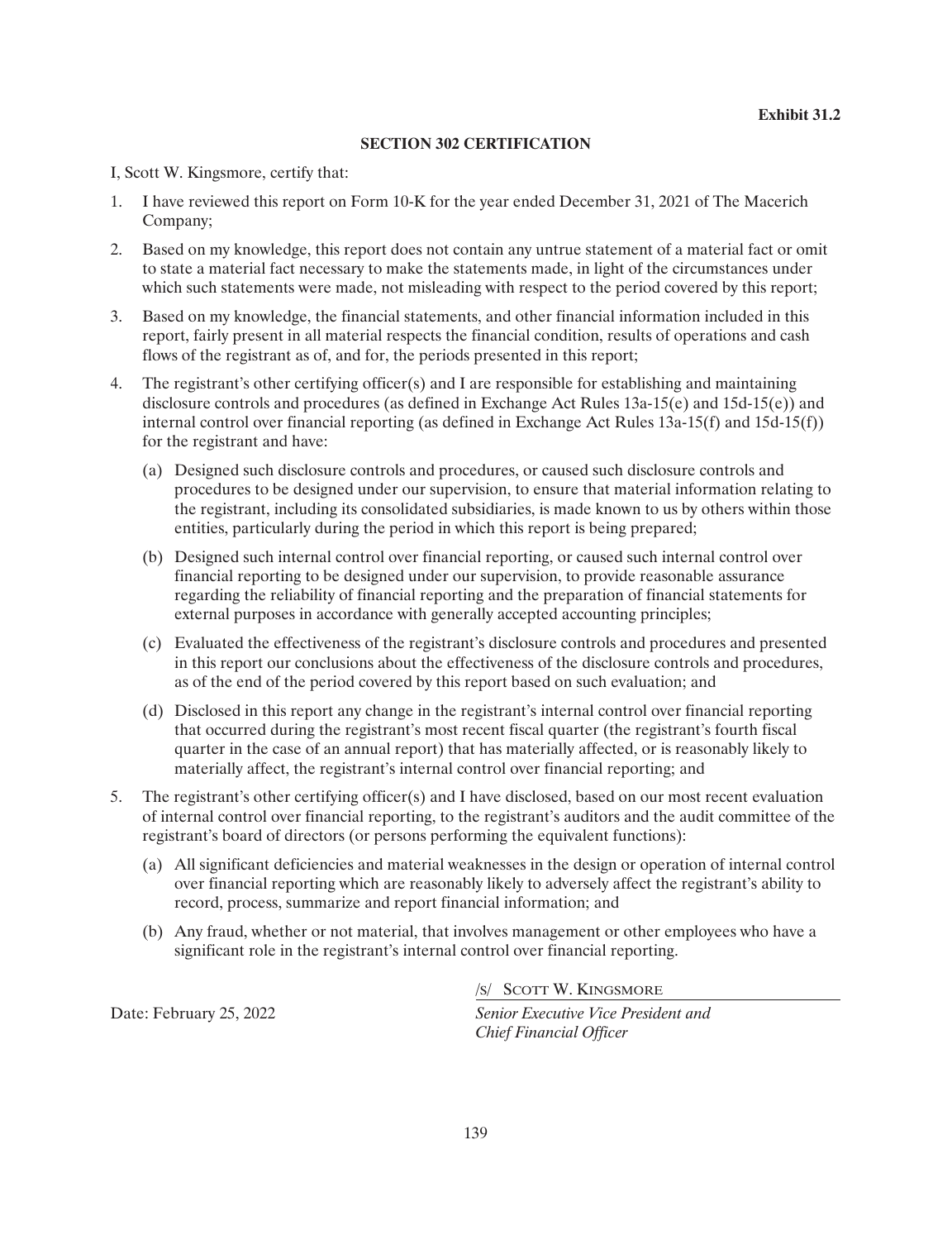**Exhibit 31.2**

**SECTION 302 CERTIFICATION**

I, Scott W. Kingsmore, certify that:

1. I have reviewed this report on Form 10-K for the year ended December 31, 2021 of The Macerich Company;
2. Based on my knowledge, this report does not contain any untrue statement of a material fact or omit to state a material fact necessary to make the statements made, in light of the circumstances under which such statements were made, not misleading with respect to the period covered by this report;
3. Based on my knowledge, the financial statements, and other financial information included in this report, fairly present in all material respects the financial condition, results of operations and cash flows of the registrant as of, and for, the periods presented in this report;
4. The registrant's other certifying officer(s) and I are responsible for establishing and maintaining disclosure controls and procedures (as defined in Exchange Act Rules 13a-15(e) and 15d-15(e)) and internal control over financial reporting (as defined in Exchange Act Rules 13a-15(f) and 15d-15(f)) for the registrant and have:
   (a) Designed such disclosure controls and procedures, or caused such disclosure controls and procedures to be designed under our supervision, to ensure that material information relating to the registrant, including its consolidated subsidiaries, is made known to us by others within those entities, particularly during the period in which this report is being prepared;
   (b) Designed such internal control over financial reporting, or caused such internal control over financial reporting to be designed under our supervision, to provide reasonable assurance regarding the reliability of financial reporting and the preparation of financial statements for external purposes in accordance with generally accepted accounting principles;
   (c) Evaluated the effectiveness of the registrant's disclosure controls and procedures and presented in this report our conclusions about the effectiveness of the disclosure controls and procedures, as of the end of the period covered by this report based on such evaluation; and
   (d) Disclosed in this report any change in the registrant's internal control over financial reporting that occurred during the registrant's most recent fiscal quarter (the registrant's fourth fiscal quarter in the case of an annual report) that has materially affected, or is reasonably likely to materially affect, the registrant's internal control over financial reporting; and
5. The registrant's other certifying officer(s) and I have disclosed, based on our most recent evaluation of internal control over financial reporting, to the registrant's auditors and the audit committee of the registrant's board of directors (or persons performing the equivalent functions):
   (a) All significant deficiencies and material weaknesses in the design or operation of internal control over financial reporting which are reasonably likely to adversely affect the registrant's ability to record, process, summarize and report financial information; and
   (b) Any fraud, whether or not material, that involves management or other employees who have a significant role in the registrant's internal control over financial reporting.

/s/ SCOTT W. KINGSMORE

*Senior Executive Vice President and Chief Financial Officer*

Date: February 25, 2022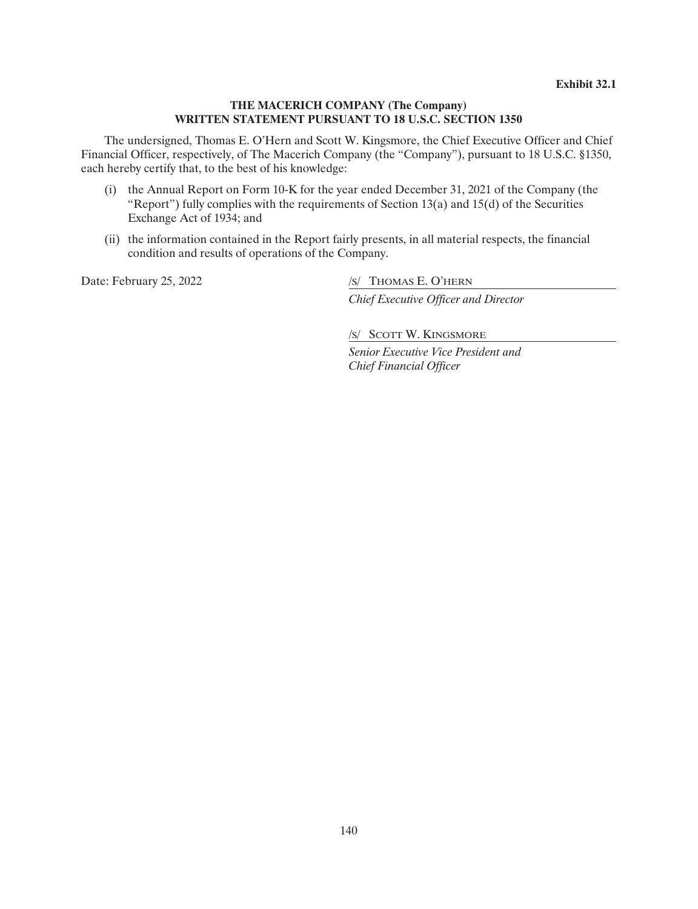**Exhibit 32.1**

**THE MACERICH COMPANY (The Company)**
**WRITTEN STATEMENT PURSUANT TO 18 U.S.C. SECTION 1350**

The undersigned, Thomas E. O'Hern and Scott W. Kingsmore, the Chief Executive Officer and Chief Financial Officer, respectively, of The Macerich Company (the "Company"), pursuant to 18 U.S.C. §1350, each hereby certify that, to the best of his knowledge:

(i) the Annual Report on Form 10-K for the year ended December 31, 2021 of the Company (the "Report") fully complies with the requirements of Section 13(a) and 15(d) of the Securities Exchange Act of 1934; and

(ii) the information contained in the Report fairly presents, in all material respects, the financial condition and results of operations of the Company.

Date: February 25, 2022

/s/ THOMAS E. O'HERN

*Chief Executive Officer and Director*

/s/ SCOTT W. KINGSMORE

*Senior Executive Vice President and Chief Financial Officer*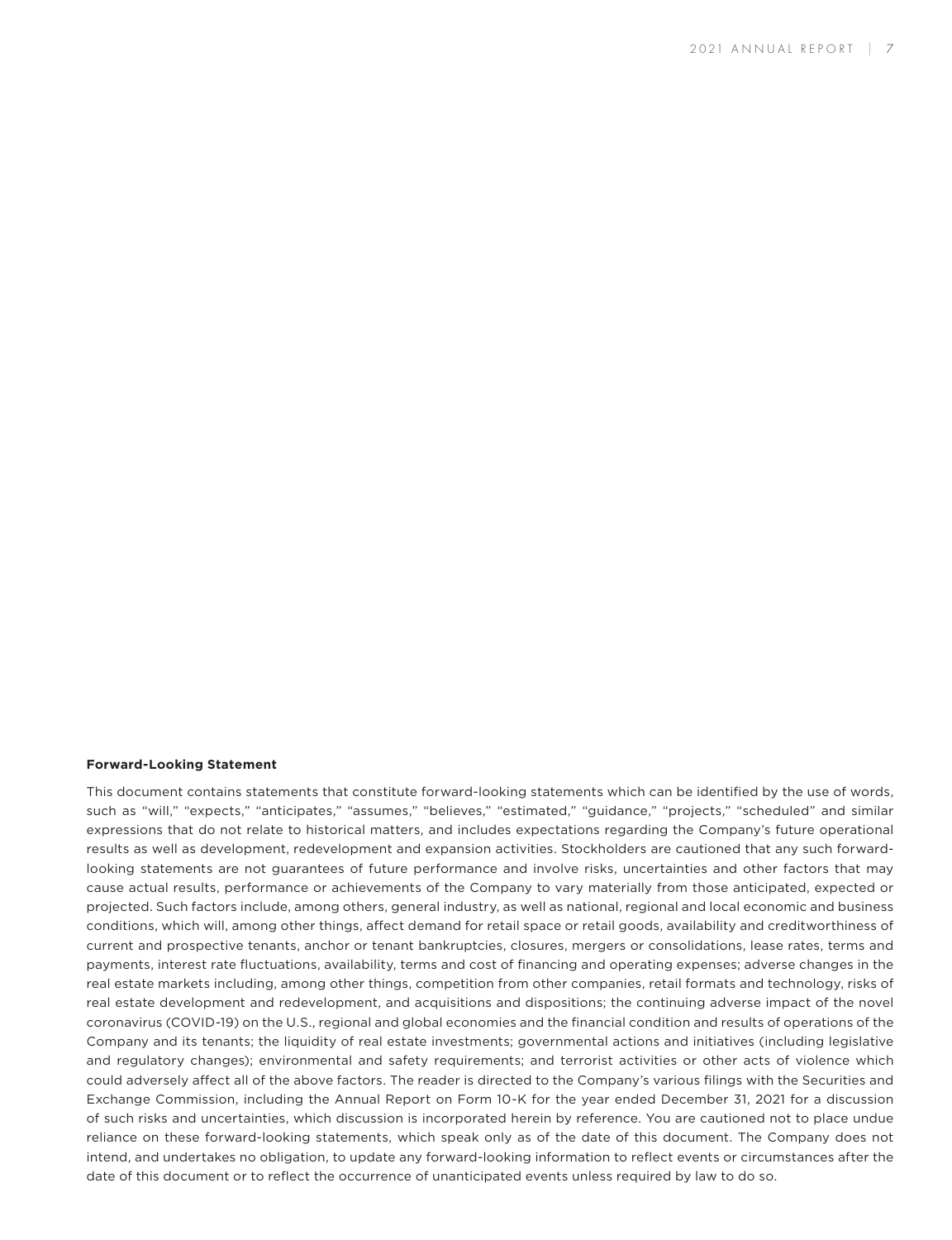**Forward-Looking Statement**

This document contains statements that constitute forward-looking statements which can be identified by the use of words, such as "will," "expects," "anticipates," "assumes," "believes," "estimated," "guidance," "projects," "scheduled" and similar expressions that do not relate to historical matters, and includes expectations regarding the Company's future operational results as well as development, redevelopment and expansion activities. Stockholders are cautioned that any such forward-looking statements are not guarantees of future performance and involve risks, uncertainties and other factors that may cause actual results, performance or achievements of the Company to vary materially from those anticipated, expected or projected. Such factors include, among others, general industry, as well as national, regional and local economic and business conditions, which will, among other things, affect demand for retail space or retail goods, availability and creditworthiness of current and prospective tenants, anchor or tenant bankruptcies, closures, mergers or consolidations, lease rates, terms and payments, interest rate fluctuations, availability, terms and cost of financing and operating expenses; adverse changes in the real estate markets including, among other things, competition from other companies, retail formats and technology, risks of real estate development and redevelopment, and acquisitions and dispositions; the continuing adverse impact of the novel coronavirus (COVID-19) on the U.S., regional and global economies and the financial condition and results of operations of the Company and its tenants; the liquidity of real estate investments; governmental actions and initiatives (including legislative and regulatory changes); environmental and safety requirements; and terrorist activities or other acts of violence which could adversely affect all of the above factors. The reader is directed to the Company's various filings with the Securities and Exchange Commission, including the Annual Report on Form 10-K for the year ended December 31, 2021 for a discussion of such risks and uncertainties, which discussion is incorporated herein by reference. You are cautioned not to place undue reliance on these forward-looking statements, which speak only as of the date of this document. The Company does not intend, and undertakes no obligation, to update any forward-looking information to reflect events or circumstances after the date of this document or to reflect the occurrence of unanticipated events unless required by law to do so.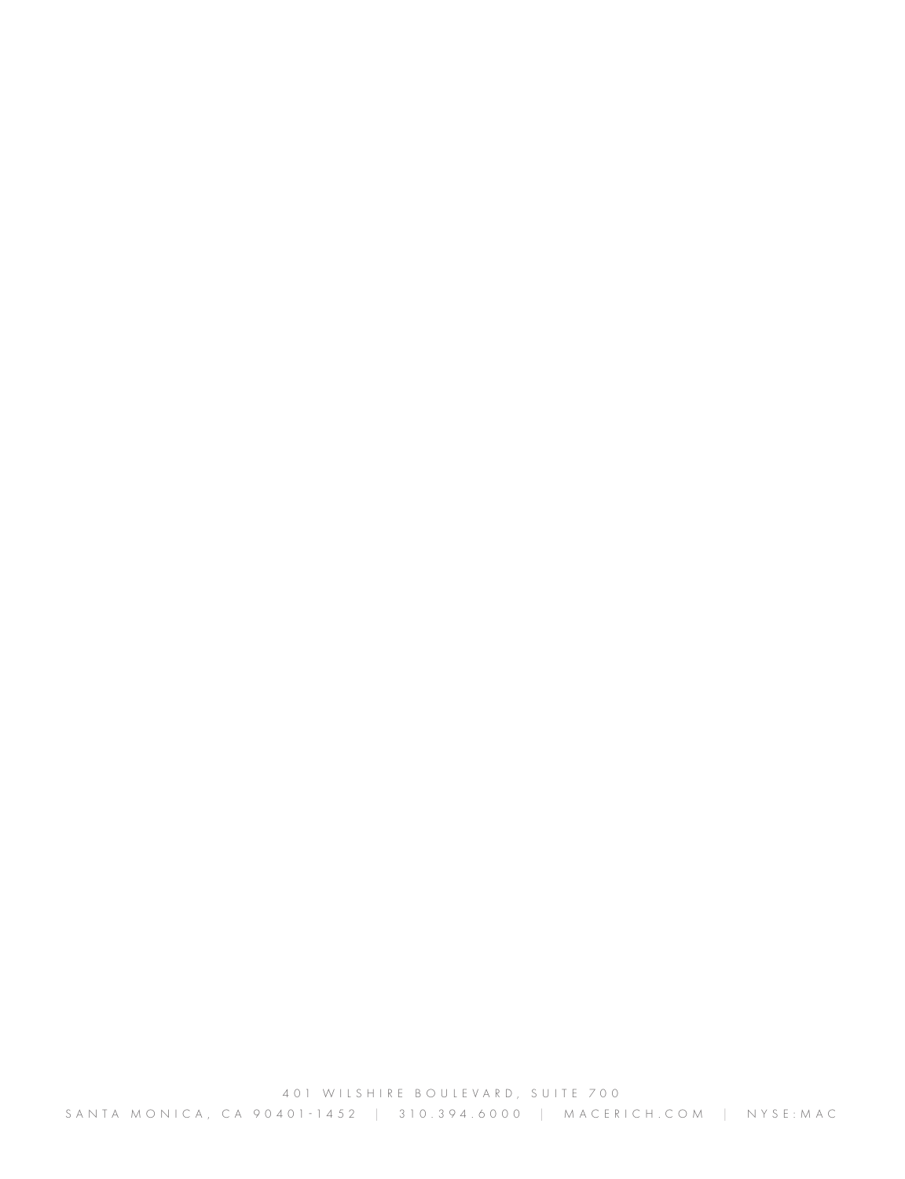401 WILSHIRE BOULEVARD, SUITE 700

SANTA MONICA, CA 90401-1452 | 310.394.6000 | MACERICH.COM | NYSE:MAC